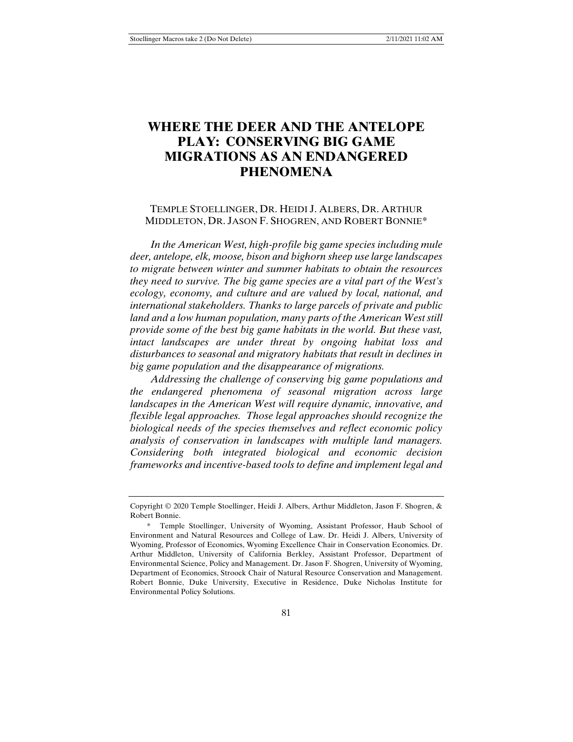# WHERE THE DEER AND THE ANTELOPE PLAY: CONSERVING BIG GAME MIGRATIONS AS AN ENDANGERED PHENOMENA

TEMPLE STOELLINGER, DR. HEIDI J. ALBERS, DR. ARTHUR MIDDLETON, DR. JASON F. SHOGREN, AND ROBERT BONNIE*

*In the American West, high-profile big game species including mule deer, antelope, elk, moose, bison and bighorn sheep use large landscapes to migrate between winter and summer habitats to obtain the resources they need to survive. The big game species are a vital part of the West's ecology, economy, and culture and are valued by local, national, and international stakeholders. Thanks to large parcels of private and public land and a low human population, many parts of the American West still provide some of the best big game habitats in the world. But these vast, intact landscapes are under threat by ongoing habitat loss and disturbances to seasonal and migratory habitats that result in declines in big game population and the disappearance of migrations.*

*Addressing the challenge of conserving big game populations and the endangered phenomena of seasonal migration across large landscapes in the American West will require dynamic, innovative, and flexible legal approaches. Those legal approaches should recognize the biological needs of the species themselves and reflect economic policy analysis of conservation in landscapes with multiple land managers. Considering both integrated biological and economic decision frameworks and incentive-based tools to define and implement legal and*

---

Copyright © 2020 Temple Stoellinger, Heidi J. Albers, Arthur Middleton, Jason F. Shogren, & Robert Bonnie.

\* Temple Stoellinger, University of Wyoming, Assistant Professor, Haub School of Environment and Natural Resources and College of Law. Dr. Heidi J. Albers, University of Wyoming, Professor of Economics, Wyoming Excellence Chair in Conservation Economics. Dr. Arthur Middleton, University of California Berkley, Assistant Professor, Department of Environmental Science, Policy and Management. Dr. Jason F. Shogren, University of Wyoming, Department of Economics, Stroock Chair of Natural Resource Conservation and Management. Robert Bonnie, Duke University, Executive in Residence, Duke Nicholas Institute for Environmental Policy Solutions.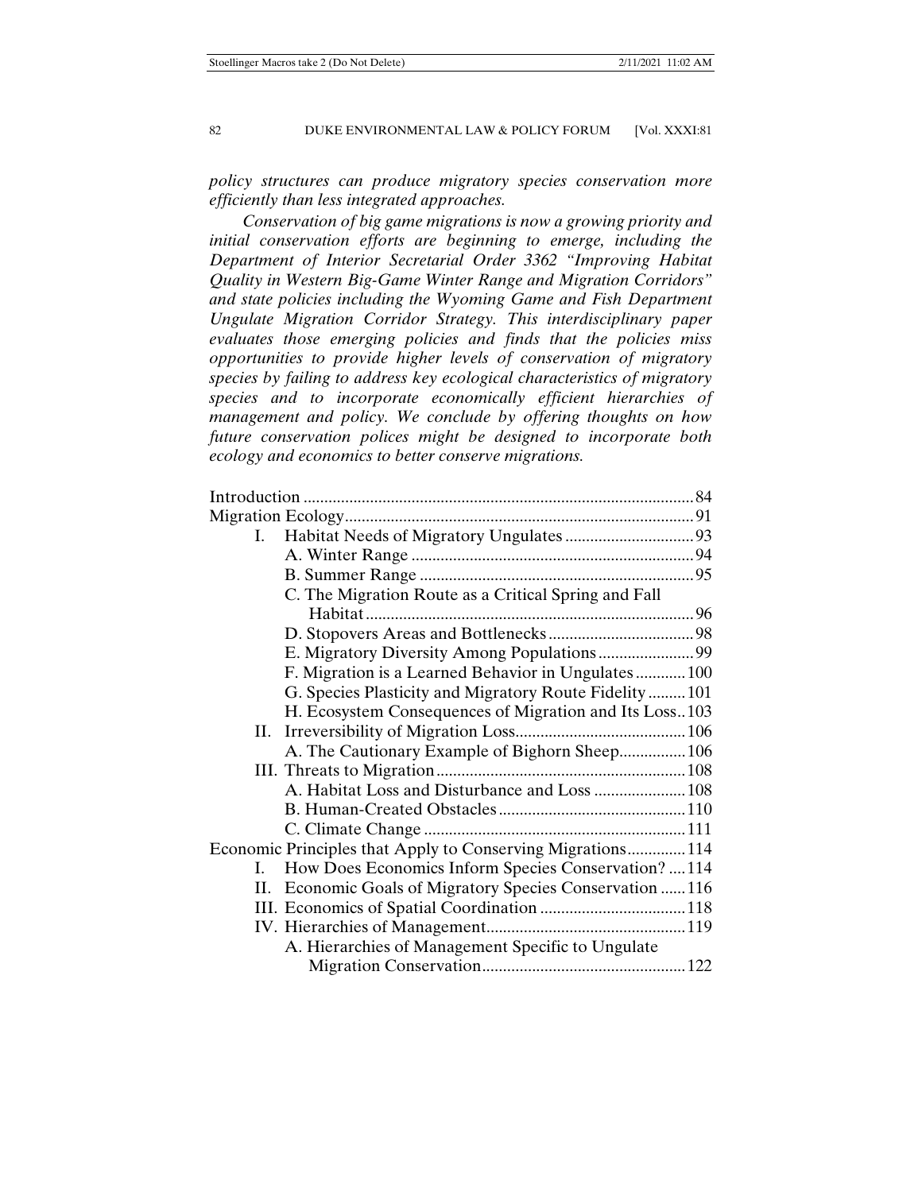*policy structures can produce migratory species conservation more efficiently than less integrated approaches.*

*Conservation of big game migrations is now a growing priority and initial conservation efforts are beginning to emerge, including the Department of Interior Secretarial Order 3362 "Improving Habitat Quality in Western Big-Game Winter Range and Migration Corridors" and state policies including the Wyoming Game and Fish Department Ungulate Migration Corridor Strategy. This interdisciplinary paper evaluates those emerging policies and finds that the policies miss opportunities to provide higher levels of conservation of migratory species by failing to address key ecological characteristics of migratory species and to incorporate economically efficient hierarchies of management and policy. We conclude by offering thoughts on how future conservation polices might be designed to incorporate both ecology and economics to better conserve migrations.*

Introduction ........ 84
Migration Ecology ........ 91
- I. Habitat Needs of Migratory Ungulates ........ 93
  - A. Winter Range ........ 94
  - B. Summer Range ........ 95
  - C. The Migration Route as a Critical Spring and Fall Habitat ........ 96
  - D. Stopovers Areas and Bottlenecks ........ 98
  - E. Migratory Diversity Among Populations ........ 99
  - F. Migration is a Learned Behavior in Ungulates ........ 100
  - G. Species Plasticity and Migratory Route Fidelity ........ 101
  - H. Ecosystem Consequences of Migration and Its Loss ........ 103
- II. Irreversibility of Migration Loss ........ 106
  - A. The Cautionary Example of Bighorn Sheep ........ 106
- III. Threats to Migration ........ 108
  - A. Habitat Loss and Disturbance and Loss ........ 108
  - B. Human-Created Obstacles ........ 110
  - C. Climate Change ........ 111

Economic Principles that Apply to Conserving Migrations ........ 114
- I. How Does Economics Inform Species Conservation? ........ 114
- II. Economic Goals of Migratory Species Conservation ........ 116
- III. Economics of Spatial Coordination ........ 118
- IV. Hierarchies of Management ........ 119
  - A. Hierarchies of Management Specific to Ungulate Migration Conservation ........ 122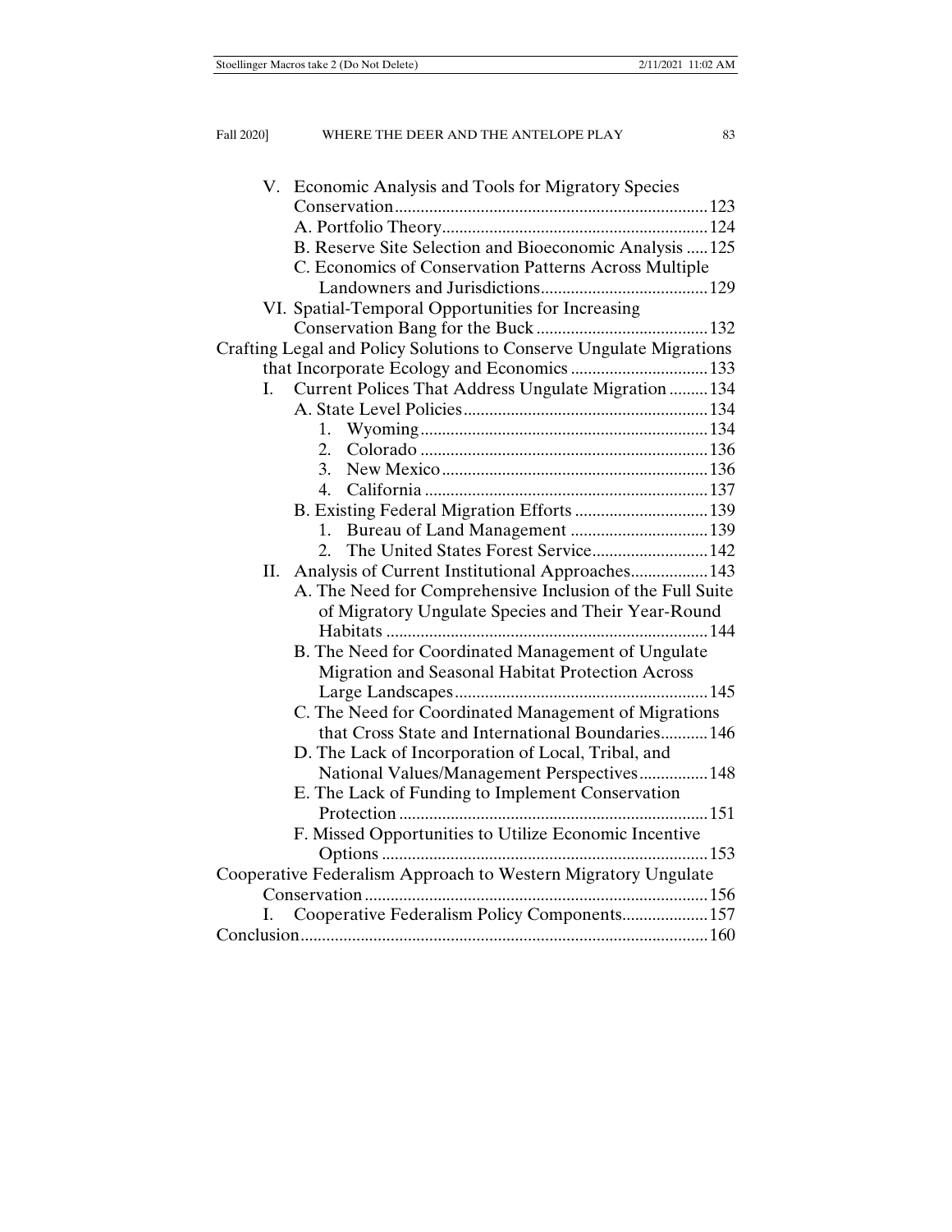- V. Economic Analysis and Tools for Migratory Species Conservation ........ 123
  - A. Portfolio Theory ........ 124
  - B. Reserve Site Selection and Bioeconomic Analysis ........ 125
  - C. Economics of Conservation Patterns Across Multiple Landowners and Jurisdictions ........ 129
- VI. Spatial-Temporal Opportunities for Increasing Conservation Bang for the Buck ........ 132

Crafting Legal and Policy Solutions to Conserve Ungulate Migrations that Incorporate Ecology and Economics ........ 133

- I. Current Polices That Address Ungulate Migration ........ 134
  - A. State Level Policies ........ 134
    1. Wyoming ........ 134
    2. Colorado ........ 136
    3. New Mexico ........ 136
    4. California ........ 137
  - B. Existing Federal Migration Efforts ........ 139
    1. Bureau of Land Management ........ 139
    2. The United States Forest Service ........ 142
- II. Analysis of Current Institutional Approaches ........ 143
  - A. The Need for Comprehensive Inclusion of the Full Suite of Migratory Ungulate Species and Their Year-Round Habitats ........ 144
  - B. The Need for Coordinated Management of Ungulate Migration and Seasonal Habitat Protection Across Large Landscapes ........ 145
  - C. The Need for Coordinated Management of Migrations that Cross State and International Boundaries ........ 146
  - D. The Lack of Incorporation of Local, Tribal, and National Values/Management Perspectives ........ 148
  - E. The Lack of Funding to Implement Conservation Protection ........ 151
  - F. Missed Opportunities to Utilize Economic Incentive Options ........ 153

Cooperative Federalism Approach to Western Migratory Ungulate Conservation ........ 156

- I. Cooperative Federalism Policy Components ........ 157

Conclusion ........ 160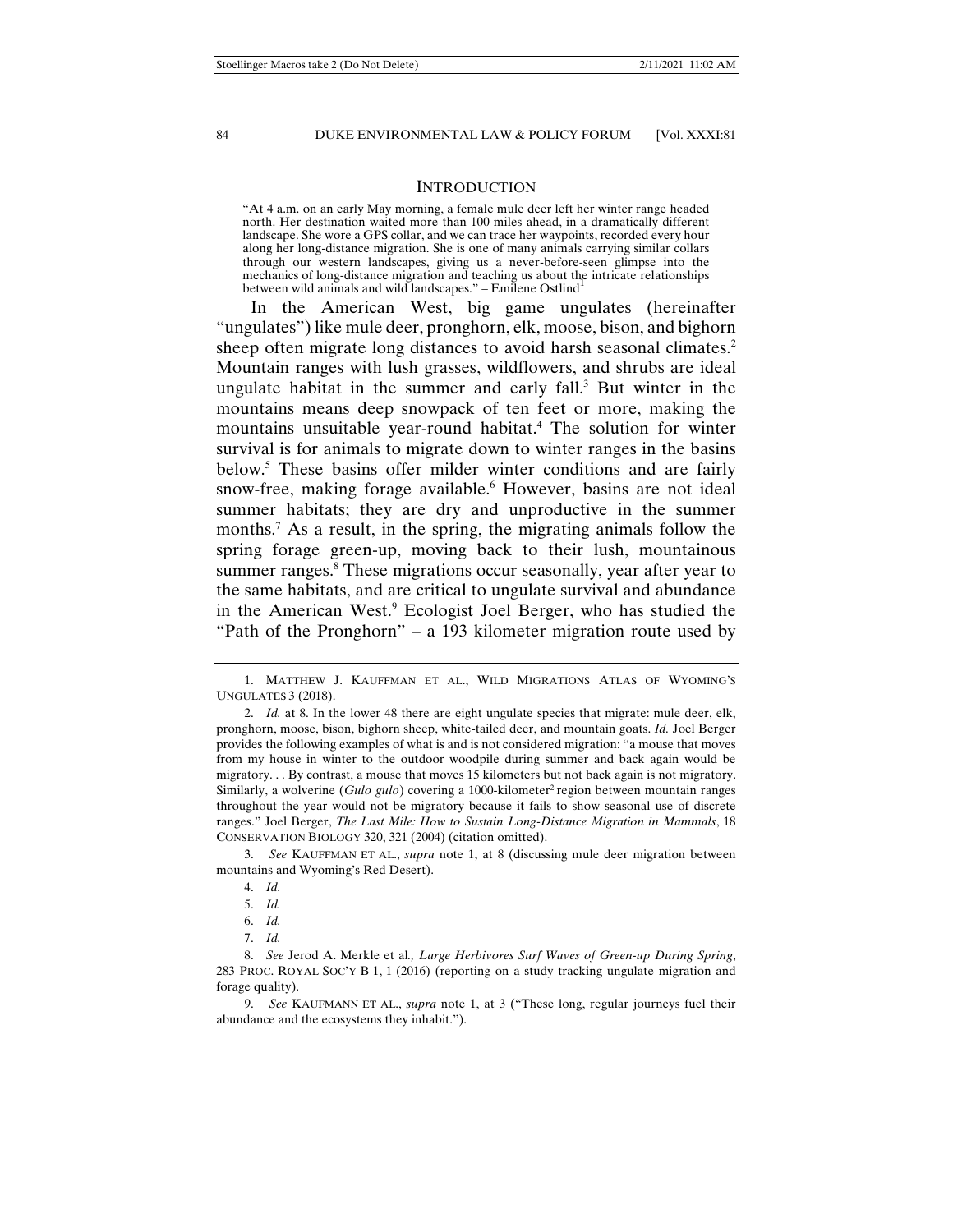## INTRODUCTION

"At 4 a.m. on an early May morning, a female mule deer left her winter range headed north. Her destination waited more than 100 miles ahead, in a dramatically different landscape. She wore a GPS collar, and we can trace her waypoints, recorded every hour along her long-distance migration. She is one of many animals carrying similar collars through our western landscapes, giving us a never-before-seen glimpse into the mechanics of long-distance migration and teaching us about the intricate relationships between wild animals and wild landscapes." – Emilene Ostlind[1]

In the American West, big game ungulates (hereinafter "ungulates") like mule deer, pronghorn, elk, moose, bison, and bighorn sheep often migrate long distances to avoid harsh seasonal climates.[2] Mountain ranges with lush grasses, wildflowers, and shrubs are ideal ungulate habitat in the summer and early fall.[3] But winter in the mountains means deep snowpack of ten feet or more, making the mountains unsuitable year-round habitat.[4] The solution for winter survival is for animals to migrate down to winter ranges in the basins below.[5] These basins offer milder winter conditions and are fairly snow-free, making forage available.[6] However, basins are not ideal summer habitats; they are dry and unproductive in the summer months.[7] As a result, in the spring, the migrating animals follow the spring forage green-up, moving back to their lush, mountainous summer ranges.[8] These migrations occur seasonally, year after year to the same habitats, and are critical to ungulate survival and abundance in the American West.[9] Ecologist Joel Berger, who has studied the "Path of the Pronghorn" – a 193 kilometer migration route used by

---

1. MATTHEW J. KAUFFMAN ET AL., WILD MIGRATIONS ATLAS OF WYOMING'S UNGULATES 3 (2018).

2. *Id.* at 8. In the lower 48 there are eight ungulate species that migrate: mule deer, elk, pronghorn, moose, bison, bighorn sheep, white-tailed deer, and mountain goats. *Id.* Joel Berger provides the following examples of what is and is not considered migration: "a mouse that moves from my house in winter to the outdoor woodpile during summer and back again would be migratory. . . By contrast, a mouse that moves 15 kilometers but not back again is not migratory. Similarly, a wolverine (*Gulo gulo*) covering a 1000-kilometer$^2$ region between mountain ranges throughout the year would not be migratory because it fails to show seasonal use of discrete ranges." Joel Berger, *The Last Mile: How to Sustain Long-Distance Migration in Mammals*, 18 CONSERVATION BIOLOGY 320, 321 (2004) (citation omitted).

3. *See* KAUFFMAN ET AL., *supra* note 1, at 8 (discussing mule deer migration between mountains and Wyoming's Red Desert).

4. *Id.*

5. *Id.*

6. *Id.*

7. *Id.*

8. *See* Jerod A. Merkle et al*., Large Herbivores Surf Waves of Green-up During Spring*, 283 PROC. ROYAL SOC'Y B 1, 1 (2016) (reporting on a study tracking ungulate migration and forage quality).

9. *See* KAUFMANN ET AL., *supra* note 1, at 3 ("These long, regular journeys fuel their abundance and the ecosystems they inhabit.").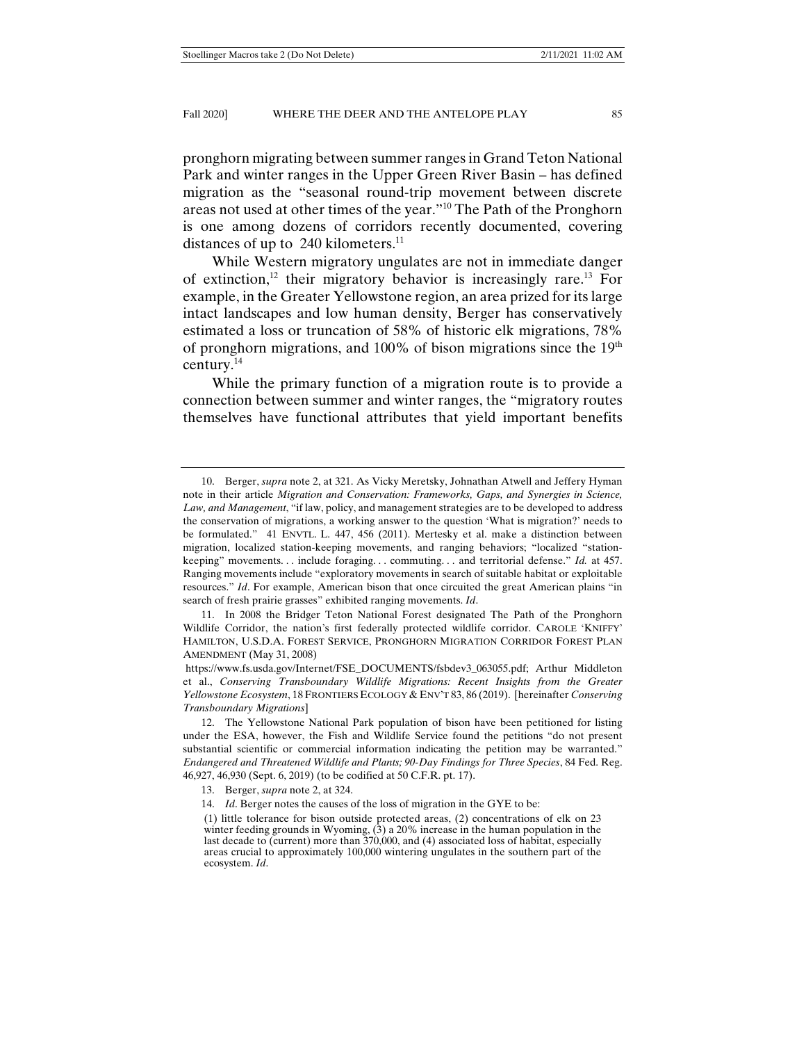pronghorn migrating between summer ranges in Grand Teton National Park and winter ranges in the Upper Green River Basin – has defined migration as the "seasonal round-trip movement between discrete areas not used at other times of the year."[10] The Path of the Pronghorn is one among dozens of corridors recently documented, covering distances of up to 240 kilometers.[11]

While Western migratory ungulates are not in immediate danger of extinction,[12] their migratory behavior is increasingly rare.[13] For example, in the Greater Yellowstone region, an area prized for its large intact landscapes and low human density, Berger has conservatively estimated a loss or truncation of 58% of historic elk migrations, 78% of pronghorn migrations, and 100% of bison migrations since the 19th century.[14]

While the primary function of a migration route is to provide a connection between summer and winter ranges, the "migratory routes themselves have functional attributes that yield important benefits

---

10. Berger, *supra* note 2, at 321. As Vicky Meretsky, Johnathan Atwell and Jeffery Hyman note in their article *Migration and Conservation: Frameworks, Gaps, and Synergies in Science, Law, and Management*, "if law, policy, and management strategies are to be developed to address the conservation of migrations, a working answer to the question 'What is migration?' needs to be formulated." 41 ENVTL. L. 447, 456 (2011). Mertesky et al. make a distinction between migration, localized station-keeping movements, and ranging behaviors; "localized "station-keeping" movements. . . include foraging. . . commuting. . . and territorial defense." *Id.* at 457. Ranging movements include "exploratory movements in search of suitable habitat or exploitable resources." *Id*. For example, American bison that once circuited the great American plains "in search of fresh prairie grasses" exhibited ranging movements. *Id*.

11. In 2008 the Bridger Teton National Forest designated The Path of the Pronghorn Wildlife Corridor, the nation's first federally protected wildlife corridor. CAROLE 'KNIFFY' HAMILTON, U.S.D.A. FOREST SERVICE, PRONGHORN MIGRATION CORRIDOR FOREST PLAN AMENDMENT (May 31, 2008) https://www.fs.usda.gov/Internet/FSE_DOCUMENTS/fsbdev3_063055.pdf; Arthur Middleton et al., *Conserving Transboundary Wildlife Migrations: Recent Insights from the Greater Yellowstone Ecosystem*, 18 FRONTIERS ECOLOGY & ENV'T 83, 86 (2019). [hereinafter *Conserving Transboundary Migrations*]

12. The Yellowstone National Park population of bison have been petitioned for listing under the ESA, however, the Fish and Wildlife Service found the petitions "do not present substantial scientific or commercial information indicating the petition may be warranted." *Endangered and Threatened Wildlife and Plants; 90-Day Findings for Three Species*, 84 Fed. Reg. 46,927, 46,930 (Sept. 6, 2019) (to be codified at 50 C.F.R. pt. 17).

13. Berger, *supra* note 2, at 324.

14. *Id*. Berger notes the causes of the loss of migration in the GYE to be:

> (1) little tolerance for bison outside protected areas, (2) concentrations of elk on 23 winter feeding grounds in Wyoming, (3) a 20% increase in the human population in the last decade to (current) more than 370,000, and (4) associated loss of habitat, especially areas crucial to approximately 100,000 wintering ungulates in the southern part of the ecosystem. *Id*.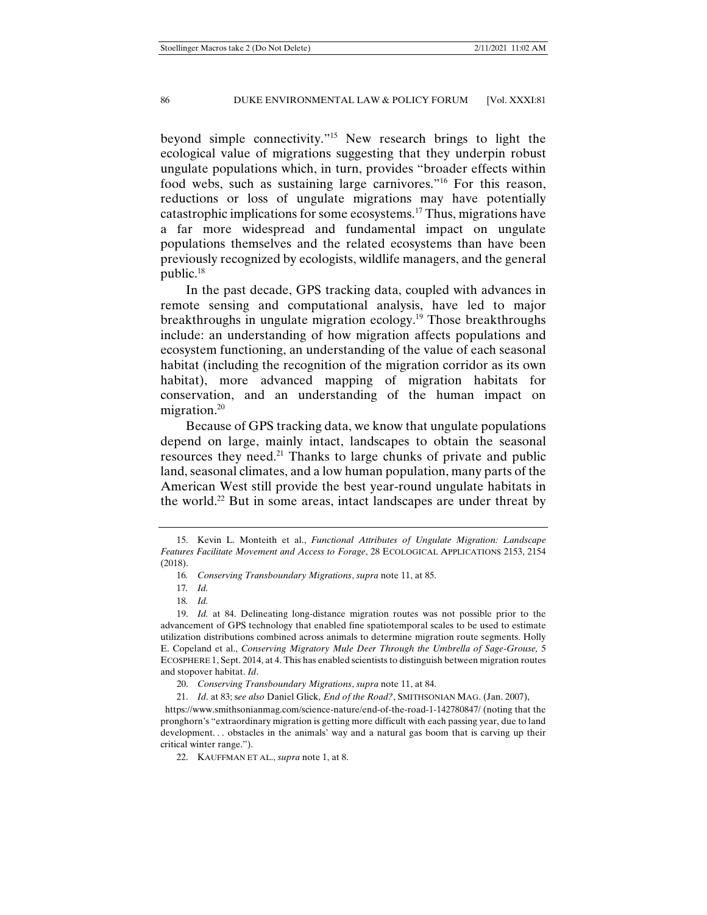beyond simple connectivity."[15] New research brings to light the ecological value of migrations suggesting that they underpin robust ungulate populations which, in turn, provides "broader effects within food webs, such as sustaining large carnivores."[16] For this reason, reductions or loss of ungulate migrations may have potentially catastrophic implications for some ecosystems.[17] Thus, migrations have a far more widespread and fundamental impact on ungulate populations themselves and the related ecosystems than have been previously recognized by ecologists, wildlife managers, and the general public.[18]

In the past decade, GPS tracking data, coupled with advances in remote sensing and computational analysis, have led to major breakthroughs in ungulate migration ecology.[19] Those breakthroughs include: an understanding of how migration affects populations and ecosystem functioning, an understanding of the value of each seasonal habitat (including the recognition of the migration corridor as its own habitat), more advanced mapping of migration habitats for conservation, and an understanding of the human impact on migration.[20]

Because of GPS tracking data, we know that ungulate populations depend on large, mainly intact, landscapes to obtain the seasonal resources they need.[21] Thanks to large chunks of private and public land, seasonal climates, and a low human population, many parts of the American West still provide the best year-round ungulate habitats in the world.[22] But in some areas, intact landscapes are under threat by

---

15. Kevin L. Monteith et al., *Functional Attributes of Ungulate Migration: Landscape Features Facilitate Movement and Access to Forage*, 28 ECOLOGICAL APPLICATIONS 2153, 2154 (2018).

16. *Conserving Transboundary Migrations*, *supra* note 11, at 85.

17. *Id.*

18. *Id.*

19. *Id.* at 84. Delineating long-distance migration routes was not possible prior to the advancement of GPS technology that enabled fine spatiotemporal scales to be used to estimate utilization distributions combined across animals to determine migration route segments. Holly E. Copeland et al., *Conserving Migratory Mule Deer Through the Umbrella of Sage-Grouse,* 5 ECOSPHERE 1, Sept. 2014, at 4. This has enabled scientists to distinguish between migration routes and stopover habitat. *Id*.

20. *Conserving Transboundary Migrations*, *supra* note 11, at 84.

21. *Id*. at 83; s*ee also* Daniel Glick, *End of the Road?*, SMITHSONIAN MAG. (Jan. 2007), https://www.smithsonianmag.com/science-nature/end-of-the-road-1-142780847/ (noting that the pronghorn's "extraordinary migration is getting more difficult with each passing year, due to land development. . . obstacles in the animals' way and a natural gas boom that is carving up their critical winter range.").

22. KAUFFMAN ET AL., *supra* note 1, at 8.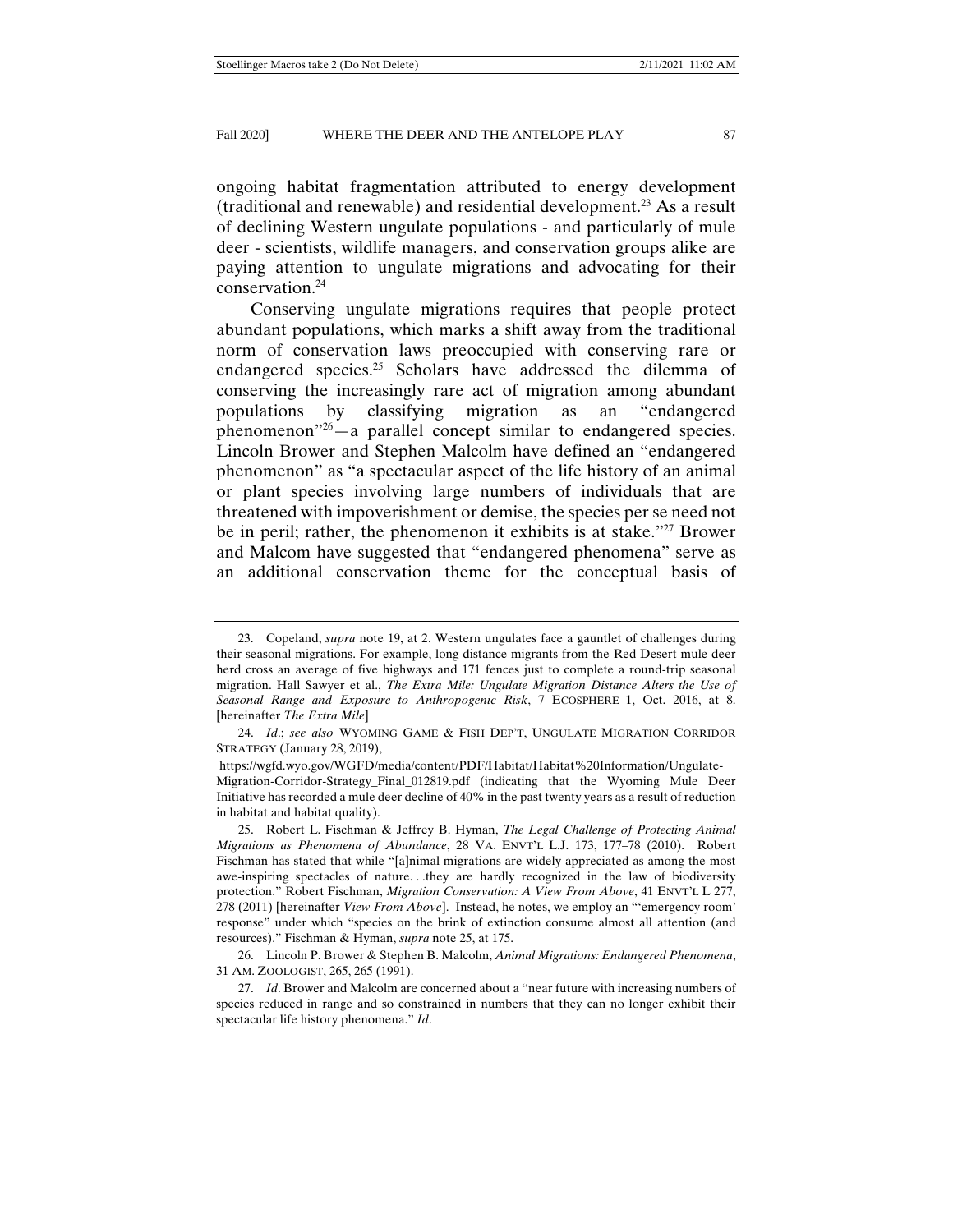ongoing habitat fragmentation attributed to energy development (traditional and renewable) and residential development.[23] As a result of declining Western ungulate populations - and particularly of mule deer - scientists, wildlife managers, and conservation groups alike are paying attention to ungulate migrations and advocating for their conservation.[24]

Conserving ungulate migrations requires that people protect abundant populations, which marks a shift away from the traditional norm of conservation laws preoccupied with conserving rare or endangered species.[25] Scholars have addressed the dilemma of conserving the increasingly rare act of migration among abundant populations by classifying migration as an "endangered phenomenon"[26]—a parallel concept similar to endangered species. Lincoln Brower and Stephen Malcolm have defined an "endangered phenomenon" as "a spectacular aspect of the life history of an animal or plant species involving large numbers of individuals that are threatened with impoverishment or demise, the species per se need not be in peril; rather, the phenomenon it exhibits is at stake."[27] Brower and Malcom have suggested that "endangered phenomena" serve as an additional conservation theme for the conceptual basis of

---

23. Copeland, *supra* note 19, at 2. Western ungulates face a gauntlet of challenges during their seasonal migrations. For example, long distance migrants from the Red Desert mule deer herd cross an average of five highways and 171 fences just to complete a round-trip seasonal migration. Hall Sawyer et al., *The Extra Mile: Ungulate Migration Distance Alters the Use of Seasonal Range and Exposure to Anthropogenic Risk*, 7 ECOSPHERE 1, Oct. 2016, at 8. [hereinafter *The Extra Mile*]

24. *Id*.; *see also* WYOMING GAME & FISH DEP'T, UNGULATE MIGRATION CORRIDOR STRATEGY (January 28, 2019), https://wgfd.wyo.gov/WGFD/media/content/PDF/Habitat/Habitat%20Information/Ungulate-Migration-Corridor-Strategy_Final_012819.pdf (indicating that the Wyoming Mule Deer Initiative has recorded a mule deer decline of 40% in the past twenty years as a result of reduction in habitat and habitat quality).

25. Robert L. Fischman & Jeffrey B. Hyman, *The Legal Challenge of Protecting Animal Migrations as Phenomena of Abundance*, 28 VA. ENVT'L L.J. 173, 177–78 (2010). Robert Fischman has stated that while "[a]nimal migrations are widely appreciated as among the most awe-inspiring spectacles of nature. . .they are hardly recognized in the law of biodiversity protection." Robert Fischman, *Migration Conservation: A View From Above*, 41 ENVT'L L 277, 278 (2011) [hereinafter *View From Above*]. Instead, he notes, we employ an "'emergency room' response" under which "species on the brink of extinction consume almost all attention (and resources)." Fischman & Hyman, *supra* note 25, at 175.

26. Lincoln P. Brower & Stephen B. Malcolm, *Animal Migrations: Endangered Phenomena*, 31 AM. ZOOLOGIST, 265, 265 (1991).

27. *Id*. Brower and Malcolm are concerned about a "near future with increasing numbers of species reduced in range and so constrained in numbers that they can no longer exhibit their spectacular life history phenomena." *Id*.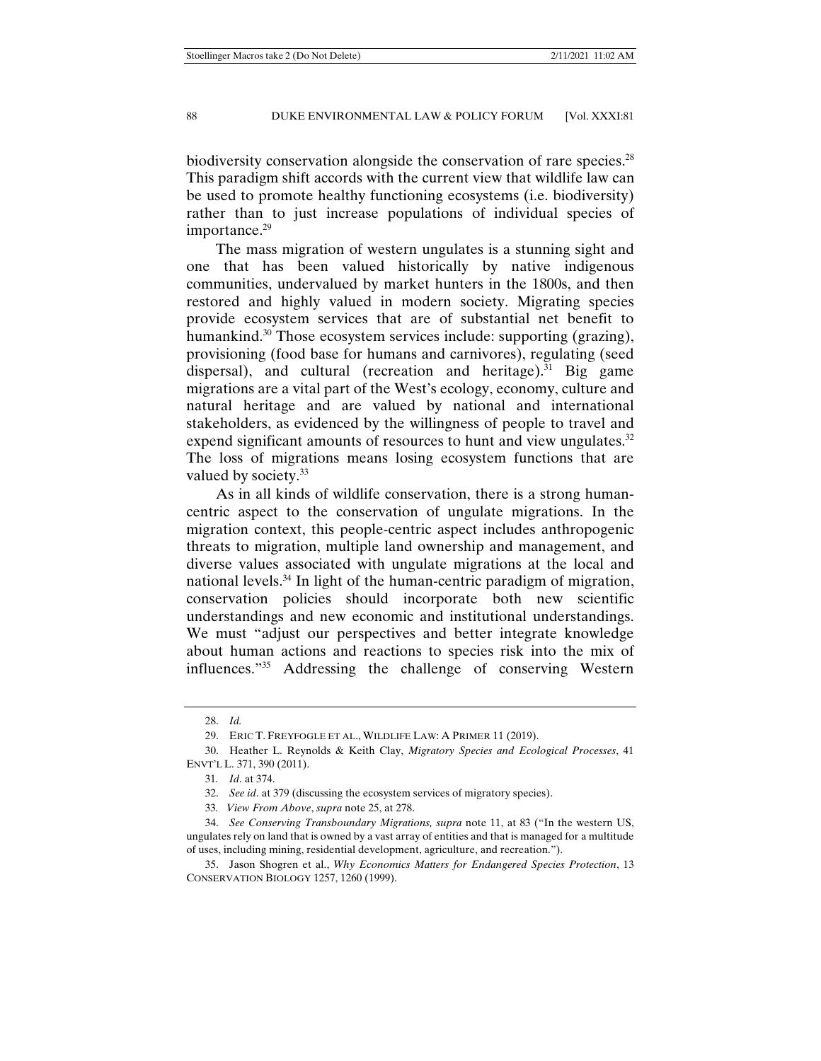biodiversity conservation alongside the conservation of rare species.[28] This paradigm shift accords with the current view that wildlife law can be used to promote healthy functioning ecosystems (i.e. biodiversity) rather than to just increase populations of individual species of importance.[29]

The mass migration of western ungulates is a stunning sight and one that has been valued historically by native indigenous communities, undervalued by market hunters in the 1800s, and then restored and highly valued in modern society. Migrating species provide ecosystem services that are of substantial net benefit to humankind.[30] Those ecosystem services include: supporting (grazing), provisioning (food base for humans and carnivores), regulating (seed dispersal), and cultural (recreation and heritage).[31] Big game migrations are a vital part of the West's ecology, economy, culture and natural heritage and are valued by national and international stakeholders, as evidenced by the willingness of people to travel and expend significant amounts of resources to hunt and view ungulates.[32] The loss of migrations means losing ecosystem functions that are valued by society.[33]

As in all kinds of wildlife conservation, there is a strong human-centric aspect to the conservation of ungulate migrations. In the migration context, this people-centric aspect includes anthropogenic threats to migration, multiple land ownership and management, and diverse values associated with ungulate migrations at the local and national levels.[34] In light of the human-centric paradigm of migration, conservation policies should incorporate both new scientific understandings and new economic and institutional understandings. We must "adjust our perspectives and better integrate knowledge about human actions and reactions to species risk into the mix of influences."[35] Addressing the challenge of conserving Western

---

28. *Id.*

29. ERIC T. FREYFOGLE ET AL., WILDLIFE LAW: A PRIMER 11 (2019).

30. Heather L. Reynolds & Keith Clay, *Migratory Species and Ecological Processes*, 41 ENVT'L L. 371, 390 (2011).

31. *Id*. at 374.

32. *See id*. at 379 (discussing the ecosystem services of migratory species).

33. *View From Above*, *supra* note 25, at 278.

34. *See Conserving Transboundary Migrations, supra* note 11, at 83 ("In the western US, ungulates rely on land that is owned by a vast array of entities and that is managed for a multitude of uses, including mining, residential development, agriculture, and recreation.").

35. Jason Shogren et al., *Why Economics Matters for Endangered Species Protection*, 13 CONSERVATION BIOLOGY 1257, 1260 (1999).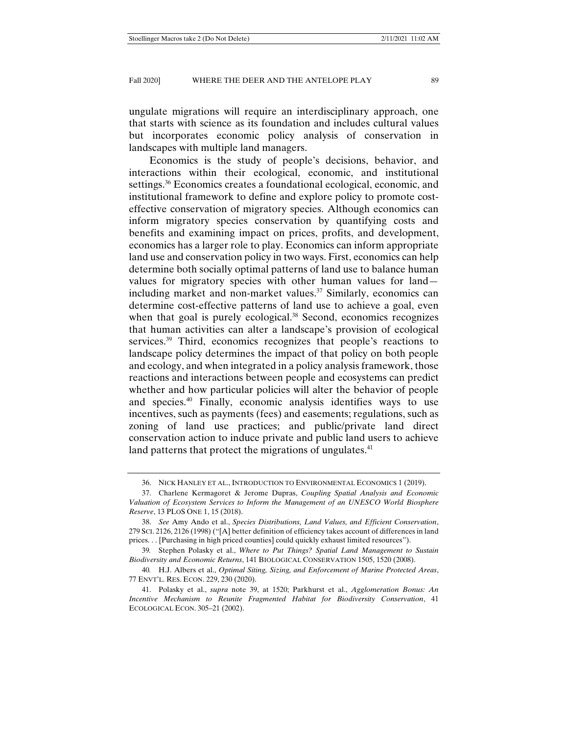ungulate migrations will require an interdisciplinary approach, one that starts with science as its foundation and includes cultural values but incorporates economic policy analysis of conservation in landscapes with multiple land managers.

Economics is the study of people's decisions, behavior, and interactions within their ecological, economic, and institutional settings.[36] Economics creates a foundational ecological, economic, and institutional framework to define and explore policy to promote cost-effective conservation of migratory species. Although economics can inform migratory species conservation by quantifying costs and benefits and examining impact on prices, profits, and development, economics has a larger role to play. Economics can inform appropriate land use and conservation policy in two ways. First, economics can help determine both socially optimal patterns of land use to balance human values for migratory species with other human values for land—including market and non-market values.[37] Similarly, economics can determine cost-effective patterns of land use to achieve a goal, even when that goal is purely ecological.[38] Second, economics recognizes that human activities can alter a landscape's provision of ecological services.[39] Third, economics recognizes that people's reactions to landscape policy determines the impact of that policy on both people and ecology, and when integrated in a policy analysis framework, those reactions and interactions between people and ecosystems can predict whether and how particular policies will alter the behavior of people and species.[40] Finally, economic analysis identifies ways to use incentives, such as payments (fees) and easements; regulations, such as zoning of land use practices; and public/private land direct conservation action to induce private and public land users to achieve land patterns that protect the migrations of ungulates.[41]

---

36. NICK HANLEY ET AL., INTRODUCTION TO ENVIRONMENTAL ECONOMICS 1 (2019).

37. Charlene Kermagoret & Jerome Dupras, *Coupling Spatial Analysis and Economic Valuation of Ecosystem Services to Inform the Management of an UNESCO World Biosphere Reserve*, 13 PLOS ONE 1, 15 (2018).

38. *See* Amy Ando et al., *Species Distributions, Land Values, and Efficient Conservation*, 279 SCI. 2126, 2126 (1998) ("[A] better definition of efficiency takes account of differences in land prices. . . [Purchasing in high priced counties] could quickly exhaust limited resources").

39. Stephen Polasky et al., *Where to Put Things? Spatial Land Management to Sustain Biodiversity and Economic Returns*, 141 BIOLOGICAL CONSERVATION 1505, 1520 (2008).

40. H.J. Albers et al., *Optimal Siting, Sizing, and Enforcement of Marine Protected Areas*, 77 ENVT'L. RES. ECON. 229, 230 (2020).

41. Polasky et al., *supra* note 39, at 1520; Parkhurst et al., *Agglomeration Bonus: An Incentive Mechanism to Reunite Fragmented Habitat for Biodiversity Conservation*, 41 ECOLOGICAL ECON. 305–21 (2002).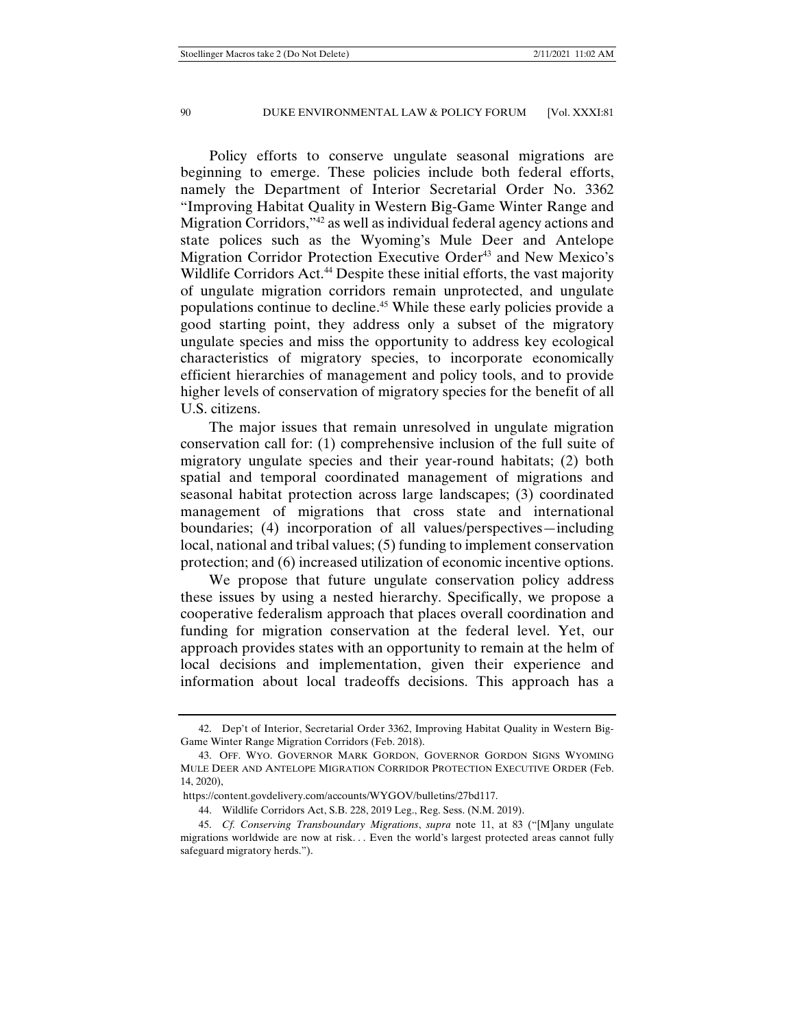Policy efforts to conserve ungulate seasonal migrations are beginning to emerge. These policies include both federal efforts, namely the Department of Interior Secretarial Order No. 3362 "Improving Habitat Quality in Western Big-Game Winter Range and Migration Corridors,"[42] as well as individual federal agency actions and state polices such as the Wyoming's Mule Deer and Antelope Migration Corridor Protection Executive Order[43] and New Mexico's Wildlife Corridors Act.[44] Despite these initial efforts, the vast majority of ungulate migration corridors remain unprotected, and ungulate populations continue to decline.[45] While these early policies provide a good starting point, they address only a subset of the migratory ungulate species and miss the opportunity to address key ecological characteristics of migratory species, to incorporate economically efficient hierarchies of management and policy tools, and to provide higher levels of conservation of migratory species for the benefit of all U.S. citizens.

The major issues that remain unresolved in ungulate migration conservation call for: (1) comprehensive inclusion of the full suite of migratory ungulate species and their year-round habitats; (2) both spatial and temporal coordinated management of migrations and seasonal habitat protection across large landscapes; (3) coordinated management of migrations that cross state and international boundaries; (4) incorporation of all values/perspectives—including local, national and tribal values; (5) funding to implement conservation protection; and (6) increased utilization of economic incentive options.

We propose that future ungulate conservation policy address these issues by using a nested hierarchy. Specifically, we propose a cooperative federalism approach that places overall coordination and funding for migration conservation at the federal level. Yet, our approach provides states with an opportunity to remain at the helm of local decisions and implementation, given their experience and information about local tradeoffs decisions. This approach has a

---

42. Dep't of Interior, Secretarial Order 3362, Improving Habitat Quality in Western Big-Game Winter Range Migration Corridors (Feb. 2018).

43. OFF. WYO. GOVERNOR MARK GORDON, GOVERNOR GORDON SIGNS WYOMING MULE DEER AND ANTELOPE MIGRATION CORRIDOR PROTECTION EXECUTIVE ORDER (Feb. 14, 2020), https://content.govdelivery.com/accounts/WYGOV/bulletins/27bd117.

44. Wildlife Corridors Act, S.B. 228, 2019 Leg., Reg. Sess. (N.M. 2019).

45. *Cf. Conserving Transboundary Migrations*, *supra* note 11, at 83 ("[M]any ungulate migrations worldwide are now at risk. . . Even the world's largest protected areas cannot fully safeguard migratory herds.").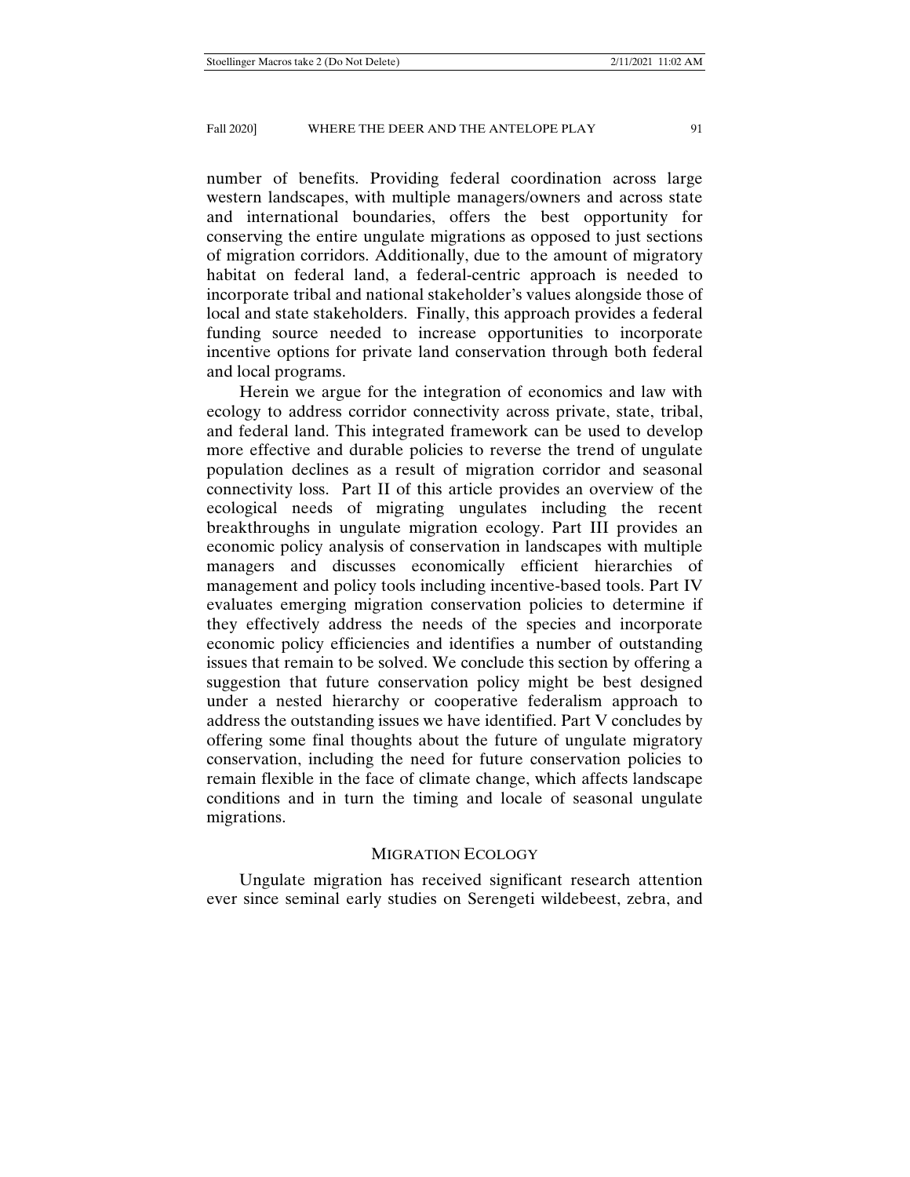number of benefits. Providing federal coordination across large western landscapes, with multiple managers/owners and across state and international boundaries, offers the best opportunity for conserving the entire ungulate migrations as opposed to just sections of migration corridors. Additionally, due to the amount of migratory habitat on federal land, a federal-centric approach is needed to incorporate tribal and national stakeholder's values alongside those of local and state stakeholders. Finally, this approach provides a federal funding source needed to increase opportunities to incorporate incentive options for private land conservation through both federal and local programs.

Herein we argue for the integration of economics and law with ecology to address corridor connectivity across private, state, tribal, and federal land. This integrated framework can be used to develop more effective and durable policies to reverse the trend of ungulate population declines as a result of migration corridor and seasonal connectivity loss. Part II of this article provides an overview of the ecological needs of migrating ungulates including the recent breakthroughs in ungulate migration ecology. Part III provides an economic policy analysis of conservation in landscapes with multiple managers and discusses economically efficient hierarchies of management and policy tools including incentive-based tools. Part IV evaluates emerging migration conservation policies to determine if they effectively address the needs of the species and incorporate economic policy efficiencies and identifies a number of outstanding issues that remain to be solved. We conclude this section by offering a suggestion that future conservation policy might be best designed under a nested hierarchy or cooperative federalism approach to address the outstanding issues we have identified. Part V concludes by offering some final thoughts about the future of ungulate migratory conservation, including the need for future conservation policies to remain flexible in the face of climate change, which affects landscape conditions and in turn the timing and locale of seasonal ungulate migrations.

## MIGRATION ECOLOGY

Ungulate migration has received significant research attention ever since seminal early studies on Serengeti wildebeest, zebra, and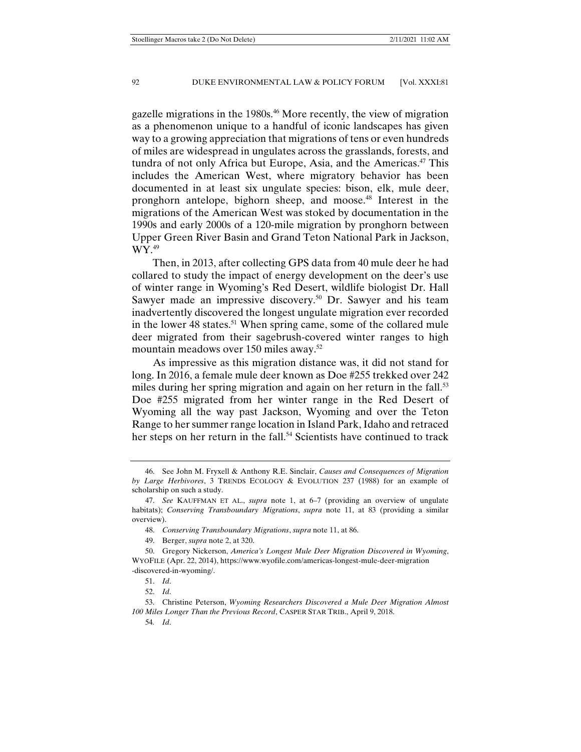gazelle migrations in the 1980s.[46] More recently, the view of migration as a phenomenon unique to a handful of iconic landscapes has given way to a growing appreciation that migrations of tens or even hundreds of miles are widespread in ungulates across the grasslands, forests, and tundra of not only Africa but Europe, Asia, and the Americas.[47] This includes the American West, where migratory behavior has been documented in at least six ungulate species: bison, elk, mule deer, pronghorn antelope, bighorn sheep, and moose.[48] Interest in the migrations of the American West was stoked by documentation in the 1990s and early 2000s of a 120-mile migration by pronghorn between Upper Green River Basin and Grand Teton National Park in Jackson, WY.[49]

Then, in 2013, after collecting GPS data from 40 mule deer he had collared to study the impact of energy development on the deer's use of winter range in Wyoming's Red Desert, wildlife biologist Dr. Hall Sawyer made an impressive discovery.[50] Dr. Sawyer and his team inadvertently discovered the longest ungulate migration ever recorded in the lower 48 states.[51] When spring came, some of the collared mule deer migrated from their sagebrush-covered winter ranges to high mountain meadows over 150 miles away.[52]

As impressive as this migration distance was, it did not stand for long. In 2016, a female mule deer known as Doe #255 trekked over 242 miles during her spring migration and again on her return in the fall.[53] Doe #255 migrated from her winter range in the Red Desert of Wyoming all the way past Jackson, Wyoming and over the Teton Range to her summer range location in Island Park, Idaho and retraced her steps on her return in the fall.[54] Scientists have continued to track

---

46. See John M. Fryxell & Anthony R.E. Sinclair, *Causes and Consequences of Migration by Large Herbivores*, 3 TRENDS ECOLOGY & EVOLUTION 237 (1988) for an example of scholarship on such a study.

47. *See* KAUFFMAN ET AL., *supra* note 1, at 6–7 (providing an overview of ungulate habitats); *Conserving Transboundary Migrations*, *supra* note 11, at 83 (providing a similar overview).

48. *Conserving Transboundary Migrations*, *supra* note 11, at 86.

49. Berger, *supra* note 2, at 320.

50. Gregory Nickerson, *America's Longest Mule Deer Migration Discovered in Wyoming*, WYOFILE (Apr. 22, 2014), https://www.wyofile.com/americas-longest-mule-deer-migration-discovered-in-wyoming/.

51. *Id*.

52. *Id*.

53. Christine Peterson, *Wyoming Researchers Discovered a Mule Deer Migration Almost 100 Miles Longer Than the Previous Record*, CASPER STAR TRIB., April 9, 2018.

54. *Id*.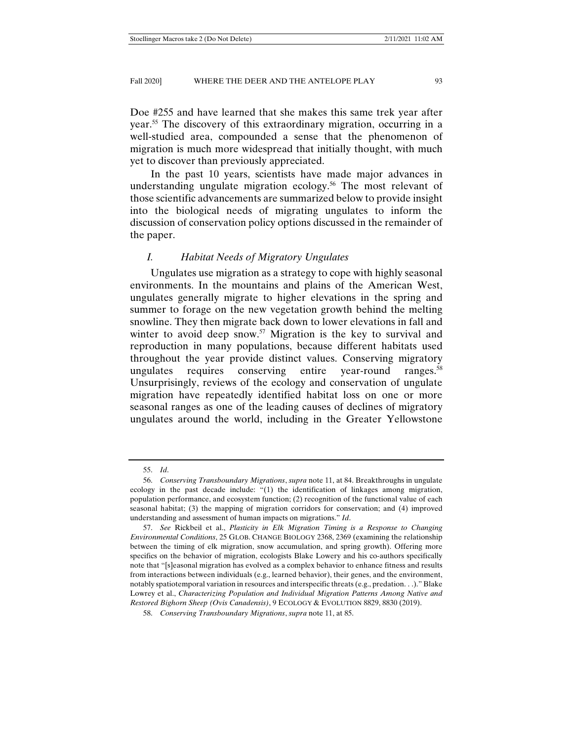Doe #255 and have learned that she makes this same trek year after year.[55] The discovery of this extraordinary migration, occurring in a well-studied area, compounded a sense that the phenomenon of migration is much more widespread that initially thought, with much yet to discover than previously appreciated.

In the past 10 years, scientists have made major advances in understanding ungulate migration ecology.[56] The most relevant of those scientific advancements are summarized below to provide insight into the biological needs of migrating ungulates to inform the discussion of conservation policy options discussed in the remainder of the paper.

### *I. Habitat Needs of Migratory Ungulates*

Ungulates use migration as a strategy to cope with highly seasonal environments. In the mountains and plains of the American West, ungulates generally migrate to higher elevations in the spring and summer to forage on the new vegetation growth behind the melting snowline. They then migrate back down to lower elevations in fall and winter to avoid deep snow.[57] Migration is the key to survival and reproduction in many populations, because different habitats used throughout the year provide distinct values. Conserving migratory ungulates requires conserving entire year-round ranges.[58] Unsurprisingly, reviews of the ecology and conservation of ungulate migration have repeatedly identified habitat loss on one or more seasonal ranges as one of the leading causes of declines of migratory ungulates around the world, including in the Greater Yellowstone

---

55. *Id*.

56. *Conserving Transboundary Migrations*, *supra* note 11, at 84. Breakthroughs in ungulate ecology in the past decade include: "(1) the identification of linkages among migration, population performance, and ecosystem function; (2) recognition of the functional value of each seasonal habitat; (3) the mapping of migration corridors for conservation; and (4) improved understanding and assessment of human impacts on migrations." *Id*.

57. *See* Rickbeil et al., *Plasticity in Elk Migration Timing is a Response to Changing Environmental Conditions*, 25 GLOB. CHANGE BIOLOGY 2368, 2369 (examining the relationship between the timing of elk migration, snow accumulation, and spring growth). Offering more specifics on the behavior of migration, ecologists Blake Lowery and his co-authors specifically note that "[s]easonal migration has evolved as a complex behavior to enhance fitness and results from interactions between individuals (e.g., learned behavior), their genes, and the environment, notably spatiotemporal variation in resources and interspecific threats (e.g., predation. . .)." Blake Lowrey et al., *Characterizing Population and Individual Migration Patterns Among Native and Restored Bighorn Sheep (Ovis Canadensis)*, 9 ECOLOGY & EVOLUTION 8829, 8830 (2019).

58. *Conserving Transboundary Migrations*, *supra* note 11, at 85.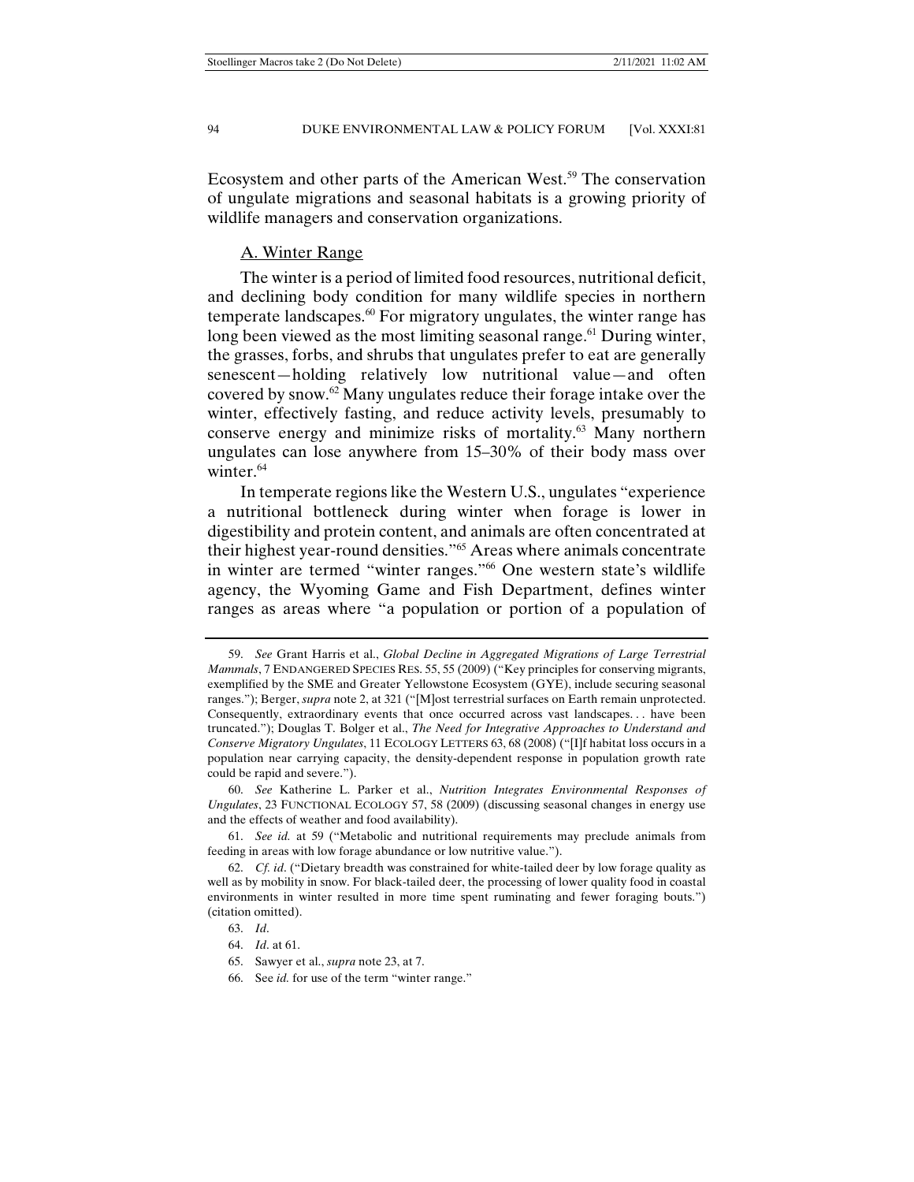Ecosystem and other parts of the American West.[59] The conservation of ungulate migrations and seasonal habitats is a growing priority of wildlife managers and conservation organizations.

### A. Winter Range

The winter is a period of limited food resources, nutritional deficit, and declining body condition for many wildlife species in northern temperate landscapes.[60] For migratory ungulates, the winter range has long been viewed as the most limiting seasonal range.[61] During winter, the grasses, forbs, and shrubs that ungulates prefer to eat are generally senescent—holding relatively low nutritional value—and often covered by snow.[62] Many ungulates reduce their forage intake over the winter, effectively fasting, and reduce activity levels, presumably to conserve energy and minimize risks of mortality.[63] Many northern ungulates can lose anywhere from 15–30% of their body mass over winter.[64]

In temperate regions like the Western U.S., ungulates "experience a nutritional bottleneck during winter when forage is lower in digestibility and protein content, and animals are often concentrated at their highest year-round densities."[65] Areas where animals concentrate in winter are termed "winter ranges."[66] One western state's wildlife agency, the Wyoming Game and Fish Department, defines winter ranges as areas where "a population or portion of a population of

---

59. *See* Grant Harris et al., *Global Decline in Aggregated Migrations of Large Terrestrial Mammals*, 7 ENDANGERED SPECIES RES. 55, 55 (2009) ("Key principles for conserving migrants, exemplified by the SME and Greater Yellowstone Ecosystem (GYE), include securing seasonal ranges."); Berger, *supra* note 2, at 321 ("[M]ost terrestrial surfaces on Earth remain unprotected. Consequently, extraordinary events that once occurred across vast landscapes. . . have been truncated."); Douglas T. Bolger et al., *The Need for Integrative Approaches to Understand and Conserve Migratory Ungulates*, 11 ECOLOGY LETTERS 63, 68 (2008) ("[I]f habitat loss occurs in a population near carrying capacity, the density-dependent response in population growth rate could be rapid and severe.").

60. *See* Katherine L. Parker et al., *Nutrition Integrates Environmental Responses of Ungulates*, 23 FUNCTIONAL ECOLOGY 57, 58 (2009) (discussing seasonal changes in energy use and the effects of weather and food availability).

61. *See id.* at 59 ("Metabolic and nutritional requirements may preclude animals from feeding in areas with low forage abundance or low nutritive value.").

62. *Cf. id*. ("Dietary breadth was constrained for white-tailed deer by low forage quality as well as by mobility in snow. For black-tailed deer, the processing of lower quality food in coastal environments in winter resulted in more time spent ruminating and fewer foraging bouts.") (citation omitted).

63. *Id*.

64. *Id*. at 61.

65. Sawyer et al., *supra* note 23, at 7.

66. See *id.* for use of the term "winter range."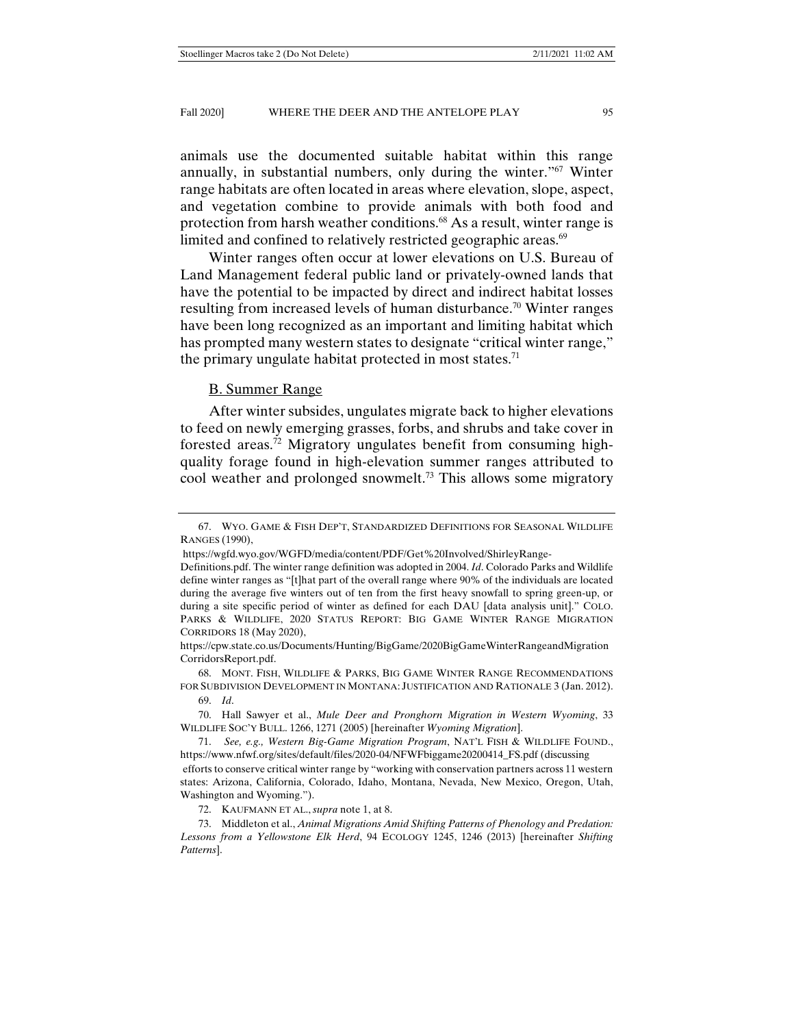animals use the documented suitable habitat within this range annually, in substantial numbers, only during the winter."[67] Winter range habitats are often located in areas where elevation, slope, aspect, and vegetation combine to provide animals with both food and protection from harsh weather conditions.[68] As a result, winter range is limited and confined to relatively restricted geographic areas.[69]

Winter ranges often occur at lower elevations on U.S. Bureau of Land Management federal public land or privately-owned lands that have the potential to be impacted by direct and indirect habitat losses resulting from increased levels of human disturbance.[70] Winter ranges have been long recognized as an important and limiting habitat which has prompted many western states to designate "critical winter range," the primary ungulate habitat protected in most states.[71]

### B. Summer Range

After winter subsides, ungulates migrate back to higher elevations to feed on newly emerging grasses, forbs, and shrubs and take cover in forested areas.[72] Migratory ungulates benefit from consuming high-quality forage found in high-elevation summer ranges attributed to cool weather and prolonged snowmelt.[73] This allows some migratory

---

67. WYO. GAME & FISH DEP'T, STANDARDIZED DEFINITIONS FOR SEASONAL WILDLIFE RANGES (1990), https://wgfd.wyo.gov/WGFD/media/content/PDF/Get%20Involved/ShirleyRange-Definitions.pdf. The winter range definition was adopted in 2004. *Id*. Colorado Parks and Wildlife define winter ranges as "[t]hat part of the overall range where 90% of the individuals are located during the average five winters out of ten from the first heavy snowfall to spring green-up, or during a site specific period of winter as defined for each DAU [data analysis unit]." COLO. PARKS & WILDLIFE, 2020 STATUS REPORT: BIG GAME WINTER RANGE MIGRATION CORRIDORS 18 (May 2020), https://cpw.state.co.us/Documents/Hunting/BigGame/2020BigGameWinterRangeandMigrationCorridorsReport.pdf.

68. MONT. FISH, WILDLIFE & PARKS, BIG GAME WINTER RANGE RECOMMENDATIONS FOR SUBDIVISION DEVELOPMENT IN MONTANA: JUSTIFICATION AND RATIONALE 3 (Jan. 2012).

69. *Id*.

70. Hall Sawyer et al., *Mule Deer and Pronghorn Migration in Western Wyoming*, 33 WILDLIFE SOC'Y BULL. 1266, 1271 (2005) [hereinafter *Wyoming Migration*].

71. *See, e.g., Western Big-Game Migration Program*, NAT'L FISH & WILDLIFE FOUND., https://www.nfwf.org/sites/default/files/2020-04/NFWFbiggame20200414_FS.pdf (discussing efforts to conserve critical winter range by "working with conservation partners across 11 western states: Arizona, California, Colorado, Idaho, Montana, Nevada, New Mexico, Oregon, Utah, Washington and Wyoming.").

72. KAUFMANN ET AL., *supra* note 1, at 8.

73. Middleton et al., *Animal Migrations Amid Shifting Patterns of Phenology and Predation: Lessons from a Yellowstone Elk Herd*, 94 ECOLOGY 1245, 1246 (2013) [hereinafter *Shifting Patterns*].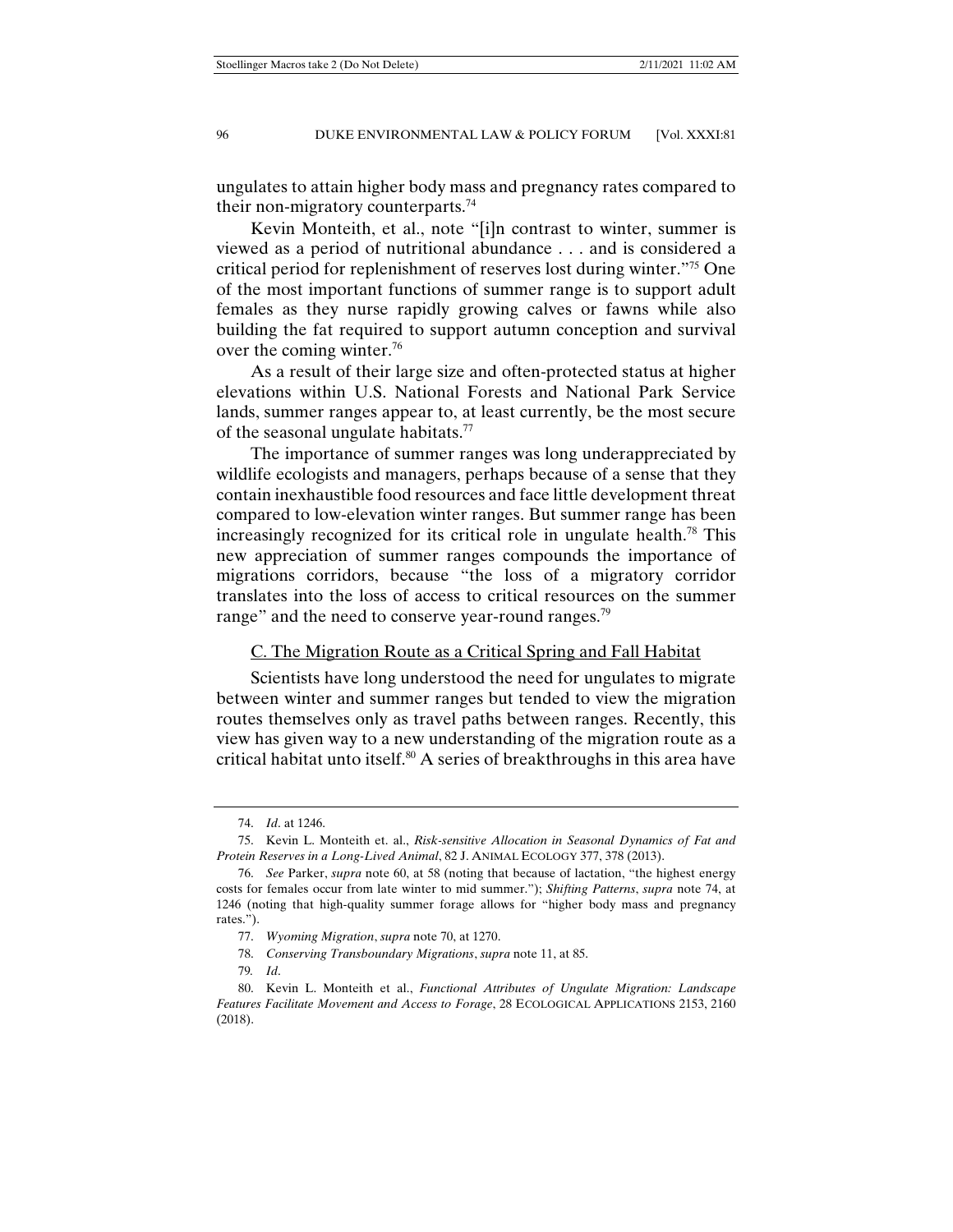ungulates to attain higher body mass and pregnancy rates compared to their non-migratory counterparts.[74]

Kevin Monteith, et al., note "[i]n contrast to winter, summer is viewed as a period of nutritional abundance . . . and is considered a critical period for replenishment of reserves lost during winter."[75] One of the most important functions of summer range is to support adult females as they nurse rapidly growing calves or fawns while also building the fat required to support autumn conception and survival over the coming winter.[76]

As a result of their large size and often-protected status at higher elevations within U.S. National Forests and National Park Service lands, summer ranges appear to, at least currently, be the most secure of the seasonal ungulate habitats.[77]

The importance of summer ranges was long underappreciated by wildlife ecologists and managers, perhaps because of a sense that they contain inexhaustible food resources and face little development threat compared to low-elevation winter ranges. But summer range has been increasingly recognized for its critical role in ungulate health.[78] This new appreciation of summer ranges compounds the importance of migrations corridors, because "the loss of a migratory corridor translates into the loss of access to critical resources on the summer range" and the need to conserve year-round ranges.[79]

## C. The Migration Route as a Critical Spring and Fall Habitat

Scientists have long understood the need for ungulates to migrate between winter and summer ranges but tended to view the migration routes themselves only as travel paths between ranges. Recently, this view has given way to a new understanding of the migration route as a critical habitat unto itself.[80] A series of breakthroughs in this area have

---

74. *Id*. at 1246.

75. Kevin L. Monteith et. al., *Risk-sensitive Allocation in Seasonal Dynamics of Fat and Protein Reserves in a Long-Lived Animal*, 82 J. ANIMAL ECOLOGY 377, 378 (2013).

76. *See* Parker, *supra* note 60, at 58 (noting that because of lactation, "the highest energy costs for females occur from late winter to mid summer."); *Shifting Patterns*, *supra* note 74, at 1246 (noting that high-quality summer forage allows for "higher body mass and pregnancy rates.").

77. *Wyoming Migration*, *supra* note 70, at 1270.

78. *Conserving Transboundary Migrations*, *supra* note 11, at 85.

79. *Id*.

80. Kevin L. Monteith et al., *Functional Attributes of Ungulate Migration: Landscape Features Facilitate Movement and Access to Forage*, 28 ECOLOGICAL APPLICATIONS 2153, 2160 (2018).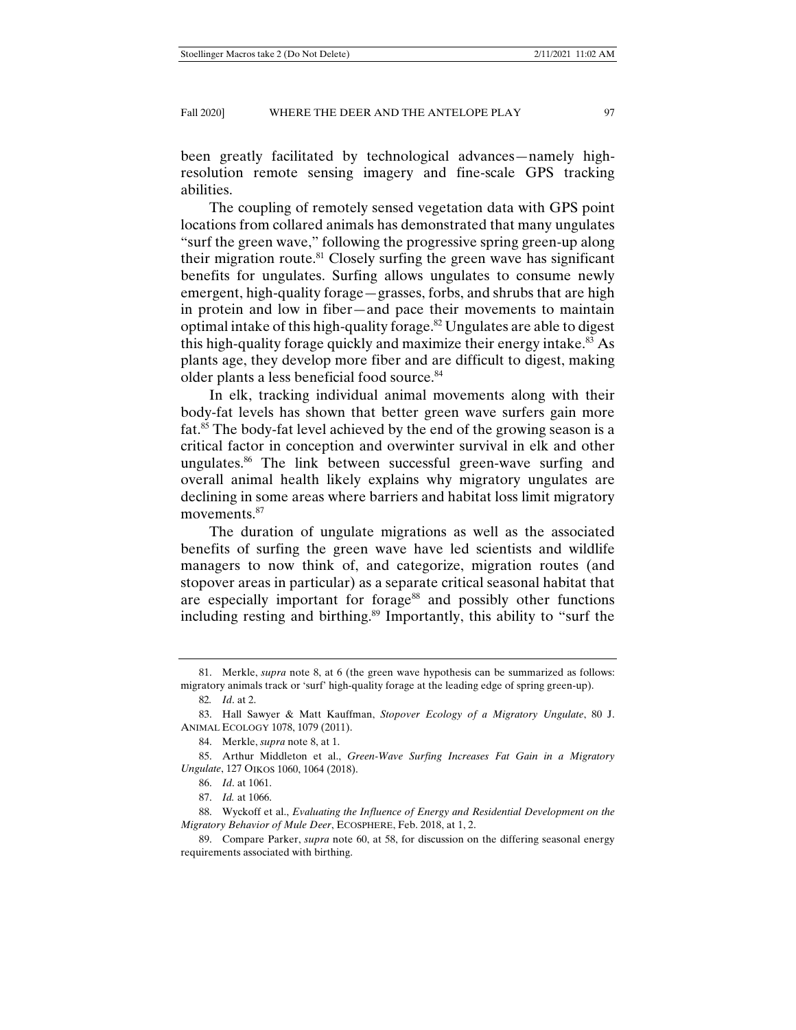been greatly facilitated by technological advances—namely high-resolution remote sensing imagery and fine-scale GPS tracking abilities.

The coupling of remotely sensed vegetation data with GPS point locations from collared animals has demonstrated that many ungulates "surf the green wave," following the progressive spring green-up along their migration route.[81] Closely surfing the green wave has significant benefits for ungulates. Surfing allows ungulates to consume newly emergent, high-quality forage—grasses, forbs, and shrubs that are high in protein and low in fiber—and pace their movements to maintain optimal intake of this high-quality forage.[82] Ungulates are able to digest this high-quality forage quickly and maximize their energy intake.[83] As plants age, they develop more fiber and are difficult to digest, making older plants a less beneficial food source.[84]

In elk, tracking individual animal movements along with their body-fat levels has shown that better green wave surfers gain more fat.[85] The body-fat level achieved by the end of the growing season is a critical factor in conception and overwinter survival in elk and other ungulates.[86] The link between successful green-wave surfing and overall animal health likely explains why migratory ungulates are declining in some areas where barriers and habitat loss limit migratory movements.[87]

The duration of ungulate migrations as well as the associated benefits of surfing the green wave have led scientists and wildlife managers to now think of, and categorize, migration routes (and stopover areas in particular) as a separate critical seasonal habitat that are especially important for forage[88] and possibly other functions including resting and birthing.[89] Importantly, this ability to "surf the

---

81. Merkle, *supra* note 8, at 6 (the green wave hypothesis can be summarized as follows: migratory animals track or 'surf' high-quality forage at the leading edge of spring green-up).

82. *Id*. at 2.

83. Hall Sawyer & Matt Kauffman, *Stopover Ecology of a Migratory Ungulate*, 80 J. ANIMAL ECOLOGY 1078, 1079 (2011).

84. Merkle, *supra* note 8, at 1.

85. Arthur Middleton et al., *Green-Wave Surfing Increases Fat Gain in a Migratory Ungulate*, 127 OIKOS 1060, 1064 (2018).

86. *Id*. at 1061.

87. *Id.* at 1066.

88. Wyckoff et al., *Evaluating the Influence of Energy and Residential Development on the Migratory Behavior of Mule Deer*, ECOSPHERE, Feb. 2018, at 1, 2.

89. Compare Parker, *supra* note 60, at 58, for discussion on the differing seasonal energy requirements associated with birthing.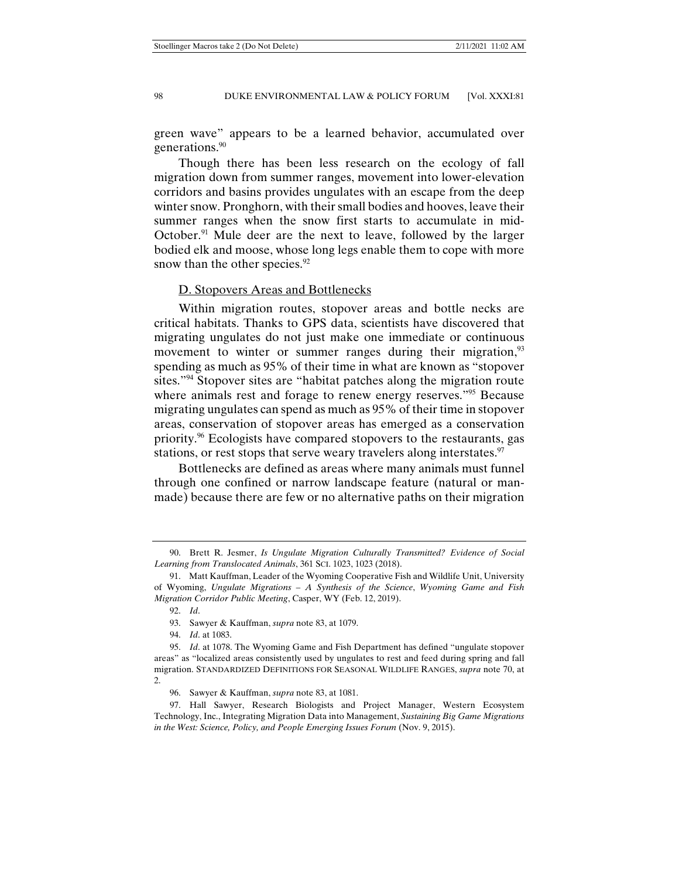green wave" appears to be a learned behavior, accumulated over generations.[90]

Though there has been less research on the ecology of fall migration down from summer ranges, movement into lower-elevation corridors and basins provides ungulates with an escape from the deep winter snow. Pronghorn, with their small bodies and hooves, leave their summer ranges when the snow first starts to accumulate in mid-October.[91] Mule deer are the next to leave, followed by the larger bodied elk and moose, whose long legs enable them to cope with more snow than the other species.[92]

### D. Stopovers Areas and Bottlenecks

Within migration routes, stopover areas and bottle necks are critical habitats. Thanks to GPS data, scientists have discovered that migrating ungulates do not just make one immediate or continuous movement to winter or summer ranges during their migration,[93] spending as much as 95% of their time in what are known as "stopover sites."[94] Stopover sites are "habitat patches along the migration route where animals rest and forage to renew energy reserves."[95] Because migrating ungulates can spend as much as 95% of their time in stopover areas, conservation of stopover areas has emerged as a conservation priority.[96] Ecologists have compared stopovers to the restaurants, gas stations, or rest stops that serve weary travelers along interstates.[97]

Bottlenecks are defined as areas where many animals must funnel through one confined or narrow landscape feature (natural or man-made) because there are few or no alternative paths on their migration

---

90. Brett R. Jesmer, *Is Ungulate Migration Culturally Transmitted? Evidence of Social Learning from Translocated Animals*, 361 SCI. 1023, 1023 (2018).

91. Matt Kauffman, Leader of the Wyoming Cooperative Fish and Wildlife Unit, University of Wyoming, *Ungulate Migrations – A Synthesis of the Science*, *Wyoming Game and Fish Migration Corridor Public Meeting*, Casper, WY (Feb. 12, 2019).

92. *Id*.

93. Sawyer & Kauffman, *supra* note 83, at 1079.

94. *Id*. at 1083.

95. *Id*. at 1078. The Wyoming Game and Fish Department has defined "ungulate stopover areas" as "localized areas consistently used by ungulates to rest and feed during spring and fall migration. STANDARDIZED DEFINITIONS FOR SEASONAL WILDLIFE RANGES, *supra* note 70, at 2.

96. Sawyer & Kauffman, *supra* note 83, at 1081.

97. Hall Sawyer, Research Biologists and Project Manager, Western Ecosystem Technology, Inc., Integrating Migration Data into Management, *Sustaining Big Game Migrations in the West: Science, Policy, and People Emerging Issues Forum* (Nov. 9, 2015).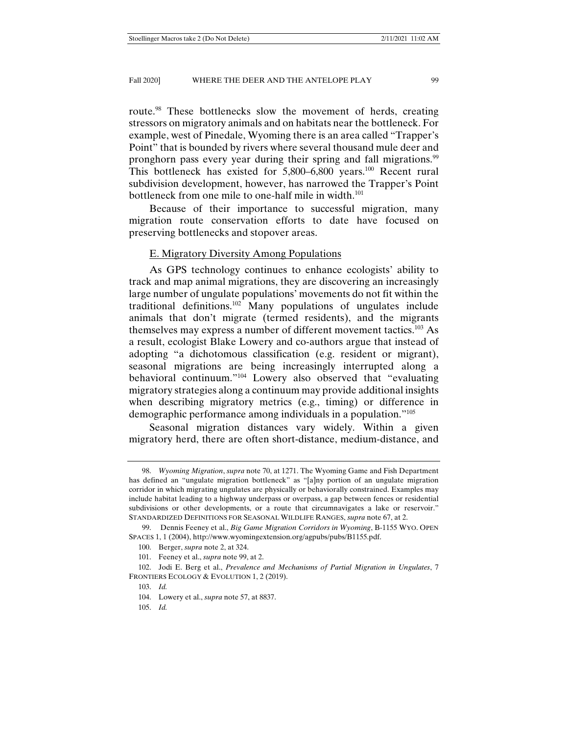route.[98] These bottlenecks slow the movement of herds, creating stressors on migratory animals and on habitats near the bottleneck. For example, west of Pinedale, Wyoming there is an area called "Trapper's Point" that is bounded by rivers where several thousand mule deer and pronghorn pass every year during their spring and fall migrations.[99] This bottleneck has existed for 5,800–6,800 years.[100] Recent rural subdivision development, however, has narrowed the Trapper's Point bottleneck from one mile to one-half mile in width.[101]

Because of their importance to successful migration, many migration route conservation efforts to date have focused on preserving bottlenecks and stopover areas.

## E. Migratory Diversity Among Populations

As GPS technology continues to enhance ecologists' ability to track and map animal migrations, they are discovering an increasingly large number of ungulate populations' movements do not fit within the traditional definitions.[102] Many populations of ungulates include animals that don't migrate (termed residents), and the migrants themselves may express a number of different movement tactics.[103] As a result, ecologist Blake Lowery and co-authors argue that instead of adopting "a dichotomous classification (e.g. resident or migrant), seasonal migrations are being increasingly interrupted along a behavioral continuum."[104] Lowery also observed that "evaluating migratory strategies along a continuum may provide additional insights when describing migratory metrics (e.g., timing) or difference in demographic performance among individuals in a population."[105]

Seasonal migration distances vary widely. Within a given migratory herd, there are often short-distance, medium-distance, and

---

98. *Wyoming Migration*, *supra* note 70, at 1271. The Wyoming Game and Fish Department has defined an "ungulate migration bottleneck" as "[a]ny portion of an ungulate migration corridor in which migrating ungulates are physically or behaviorally constrained. Examples may include habitat leading to a highway underpass or overpass, a gap between fences or residential subdivisions or other developments, or a route that circumnavigates a lake or reservoir." STANDARDIZED DEFINITIONS FOR SEASONAL WILDLIFE RANGES, *supra* note 67, at 2.

99. Dennis Feeney et al., *Big Game Migration Corridors in Wyoming*, B-1155 WYO. OPEN SPACES 1, 1 (2004), http://www.wyomingextension.org/agpubs/pubs/B1155.pdf.

100. Berger, *supra* note 2, at 324.

101. Feeney et al., *supra* note 99, at 2.

102. Jodi E. Berg et al., *Prevalence and Mechanisms of Partial Migration in Ungulates*, 7 FRONTIERS ECOLOGY & EVOLUTION 1, 2 (2019).

103. *Id.*

104. Lowery et al., *supra* note 57, at 8837.

105. *Id.*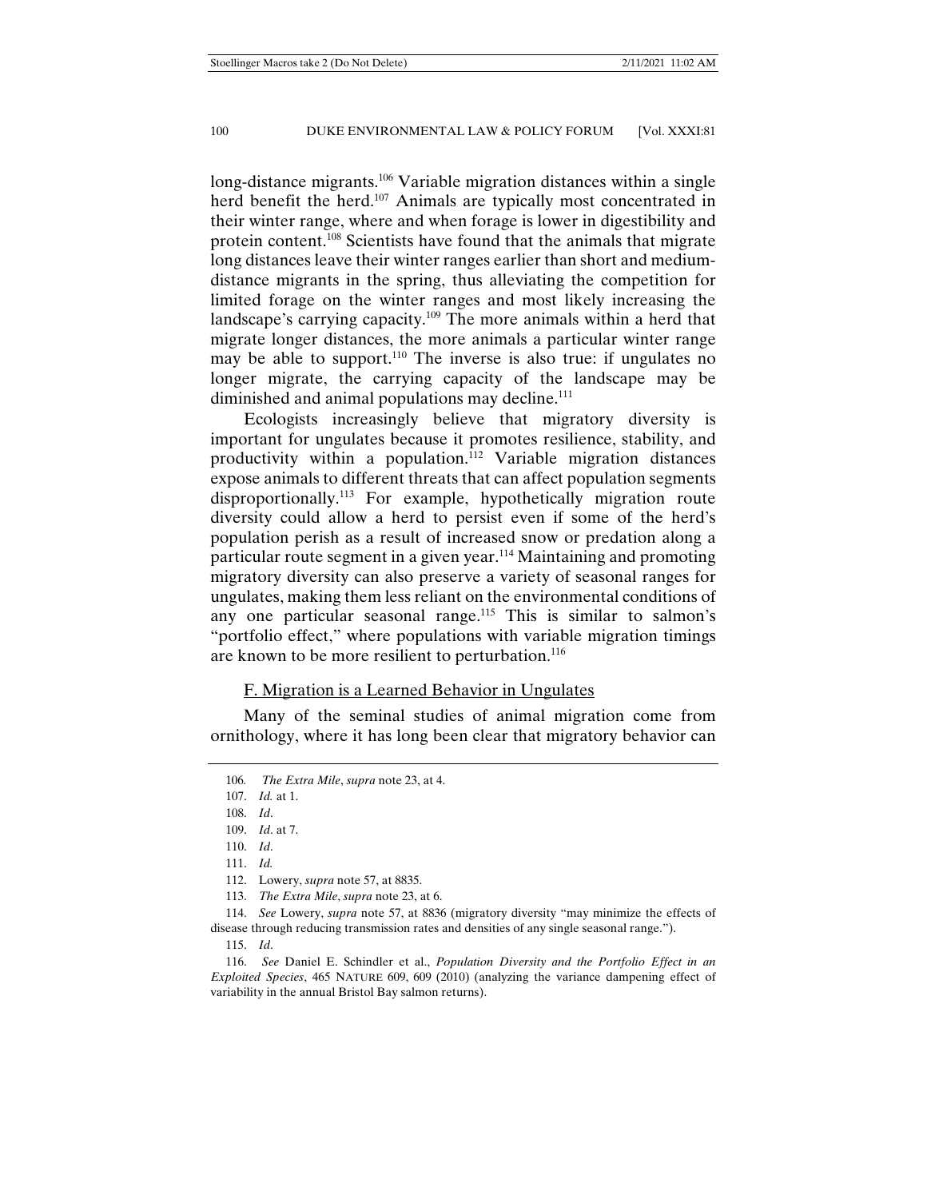long-distance migrants.[106] Variable migration distances within a single herd benefit the herd.[107] Animals are typically most concentrated in their winter range, where and when forage is lower in digestibility and protein content.[108] Scientists have found that the animals that migrate long distances leave their winter ranges earlier than short and medium-distance migrants in the spring, thus alleviating the competition for limited forage on the winter ranges and most likely increasing the landscape's carrying capacity.[109] The more animals within a herd that migrate longer distances, the more animals a particular winter range may be able to support.[110] The inverse is also true: if ungulates no longer migrate, the carrying capacity of the landscape may be diminished and animal populations may decline.[111]

Ecologists increasingly believe that migratory diversity is important for ungulates because it promotes resilience, stability, and productivity within a population.[112] Variable migration distances expose animals to different threats that can affect population segments disproportionally.[113] For example, hypothetically migration route diversity could allow a herd to persist even if some of the herd's population perish as a result of increased snow or predation along a particular route segment in a given year.[114] Maintaining and promoting migratory diversity can also preserve a variety of seasonal ranges for ungulates, making them less reliant on the environmental conditions of any one particular seasonal range.[115] This is similar to salmon's "portfolio effect," where populations with variable migration timings are known to be more resilient to perturbation.[116]

### F. Migration is a Learned Behavior in Ungulates

Many of the seminal studies of animal migration come from ornithology, where it has long been clear that migratory behavior can

---

106. *The Extra Mile*, *supra* note 23, at 4.

107. *Id.* at 1.

108. *Id*.

109. *Id*. at 7.

110. *Id*.

111. *Id.*

112. Lowery, *supra* note 57, at 8835.

113. *The Extra Mile*, *supra* note 23, at 6.

114. *See* Lowery, *supra* note 57, at 8836 (migratory diversity "may minimize the effects of disease through reducing transmission rates and densities of any single seasonal range.").

115. *Id*.

116. *See* Daniel E. Schindler et al., *Population Diversity and the Portfolio Effect in an Exploited Species*, 465 NATURE 609, 609 (2010) (analyzing the variance dampening effect of variability in the annual Bristol Bay salmon returns).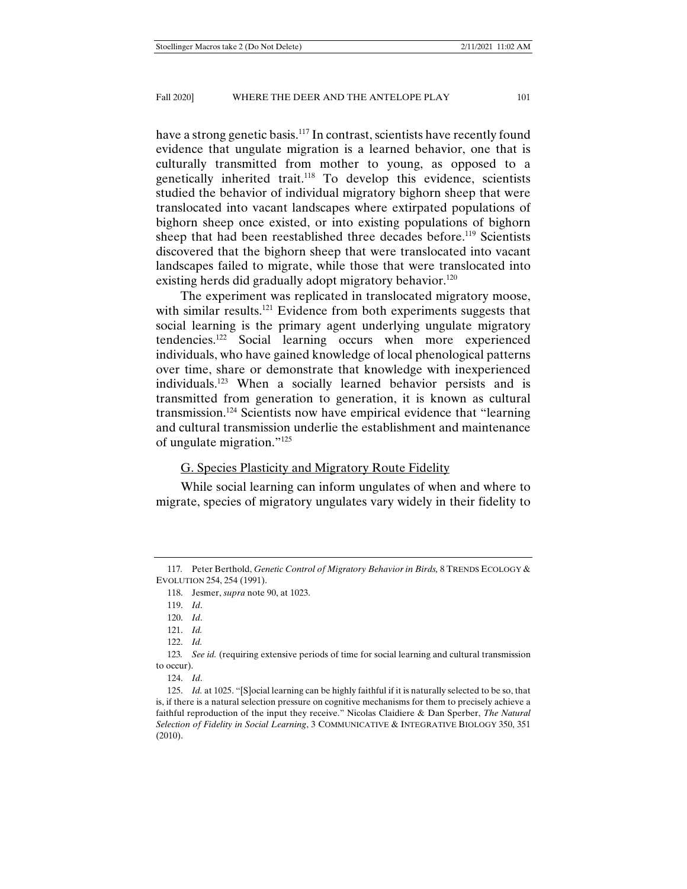have a strong genetic basis.[117] In contrast, scientists have recently found evidence that ungulate migration is a learned behavior, one that is culturally transmitted from mother to young, as opposed to a genetically inherited trait.[118] To develop this evidence, scientists studied the behavior of individual migratory bighorn sheep that were translocated into vacant landscapes where extirpated populations of bighorn sheep once existed, or into existing populations of bighorn sheep that had been reestablished three decades before.[119] Scientists discovered that the bighorn sheep that were translocated into vacant landscapes failed to migrate, while those that were translocated into existing herds did gradually adopt migratory behavior.[120]

The experiment was replicated in translocated migratory moose, with similar results.[121] Evidence from both experiments suggests that social learning is the primary agent underlying ungulate migratory tendencies.[122] Social learning occurs when more experienced individuals, who have gained knowledge of local phenological patterns over time, share or demonstrate that knowledge with inexperienced individuals.[123] When a socially learned behavior persists and is transmitted from generation to generation, it is known as cultural transmission.[124] Scientists now have empirical evidence that "learning and cultural transmission underlie the establishment and maintenance of ungulate migration."[125]

## G. Species Plasticity and Migratory Route Fidelity

While social learning can inform ungulates of when and where to migrate, species of migratory ungulates vary widely in their fidelity to

---

117. Peter Berthold, *Genetic Control of Migratory Behavior in Birds,* 8 TRENDS ECOLOGY & EVOLUTION 254, 254 (1991).

118. Jesmer, *supra* note 90, at 1023.

119. *Id*.

120. *Id*.

121. *Id.*

122. *Id.*

123. *See id.* (requiring extensive periods of time for social learning and cultural transmission to occur).

124. *Id*.

125. *Id.* at 1025. "[S]ocial learning can be highly faithful if it is naturally selected to be so, that is, if there is a natural selection pressure on cognitive mechanisms for them to precisely achieve a faithful reproduction of the input they receive." Nicolas Claidiere & Dan Sperber, *The Natural Selection of Fidelity in Social Learning*, 3 COMMUNICATIVE & INTEGRATIVE BIOLOGY 350, 351 (2010).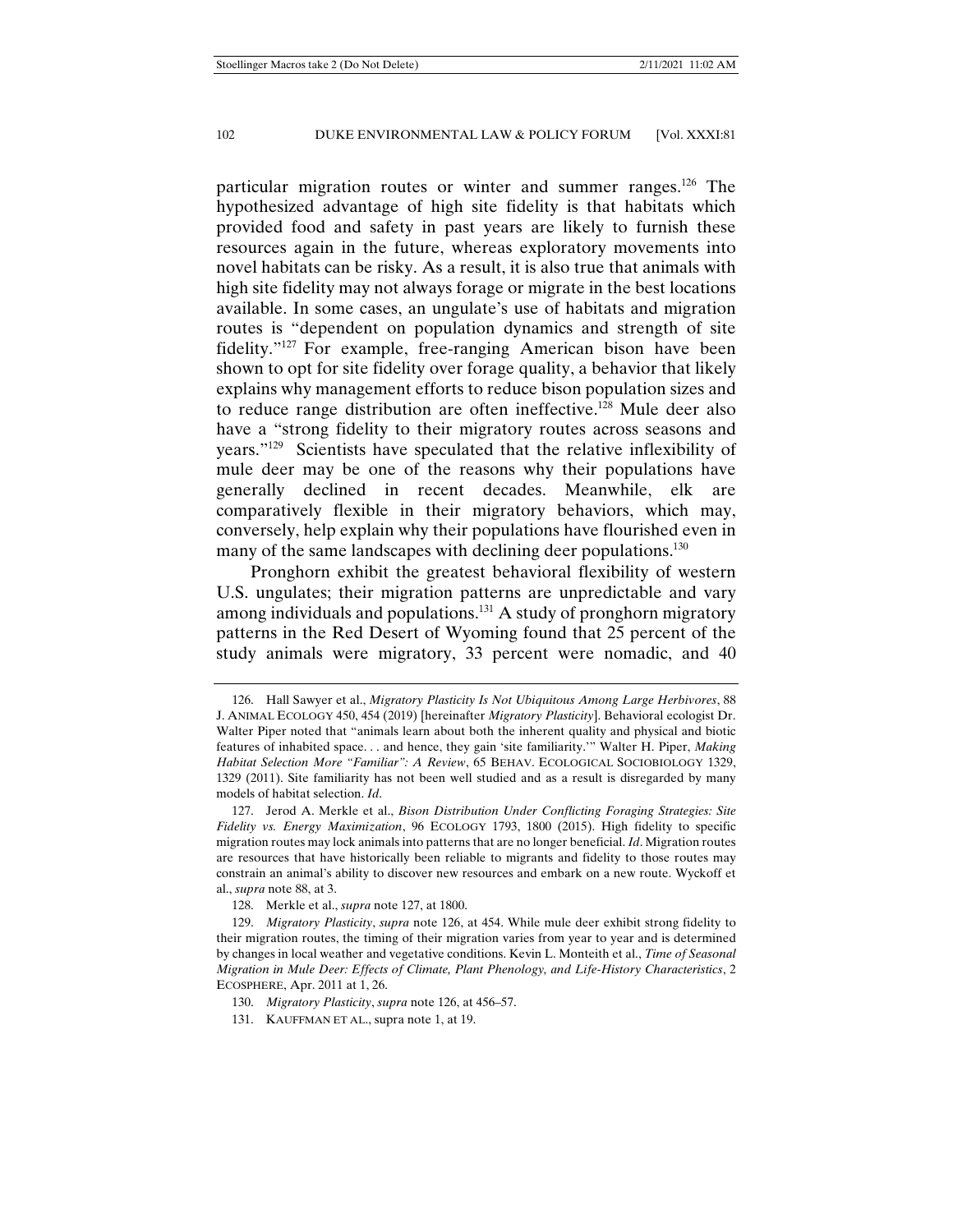particular migration routes or winter and summer ranges.[126] The hypothesized advantage of high site fidelity is that habitats which provided food and safety in past years are likely to furnish these resources again in the future, whereas exploratory movements into novel habitats can be risky. As a result, it is also true that animals with high site fidelity may not always forage or migrate in the best locations available. In some cases, an ungulate's use of habitats and migration routes is "dependent on population dynamics and strength of site fidelity."[127] For example, free-ranging American bison have been shown to opt for site fidelity over forage quality, a behavior that likely explains why management efforts to reduce bison population sizes and to reduce range distribution are often ineffective.[128] Mule deer also have a "strong fidelity to their migratory routes across seasons and years."[129] Scientists have speculated that the relative inflexibility of mule deer may be one of the reasons why their populations have generally declined in recent decades. Meanwhile, elk are comparatively flexible in their migratory behaviors, which may, conversely, help explain why their populations have flourished even in many of the same landscapes with declining deer populations.[130]

Pronghorn exhibit the greatest behavioral flexibility of western U.S. ungulates; their migration patterns are unpredictable and vary among individuals and populations.[131] A study of pronghorn migratory patterns in the Red Desert of Wyoming found that 25 percent of the study animals were migratory, 33 percent were nomadic, and 40

---

126. Hall Sawyer et al., *Migratory Plasticity Is Not Ubiquitous Among Large Herbivores*, 88 J. ANIMAL ECOLOGY 450, 454 (2019) [hereinafter *Migratory Plasticity*]. Behavioral ecologist Dr. Walter Piper noted that "animals learn about both the inherent quality and physical and biotic features of inhabited space. . . and hence, they gain 'site familiarity.'" Walter H. Piper, *Making Habitat Selection More "Familiar": A Review*, 65 BEHAV. ECOLOGICAL SOCIOBIOLOGY 1329, 1329 (2011). Site familiarity has not been well studied and as a result is disregarded by many models of habitat selection. *Id*.

127. Jerod A. Merkle et al., *Bison Distribution Under Conflicting Foraging Strategies: Site Fidelity vs. Energy Maximization*, 96 ECOLOGY 1793, 1800 (2015). High fidelity to specific migration routes may lock animals into patterns that are no longer beneficial. *Id*. Migration routes are resources that have historically been reliable to migrants and fidelity to those routes may constrain an animal's ability to discover new resources and embark on a new route. Wyckoff et al., *supra* note 88, at 3.

128. Merkle et al., *supra* note 127, at 1800.

129. *Migratory Plasticity*, *supra* note 126, at 454. While mule deer exhibit strong fidelity to their migration routes, the timing of their migration varies from year to year and is determined by changes in local weather and vegetative conditions. Kevin L. Monteith et al., *Time of Seasonal Migration in Mule Deer: Effects of Climate, Plant Phenology, and Life-History Characteristics*, 2 ECOSPHERE, Apr. 2011 at 1, 26.

130. *Migratory Plasticity*, *supra* note 126, at 456–57.

131. KAUFFMAN ET AL., supra note 1, at 19.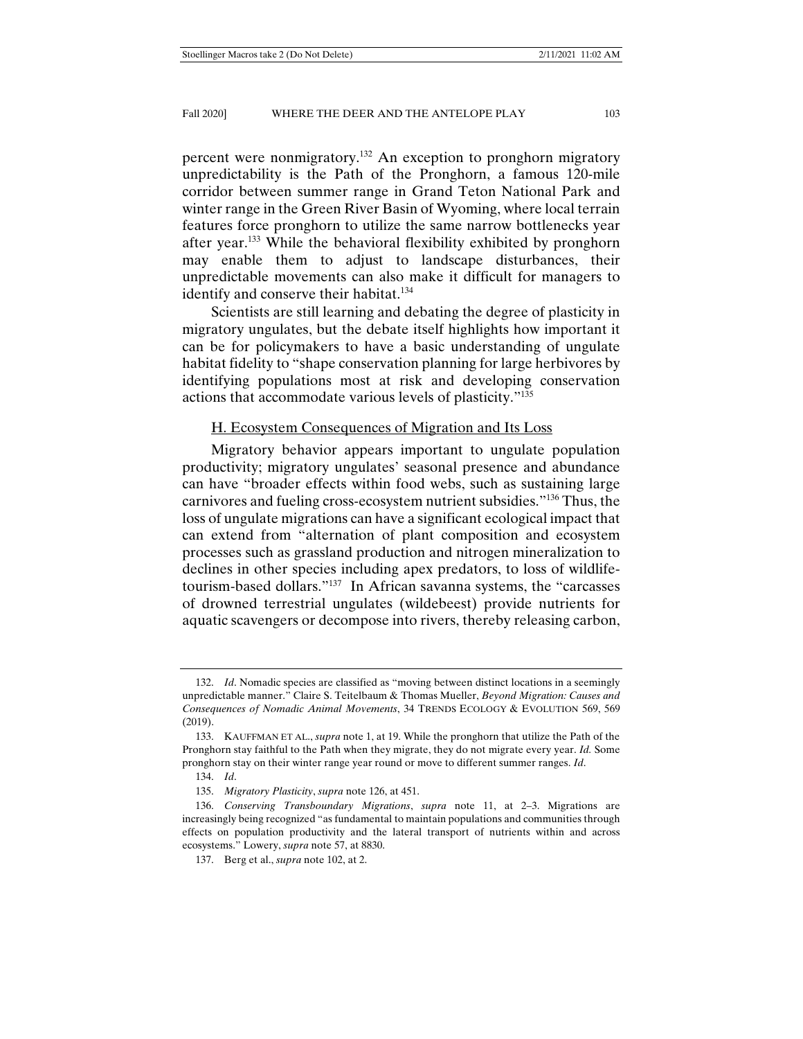percent were nonmigratory.[132] An exception to pronghorn migratory unpredictability is the Path of the Pronghorn, a famous 120-mile corridor between summer range in Grand Teton National Park and winter range in the Green River Basin of Wyoming, where local terrain features force pronghorn to utilize the same narrow bottlenecks year after year.[133] While the behavioral flexibility exhibited by pronghorn may enable them to adjust to landscape disturbances, their unpredictable movements can also make it difficult for managers to identify and conserve their habitat.[134]

Scientists are still learning and debating the degree of plasticity in migratory ungulates, but the debate itself highlights how important it can be for policymakers to have a basic understanding of ungulate habitat fidelity to "shape conservation planning for large herbivores by identifying populations most at risk and developing conservation actions that accommodate various levels of plasticity."[135]

### H. Ecosystem Consequences of Migration and Its Loss

Migratory behavior appears important to ungulate population productivity; migratory ungulates' seasonal presence and abundance can have "broader effects within food webs, such as sustaining large carnivores and fueling cross-ecosystem nutrient subsidies."[136] Thus, the loss of ungulate migrations can have a significant ecological impact that can extend from "alternation of plant composition and ecosystem processes such as grassland production and nitrogen mineralization to declines in other species including apex predators, to loss of wildlife-tourism-based dollars."[137] In African savanna systems, the "carcasses of drowned terrestrial ungulates (wildebeest) provide nutrients for aquatic scavengers or decompose into rivers, thereby releasing carbon,

---

132. *Id*. Nomadic species are classified as "moving between distinct locations in a seemingly unpredictable manner." Claire S. Teitelbaum & Thomas Mueller, *Beyond Migration: Causes and Consequences of Nomadic Animal Movements*, 34 TRENDS ECOLOGY & EVOLUTION 569, 569 (2019).

133. KAUFFMAN ET AL., *supra* note 1, at 19. While the pronghorn that utilize the Path of the Pronghorn stay faithful to the Path when they migrate, they do not migrate every year. *Id.* Some pronghorn stay on their winter range year round or move to different summer ranges. *Id*.

134. *Id*.

135. *Migratory Plasticity*, *supra* note 126, at 451.

136. *Conserving Transboundary Migrations*, *supra* note 11, at 2–3. Migrations are increasingly being recognized "as fundamental to maintain populations and communities through effects on population productivity and the lateral transport of nutrients within and across ecosystems." Lowery, *supra* note 57, at 8830.

137. Berg et al., *supra* note 102, at 2.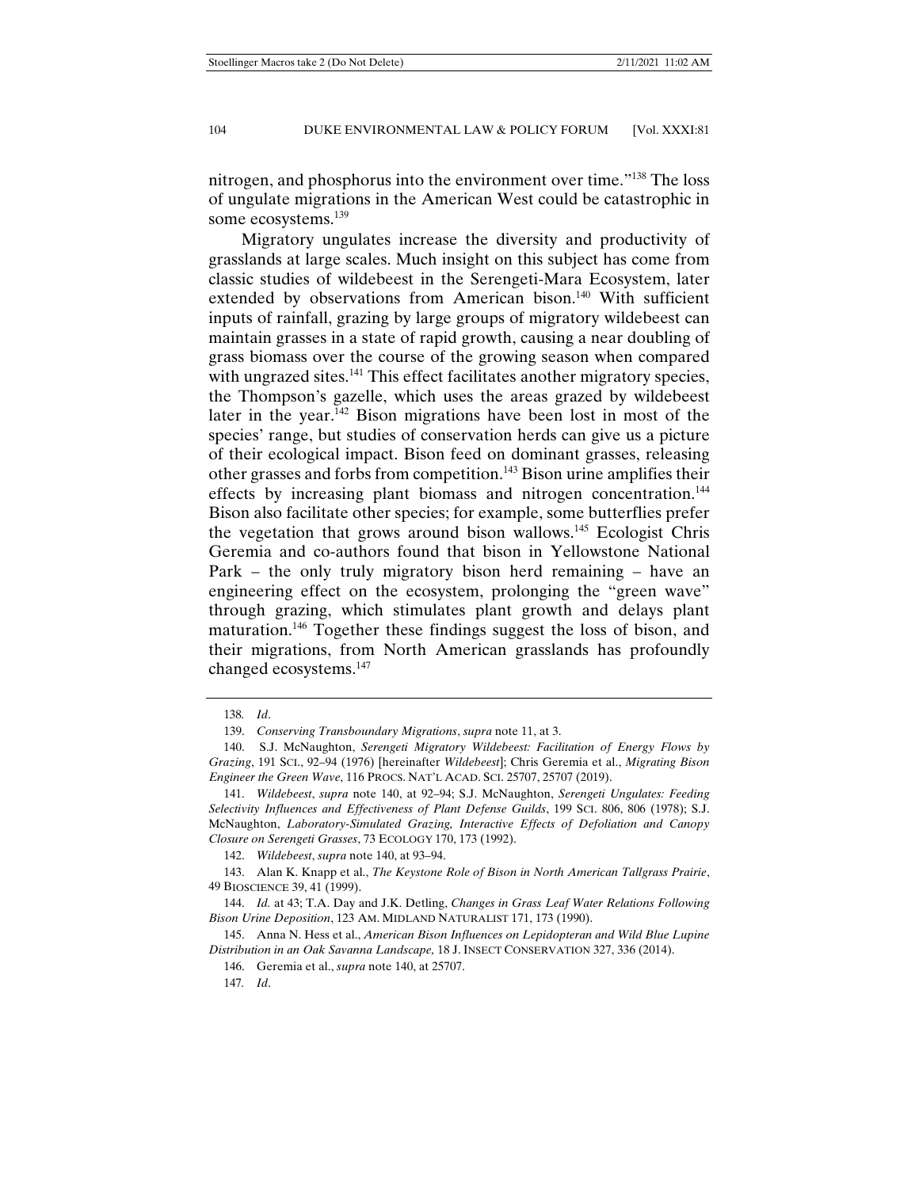nitrogen, and phosphorus into the environment over time."[138] The loss of ungulate migrations in the American West could be catastrophic in some ecosystems.[139]

Migratory ungulates increase the diversity and productivity of grasslands at large scales. Much insight on this subject has come from classic studies of wildebeest in the Serengeti-Mara Ecosystem, later extended by observations from American bison.[140] With sufficient inputs of rainfall, grazing by large groups of migratory wildebeest can maintain grasses in a state of rapid growth, causing a near doubling of grass biomass over the course of the growing season when compared with ungrazed sites.[141] This effect facilitates another migratory species, the Thompson's gazelle, which uses the areas grazed by wildebeest later in the year.[142] Bison migrations have been lost in most of the species' range, but studies of conservation herds can give us a picture of their ecological impact. Bison feed on dominant grasses, releasing other grasses and forbs from competition.[143] Bison urine amplifies their effects by increasing plant biomass and nitrogen concentration.[144] Bison also facilitate other species; for example, some butterflies prefer the vegetation that grows around bison wallows.[145] Ecologist Chris Geremia and co-authors found that bison in Yellowstone National Park – the only truly migratory bison herd remaining – have an engineering effect on the ecosystem, prolonging the "green wave" through grazing, which stimulates plant growth and delays plant maturation.[146] Together these findings suggest the loss of bison, and their migrations, from North American grasslands has profoundly changed ecosystems.[147]

---

138. *Id*.

139. *Conserving Transboundary Migrations*, *supra* note 11, at 3.

140. S.J. McNaughton, *Serengeti Migratory Wildebeest: Facilitation of Energy Flows by Grazing*, 191 SCI., 92–94 (1976) [hereinafter *Wildebeest*]; Chris Geremia et al., *Migrating Bison Engineer the Green Wave*, 116 PROCS. NAT'L ACAD. SCI. 25707, 25707 (2019).

141. *Wildebeest*, *supra* note 140, at 92–94; S.J. McNaughton, *Serengeti Ungulates: Feeding Selectivity Influences and Effectiveness of Plant Defense Guilds*, 199 SCI. 806, 806 (1978); S.J. McNaughton, *Laboratory-Simulated Grazing, Interactive Effects of Defoliation and Canopy Closure on Serengeti Grasses*, 73 ECOLOGY 170, 173 (1992).

142. *Wildebeest*, *supra* note 140, at 93–94.

143. Alan K. Knapp et al., *The Keystone Role of Bison in North American Tallgrass Prairie*, 49 BIOSCIENCE 39, 41 (1999).

144. *Id.* at 43; T.A. Day and J.K. Detling, *Changes in Grass Leaf Water Relations Following Bison Urine Deposition*, 123 AM. MIDLAND NATURALIST 171, 173 (1990).

145. Anna N. Hess et al., *American Bison Influences on Lepidopteran and Wild Blue Lupine Distribution in an Oak Savanna Landscape,* 18 J. INSECT CONSERVATION 327, 336 (2014).

146. Geremia et al., *supra* note 140, at 25707.

147. *Id*.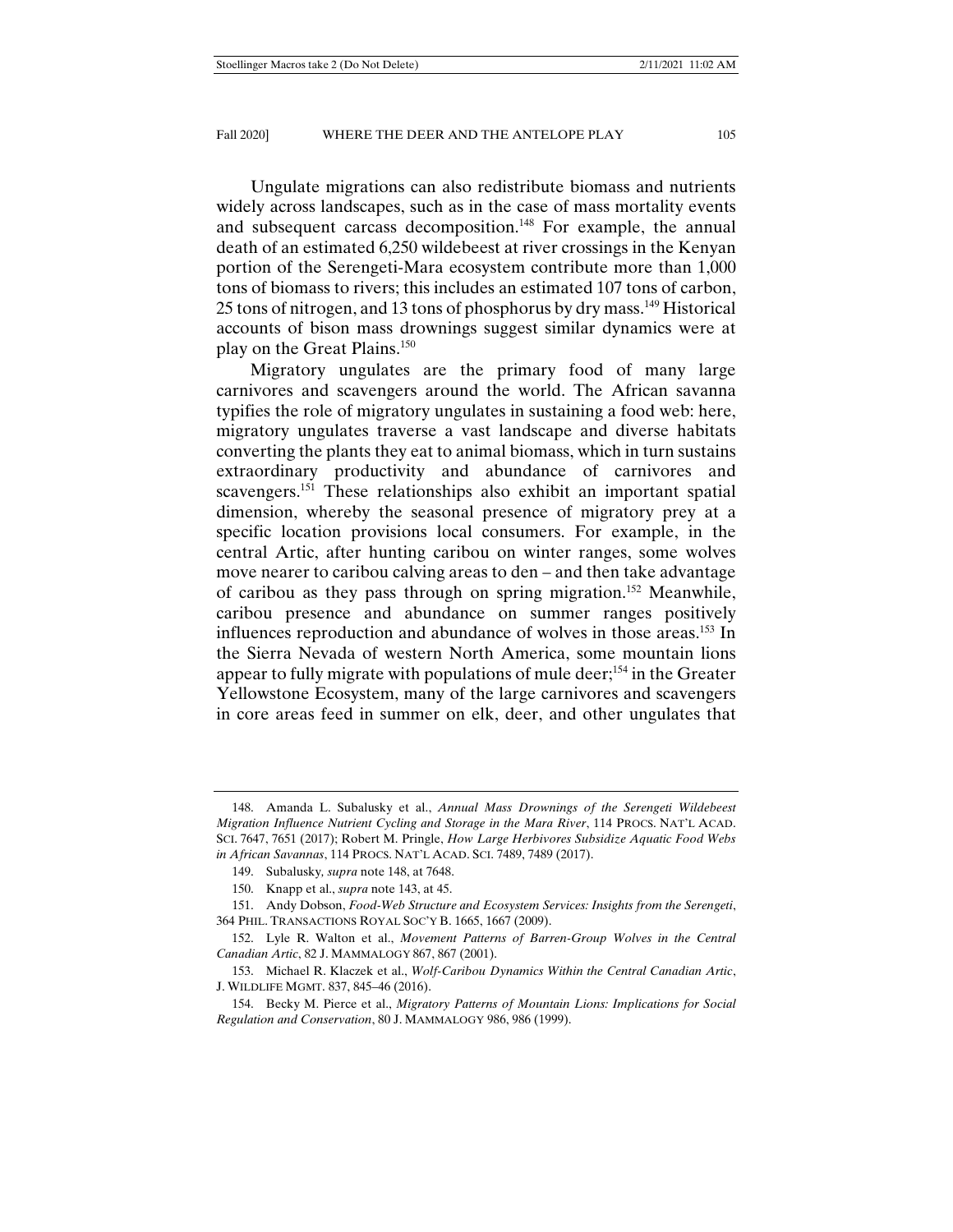Ungulate migrations can also redistribute biomass and nutrients widely across landscapes, such as in the case of mass mortality events and subsequent carcass decomposition.[148] For example, the annual death of an estimated 6,250 wildebeest at river crossings in the Kenyan portion of the Serengeti-Mara ecosystem contribute more than 1,000 tons of biomass to rivers; this includes an estimated 107 tons of carbon, 25 tons of nitrogen, and 13 tons of phosphorus by dry mass.[149] Historical accounts of bison mass drownings suggest similar dynamics were at play on the Great Plains.[150]

Migratory ungulates are the primary food of many large carnivores and scavengers around the world. The African savanna typifies the role of migratory ungulates in sustaining a food web: here, migratory ungulates traverse a vast landscape and diverse habitats converting the plants they eat to animal biomass, which in turn sustains extraordinary productivity and abundance of carnivores and scavengers.[151] These relationships also exhibit an important spatial dimension, whereby the seasonal presence of migratory prey at a specific location provisions local consumers. For example, in the central Artic, after hunting caribou on winter ranges, some wolves move nearer to caribou calving areas to den – and then take advantage of caribou as they pass through on spring migration.[152] Meanwhile, caribou presence and abundance on summer ranges positively influences reproduction and abundance of wolves in those areas.[153] In the Sierra Nevada of western North America, some mountain lions appear to fully migrate with populations of mule deer;[154] in the Greater Yellowstone Ecosystem, many of the large carnivores and scavengers in core areas feed in summer on elk, deer, and other ungulates that

---

148. Amanda L. Subalusky et al., *Annual Mass Drownings of the Serengeti Wildebeest Migration Influence Nutrient Cycling and Storage in the Mara River*, 114 PROCS. NAT'L ACAD. SCI. 7647, 7651 (2017); Robert M. Pringle, *How Large Herbivores Subsidize Aquatic Food Webs in African Savannas*, 114 PROCS. NAT'L ACAD. SCI. 7489, 7489 (2017).

149. Subalusky, *supra* note 148, at 7648.

150. Knapp et al., *supra* note 143, at 45.

151. Andy Dobson, *Food-Web Structure and Ecosystem Services: Insights from the Serengeti*, 364 PHIL. TRANSACTIONS ROYAL SOC'Y B. 1665, 1667 (2009).

152. Lyle R. Walton et al., *Movement Patterns of Barren-Group Wolves in the Central Canadian Artic*, 82 J. MAMMALOGY 867, 867 (2001).

153. Michael R. Klaczek et al., *Wolf-Caribou Dynamics Within the Central Canadian Artic*, J. WILDLIFE MGMT. 837, 845–46 (2016).

154. Becky M. Pierce et al., *Migratory Patterns of Mountain Lions: Implications for Social Regulation and Conservation*, 80 J. MAMMALOGY 986, 986 (1999).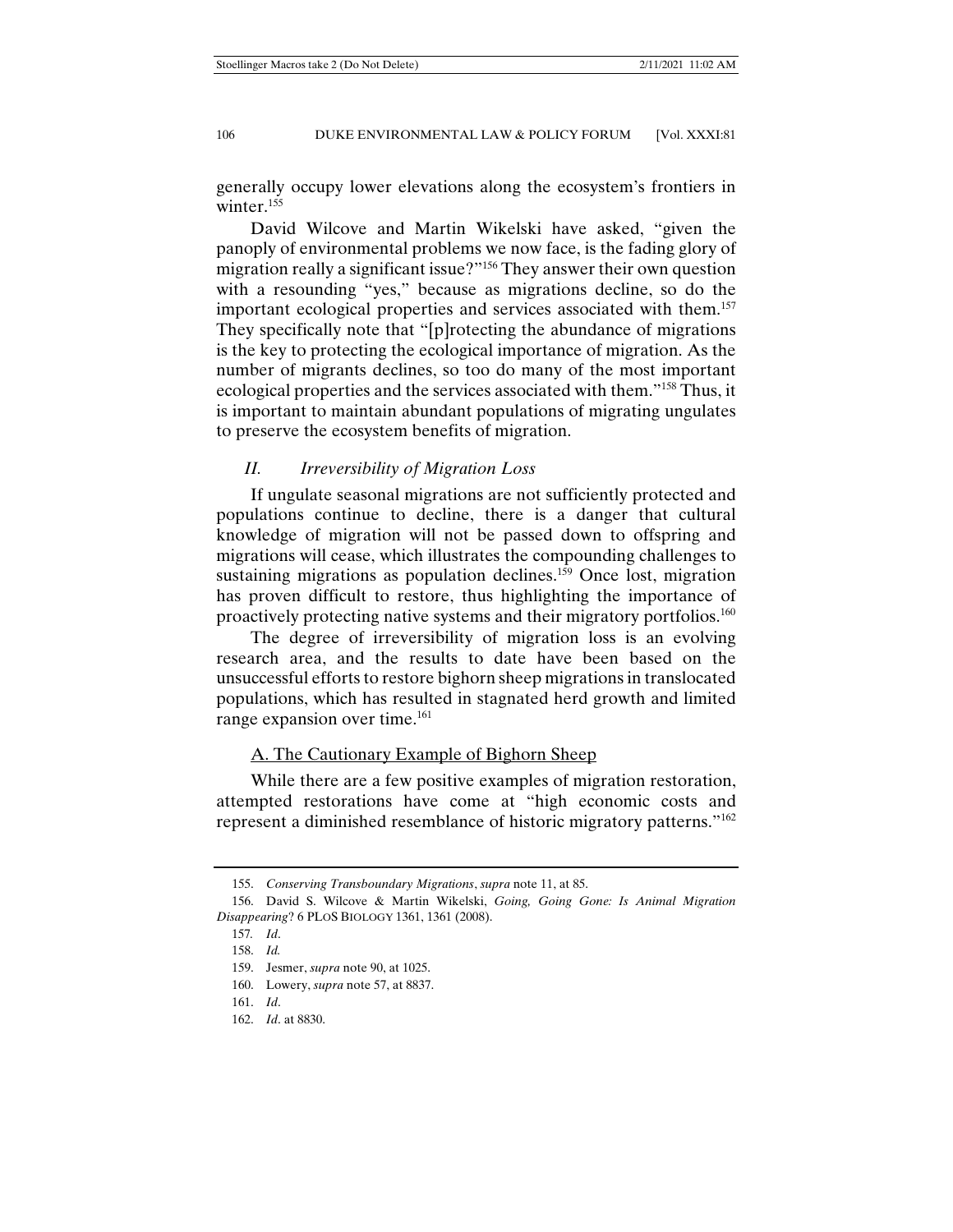generally occupy lower elevations along the ecosystem's frontiers in winter.[155]

David Wilcove and Martin Wikelski have asked, "given the panoply of environmental problems we now face, is the fading glory of migration really a significant issue?"[156] They answer their own question with a resounding "yes," because as migrations decline, so do the important ecological properties and services associated with them.[157] They specifically note that "[p]rotecting the abundance of migrations is the key to protecting the ecological importance of migration. As the number of migrants declines, so too do many of the most important ecological properties and the services associated with them."[158] Thus, it is important to maintain abundant populations of migrating ungulates to preserve the ecosystem benefits of migration.

## *II. Irreversibility of Migration Loss*

If ungulate seasonal migrations are not sufficiently protected and populations continue to decline, there is a danger that cultural knowledge of migration will not be passed down to offspring and migrations will cease, which illustrates the compounding challenges to sustaining migrations as population declines.[159] Once lost, migration has proven difficult to restore, thus highlighting the importance of proactively protecting native systems and their migratory portfolios.[160]

The degree of irreversibility of migration loss is an evolving research area, and the results to date have been based on the unsuccessful efforts to restore bighorn sheep migrations in translocated populations, which has resulted in stagnated herd growth and limited range expansion over time.[161]

### A. The Cautionary Example of Bighorn Sheep

While there are a few positive examples of migration restoration, attempted restorations have come at "high economic costs and represent a diminished resemblance of historic migratory patterns."[162]

---

155. *Conserving Transboundary Migrations*, *supra* note 11, at 85.

156. David S. Wilcove & Martin Wikelski, *Going, Going Gone: Is Animal Migration Disappearing*? 6 PLoS BIOLOGY 1361, 1361 (2008).

157. *Id*.

158. *Id.*

159. Jesmer, *supra* note 90, at 1025.

160. Lowery, *supra* note 57, at 8837.

161. *Id*.

162. *Id*. at 8830.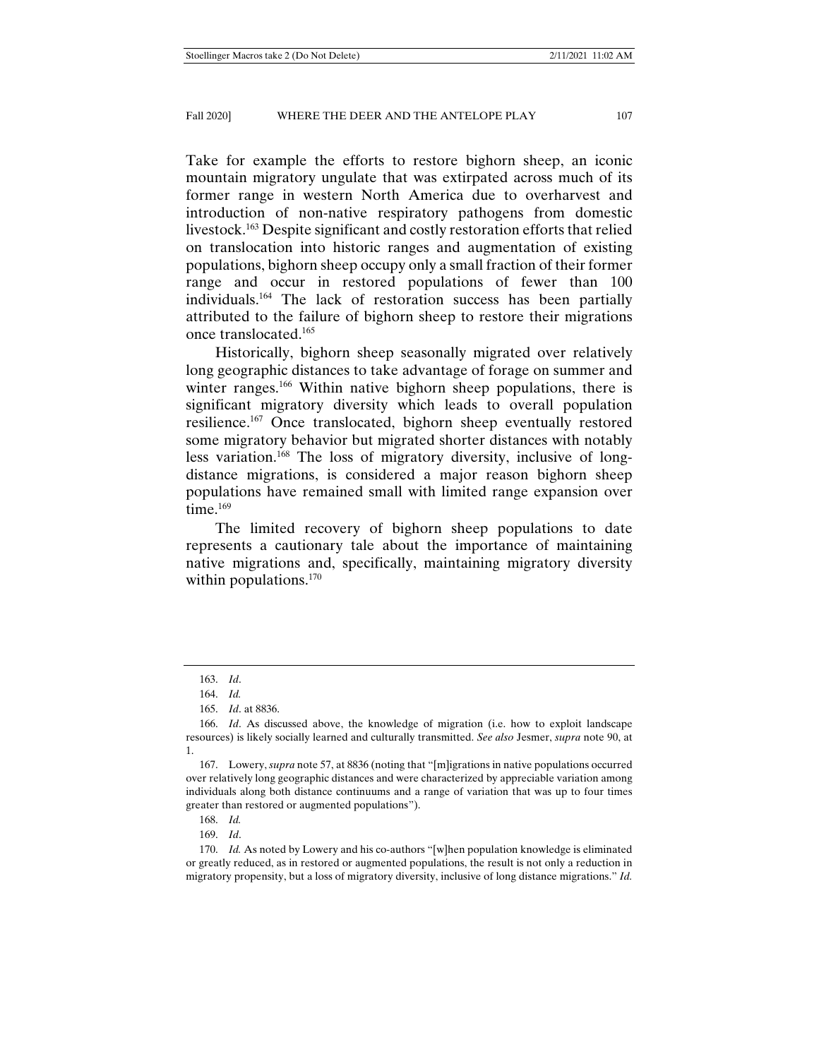Take for example the efforts to restore bighorn sheep, an iconic mountain migratory ungulate that was extirpated across much of its former range in western North America due to overharvest and introduction of non-native respiratory pathogens from domestic livestock.[163] Despite significant and costly restoration efforts that relied on translocation into historic ranges and augmentation of existing populations, bighorn sheep occupy only a small fraction of their former range and occur in restored populations of fewer than 100 individuals.[164] The lack of restoration success has been partially attributed to the failure of bighorn sheep to restore their migrations once translocated.[165]

Historically, bighorn sheep seasonally migrated over relatively long geographic distances to take advantage of forage on summer and winter ranges.[166] Within native bighorn sheep populations, there is significant migratory diversity which leads to overall population resilience.[167] Once translocated, bighorn sheep eventually restored some migratory behavior but migrated shorter distances with notably less variation.[168] The loss of migratory diversity, inclusive of long-distance migrations, is considered a major reason bighorn sheep populations have remained small with limited range expansion over time.[169]

The limited recovery of bighorn sheep populations to date represents a cautionary tale about the importance of maintaining native migrations and, specifically, maintaining migratory diversity within populations.[170]

---

163. *Id*.

164. *Id.*

165. *Id*. at 8836.

166. *Id*. As discussed above, the knowledge of migration (i.e. how to exploit landscape resources) is likely socially learned and culturally transmitted. *See also* Jesmer, *supra* note 90, at 1.

167. Lowery, *supra* note 57, at 8836 (noting that "[m]igrations in native populations occurred over relatively long geographic distances and were characterized by appreciable variation among individuals along both distance continuums and a range of variation that was up to four times greater than restored or augmented populations").

168. *Id.*

169. *Id*.

170. *Id.* As noted by Lowery and his co-authors "[w]hen population knowledge is eliminated or greatly reduced, as in restored or augmented populations, the result is not only a reduction in migratory propensity, but a loss of migratory diversity, inclusive of long distance migrations." *Id.*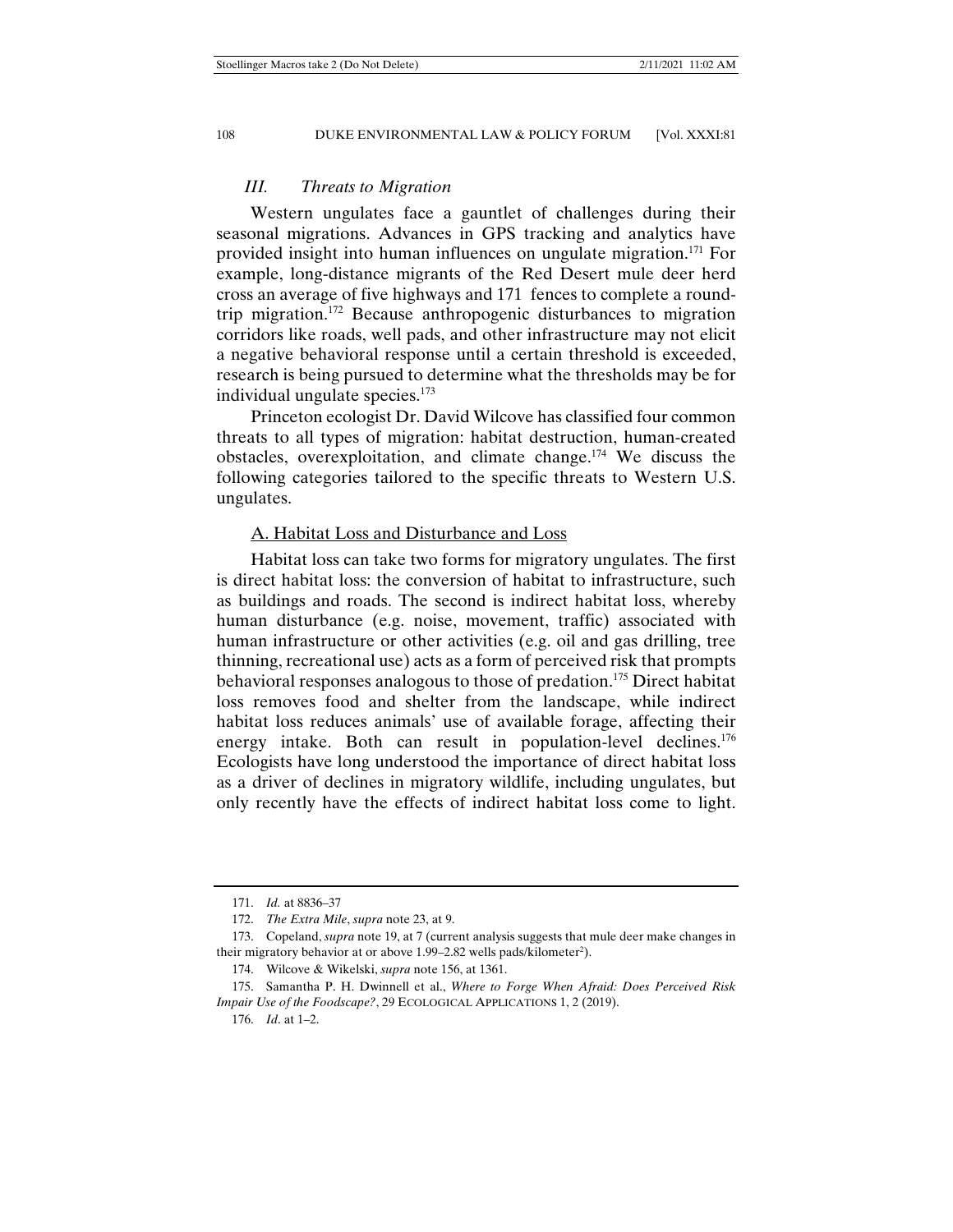### III. *Threats to Migration*

Western ungulates face a gauntlet of challenges during their seasonal migrations. Advances in GPS tracking and analytics have provided insight into human influences on ungulate migration.[171] For example, long-distance migrants of the Red Desert mule deer herd cross an average of five highways and 171 fences to complete a round-trip migration.[172] Because anthropogenic disturbances to migration corridors like roads, well pads, and other infrastructure may not elicit a negative behavioral response until a certain threshold is exceeded, research is being pursued to determine what the thresholds may be for individual ungulate species.[173]

Princeton ecologist Dr. David Wilcove has classified four common threats to all types of migration: habitat destruction, human-created obstacles, overexploitation, and climate change.[174] We discuss the following categories tailored to the specific threats to Western U.S. ungulates.

#### A. Habitat Loss and Disturbance and Loss

Habitat loss can take two forms for migratory ungulates. The first is direct habitat loss: the conversion of habitat to infrastructure, such as buildings and roads. The second is indirect habitat loss, whereby human disturbance (e.g. noise, movement, traffic) associated with human infrastructure or other activities (e.g. oil and gas drilling, tree thinning, recreational use) acts as a form of perceived risk that prompts behavioral responses analogous to those of predation.[175] Direct habitat loss removes food and shelter from the landscape, while indirect habitat loss reduces animals' use of available forage, affecting their energy intake. Both can result in population-level declines.[176] Ecologists have long understood the importance of direct habitat loss as a driver of declines in migratory wildlife, including ungulates, but only recently have the effects of indirect habitat loss come to light.

---

171. *Id.* at 8836–37

172. *The Extra Mile*, *supra* note 23, at 9.

173. Copeland, *supra* note 19, at 7 (current analysis suggests that mule deer make changes in their migratory behavior at or above 1.99–2.82 wells pads/kilometer$^2$).

174. Wilcove & Wikelski, *supra* note 156, at 1361.

175. Samantha P. H. Dwinnell et al., *Where to Forge When Afraid: Does Perceived Risk Impair Use of the Foodscape?*, 29 ECOLOGICAL APPLICATIONS 1, 2 (2019).

176. *Id*. at 1–2.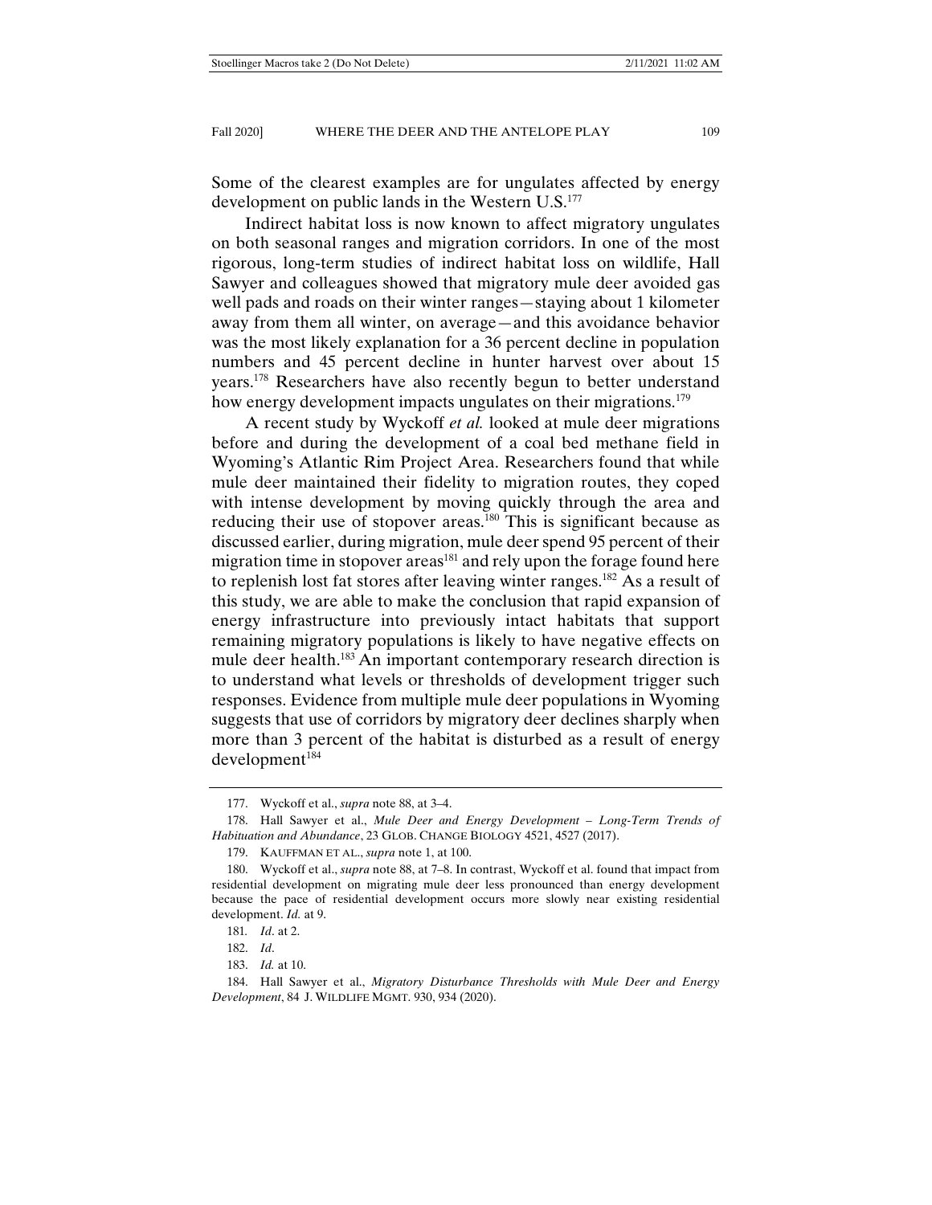Some of the clearest examples are for ungulates affected by energy development on public lands in the Western U.S.[177]

Indirect habitat loss is now known to affect migratory ungulates on both seasonal ranges and migration corridors. In one of the most rigorous, long-term studies of indirect habitat loss on wildlife, Hall Sawyer and colleagues showed that migratory mule deer avoided gas well pads and roads on their winter ranges—staying about 1 kilometer away from them all winter, on average—and this avoidance behavior was the most likely explanation for a 36 percent decline in population numbers and 45 percent decline in hunter harvest over about 15 years.[178] Researchers have also recently begun to better understand how energy development impacts ungulates on their migrations.[179]

A recent study by Wyckoff *et al.* looked at mule deer migrations before and during the development of a coal bed methane field in Wyoming's Atlantic Rim Project Area. Researchers found that while mule deer maintained their fidelity to migration routes, they coped with intense development by moving quickly through the area and reducing their use of stopover areas.[180] This is significant because as discussed earlier, during migration, mule deer spend 95 percent of their migration time in stopover areas[181] and rely upon the forage found here to replenish lost fat stores after leaving winter ranges.[182] As a result of this study, we are able to make the conclusion that rapid expansion of energy infrastructure into previously intact habitats that support remaining migratory populations is likely to have negative effects on mule deer health.[183] An important contemporary research direction is to understand what levels or thresholds of development trigger such responses. Evidence from multiple mule deer populations in Wyoming suggests that use of corridors by migratory deer declines sharply when more than 3 percent of the habitat is disturbed as a result of energy development[184]

---

177. Wyckoff et al., *supra* note 88, at 3–4.

178. Hall Sawyer et al., *Mule Deer and Energy Development – Long-Term Trends of Habituation and Abundance*, 23 GLOB. CHANGE BIOLOGY 4521, 4527 (2017).

179. KAUFFMAN ET AL., *supra* note 1, at 100.

180. Wyckoff et al., *supra* note 88, at 7–8. In contrast, Wyckoff et al. found that impact from residential development on migrating mule deer less pronounced than energy development because the pace of residential development occurs more slowly near existing residential development. *Id.* at 9.

181. *Id*. at 2.

182. *Id*.

183. *Id.* at 10.

184. Hall Sawyer et al., *Migratory Disturbance Thresholds with Mule Deer and Energy Development*, 84 J. WILDLIFE MGMT. 930, 934 (2020).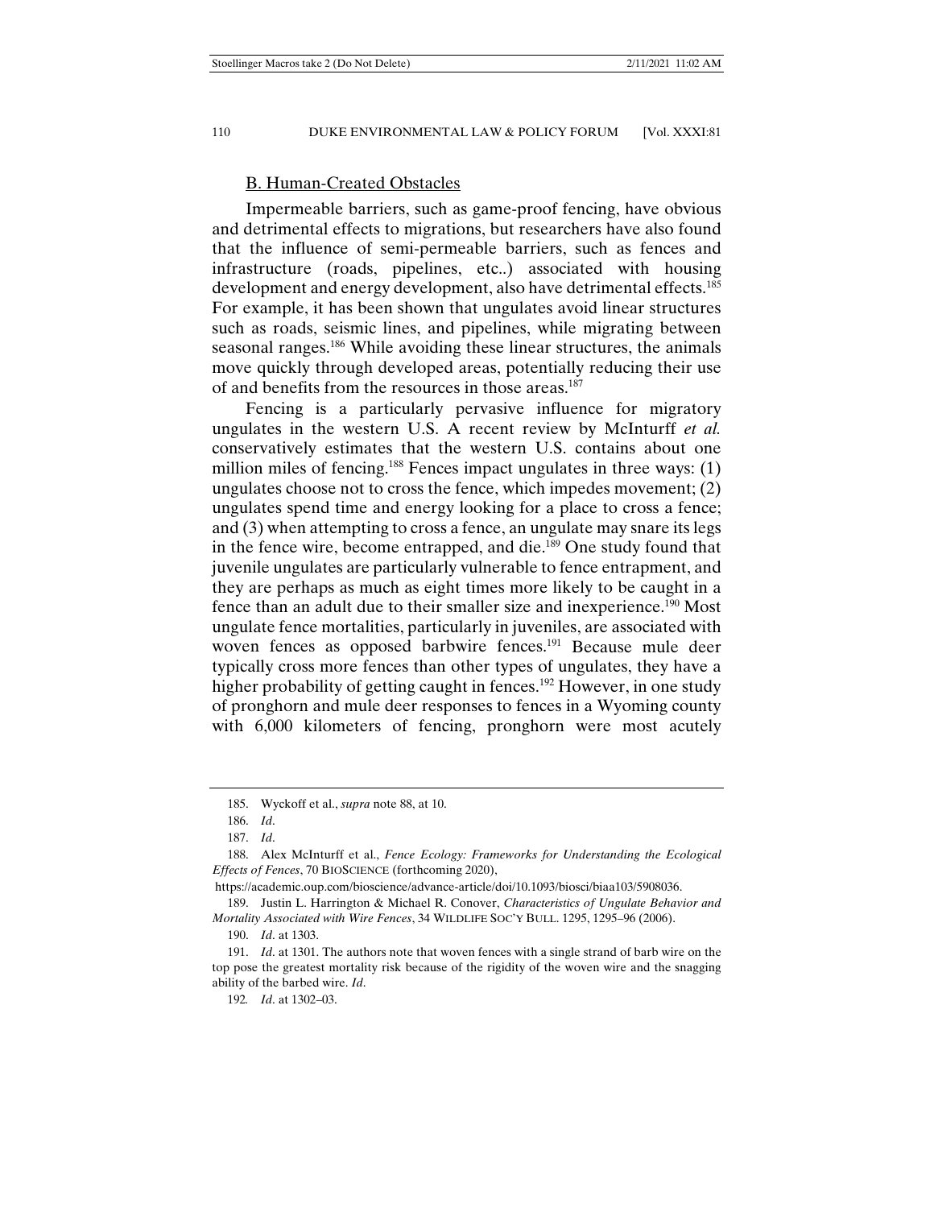## B. Human-Created Obstacles

Impermeable barriers, such as game-proof fencing, have obvious and detrimental effects to migrations, but researchers have also found that the influence of semi-permeable barriers, such as fences and infrastructure (roads, pipelines, etc..) associated with housing development and energy development, also have detrimental effects.[185] For example, it has been shown that ungulates avoid linear structures such as roads, seismic lines, and pipelines, while migrating between seasonal ranges.[186] While avoiding these linear structures, the animals move quickly through developed areas, potentially reducing their use of and benefits from the resources in those areas.[187]

Fencing is a particularly pervasive influence for migratory ungulates in the western U.S. A recent review by McInturff *et al.* conservatively estimates that the western U.S. contains about one million miles of fencing.[188] Fences impact ungulates in three ways: (1) ungulates choose not to cross the fence, which impedes movement; (2) ungulates spend time and energy looking for a place to cross a fence; and (3) when attempting to cross a fence, an ungulate may snare its legs in the fence wire, become entrapped, and die.[189] One study found that juvenile ungulates are particularly vulnerable to fence entrapment, and they are perhaps as much as eight times more likely to be caught in a fence than an adult due to their smaller size and inexperience.[190] Most ungulate fence mortalities, particularly in juveniles, are associated with woven fences as opposed barbwire fences.[191] Because mule deer typically cross more fences than other types of ungulates, they have a higher probability of getting caught in fences.[192] However, in one study of pronghorn and mule deer responses to fences in a Wyoming county with 6,000 kilometers of fencing, pronghorn were most acutely

---

185. Wyckoff et al., *supra* note 88, at 10.

186. *Id*.

187. *Id*.

188. Alex McInturff et al., *Fence Ecology: Frameworks for Understanding the Ecological Effects of Fences*, 70 BIOSCIENCE (forthcoming 2020), https://academic.oup.com/bioscience/advance-article/doi/10.1093/biosci/biaa103/5908036.

189. Justin L. Harrington & Michael R. Conover, *Characteristics of Ungulate Behavior and Mortality Associated with Wire Fences*, 34 WILDLIFE SOC'Y BULL. 1295, 1295–96 (2006).

190. *Id*. at 1303.

191. *Id*. at 1301. The authors note that woven fences with a single strand of barb wire on the top pose the greatest mortality risk because of the rigidity of the woven wire and the snagging ability of the barbed wire. *Id*.

192. *Id*. at 1302–03.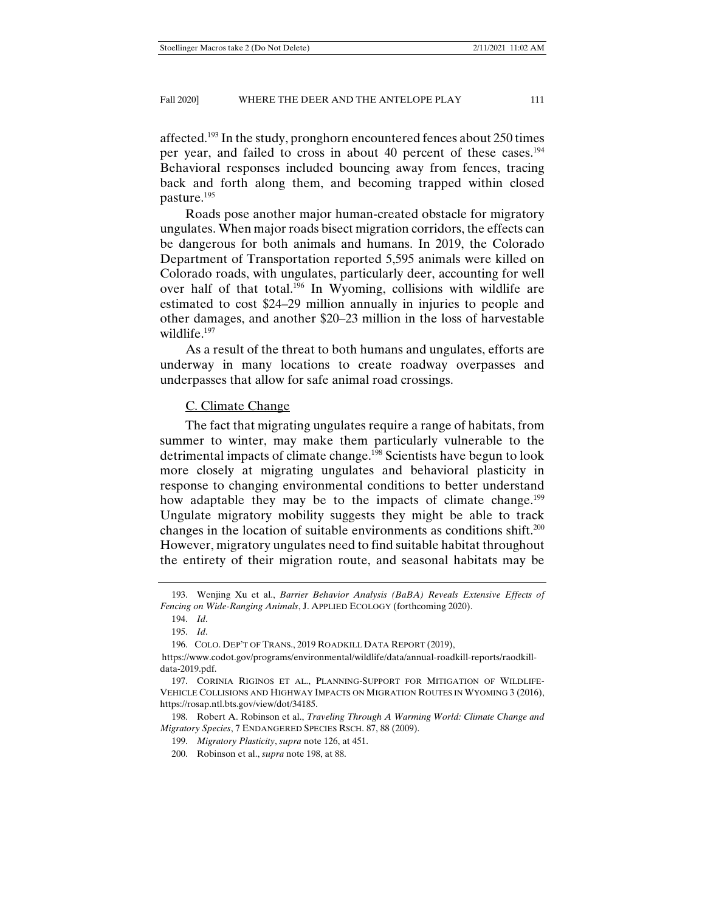affected.[193] In the study, pronghorn encountered fences about 250 times per year, and failed to cross in about 40 percent of these cases.[194] Behavioral responses included bouncing away from fences, tracing back and forth along them, and becoming trapped within closed pasture.[195]

Roads pose another major human-created obstacle for migratory ungulates. When major roads bisect migration corridors, the effects can be dangerous for both animals and humans. In 2019, the Colorado Department of Transportation reported 5,595 animals were killed on Colorado roads, with ungulates, particularly deer, accounting for well over half of that total.[196] In Wyoming, collisions with wildlife are estimated to cost $24–29 million annually in injuries to people and other damages, and another $20–23 million in the loss of harvestable wildlife.[197]

As a result of the threat to both humans and ungulates, efforts are underway in many locations to create roadway overpasses and underpasses that allow for safe animal road crossings.

### C. Climate Change

The fact that migrating ungulates require a range of habitats, from summer to winter, may make them particularly vulnerable to the detrimental impacts of climate change.[198] Scientists have begun to look more closely at migrating ungulates and behavioral plasticity in response to changing environmental conditions to better understand how adaptable they may be to the impacts of climate change.[199] Ungulate migratory mobility suggests they might be able to track changes in the location of suitable environments as conditions shift.[200] However, migratory ungulates need to find suitable habitat throughout the entirety of their migration route, and seasonal habitats may be

---

193. Wenjing Xu et al., *Barrier Behavior Analysis (BaBA) Reveals Extensive Effects of Fencing on Wide-Ranging Animals*, J. APPLIED ECOLOGY (forthcoming 2020).

194. *Id*.

195. *Id*.

196. COLO. DEP'T OF TRANS., 2019 ROADKILL DATA REPORT (2019), https://www.codot.gov/programs/environmental/wildlife/data/annual-roadkill-reports/raodkill-data-2019.pdf.

197. CORINIA RIGINOS ET AL., PLANNING-SUPPORT FOR MITIGATION OF WILDLIFE-VEHICLE COLLISIONS AND HIGHWAY IMPACTS ON MIGRATION ROUTES IN WYOMING 3 (2016), https://rosap.ntl.bts.gov/view/dot/34185.

198. Robert A. Robinson et al., *Traveling Through A Warming World: Climate Change and Migratory Species*, 7 ENDANGERED SPECIES RSCH. 87, 88 (2009).

199. *Migratory Plasticity*, *supra* note 126, at 451.

200. Robinson et al., *supra* note 198, at 88.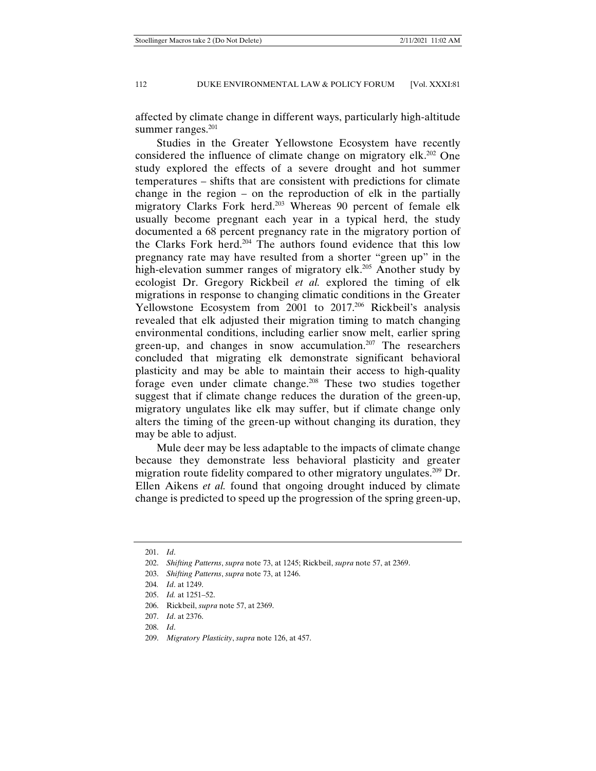affected by climate change in different ways, particularly high-altitude summer ranges.[201]

Studies in the Greater Yellowstone Ecosystem have recently considered the influence of climate change on migratory elk.[202] One study explored the effects of a severe drought and hot summer temperatures – shifts that are consistent with predictions for climate change in the region – on the reproduction of elk in the partially migratory Clarks Fork herd.[203] Whereas 90 percent of female elk usually become pregnant each year in a typical herd, the study documented a 68 percent pregnancy rate in the migratory portion of the Clarks Fork herd.[204] The authors found evidence that this low pregnancy rate may have resulted from a shorter "green up" in the high-elevation summer ranges of migratory elk.[205] Another study by ecologist Dr. Gregory Rickbeil *et al.* explored the timing of elk migrations in response to changing climatic conditions in the Greater Yellowstone Ecosystem from 2001 to 2017.[206] Rickbeil's analysis revealed that elk adjusted their migration timing to match changing environmental conditions, including earlier snow melt, earlier spring green-up, and changes in snow accumulation.[207] The researchers concluded that migrating elk demonstrate significant behavioral plasticity and may be able to maintain their access to high-quality forage even under climate change.[208] These two studies together suggest that if climate change reduces the duration of the green-up, migratory ungulates like elk may suffer, but if climate change only alters the timing of the green-up without changing its duration, they may be able to adjust.

Mule deer may be less adaptable to the impacts of climate change because they demonstrate less behavioral plasticity and greater migration route fidelity compared to other migratory ungulates.[209] Dr. Ellen Aikens *et al.* found that ongoing drought induced by climate change is predicted to speed up the progression of the spring green-up,

---

201. *Id*.
202. *Shifting Patterns*, *supra* note 73, at 1245; Rickbeil, *supra* note 57, at 2369.
203. *Shifting Patterns*, *supra* note 73, at 1246.
204. *Id*. at 1249.
205. *Id.* at 1251–52.
206. Rickbeil, *supra* note 57, at 2369.
207. *Id*. at 2376.
208. *Id*.
209. *Migratory Plasticity*, *supra* note 126, at 457.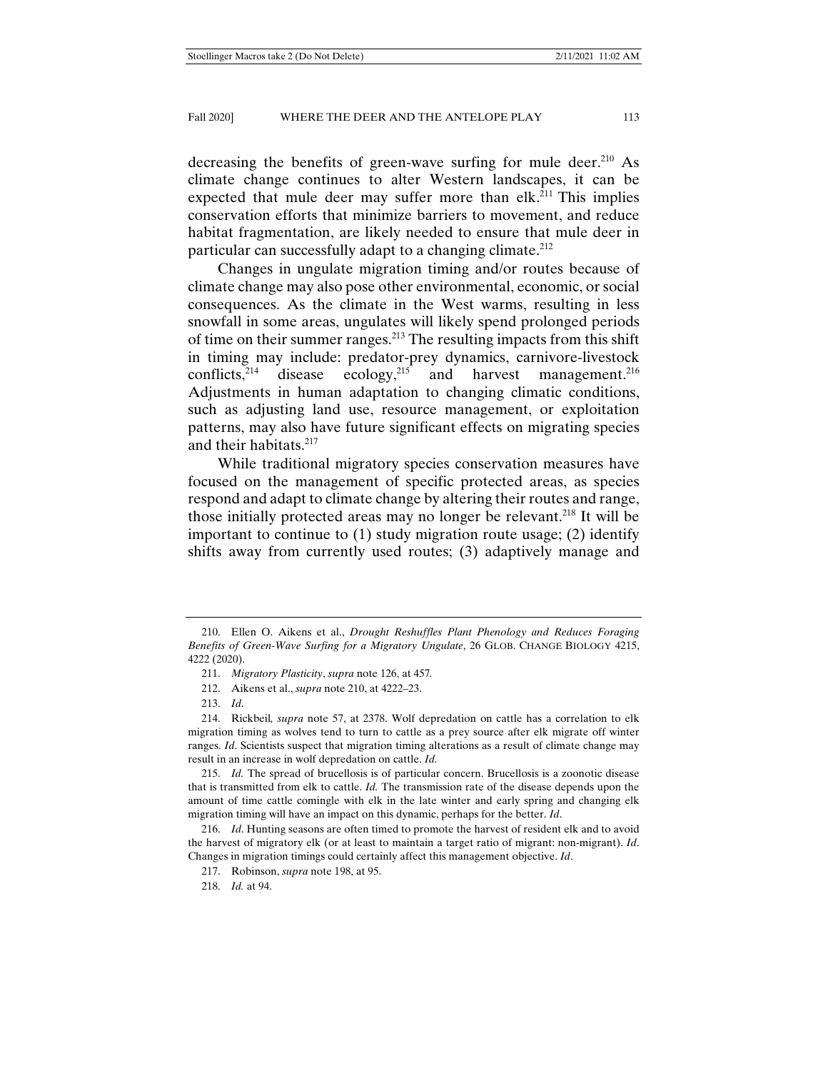decreasing the benefits of green-wave surfing for mule deer.[210] As climate change continues to alter Western landscapes, it can be expected that mule deer may suffer more than elk.[211] This implies conservation efforts that minimize barriers to movement, and reduce habitat fragmentation, are likely needed to ensure that mule deer in particular can successfully adapt to a changing climate.[212]

Changes in ungulate migration timing and/or routes because of climate change may also pose other environmental, economic, or social consequences. As the climate in the West warms, resulting in less snowfall in some areas, ungulates will likely spend prolonged periods of time on their summer ranges.[213] The resulting impacts from this shift in timing may include: predator-prey dynamics, carnivore-livestock conflicts,[214] disease ecology,[215] and harvest management.[216] Adjustments in human adaptation to changing climatic conditions, such as adjusting land use, resource management, or exploitation patterns, may also have future significant effects on migrating species and their habitats.[217]

While traditional migratory species conservation measures have focused on the management of specific protected areas, as species respond and adapt to climate change by altering their routes and range, those initially protected areas may no longer be relevant.[218] It will be important to continue to (1) study migration route usage; (2) identify shifts away from currently used routes; (3) adaptively manage and

---

210. Ellen O. Aikens et al., *Drought Reshuffles Plant Phenology and Reduces Foraging Benefits of Green-Wave Surfing for a Migratory Ungulate*, 26 GLOB. CHANGE BIOLOGY 4215, 4222 (2020).

211. *Migratory Plasticity*, *supra* note 126, at 457.

212. Aikens et al., *supra* note 210, at 4222–23.

213. *Id*.

214. Rickbeil, *supra* note 57, at 2378. Wolf depredation on cattle has a correlation to elk migration timing as wolves tend to turn to cattle as a prey source after elk migrate off winter ranges. *Id*. Scientists suspect that migration timing alterations as a result of climate change may result in an increase in wolf depredation on cattle. *Id.*

215. *Id.* The spread of brucellosis is of particular concern. Brucellosis is a zoonotic disease that is transmitted from elk to cattle. *Id.* The transmission rate of the disease depends upon the amount of time cattle comingle with elk in the late winter and early spring and changing elk migration timing will have an impact on this dynamic, perhaps for the better. *Id*.

216. *Id*. Hunting seasons are often timed to promote the harvest of resident elk and to avoid the harvest of migratory elk (or at least to maintain a target ratio of migrant: non-migrant). *Id*. Changes in migration timings could certainly affect this management objective. *Id*.

217. Robinson, *supra* note 198, at 95.

218. *Id.* at 94.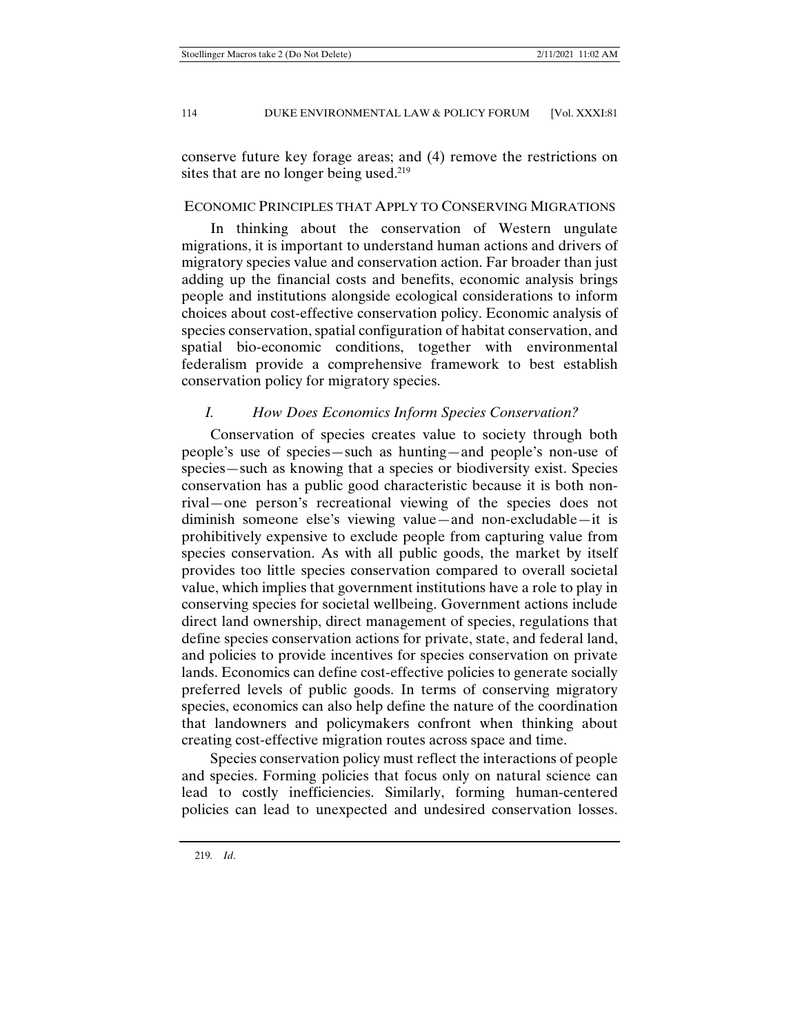conserve future key forage areas; and (4) remove the restrictions on sites that are no longer being used.[219]

## ECONOMIC PRINCIPLES THAT APPLY TO CONSERVING MIGRATIONS

In thinking about the conservation of Western ungulate migrations, it is important to understand human actions and drivers of migratory species value and conservation action. Far broader than just adding up the financial costs and benefits, economic analysis brings people and institutions alongside ecological considerations to inform choices about cost-effective conservation policy. Economic analysis of species conservation, spatial configuration of habitat conservation, and spatial bio-economic conditions, together with environmental federalism provide a comprehensive framework to best establish conservation policy for migratory species.

### *I. How Does Economics Inform Species Conservation?*

Conservation of species creates value to society through both people's use of species—such as hunting—and people's non-use of species—such as knowing that a species or biodiversity exist. Species conservation has a public good characteristic because it is both non-rival—one person's recreational viewing of the species does not diminish someone else's viewing value—and non-excludable—it is prohibitively expensive to exclude people from capturing value from species conservation. As with all public goods, the market by itself provides too little species conservation compared to overall societal value, which implies that government institutions have a role to play in conserving species for societal wellbeing. Government actions include direct land ownership, direct management of species, regulations that define species conservation actions for private, state, and federal land, and policies to provide incentives for species conservation on private lands. Economics can define cost-effective policies to generate socially preferred levels of public goods. In terms of conserving migratory species, economics can also help define the nature of the coordination that landowners and policymakers confront when thinking about creating cost-effective migration routes across space and time.

Species conservation policy must reflect the interactions of people and species. Forming policies that focus only on natural science can lead to costly inefficiencies. Similarly, forming human-centered policies can lead to unexpected and undesired conservation losses.

---

219. *Id*.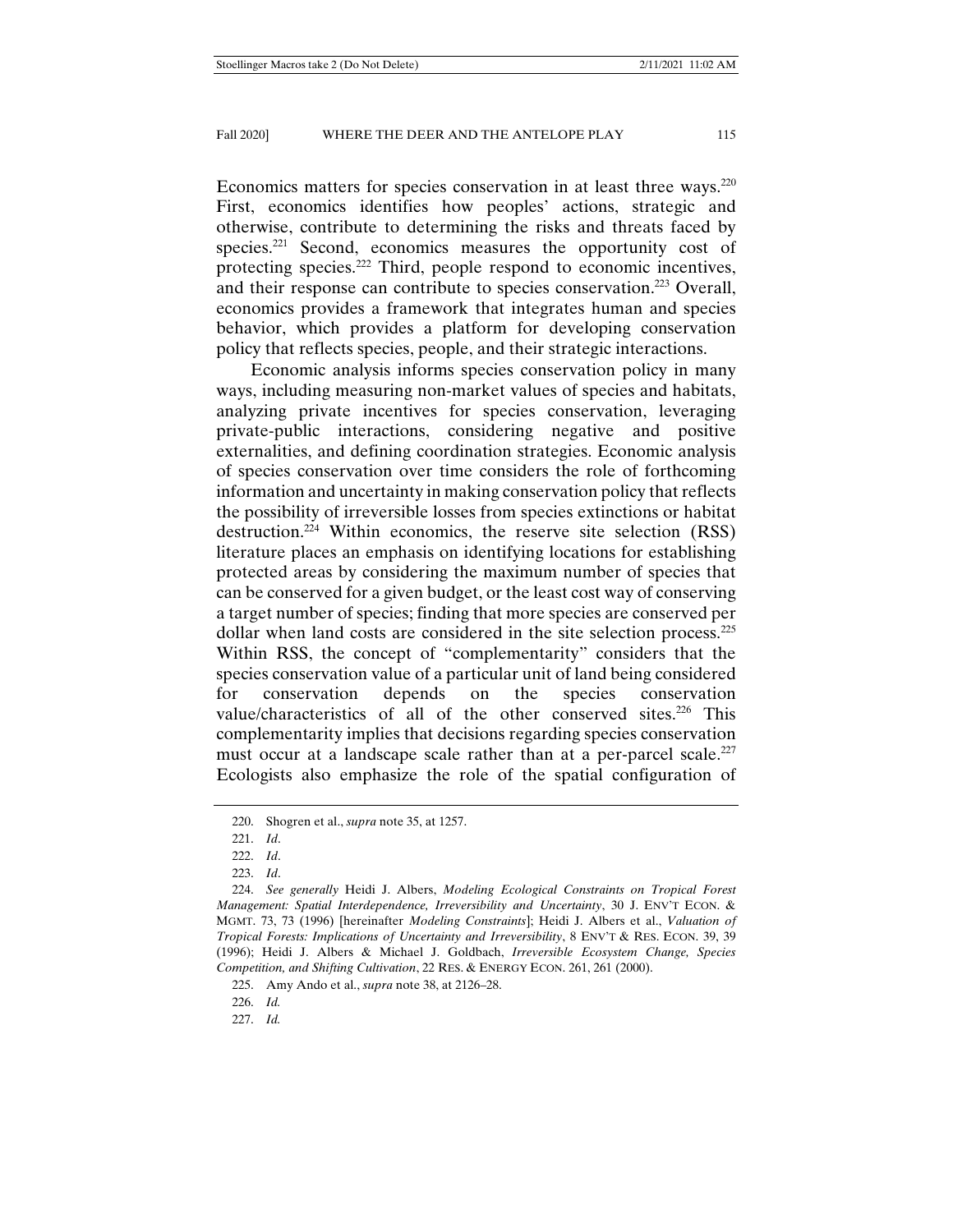Economics matters for species conservation in at least three ways.[220] First, economics identifies how peoples' actions, strategic and otherwise, contribute to determining the risks and threats faced by species.[221] Second, economics measures the opportunity cost of protecting species.[222] Third, people respond to economic incentives, and their response can contribute to species conservation.[223] Overall, economics provides a framework that integrates human and species behavior, which provides a platform for developing conservation policy that reflects species, people, and their strategic interactions.

Economic analysis informs species conservation policy in many ways, including measuring non-market values of species and habitats, analyzing private incentives for species conservation, leveraging private-public interactions, considering negative and positive externalities, and defining coordination strategies. Economic analysis of species conservation over time considers the role of forthcoming information and uncertainty in making conservation policy that reflects the possibility of irreversible losses from species extinctions or habitat destruction.[224] Within economics, the reserve site selection (RSS) literature places an emphasis on identifying locations for establishing protected areas by considering the maximum number of species that can be conserved for a given budget, or the least cost way of conserving a target number of species; finding that more species are conserved per dollar when land costs are considered in the site selection process.[225] Within RSS, the concept of "complementarity" considers that the species conservation value of a particular unit of land being considered for conservation depends on the species conservation value/characteristics of all of the other conserved sites.[226] This complementarity implies that decisions regarding species conservation must occur at a landscape scale rather than at a per-parcel scale.[227] Ecologists also emphasize the role of the spatial configuration of

---

220. Shogren et al., *supra* note 35, at 1257.

221. *Id*.

222. *Id*.

223. *Id*.

224. *See generally* Heidi J. Albers, *Modeling Ecological Constraints on Tropical Forest Management: Spatial Interdependence, Irreversibility and Uncertainty*, 30 J. ENV'T ECON. & MGMT. 73, 73 (1996) [hereinafter *Modeling Constraints*]; Heidi J. Albers et al., *Valuation of Tropical Forests: Implications of Uncertainty and Irreversibility*, 8 ENV'T & RES. ECON. 39, 39 (1996); Heidi J. Albers & Michael J. Goldbach, *Irreversible Ecosystem Change, Species Competition, and Shifting Cultivation*, 22 RES. & ENERGY ECON. 261, 261 (2000).

225. Amy Ando et al., *supra* note 38, at 2126–28.

226. *Id.*

227. *Id.*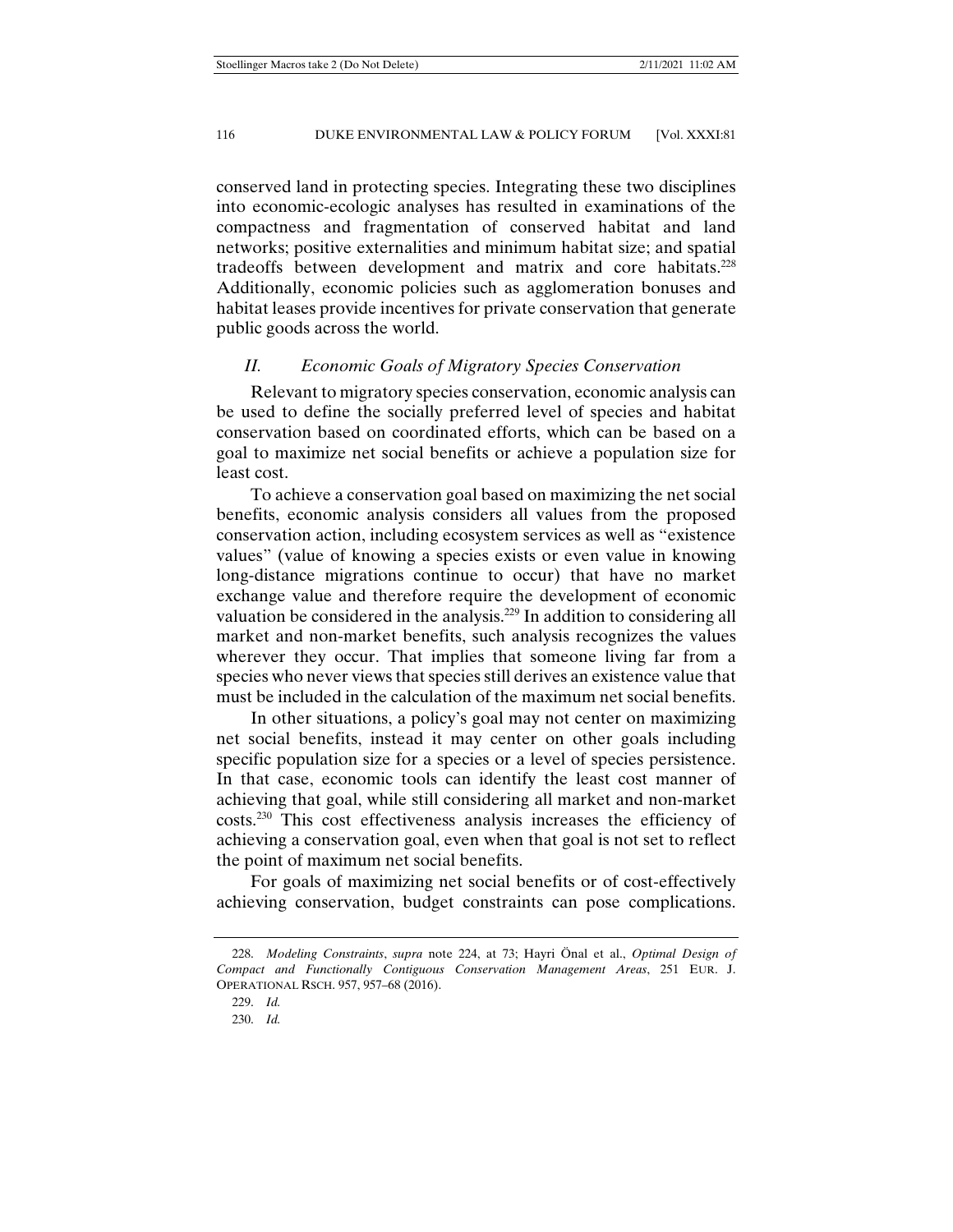conserved land in protecting species. Integrating these two disciplines into economic-ecologic analyses has resulted in examinations of the compactness and fragmentation of conserved habitat and land networks; positive externalities and minimum habitat size; and spatial tradeoffs between development and matrix and core habitats.[228] Additionally, economic policies such as agglomeration bonuses and habitat leases provide incentives for private conservation that generate public goods across the world.

## *II. Economic Goals of Migratory Species Conservation*

Relevant to migratory species conservation, economic analysis can be used to define the socially preferred level of species and habitat conservation based on coordinated efforts, which can be based on a goal to maximize net social benefits or achieve a population size for least cost.

To achieve a conservation goal based on maximizing the net social benefits, economic analysis considers all values from the proposed conservation action, including ecosystem services as well as "existence values" (value of knowing a species exists or even value in knowing long-distance migrations continue to occur) that have no market exchange value and therefore require the development of economic valuation be considered in the analysis.[229] In addition to considering all market and non-market benefits, such analysis recognizes the values wherever they occur. That implies that someone living far from a species who never views that species still derives an existence value that must be included in the calculation of the maximum net social benefits.

In other situations, a policy's goal may not center on maximizing net social benefits, instead it may center on other goals including specific population size for a species or a level of species persistence. In that case, economic tools can identify the least cost manner of achieving that goal, while still considering all market and non-market costs.[230] This cost effectiveness analysis increases the efficiency of achieving a conservation goal, even when that goal is not set to reflect the point of maximum net social benefits.

For goals of maximizing net social benefits or of cost-effectively achieving conservation, budget constraints can pose complications.

---

228. *Modeling Constraints*, *supra* note 224, at 73; Hayri Önal et al., *Optimal Design of Compact and Functionally Contiguous Conservation Management Areas*, 251 EUR. J. OPERATIONAL RSCH. 957, 957–68 (2016).

229. *Id.*

230. *Id.*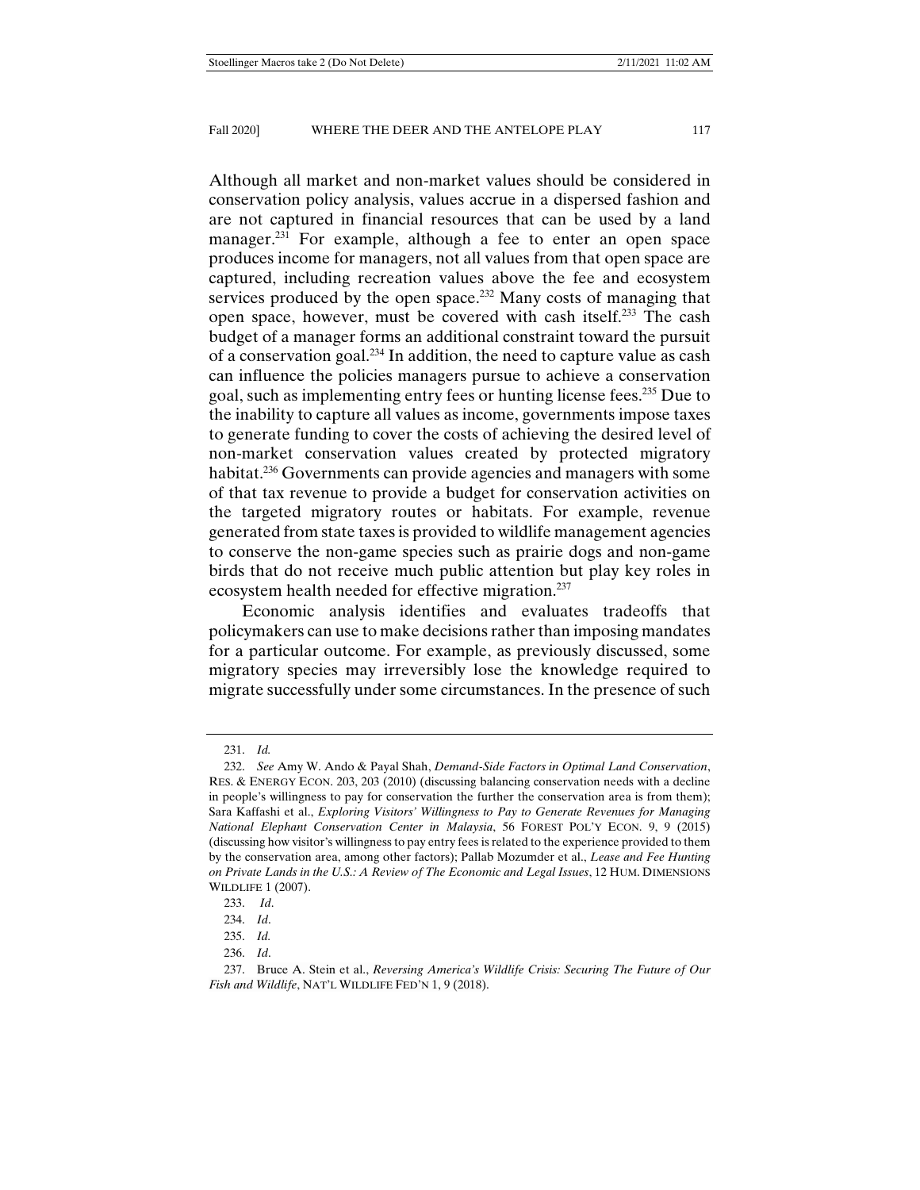Although all market and non-market values should be considered in conservation policy analysis, values accrue in a dispersed fashion and are not captured in financial resources that can be used by a land manager.[231] For example, although a fee to enter an open space produces income for managers, not all values from that open space are captured, including recreation values above the fee and ecosystem services produced by the open space.[232] Many costs of managing that open space, however, must be covered with cash itself.[233] The cash budget of a manager forms an additional constraint toward the pursuit of a conservation goal.[234] In addition, the need to capture value as cash can influence the policies managers pursue to achieve a conservation goal, such as implementing entry fees or hunting license fees.[235] Due to the inability to capture all values as income, governments impose taxes to generate funding to cover the costs of achieving the desired level of non-market conservation values created by protected migratory habitat.[236] Governments can provide agencies and managers with some of that tax revenue to provide a budget for conservation activities on the targeted migratory routes or habitats. For example, revenue generated from state taxes is provided to wildlife management agencies to conserve the non-game species such as prairie dogs and non-game birds that do not receive much public attention but play key roles in ecosystem health needed for effective migration.[237]

Economic analysis identifies and evaluates tradeoffs that policymakers can use to make decisions rather than imposing mandates for a particular outcome. For example, as previously discussed, some migratory species may irreversibly lose the knowledge required to migrate successfully under some circumstances. In the presence of such

---

231. *Id.*

232. *See* Amy W. Ando & Payal Shah, *Demand-Side Factors in Optimal Land Conservation*, RES. & ENERGY ECON. 203, 203 (2010) (discussing balancing conservation needs with a decline in people's willingness to pay for conservation the further the conservation area is from them); Sara Kaffashi et al., *Exploring Visitors' Willingness to Pay to Generate Revenues for Managing National Elephant Conservation Center in Malaysia*, 56 FOREST POL'Y ECON. 9, 9 (2015) (discussing how visitor's willingness to pay entry fees is related to the experience provided to them by the conservation area, among other factors); Pallab Mozumder et al., *Lease and Fee Hunting on Private Lands in the U.S.: A Review of The Economic and Legal Issues*, 12 HUM. DIMENSIONS WILDLIFE 1 (2007).

233. *Id*.

234. *Id*.

235. *Id.*

236. *Id*.

237. Bruce A. Stein et al., *Reversing America's Wildlife Crisis: Securing The Future of Our Fish and Wildlife*, NAT'L WILDLIFE FED'N 1, 9 (2018).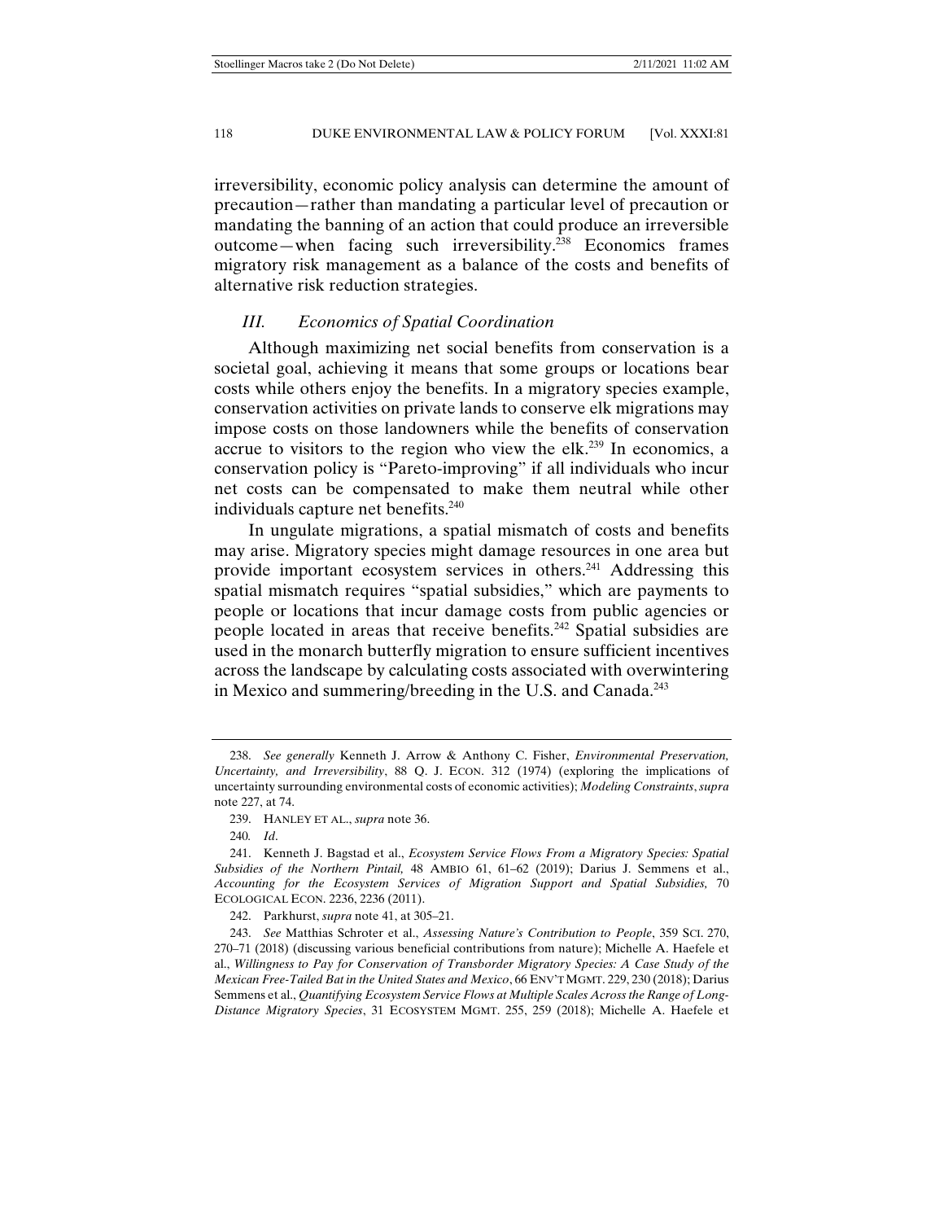irreversibility, economic policy analysis can determine the amount of precaution—rather than mandating a particular level of precaution or mandating the banning of an action that could produce an irreversible outcome—when facing such irreversibility.[238] Economics frames migratory risk management as a balance of the costs and benefits of alternative risk reduction strategies.

### *III. Economics of Spatial Coordination*

Although maximizing net social benefits from conservation is a societal goal, achieving it means that some groups or locations bear costs while others enjoy the benefits. In a migratory species example, conservation activities on private lands to conserve elk migrations may impose costs on those landowners while the benefits of conservation accrue to visitors to the region who view the elk.[239] In economics, a conservation policy is "Pareto-improving" if all individuals who incur net costs can be compensated to make them neutral while other individuals capture net benefits.[240]

In ungulate migrations, a spatial mismatch of costs and benefits may arise. Migratory species might damage resources in one area but provide important ecosystem services in others.[241] Addressing this spatial mismatch requires "spatial subsidies," which are payments to people or locations that incur damage costs from public agencies or people located in areas that receive benefits.[242] Spatial subsidies are used in the monarch butterfly migration to ensure sufficient incentives across the landscape by calculating costs associated with overwintering in Mexico and summering/breeding in the U.S. and Canada.[243]

---

238. *See generally* Kenneth J. Arrow & Anthony C. Fisher, *Environmental Preservation, Uncertainty, and Irreversibility*, 88 Q. J. ECON. 312 (1974) (exploring the implications of uncertainty surrounding environmental costs of economic activities); *Modeling Constraints*, *supra* note 227, at 74.

239. HANLEY ET AL., *supra* note 36.

240. *Id*.

241. Kenneth J. Bagstad et al., *Ecosystem Service Flows From a Migratory Species: Spatial Subsidies of the Northern Pintail,* 48 AMBIO 61, 61–62 (2019); Darius J. Semmens et al., *Accounting for the Ecosystem Services of Migration Support and Spatial Subsidies,* 70 ECOLOGICAL ECON. 2236, 2236 (2011).

242. Parkhurst, *supra* note 41, at 305–21.

243. *See* Matthias Schroter et al., *Assessing Nature's Contribution to People*, 359 SCI. 270, 270–71 (2018) (discussing various beneficial contributions from nature); Michelle A. Haefele et al., *Willingness to Pay for Conservation of Transborder Migratory Species: A Case Study of the Mexican Free-Tailed Bat in the United States and Mexico*, 66 ENV'T MGMT. 229, 230 (2018); Darius Semmens et al., *Quantifying Ecosystem Service Flows at Multiple Scales Across the Range of Long-Distance Migratory Species*, 31 ECOSYSTEM MGMT. 255, 259 (2018); Michelle A. Haefele et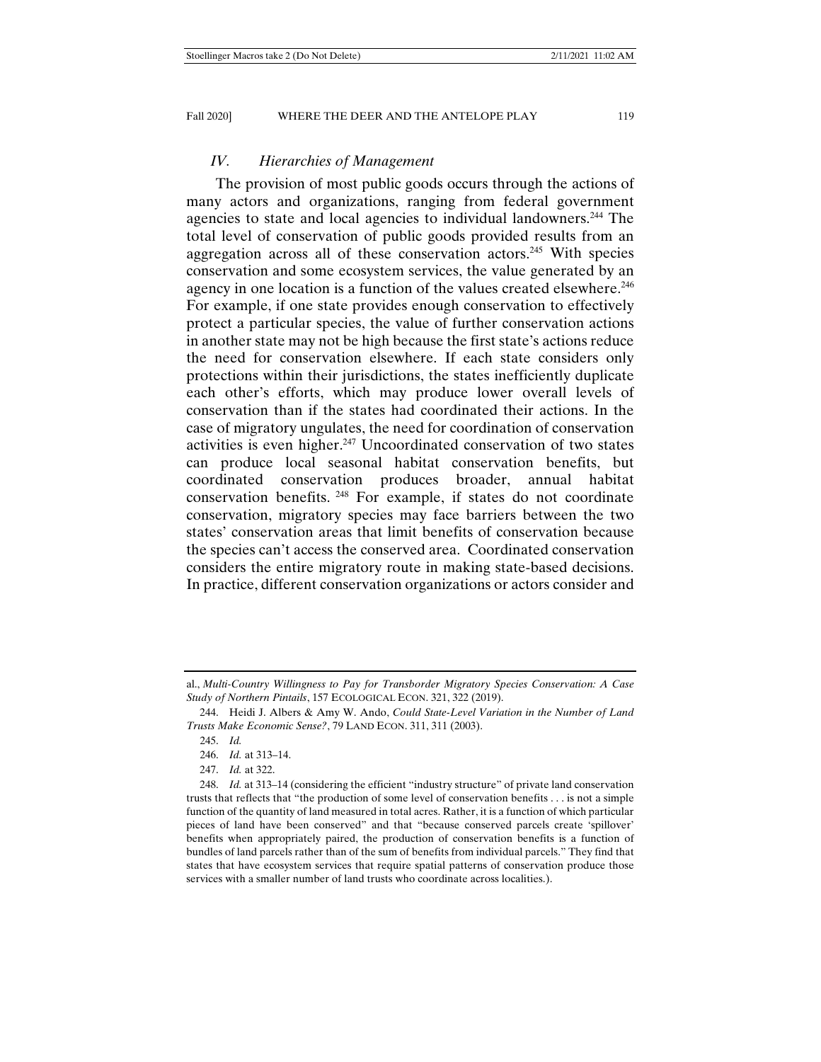### *IV. Hierarchies of Management*

The provision of most public goods occurs through the actions of many actors and organizations, ranging from federal government agencies to state and local agencies to individual landowners.[244] The total level of conservation of public goods provided results from an aggregation across all of these conservation actors.[245] With species conservation and some ecosystem services, the value generated by an agency in one location is a function of the values created elsewhere.[246] For example, if one state provides enough conservation to effectively protect a particular species, the value of further conservation actions in another state may not be high because the first state's actions reduce the need for conservation elsewhere. If each state considers only protections within their jurisdictions, the states inefficiently duplicate each other's efforts, which may produce lower overall levels of conservation than if the states had coordinated their actions. In the case of migratory ungulates, the need for coordination of conservation activities is even higher.[247] Uncoordinated conservation of two states can produce local seasonal habitat conservation benefits, but coordinated conservation produces broader, annual habitat conservation benefits.[248] For example, if states do not coordinate conservation, migratory species may face barriers between the two states' conservation areas that limit benefits of conservation because the species can't access the conserved area. Coordinated conservation considers the entire migratory route in making state-based decisions. In practice, different conservation organizations or actors consider and

---

al., *Multi-Country Willingness to Pay for Transborder Migratory Species Conservation: A Case Study of Northern Pintails*, 157 ECOLOGICAL ECON. 321, 322 (2019).

244. Heidi J. Albers & Amy W. Ando, *Could State-Level Variation in the Number of Land Trusts Make Economic Sense?*, 79 LAND ECON. 311, 311 (2003).

245. *Id.*

246. *Id.* at 313–14.

247. *Id.* at 322.

248. *Id.* at 313–14 (considering the efficient "industry structure" of private land conservation trusts that reflects that "the production of some level of conservation benefits . . . is not a simple function of the quantity of land measured in total acres. Rather, it is a function of which particular pieces of land have been conserved" and that "because conserved parcels create 'spillover' benefits when appropriately paired, the production of conservation benefits is a function of bundles of land parcels rather than of the sum of benefits from individual parcels." They find that states that have ecosystem services that require spatial patterns of conservation produce those services with a smaller number of land trusts who coordinate across localities.).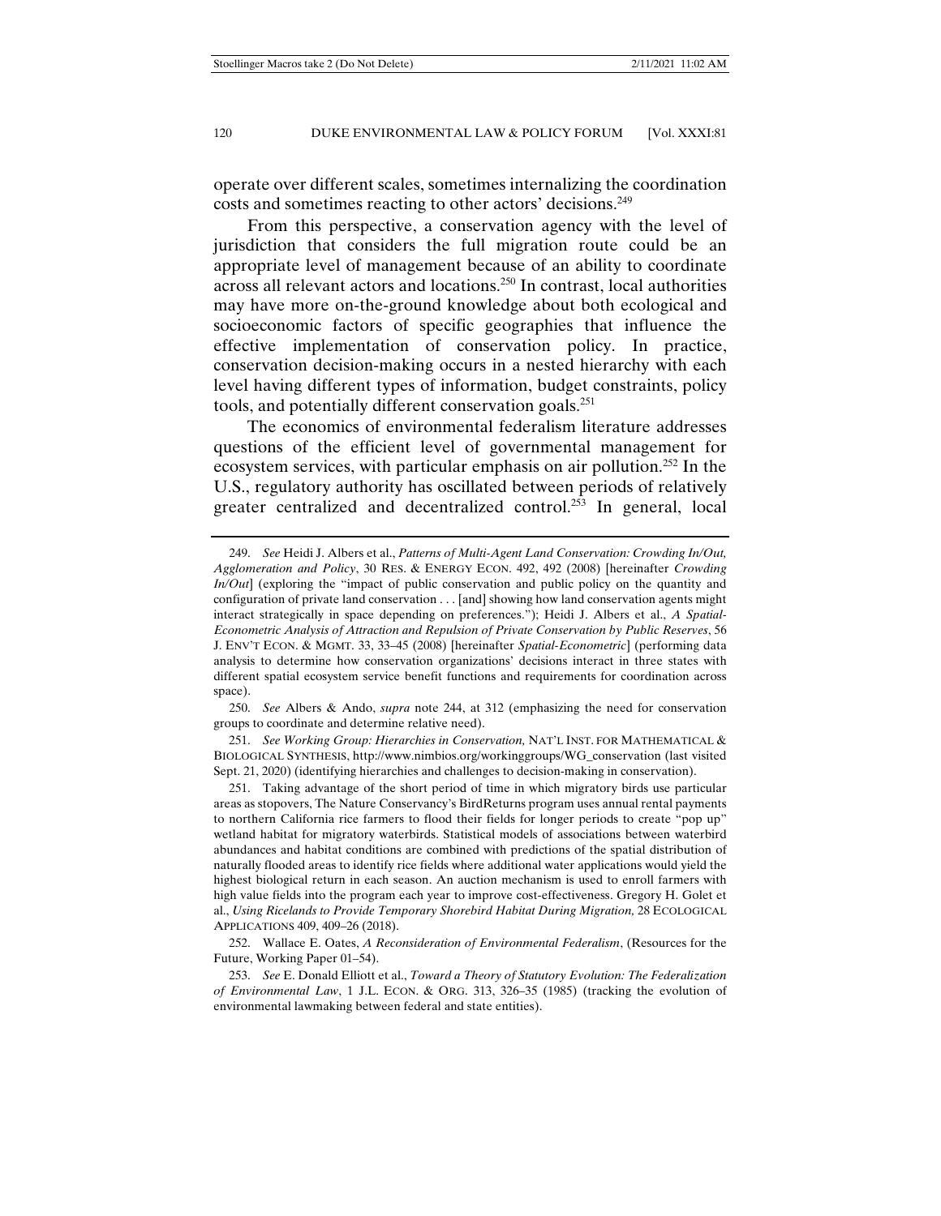operate over different scales, sometimes internalizing the coordination costs and sometimes reacting to other actors' decisions.[249]

From this perspective, a conservation agency with the level of jurisdiction that considers the full migration route could be an appropriate level of management because of an ability to coordinate across all relevant actors and locations.[250] In contrast, local authorities may have more on-the-ground knowledge about both ecological and socioeconomic factors of specific geographies that influence the effective implementation of conservation policy. In practice, conservation decision-making occurs in a nested hierarchy with each level having different types of information, budget constraints, policy tools, and potentially different conservation goals.[251]

The economics of environmental federalism literature addresses questions of the efficient level of governmental management for ecosystem services, with particular emphasis on air pollution.[252] In the U.S., regulatory authority has oscillated between periods of relatively greater centralized and decentralized control.[253] In general, local

---

249. *See* Heidi J. Albers et al., *Patterns of Multi-Agent Land Conservation: Crowding In/Out, Agglomeration and Policy*, 30 RES. & ENERGY ECON. 492, 492 (2008) [hereinafter *Crowding In/Out*] (exploring the "impact of public conservation and public policy on the quantity and configuration of private land conservation . . . [and] showing how land conservation agents might interact strategically in space depending on preferences."); Heidi J. Albers et al., *A Spatial-Econometric Analysis of Attraction and Repulsion of Private Conservation by Public Reserves*, 56 J. ENV'T ECON. & MGMT. 33, 33–45 (2008) [hereinafter *Spatial-Econometric*] (performing data analysis to determine how conservation organizations' decisions interact in three states with different spatial ecosystem service benefit functions and requirements for coordination across space).

250. *See* Albers & Ando, *supra* note 244, at 312 (emphasizing the need for conservation groups to coordinate and determine relative need).

251. *See Working Group: Hierarchies in Conservation,* NAT'L INST. FOR MATHEMATICAL & BIOLOGICAL SYNTHESIS, http://www.nimbios.org/workinggroups/WG_conservation (last visited Sept. 21, 2020) (identifying hierarchies and challenges to decision-making in conservation).

251. Taking advantage of the short period of time in which migratory birds use particular areas as stopovers, The Nature Conservancy's BirdReturns program uses annual rental payments to northern California rice farmers to flood their fields for longer periods to create "pop up" wetland habitat for migratory waterbirds. Statistical models of associations between waterbird abundances and habitat conditions are combined with predictions of the spatial distribution of naturally flooded areas to identify rice fields where additional water applications would yield the highest biological return in each season. An auction mechanism is used to enroll farmers with high value fields into the program each year to improve cost-effectiveness. Gregory H. Golet et al., *Using Ricelands to Provide Temporary Shorebird Habitat During Migration,* 28 ECOLOGICAL APPLICATIONS 409, 409–26 (2018).

252. Wallace E. Oates, *A Reconsideration of Environmental Federalism*, (Resources for the Future, Working Paper 01–54).

253. *See* E. Donald Elliott et al., *Toward a Theory of Statutory Evolution: The Federalization of Environmental Law*, 1 J.L. ECON. & ORG. 313, 326–35 (1985) (tracking the evolution of environmental lawmaking between federal and state entities).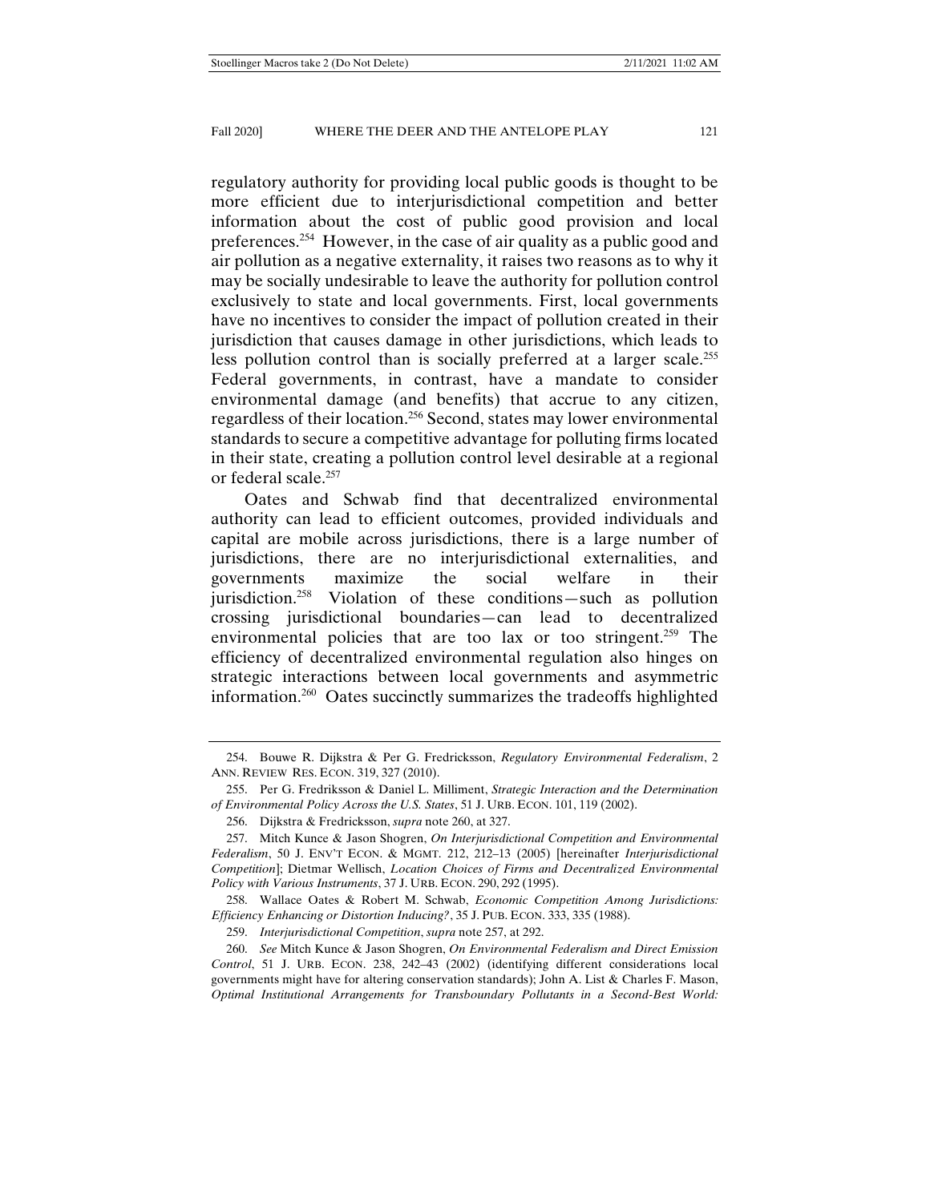regulatory authority for providing local public goods is thought to be more efficient due to interjurisdictional competition and better information about the cost of public good provision and local preferences.[254] However, in the case of air quality as a public good and air pollution as a negative externality, it raises two reasons as to why it may be socially undesirable to leave the authority for pollution control exclusively to state and local governments. First, local governments have no incentives to consider the impact of pollution created in their jurisdiction that causes damage in other jurisdictions, which leads to less pollution control than is socially preferred at a larger scale.[255] Federal governments, in contrast, have a mandate to consider environmental damage (and benefits) that accrue to any citizen, regardless of their location.[256] Second, states may lower environmental standards to secure a competitive advantage for polluting firms located in their state, creating a pollution control level desirable at a regional or federal scale.[257]

Oates and Schwab find that decentralized environmental authority can lead to efficient outcomes, provided individuals and capital are mobile across jurisdictions, there is a large number of jurisdictions, there are no interjurisdictional externalities, and governments maximize the social welfare in their jurisdiction.[258] Violation of these conditions—such as pollution crossing jurisdictional boundaries—can lead to decentralized environmental policies that are too lax or too stringent.[259] The efficiency of decentralized environmental regulation also hinges on strategic interactions between local governments and asymmetric information.[260] Oates succinctly summarizes the tradeoffs highlighted

---

254. Bouwe R. Dijkstra & Per G. Fredricksson, *Regulatory Environmental Federalism*, 2 ANN. REVIEW RES. ECON. 319, 327 (2010).

255. Per G. Fredriksson & Daniel L. Milliment, *Strategic Interaction and the Determination of Environmental Policy Across the U.S. States*, 51 J. URB. ECON. 101, 119 (2002).

256. Dijkstra & Fredricksson, *supra* note 260, at 327.

257. Mitch Kunce & Jason Shogren, *On Interjurisdictional Competition and Environmental Federalism*, 50 J. ENV'T ECON. & MGMT. 212, 212–13 (2005) [hereinafter *Interjurisdictional Competition*]; Dietmar Wellisch, *Location Choices of Firms and Decentralized Environmental Policy with Various Instruments*, 37 J. URB. ECON. 290, 292 (1995).

258. Wallace Oates & Robert M. Schwab, *Economic Competition Among Jurisdictions: Efficiency Enhancing or Distortion Inducing?*, 35 J. PUB. ECON. 333, 335 (1988).

259. *Interjurisdictional Competition*, *supra* note 257, at 292.

260. *See* Mitch Kunce & Jason Shogren, *On Environmental Federalism and Direct Emission Control*, 51 J. URB. ECON. 238, 242–43 (2002) (identifying different considerations local governments might have for altering conservation standards); John A. List & Charles F. Mason, *Optimal Institutional Arrangements for Transboundary Pollutants in a Second-Best World:*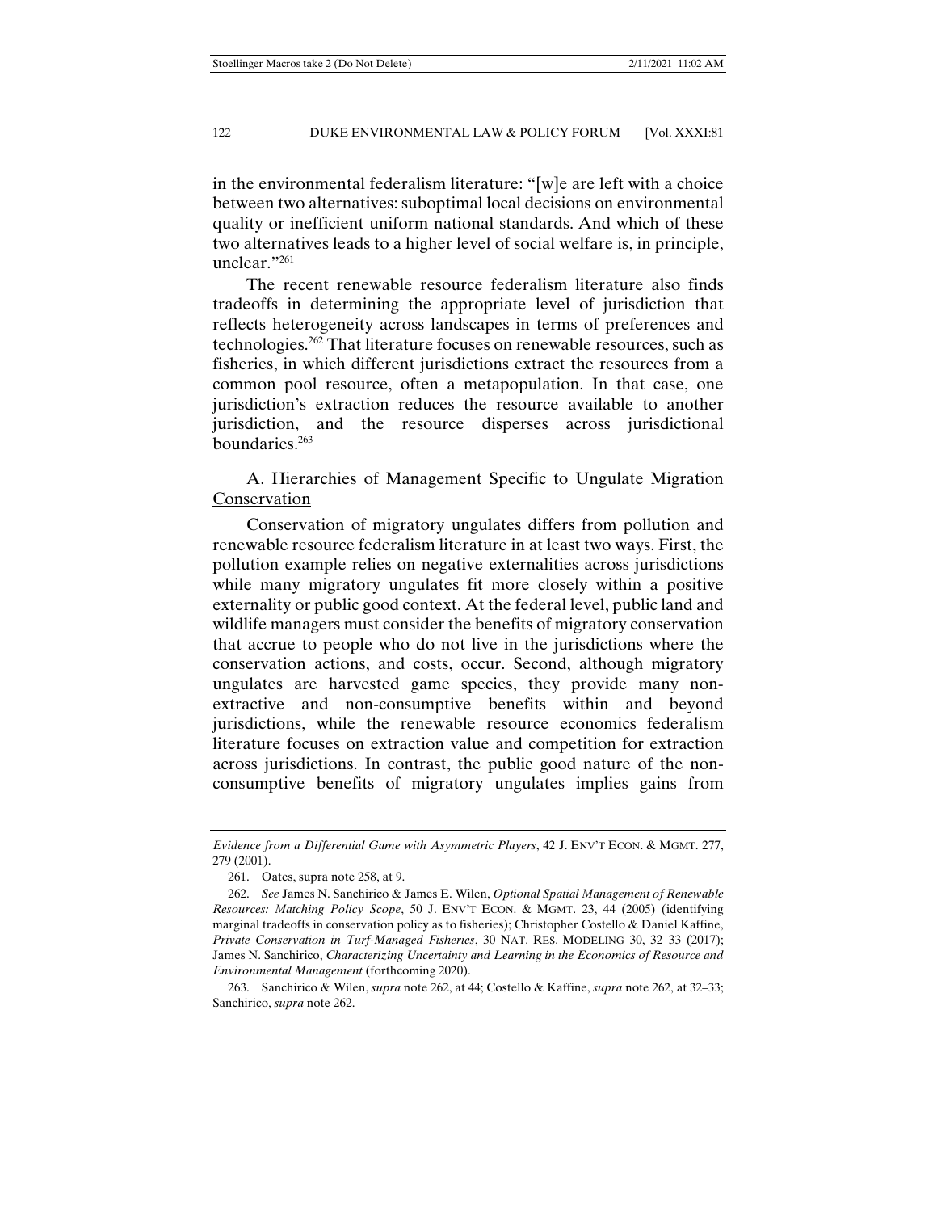in the environmental federalism literature: "[w]e are left with a choice between two alternatives: suboptimal local decisions on environmental quality or inefficient uniform national standards. And which of these two alternatives leads to a higher level of social welfare is, in principle, unclear."[261]

The recent renewable resource federalism literature also finds tradeoffs in determining the appropriate level of jurisdiction that reflects heterogeneity across landscapes in terms of preferences and technologies.[262] That literature focuses on renewable resources, such as fisheries, in which different jurisdictions extract the resources from a common pool resource, often a metapopulation. In that case, one jurisdiction's extraction reduces the resource available to another jurisdiction, and the resource disperses across jurisdictional boundaries.[263]

## A. Hierarchies of Management Specific to Ungulate Migration Conservation

Conservation of migratory ungulates differs from pollution and renewable resource federalism literature in at least two ways. First, the pollution example relies on negative externalities across jurisdictions while many migratory ungulates fit more closely within a positive externality or public good context. At the federal level, public land and wildlife managers must consider the benefits of migratory conservation that accrue to people who do not live in the jurisdictions where the conservation actions, and costs, occur. Second, although migratory ungulates are harvested game species, they provide many non-extractive and non-consumptive benefits within and beyond jurisdictions, while the renewable resource economics federalism literature focuses on extraction value and competition for extraction across jurisdictions. In contrast, the public good nature of the non-consumptive benefits of migratory ungulates implies gains from

---

*Evidence from a Differential Game with Asymmetric Players*, 42 J. ENV'T ECON. & MGMT. 277, 279 (2001).

261. Oates, supra note 258, at 9.

262. *See* James N. Sanchirico & James E. Wilen, *Optional Spatial Management of Renewable Resources: Matching Policy Scope*, 50 J. ENV'T ECON. & MGMT. 23, 44 (2005) (identifying marginal tradeoffs in conservation policy as to fisheries); Christopher Costello & Daniel Kaffine, *Private Conservation in Turf-Managed Fisheries*, 30 NAT. RES. MODELING 30, 32–33 (2017); James N. Sanchirico, *Characterizing Uncertainty and Learning in the Economics of Resource and Environmental Management* (forthcoming 2020).

263. Sanchirico & Wilen, *supra* note 262, at 44; Costello & Kaffine, *supra* note 262, at 32–33; Sanchirico, *supra* note 262.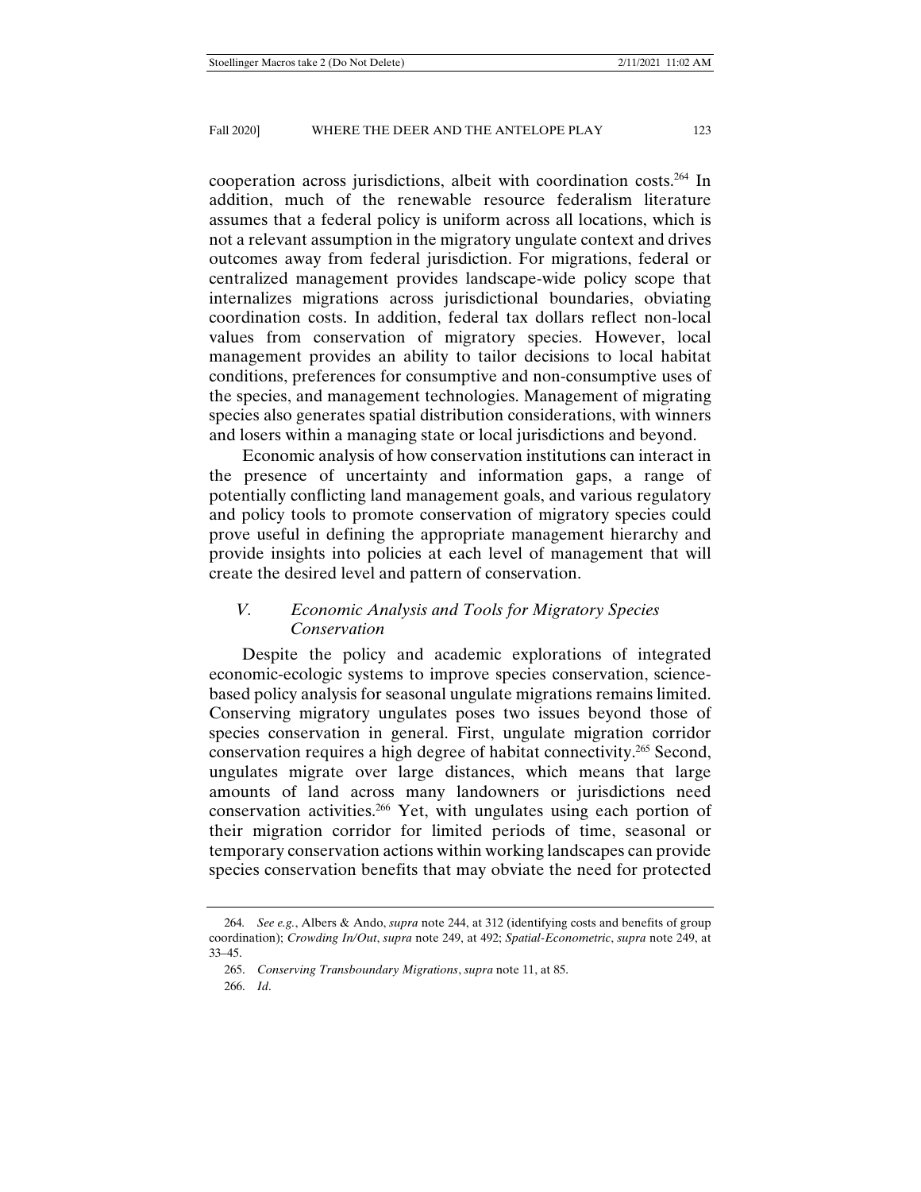cooperation across jurisdictions, albeit with coordination costs.[264] In addition, much of the renewable resource federalism literature assumes that a federal policy is uniform across all locations, which is not a relevant assumption in the migratory ungulate context and drives outcomes away from federal jurisdiction. For migrations, federal or centralized management provides landscape-wide policy scope that internalizes migrations across jurisdictional boundaries, obviating coordination costs. In addition, federal tax dollars reflect non-local values from conservation of migratory species. However, local management provides an ability to tailor decisions to local habitat conditions, preferences for consumptive and non-consumptive uses of the species, and management technologies. Management of migrating species also generates spatial distribution considerations, with winners and losers within a managing state or local jurisdictions and beyond.

Economic analysis of how conservation institutions can interact in the presence of uncertainty and information gaps, a range of potentially conflicting land management goals, and various regulatory and policy tools to promote conservation of migratory species could prove useful in defining the appropriate management hierarchy and provide insights into policies at each level of management that will create the desired level and pattern of conservation.

## *V. Economic Analysis and Tools for Migratory Species Conservation*

Despite the policy and academic explorations of integrated economic-ecologic systems to improve species conservation, science-based policy analysis for seasonal ungulate migrations remains limited. Conserving migratory ungulates poses two issues beyond those of species conservation in general. First, ungulate migration corridor conservation requires a high degree of habitat connectivity.[265] Second, ungulates migrate over large distances, which means that large amounts of land across many landowners or jurisdictions need conservation activities.[266] Yet, with ungulates using each portion of their migration corridor for limited periods of time, seasonal or temporary conservation actions within working landscapes can provide species conservation benefits that may obviate the need for protected

---

264. *See e.g.*, Albers & Ando, *supra* note 244, at 312 (identifying costs and benefits of group coordination); *Crowding In/Out*, *supra* note 249, at 492; *Spatial-Econometric*, *supra* note 249, at 33–45.

265. *Conserving Transboundary Migrations*, *supra* note 11, at 85.

266. *Id*.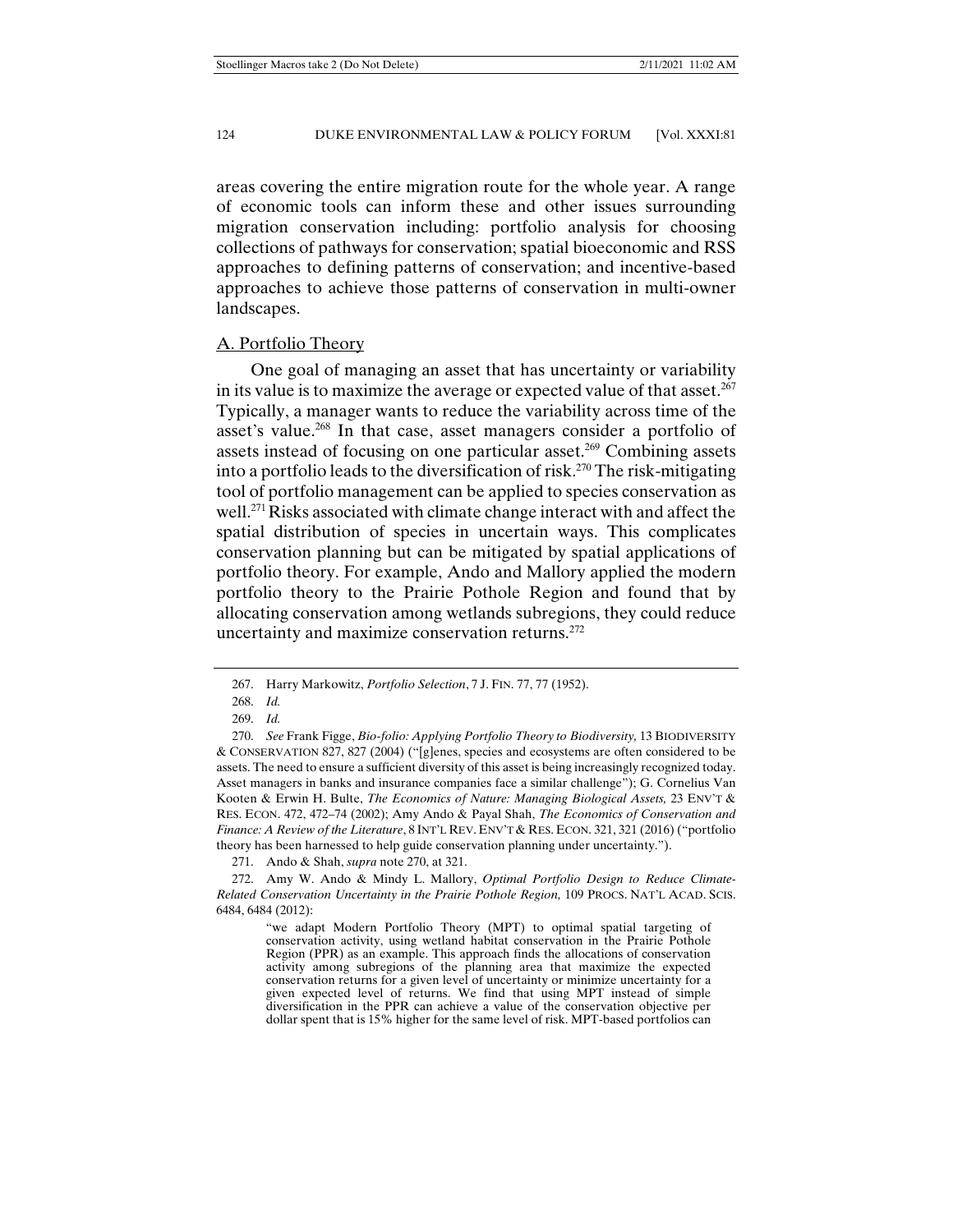areas covering the entire migration route for the whole year. A range of economic tools can inform these and other issues surrounding migration conservation including: portfolio analysis for choosing collections of pathways for conservation; spatial bioeconomic and RSS approaches to defining patterns of conservation; and incentive-based approaches to achieve those patterns of conservation in multi-owner landscapes.

## A. Portfolio Theory

One goal of managing an asset that has uncertainty or variability in its value is to maximize the average or expected value of that asset.[267] Typically, a manager wants to reduce the variability across time of the asset's value.[268] In that case, asset managers consider a portfolio of assets instead of focusing on one particular asset.[269] Combining assets into a portfolio leads to the diversification of risk.[270] The risk-mitigating tool of portfolio management can be applied to species conservation as well.[271] Risks associated with climate change interact with and affect the spatial distribution of species in uncertain ways. This complicates conservation planning but can be mitigated by spatial applications of portfolio theory. For example, Ando and Mallory applied the modern portfolio theory to the Prairie Pothole Region and found that by allocating conservation among wetlands subregions, they could reduce uncertainty and maximize conservation returns.[272]

---

267. Harry Markowitz, *Portfolio Selection*, 7 J. FIN. 77, 77 (1952).

268. *Id.*

269. *Id.*

270. *See* Frank Figge, *Bio-folio: Applying Portfolio Theory to Biodiversity,* 13 BIODIVERSITY & CONSERVATION 827, 827 (2004) ("[g]enes, species and ecosystems are often considered to be assets. The need to ensure a sufficient diversity of this asset is being increasingly recognized today. Asset managers in banks and insurance companies face a similar challenge"); G. Cornelius Van Kooten & Erwin H. Bulte, *The Economics of Nature: Managing Biological Assets,* 23 ENV'T & RES. ECON. 472, 472–74 (2002); Amy Ando & Payal Shah, *The Economics of Conservation and Finance: A Review of the Literature*, 8 INT'L REV. ENV'T & RES. ECON. 321, 321 (2016) ("portfolio theory has been harnessed to help guide conservation planning under uncertainty.").

271. Ando & Shah, *supra* note 270, at 321.

272. Amy W. Ando & Mindy L. Mallory, *Optimal Portfolio Design to Reduce Climate-Related Conservation Uncertainty in the Prairie Pothole Region,* 109 PROCS. NAT'L ACAD. SCIS. 6484, 6484 (2012):

> "we adapt Modern Portfolio Theory (MPT) to optimal spatial targeting of conservation activity, using wetland habitat conservation in the Prairie Pothole Region (PPR) as an example. This approach finds the allocations of conservation activity among subregions of the planning area that maximize the expected conservation returns for a given level of uncertainty or minimize uncertainty for a given expected level of returns. We find that using MPT instead of simple diversification in the PPR can achieve a value of the conservation objective per dollar spent that is 15% higher for the same level of risk. MPT-based portfolios can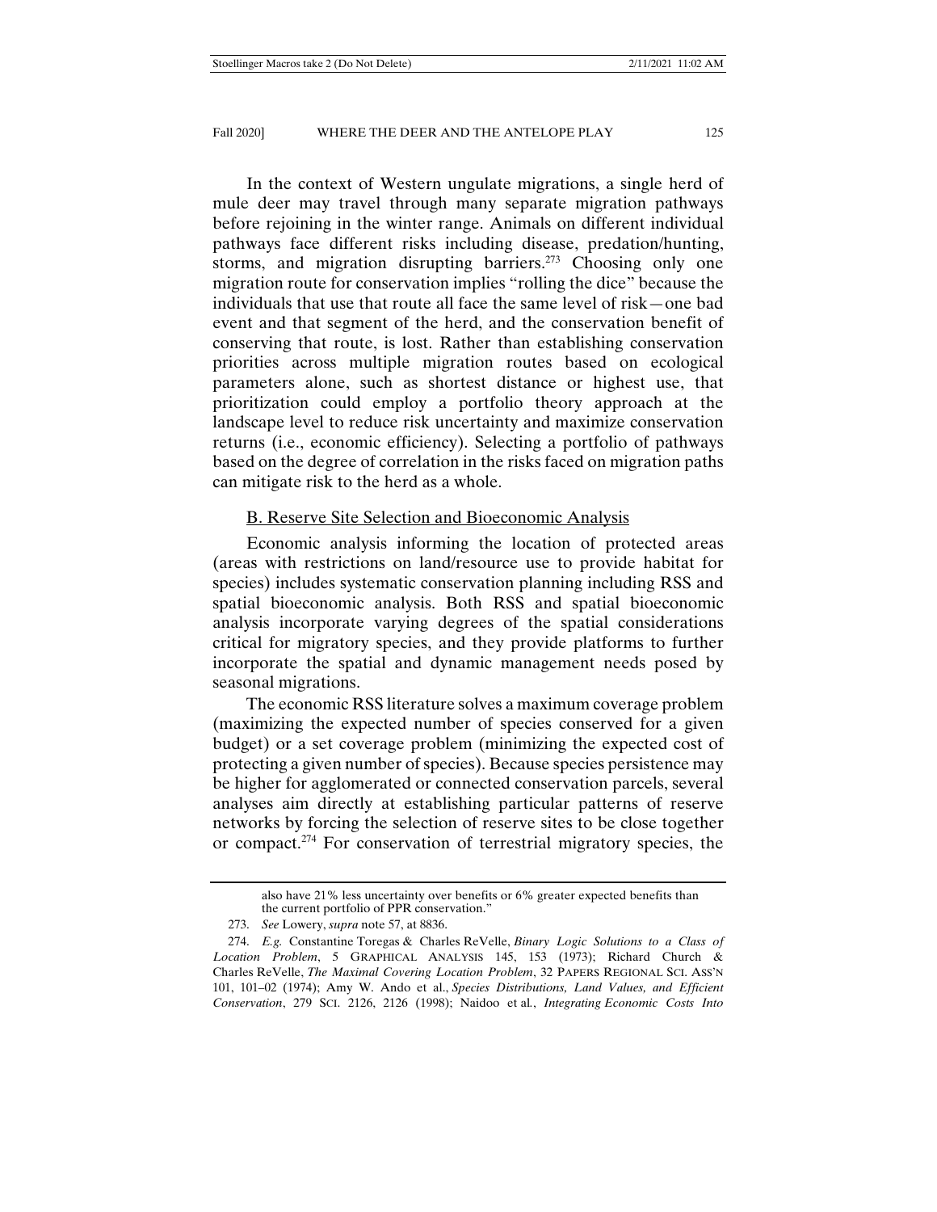In the context of Western ungulate migrations, a single herd of mule deer may travel through many separate migration pathways before rejoining in the winter range. Animals on different individual pathways face different risks including disease, predation/hunting, storms, and migration disrupting barriers.[273] Choosing only one migration route for conservation implies "rolling the dice" because the individuals that use that route all face the same level of risk—one bad event and that segment of the herd, and the conservation benefit of conserving that route, is lost. Rather than establishing conservation priorities across multiple migration routes based on ecological parameters alone, such as shortest distance or highest use, that prioritization could employ a portfolio theory approach at the landscape level to reduce risk uncertainty and maximize conservation returns (i.e., economic efficiency). Selecting a portfolio of pathways based on the degree of correlation in the risks faced on migration paths can mitigate risk to the herd as a whole.

### B. Reserve Site Selection and Bioeconomic Analysis

Economic analysis informing the location of protected areas (areas with restrictions on land/resource use to provide habitat for species) includes systematic conservation planning including RSS and spatial bioeconomic analysis. Both RSS and spatial bioeconomic analysis incorporate varying degrees of the spatial considerations critical for migratory species, and they provide platforms to further incorporate the spatial and dynamic management needs posed by seasonal migrations.

The economic RSS literature solves a maximum coverage problem (maximizing the expected number of species conserved for a given budget) or a set coverage problem (minimizing the expected cost of protecting a given number of species). Because species persistence may be higher for agglomerated or connected conservation parcels, several analyses aim directly at establishing particular patterns of reserve networks by forcing the selection of reserve sites to be close together or compact.[274] For conservation of terrestrial migratory species, the

---

also have 21% less uncertainty over benefits or 6% greater expected benefits than the current portfolio of PPR conservation."

273. *See* Lowery, *supra* note 57, at 8836.

274. *E.g.* Constantine Toregas & Charles ReVelle, *Binary Logic Solutions to a Class of Location Problem*, 5 GRAPHICAL ANALYSIS 145, 153 (1973); Richard Church & Charles ReVelle, *The Maximal Covering Location Problem*, 32 PAPERS REGIONAL SCI. ASS'N 101, 101–02 (1974); Amy W. Ando et al., *Species Distributions, Land Values, and Efficient Conservation*, 279 SCI. 2126, 2126 (1998); Naidoo et al., *Integrating Economic Costs Into*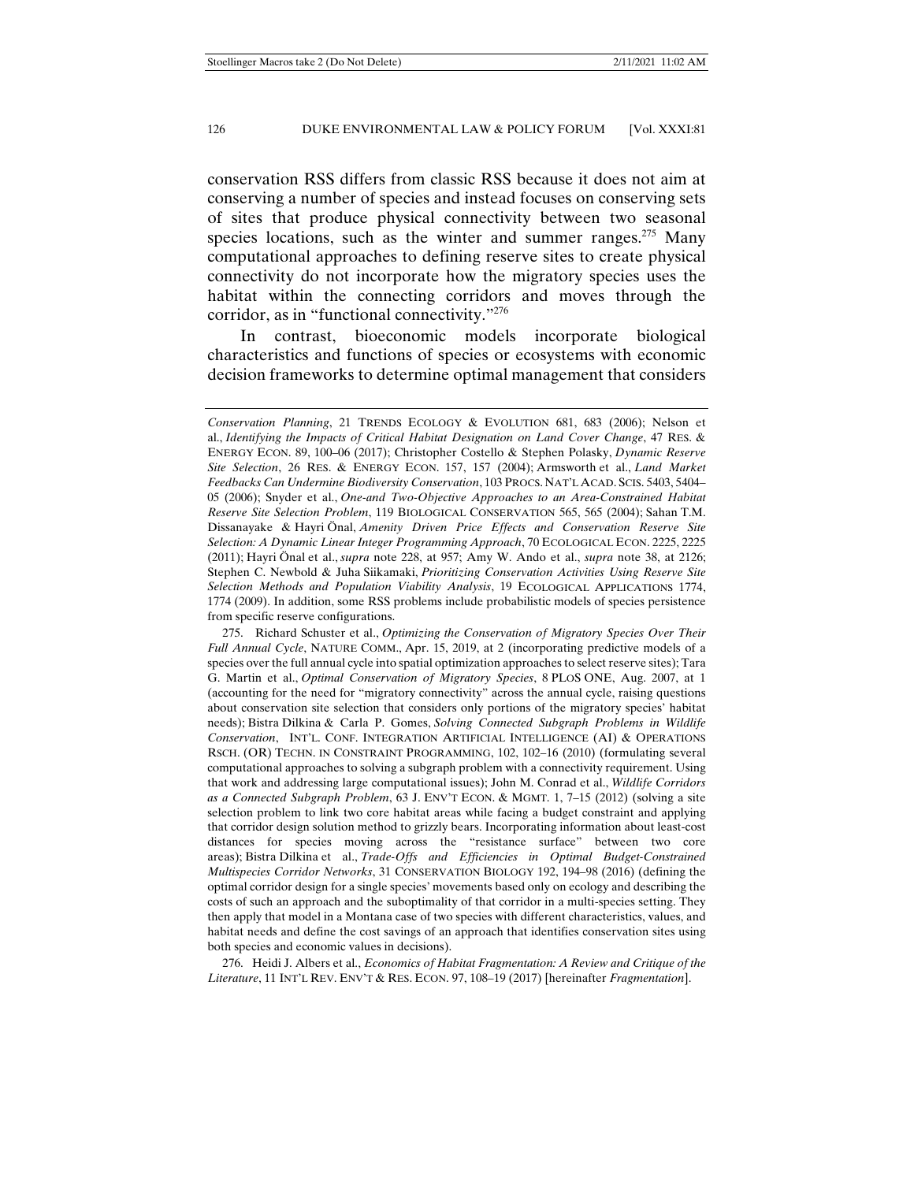conservation RSS differs from classic RSS because it does not aim at conserving a number of species and instead focuses on conserving sets of sites that produce physical connectivity between two seasonal species locations, such as the winter and summer ranges.[275] Many computational approaches to defining reserve sites to create physical connectivity do not incorporate how the migratory species uses the habitat within the connecting corridors and moves through the corridor, as in "functional connectivity."[276]

In contrast, bioeconomic models incorporate biological characteristics and functions of species or ecosystems with economic decision frameworks to determine optimal management that considers

---

*Conservation Planning*, 21 TRENDS ECOLOGY & EVOLUTION 681, 683 (2006); Nelson et al., *Identifying the Impacts of Critical Habitat Designation on Land Cover Change*, 47 RES. & ENERGY ECON. 89, 100–06 (2017); Christopher Costello & Stephen Polasky, *Dynamic Reserve Site Selection*, 26 RES. & ENERGY ECON. 157, 157 (2004); Armsworth et al., *Land Market Feedbacks Can Undermine Biodiversity Conservation*, 103 PROCS. NAT'L ACAD. SCIS. 5403, 5404–05 (2006); Snyder et al., *One-and Two-Objective Approaches to an Area-Constrained Habitat Reserve Site Selection Problem*, 119 BIOLOGICAL CONSERVATION 565, 565 (2004); Sahan T.M. Dissanayake & Hayri Önal, *Amenity Driven Price Effects and Conservation Reserve Site Selection: A Dynamic Linear Integer Programming Approach*, 70 ECOLOGICAL ECON. 2225, 2225 (2011); Hayri Önal et al., *supra* note 228, at 957; Amy W. Ando et al., *supra* note 38, at 2126; Stephen C. Newbold & Juha Siikamaki, *Prioritizing Conservation Activities Using Reserve Site Selection Methods and Population Viability Analysis*, 19 ECOLOGICAL APPLICATIONS 1774, 1774 (2009). In addition, some RSS problems include probabilistic models of species persistence from specific reserve configurations.

275. Richard Schuster et al., *Optimizing the Conservation of Migratory Species Over Their Full Annual Cycle*, NATURE COMM., Apr. 15, 2019, at 2 (incorporating predictive models of a species over the full annual cycle into spatial optimization approaches to select reserve sites); Tara G. Martin et al., *Optimal Conservation of Migratory Species*, 8 PLOS ONE, Aug. 2007, at 1 (accounting for the need for "migratory connectivity" across the annual cycle, raising questions about conservation site selection that considers only portions of the migratory species' habitat needs); Bistra Dilkina & Carla P. Gomes, *Solving Connected Subgraph Problems in Wildlife Conservation*, INT'L. CONF. INTEGRATION ARTIFICIAL INTELLIGENCE (AI) & OPERATIONS RSCH. (OR) TECHN. IN CONSTRAINT PROGRAMMING, 102, 102–16 (2010) (formulating several computational approaches to solving a subgraph problem with a connectivity requirement. Using that work and addressing large computational issues); John M. Conrad et al., *Wildlife Corridors as a Connected Subgraph Problem*, 63 J. ENV'T ECON. & MGMT. 1, 7–15 (2012) (solving a site selection problem to link two core habitat areas while facing a budget constraint and applying that corridor design solution method to grizzly bears. Incorporating information about least-cost distances for species moving across the "resistance surface" between two core areas); Bistra Dilkina et al., *Trade-Offs and Efficiencies in Optimal Budget-Constrained Multispecies Corridor Networks*, 31 CONSERVATION BIOLOGY 192, 194–98 (2016) (defining the optimal corridor design for a single species' movements based only on ecology and describing the costs of such an approach and the suboptimality of that corridor in a multi-species setting. They then apply that model in a Montana case of two species with different characteristics, values, and habitat needs and define the cost savings of an approach that identifies conservation sites using both species and economic values in decisions).

276. Heidi J. Albers et al., *Economics of Habitat Fragmentation: A Review and Critique of the Literature*, 11 INT'L REV. ENV'T & RES. ECON. 97, 108–19 (2017) [hereinafter *Fragmentation*].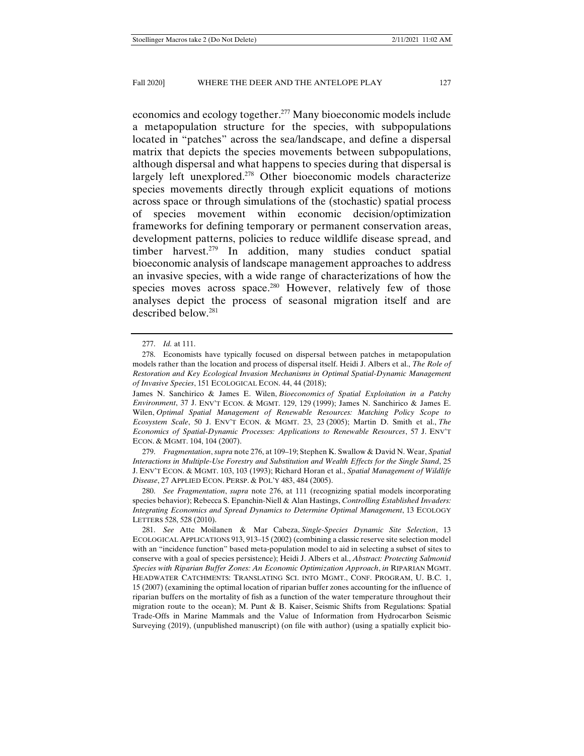economics and ecology together.[277] Many bioeconomic models include a metapopulation structure for the species, with subpopulations located in "patches" across the sea/landscape, and define a dispersal matrix that depicts the species movements between subpopulations, although dispersal and what happens to species during that dispersal is largely left unexplored.[278] Other bioeconomic models characterize species movements directly through explicit equations of motions across space or through simulations of the (stochastic) spatial process of species movement within economic decision/optimization frameworks for defining temporary or permanent conservation areas, development patterns, policies to reduce wildlife disease spread, and timber harvest.[279] In addition, many studies conduct spatial bioeconomic analysis of landscape management approaches to address an invasive species, with a wide range of characterizations of how the species moves across space.[280] However, relatively few of those analyses depict the process of seasonal migration itself and are described below.[281]

---

277. *Id.* at 111.

278. Economists have typically focused on dispersal between patches in metapopulation models rather than the location and process of dispersal itself. Heidi J. Albers et al., *The Role of Restoration and Key Ecological Invasion Mechanisms in Optimal Spatial-Dynamic Management of Invasive Species*, 151 ECOLOGICAL ECON. 44, 44 (2018);

James N. Sanchirico & James E. Wilen, *Bioeconomics of Spatial Exploitation in a Patchy Environment*, 37 J. ENV'T ECON. & MGMT. 129, 129 (1999); James N. Sanchirico & James E. Wilen, *Optimal Spatial Management of Renewable Resources: Matching Policy Scope to Ecosystem Scale*, 50 J. ENV'T ECON. & MGMT. 23, 23 (2005); Martin D. Smith et al., *The Economics of Spatial-Dynamic Processes: Applications to Renewable Resources*, 57 J. ENV'T ECON. & MGMT. 104, 104 (2007).

279. *Fragmentation*, *supra* note 276, at 109–19; Stephen K. Swallow & David N. Wear, *Spatial Interactions in Multiple-Use Forestry and Substitution and Wealth Effects for the Single Stand*, 25 J. ENV'T ECON. & MGMT. 103, 103 (1993); Richard Horan et al., *Spatial Management of Wildlife Disease*, 27 APPLIED ECON. PERSP. & POL'Y 483, 484 (2005).

280. *See Fragmentation*, *supra* note 276, at 111 (recognizing spatial models incorporating species behavior); Rebecca S. Epanchin-Niell & Alan Hastings, *Controlling Established Invaders: Integrating Economics and Spread Dynamics to Determine Optimal Management*, 13 ECOLOGY LETTERS 528, 528 (2010).

281. *See* Atte Moilanen & Mar Cabeza, *Single-Species Dynamic Site Selection*, 13 ECOLOGICAL APPLICATIONS 913, 913–15 (2002) (combining a classic reserve site selection model with an "incidence function" based meta-population model to aid in selecting a subset of sites to conserve with a goal of species persistence); Heidi J. Albers et al., *Abstract: Protecting Salmonid Species with Riparian Buffer Zones: An Economic Optimization Approach*, *in* RIPARIAN MGMT. HEADWATER CATCHMENTS: TRANSLATING SCI. INTO MGMT., CONF. PROGRAM, U. B.C. 1, 15 (2007) (examining the optimal location of riparian buffer zones accounting for the influence of riparian buffers on the mortality of fish as a function of the water temperature throughout their migration route to the ocean); M. Punt & B. Kaiser, Seismic Shifts from Regulations: Spatial Trade-Offs in Marine Mammals and the Value of Information from Hydrocarbon Seismic Surveying (2019), (unpublished manuscript) (on file with author) (using a spatially explicit bio-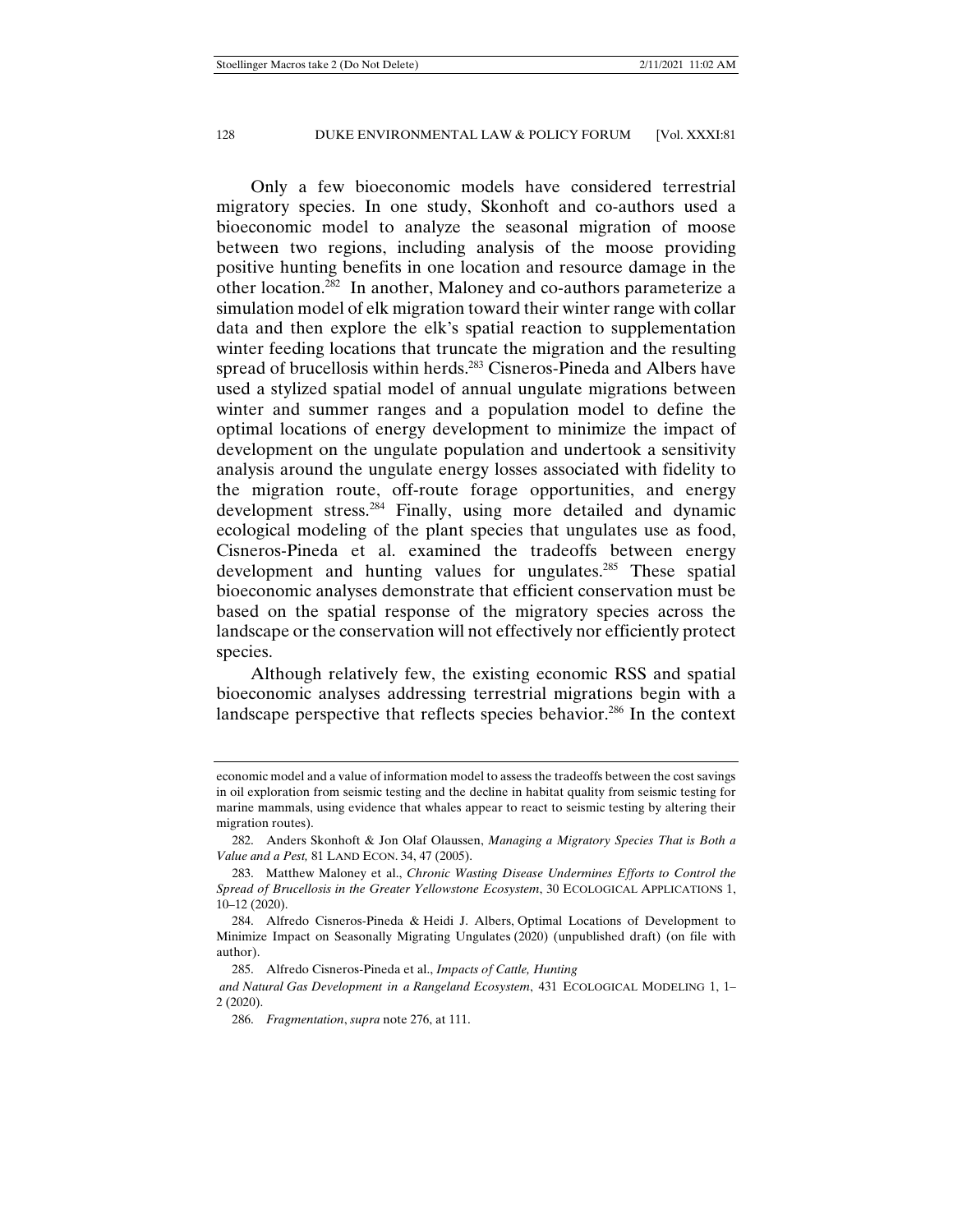Only a few bioeconomic models have considered terrestrial migratory species. In one study, Skonhoft and co-authors used a bioeconomic model to analyze the seasonal migration of moose between two regions, including analysis of the moose providing positive hunting benefits in one location and resource damage in the other location.[282] In another, Maloney and co-authors parameterize a simulation model of elk migration toward their winter range with collar data and then explore the elk's spatial reaction to supplementation winter feeding locations that truncate the migration and the resulting spread of brucellosis within herds.[283] Cisneros-Pineda and Albers have used a stylized spatial model of annual ungulate migrations between winter and summer ranges and a population model to define the optimal locations of energy development to minimize the impact of development on the ungulate population and undertook a sensitivity analysis around the ungulate energy losses associated with fidelity to the migration route, off-route forage opportunities, and energy development stress.[284] Finally, using more detailed and dynamic ecological modeling of the plant species that ungulates use as food, Cisneros-Pineda et al. examined the tradeoffs between energy development and hunting values for ungulates.[285] These spatial bioeconomic analyses demonstrate that efficient conservation must be based on the spatial response of the migratory species across the landscape or the conservation will not effectively nor efficiently protect species.

Although relatively few, the existing economic RSS and spatial bioeconomic analyses addressing terrestrial migrations begin with a landscape perspective that reflects species behavior.[286] In the context

---

economic model and a value of information model to assess the tradeoffs between the cost savings in oil exploration from seismic testing and the decline in habitat quality from seismic testing for marine mammals, using evidence that whales appear to react to seismic testing by altering their migration routes).

282. Anders Skonhoft & Jon Olaf Olaussen, *Managing a Migratory Species That is Both a Value and a Pest,* 81 LAND ECON. 34, 47 (2005).

283. Matthew Maloney et al., *Chronic Wasting Disease Undermines Efforts to Control the Spread of Brucellosis in the Greater Yellowstone Ecosystem*, 30 ECOLOGICAL APPLICATIONS 1, 10–12 (2020).

284. Alfredo Cisneros-Pineda & Heidi J. Albers, Optimal Locations of Development to Minimize Impact on Seasonally Migrating Ungulates (2020) (unpublished draft) (on file with author).

285. Alfredo Cisneros-Pineda et al., *Impacts of Cattle, Hunting and Natural Gas Development in a Rangeland Ecosystem*, 431 ECOLOGICAL MODELING 1, 1–2 (2020).

286. *Fragmentation*, *supra* note 276, at 111.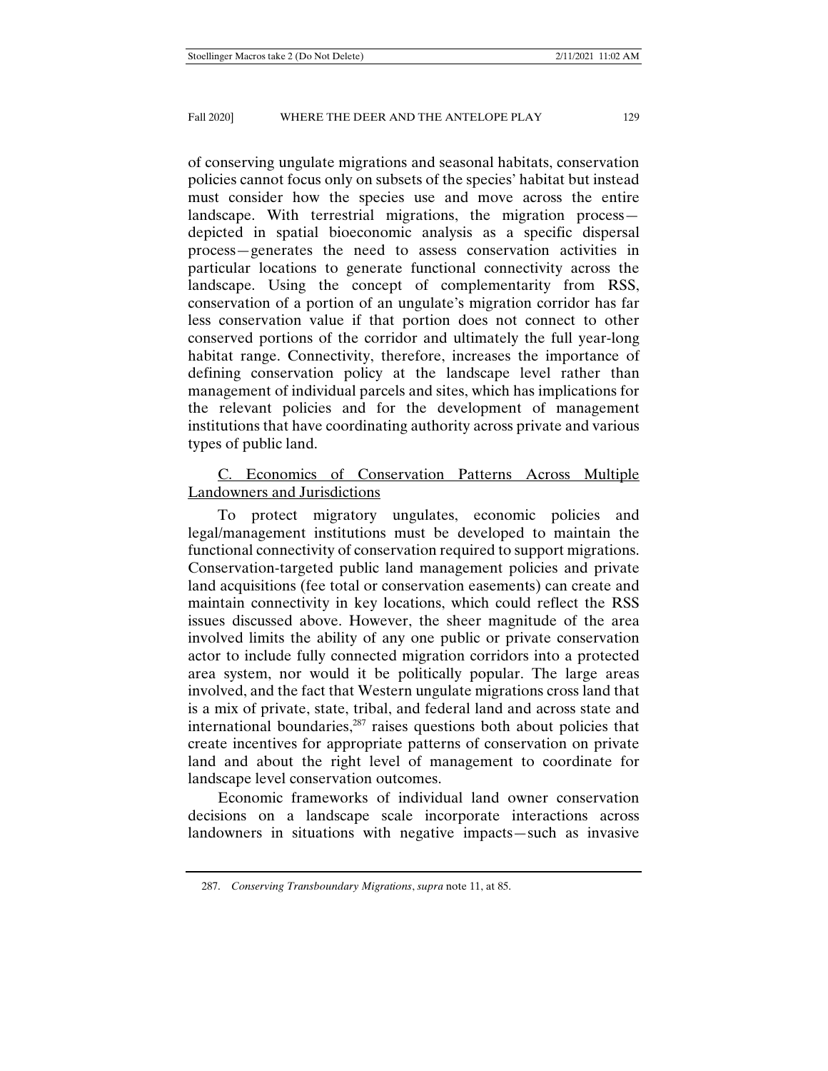of conserving ungulate migrations and seasonal habitats, conservation policies cannot focus only on subsets of the species' habitat but instead must consider how the species use and move across the entire landscape. With terrestrial migrations, the migration process—depicted in spatial bioeconomic analysis as a specific dispersal process—generates the need to assess conservation activities in particular locations to generate functional connectivity across the landscape. Using the concept of complementarity from RSS, conservation of a portion of an ungulate's migration corridor has far less conservation value if that portion does not connect to other conserved portions of the corridor and ultimately the full year-long habitat range. Connectivity, therefore, increases the importance of defining conservation policy at the landscape level rather than management of individual parcels and sites, which has implications for the relevant policies and for the development of management institutions that have coordinating authority across private and various types of public land.

## C. Economics of Conservation Patterns Across Multiple Landowners and Jurisdictions

To protect migratory ungulates, economic policies and legal/management institutions must be developed to maintain the functional connectivity of conservation required to support migrations. Conservation-targeted public land management policies and private land acquisitions (fee total or conservation easements) can create and maintain connectivity in key locations, which could reflect the RSS issues discussed above. However, the sheer magnitude of the area involved limits the ability of any one public or private conservation actor to include fully connected migration corridors into a protected area system, nor would it be politically popular. The large areas involved, and the fact that Western ungulate migrations cross land that is a mix of private, state, tribal, and federal land and across state and international boundaries,[287] raises questions both about policies that create incentives for appropriate patterns of conservation on private land and about the right level of management to coordinate for landscape level conservation outcomes.

Economic frameworks of individual land owner conservation decisions on a landscape scale incorporate interactions across landowners in situations with negative impacts—such as invasive

287. *Conserving Transboundary Migrations*, *supra* note 11, at 85.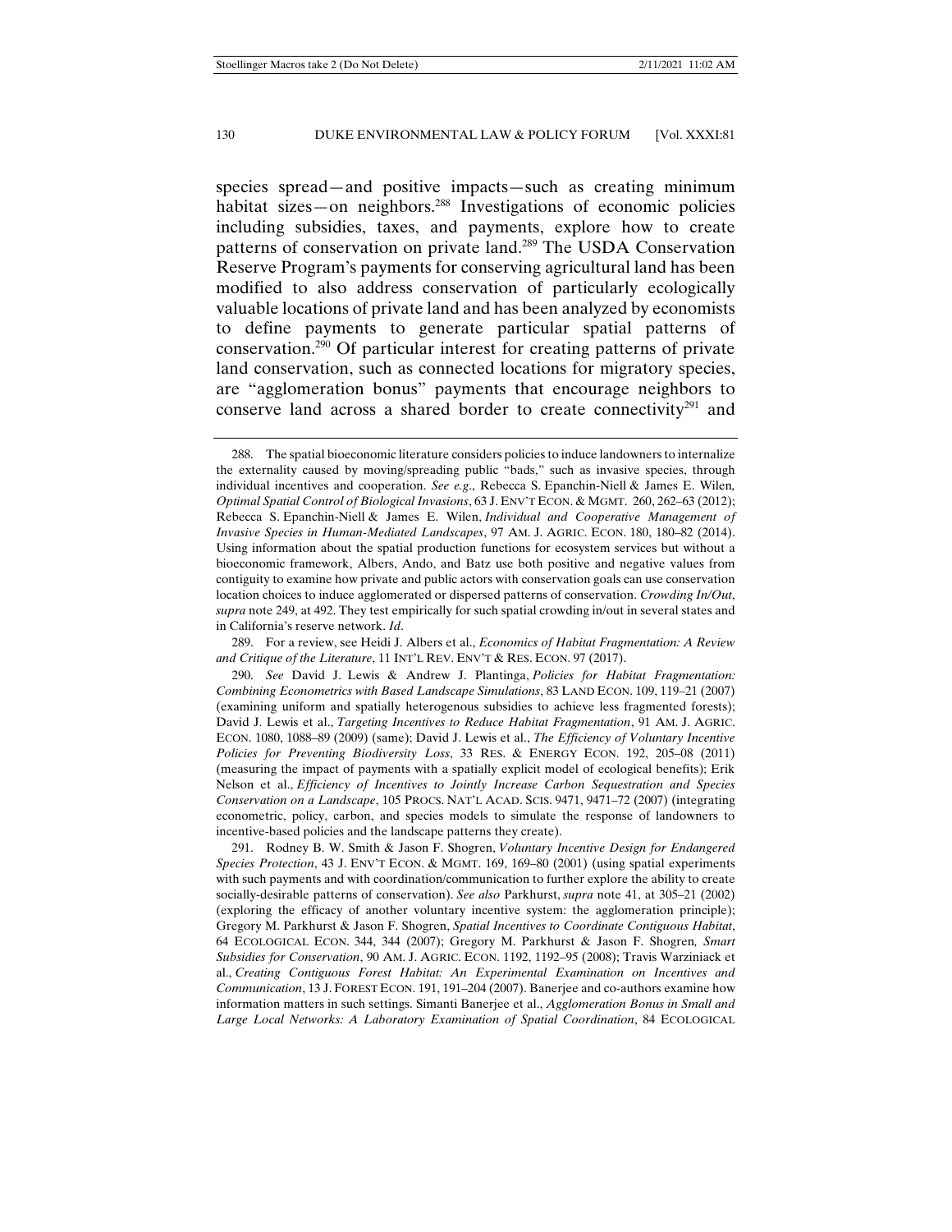species spread—and positive impacts—such as creating minimum habitat sizes—on neighbors.[288] Investigations of economic policies including subsidies, taxes, and payments, explore how to create patterns of conservation on private land.[289] The USDA Conservation Reserve Program's payments for conserving agricultural land has been modified to also address conservation of particularly ecologically valuable locations of private land and has been analyzed by economists to define payments to generate particular spatial patterns of conservation.[290] Of particular interest for creating patterns of private land conservation, such as connected locations for migratory species, are "agglomeration bonus" payments that encourage neighbors to conserve land across a shared border to create connectivity[291] and

---

288. The spatial bioeconomic literature considers policies to induce landowners to internalize the externality caused by moving/spreading public "bads," such as invasive species, through individual incentives and cooperation. *See e.g.*, Rebecca S. Epanchin-Niell & James E. Wilen, *Optimal Spatial Control of Biological Invasions*, 63 J. ENV'T ECON. & MGMT. 260, 262–63 (2012); Rebecca S. Epanchin-Niell & James E. Wilen, *Individual and Cooperative Management of Invasive Species in Human-Mediated Landscapes*, 97 AM. J. AGRIC. ECON. 180, 180–82 (2014). Using information about the spatial production functions for ecosystem services but without a bioeconomic framework, Albers, Ando, and Batz use both positive and negative values from contiguity to examine how private and public actors with conservation goals can use conservation location choices to induce agglomerated or dispersed patterns of conservation. *Crowding In/Out*, *supra* note 249, at 492. They test empirically for such spatial crowding in/out in several states and in California's reserve network. *Id*.

289. For a review, see Heidi J. Albers et al., *Economics of Habitat Fragmentation: A Review and Critique of the Literature*, 11 INT'L REV. ENV'T & RES. ECON. 97 (2017).

290. *See* David J. Lewis & Andrew J. Plantinga, *Policies for Habitat Fragmentation: Combining Econometrics with Based Landscape Simulations*, 83 LAND ECON. 109, 119–21 (2007) (examining uniform and spatially heterogenous subsidies to achieve less fragmented forests); David J. Lewis et al., *Targeting Incentives to Reduce Habitat Fragmentation*, 91 AM. J. AGRIC. ECON. 1080, 1088–89 (2009) (same); David J. Lewis et al., *The Efficiency of Voluntary Incentive Policies for Preventing Biodiversity Loss*, 33 RES. & ENERGY ECON. 192, 205–08 (2011) (measuring the impact of payments with a spatially explicit model of ecological benefits); Erik Nelson et al., *Efficiency of Incentives to Jointly Increase Carbon Sequestration and Species Conservation on a Landscape*, 105 PROCS. NAT'L ACAD. SCIS. 9471, 9471–72 (2007) (integrating econometric, policy, carbon, and species models to simulate the response of landowners to incentive-based policies and the landscape patterns they create).

291. Rodney B. W. Smith & Jason F. Shogren, *Voluntary Incentive Design for Endangered Species Protection*, 43 J. ENV'T ECON. & MGMT. 169, 169–80 (2001) (using spatial experiments with such payments and with coordination/communication to further explore the ability to create socially-desirable patterns of conservation). *See also* Parkhurst, *supra* note 41, at 305–21 (2002) (exploring the efficacy of another voluntary incentive system: the agglomeration principle); Gregory M. Parkhurst & Jason F. Shogren, *Spatial Incentives to Coordinate Contiguous Habitat*, 64 ECOLOGICAL ECON. 344, 344 (2007); Gregory M. Parkhurst & Jason F. Shogren*, Smart Subsidies for Conservation*, 90 AM. J. AGRIC. ECON. 1192, 1192–95 (2008); Travis Warziniack et al., *Creating Contiguous Forest Habitat: An Experimental Examination on Incentives and Communication*, 13 J. FOREST ECON. 191, 191–204 (2007). Banerjee and co-authors examine how information matters in such settings. Simanti Banerjee et al., *Agglomeration Bonus in Small and Large Local Networks: A Laboratory Examination of Spatial Coordination*, 84 ECOLOGICAL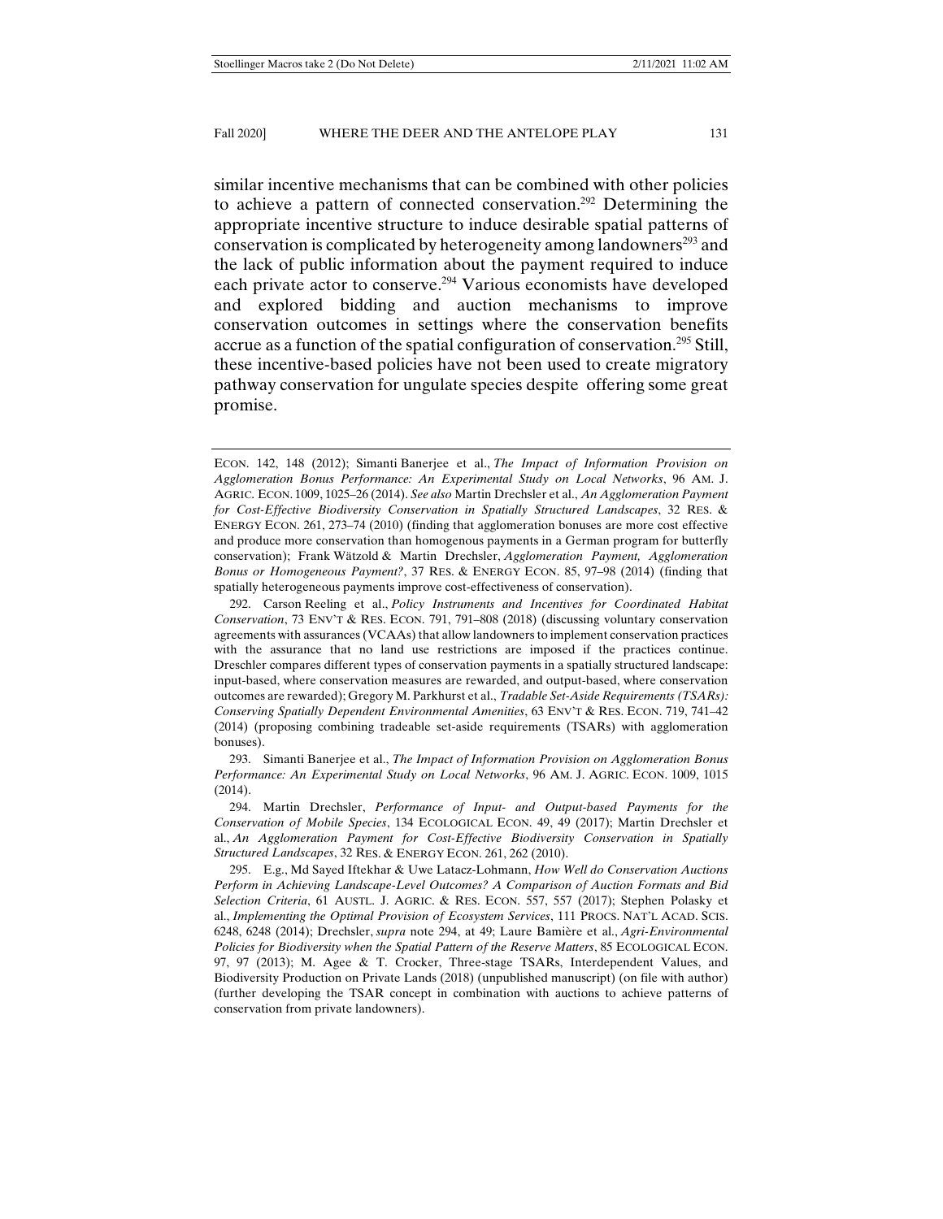similar incentive mechanisms that can be combined with other policies to achieve a pattern of connected conservation.[292] Determining the appropriate incentive structure to induce desirable spatial patterns of conservation is complicated by heterogeneity among landowners[293] and the lack of public information about the payment required to induce each private actor to conserve.[294] Various economists have developed and explored bidding and auction mechanisms to improve conservation outcomes in settings where the conservation benefits accrue as a function of the spatial configuration of conservation.[295] Still, these incentive-based policies have not been used to create migratory pathway conservation for ungulate species despite offering some great promise.

---

ECON. 142, 148 (2012); Simanti Banerjee et al., *The Impact of Information Provision on Agglomeration Bonus Performance: An Experimental Study on Local Networks*, 96 AM. J. AGRIC. ECON. 1009, 1025–26 (2014). *See also* Martin Drechsler et al., *An Agglomeration Payment for Cost-Effective Biodiversity Conservation in Spatially Structured Landscapes*, 32 RES. & ENERGY ECON. 261, 273–74 (2010) (finding that agglomeration bonuses are more cost effective and produce more conservation than homogenous payments in a German program for butterfly conservation); Frank Wätzold & Martin Drechsler, *Agglomeration Payment, Agglomeration Bonus or Homogeneous Payment?*, 37 RES. & ENERGY ECON. 85, 97–98 (2014) (finding that spatially heterogeneous payments improve cost-effectiveness of conservation).

292. Carson Reeling et al., *Policy Instruments and Incentives for Coordinated Habitat Conservation*, 73 ENV'T & RES. ECON. 791, 791–808 (2018) (discussing voluntary conservation agreements with assurances (VCAAs) that allow landowners to implement conservation practices with the assurance that no land use restrictions are imposed if the practices continue. Dreschler compares different types of conservation payments in a spatially structured landscape: input-based, where conservation measures are rewarded, and output-based, where conservation outcomes are rewarded); Gregory M. Parkhurst et al., *Tradable Set-Aside Requirements (TSARs): Conserving Spatially Dependent Environmental Amenities*, 63 ENV'T & RES. ECON. 719, 741–42 (2014) (proposing combining tradeable set-aside requirements (TSARs) with agglomeration bonuses).

293. Simanti Banerjee et al., *The Impact of Information Provision on Agglomeration Bonus Performance: An Experimental Study on Local Networks*, 96 AM. J. AGRIC. ECON. 1009, 1015 (2014).

294. Martin Drechsler, *Performance of Input- and Output-based Payments for the Conservation of Mobile Species*, 134 ECOLOGICAL ECON. 49, 49 (2017); Martin Drechsler et al., *An Agglomeration Payment for Cost-Effective Biodiversity Conservation in Spatially Structured Landscapes*, 32 RES. & ENERGY ECON. 261, 262 (2010).

295. E.g., Md Sayed Iftekhar & Uwe Latacz-Lohmann, *How Well do Conservation Auctions Perform in Achieving Landscape-Level Outcomes? A Comparison of Auction Formats and Bid Selection Criteria*, 61 AUSTL. J. AGRIC. & RES. ECON. 557, 557 (2017); Stephen Polasky et al., *Implementing the Optimal Provision of Ecosystem Services*, 111 PROCS. NAT'L ACAD. SCIS. 6248, 6248 (2014); Drechsler, *supra* note 294, at 49; Laure Bamière et al., *Agri-Environmental Policies for Biodiversity when the Spatial Pattern of the Reserve Matters*, 85 ECOLOGICAL ECON. 97, 97 (2013); M. Agee & T. Crocker, Three-stage TSARs, Interdependent Values, and Biodiversity Production on Private Lands (2018) (unpublished manuscript) (on file with author) (further developing the TSAR concept in combination with auctions to achieve patterns of conservation from private landowners).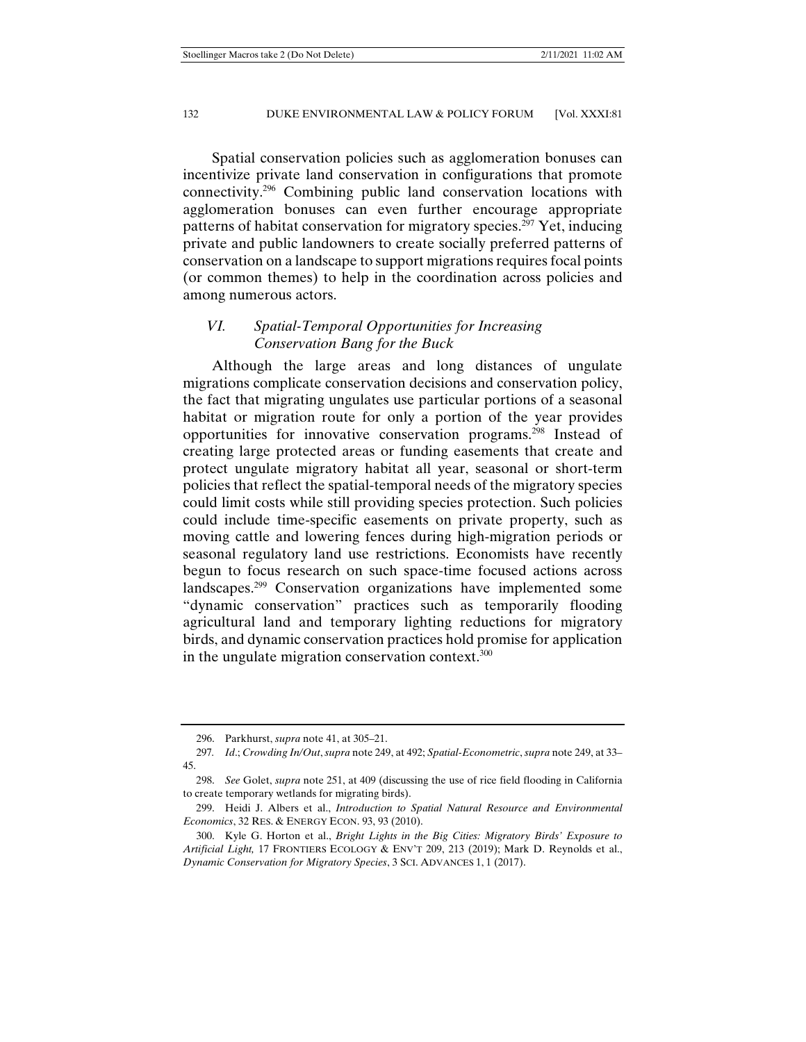Spatial conservation policies such as agglomeration bonuses can incentivize private land conservation in configurations that promote connectivity.[296] Combining public land conservation locations with agglomeration bonuses can even further encourage appropriate patterns of habitat conservation for migratory species.[297] Yet, inducing private and public landowners to create socially preferred patterns of conservation on a landscape to support migrations requires focal points (or common themes) to help in the coordination across policies and among numerous actors.

## *VI. Spatial-Temporal Opportunities for Increasing Conservation Bang for the Buck*

Although the large areas and long distances of ungulate migrations complicate conservation decisions and conservation policy, the fact that migrating ungulates use particular portions of a seasonal habitat or migration route for only a portion of the year provides opportunities for innovative conservation programs.[298] Instead of creating large protected areas or funding easements that create and protect ungulate migratory habitat all year, seasonal or short-term policies that reflect the spatial-temporal needs of the migratory species could limit costs while still providing species protection. Such policies could include time-specific easements on private property, such as moving cattle and lowering fences during high-migration periods or seasonal regulatory land use restrictions. Economists have recently begun to focus research on such space-time focused actions across landscapes.[299] Conservation organizations have implemented some "dynamic conservation" practices such as temporarily flooding agricultural land and temporary lighting reductions for migratory birds, and dynamic conservation practices hold promise for application in the ungulate migration conservation context.[300]

---

296. Parkhurst, *supra* note 41, at 305–21.

297. *Id*.; *Crowding In/Out*, *supra* note 249, at 492; *Spatial-Econometric*, *supra* note 249, at 33–45.

298. *See* Golet, *supra* note 251, at 409 (discussing the use of rice field flooding in California to create temporary wetlands for migrating birds).

299. Heidi J. Albers et al., *Introduction to Spatial Natural Resource and Environmental Economics*, 32 RES. & ENERGY ECON. 93, 93 (2010).

300. Kyle G. Horton et al., *Bright Lights in the Big Cities: Migratory Birds' Exposure to Artificial Light,* 17 FRONTIERS ECOLOGY & ENV'T 209, 213 (2019); Mark D. Reynolds et al., *Dynamic Conservation for Migratory Species*, 3 SCI. ADVANCES 1, 1 (2017).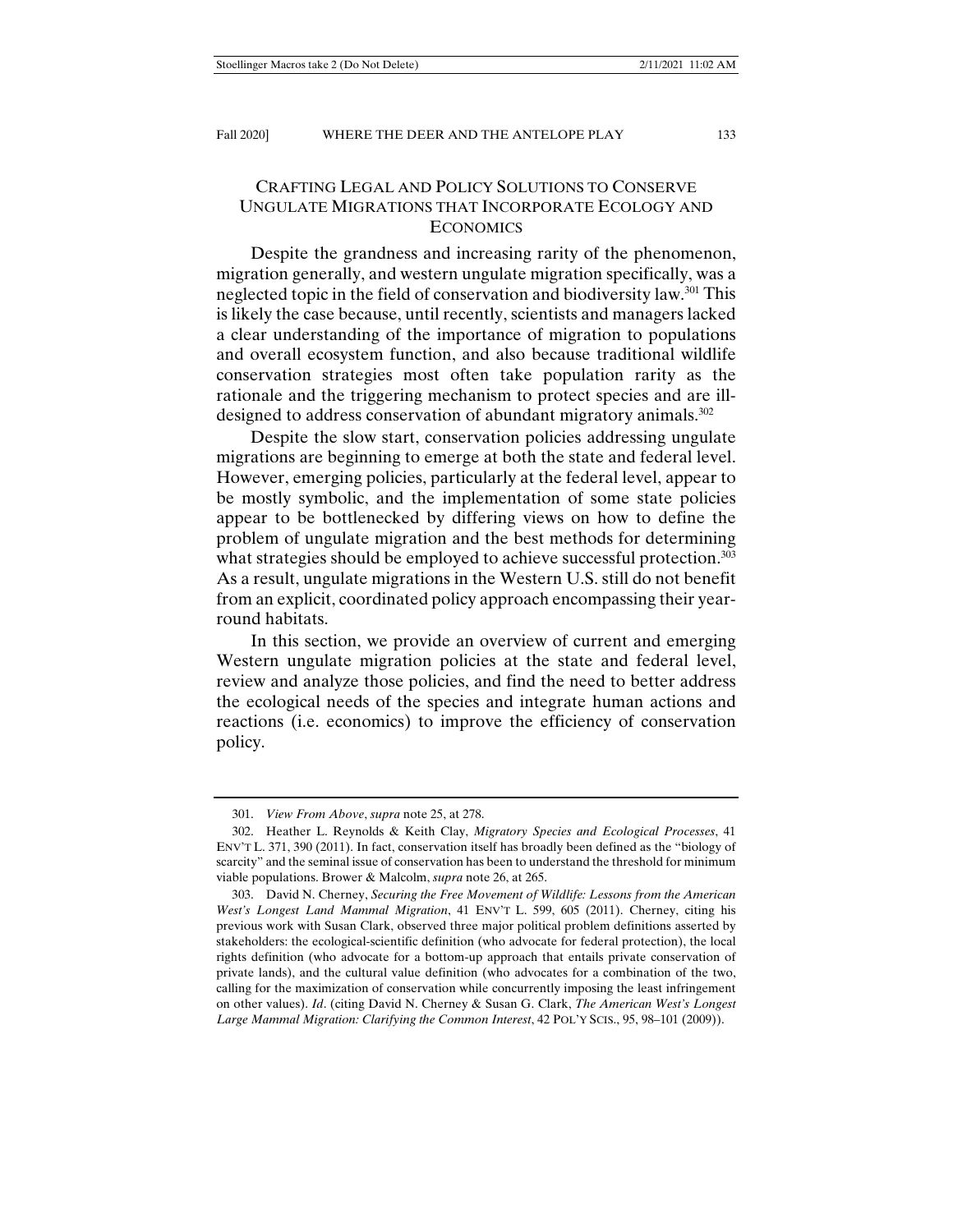## Crafting Legal and Policy Solutions to Conserve Ungulate Migrations that Incorporate Ecology and Economics

Despite the grandness and increasing rarity of the phenomenon, migration generally, and western ungulate migration specifically, was a neglected topic in the field of conservation and biodiversity law.[301] This is likely the case because, until recently, scientists and managers lacked a clear understanding of the importance of migration to populations and overall ecosystem function, and also because traditional wildlife conservation strategies most often take population rarity as the rationale and the triggering mechanism to protect species and are ill-designed to address conservation of abundant migratory animals.[302]

Despite the slow start, conservation policies addressing ungulate migrations are beginning to emerge at both the state and federal level. However, emerging policies, particularly at the federal level, appear to be mostly symbolic, and the implementation of some state policies appear to be bottlenecked by differing views on how to define the problem of ungulate migration and the best methods for determining what strategies should be employed to achieve successful protection.[303] As a result, ungulate migrations in the Western U.S. still do not benefit from an explicit, coordinated policy approach encompassing their year-round habitats.

In this section, we provide an overview of current and emerging Western ungulate migration policies at the state and federal level, review and analyze those policies, and find the need to better address the ecological needs of the species and integrate human actions and reactions (i.e. economics) to improve the efficiency of conservation policy.

---

301. *View From Above*, *supra* note 25, at 278.

302. Heather L. Reynolds & Keith Clay, *Migratory Species and Ecological Processes*, 41 ENV'T L. 371, 390 (2011). In fact, conservation itself has broadly been defined as the "biology of scarcity" and the seminal issue of conservation has been to understand the threshold for minimum viable populations. Brower & Malcolm, *supra* note 26, at 265.

303. David N. Cherney, *Securing the Free Movement of Wildlife: Lessons from the American West's Longest Land Mammal Migration*, 41 ENV'T L. 599, 605 (2011). Cherney, citing his previous work with Susan Clark, observed three major political problem definitions asserted by stakeholders: the ecological-scientific definition (who advocate for federal protection), the local rights definition (who advocate for a bottom-up approach that entails private conservation of private lands), and the cultural value definition (who advocates for a combination of the two, calling for the maximization of conservation while concurrently imposing the least infringement on other values). *Id*. (citing David N. Cherney & Susan G. Clark, *The American West's Longest Large Mammal Migration: Clarifying the Common Interest*, 42 POL'Y SCIS., 95, 98–101 (2009)).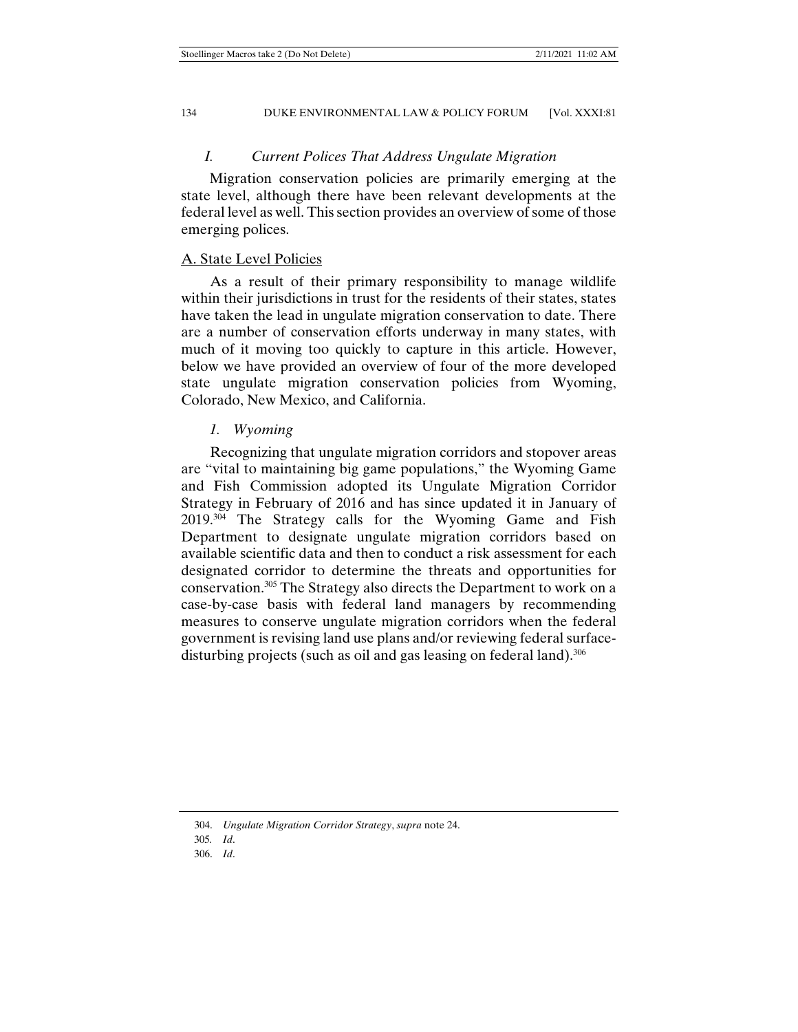## *I. Current Polices That Address Ungulate Migration*

Migration conservation policies are primarily emerging at the state level, although there have been relevant developments at the federal level as well. This section provides an overview of some of those emerging polices.

### A. State Level Policies

As a result of their primary responsibility to manage wildlife within their jurisdictions in trust for the residents of their states, states have taken the lead in ungulate migration conservation to date. There are a number of conservation efforts underway in many states, with much of it moving too quickly to capture in this article. However, below we have provided an overview of four of the more developed state ungulate migration conservation policies from Wyoming, Colorado, New Mexico, and California.

#### *1. Wyoming*

Recognizing that ungulate migration corridors and stopover areas are "vital to maintaining big game populations," the Wyoming Game and Fish Commission adopted its Ungulate Migration Corridor Strategy in February of 2016 and has since updated it in January of 2019.[304] The Strategy calls for the Wyoming Game and Fish Department to designate ungulate migration corridors based on available scientific data and then to conduct a risk assessment for each designated corridor to determine the threats and opportunities for conservation.[305] The Strategy also directs the Department to work on a case-by-case basis with federal land managers by recommending measures to conserve ungulate migration corridors when the federal government is revising land use plans and/or reviewing federal surface-disturbing projects (such as oil and gas leasing on federal land).[306]

---

304. *Ungulate Migration Corridor Strategy*, *supra* note 24.

305. *Id*.

306. *Id*.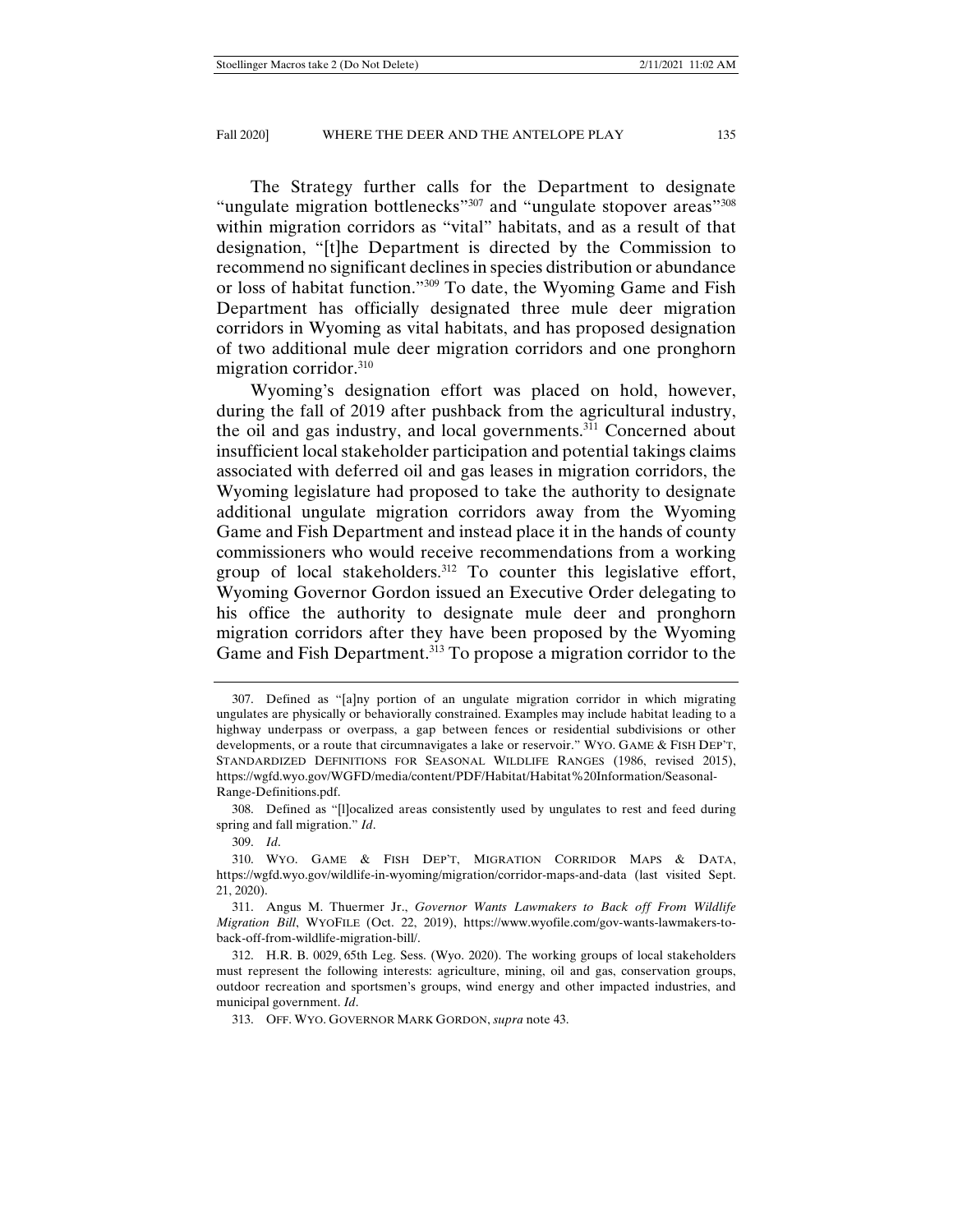The Strategy further calls for the Department to designate "ungulate migration bottlenecks"[307] and "ungulate stopover areas"[308] within migration corridors as "vital" habitats, and as a result of that designation, "[t]he Department is directed by the Commission to recommend no significant declines in species distribution or abundance or loss of habitat function."[309] To date, the Wyoming Game and Fish Department has officially designated three mule deer migration corridors in Wyoming as vital habitats, and has proposed designation of two additional mule deer migration corridors and one pronghorn migration corridor.[310]

Wyoming's designation effort was placed on hold, however, during the fall of 2019 after pushback from the agricultural industry, the oil and gas industry, and local governments.[311] Concerned about insufficient local stakeholder participation and potential takings claims associated with deferred oil and gas leases in migration corridors, the Wyoming legislature had proposed to take the authority to designate additional ungulate migration corridors away from the Wyoming Game and Fish Department and instead place it in the hands of county commissioners who would receive recommendations from a working group of local stakeholders.[312] To counter this legislative effort, Wyoming Governor Gordon issued an Executive Order delegating to his office the authority to designate mule deer and pronghorn migration corridors after they have been proposed by the Wyoming Game and Fish Department.[313] To propose a migration corridor to the

---

307. Defined as "[a]ny portion of an ungulate migration corridor in which migrating ungulates are physically or behaviorally constrained. Examples may include habitat leading to a highway underpass or overpass, a gap between fences or residential subdivisions or other developments, or a route that circumnavigates a lake or reservoir." WYO. GAME & FISH DEP'T, STANDARDIZED DEFINITIONS FOR SEASONAL WILDLIFE RANGES (1986, revised 2015), https://wgfd.wyo.gov/WGFD/media/content/PDF/Habitat/Habitat%20Information/Seasonal-Range-Definitions.pdf.

308. Defined as "[l]ocalized areas consistently used by ungulates to rest and feed during spring and fall migration." *Id*.

309. *Id*.

310. WYO. GAME & FISH DEP'T, MIGRATION CORRIDOR MAPS & DATA, https://wgfd.wyo.gov/wildlife-in-wyoming/migration/corridor-maps-and-data (last visited Sept. 21, 2020).

311. Angus M. Thuermer Jr., *Governor Wants Lawmakers to Back off From Wildlife Migration Bill*, WYOFILE (Oct. 22, 2019), https://www.wyofile.com/gov-wants-lawmakers-to-back-off-from-wildlife-migration-bill/.

312. H.R. B. 0029, 65th Leg. Sess. (Wyo. 2020). The working groups of local stakeholders must represent the following interests: agriculture, mining, oil and gas, conservation groups, outdoor recreation and sportsmen's groups, wind energy and other impacted industries, and municipal government. *Id*.

313. OFF. WYO. GOVERNOR MARK GORDON, *supra* note 43.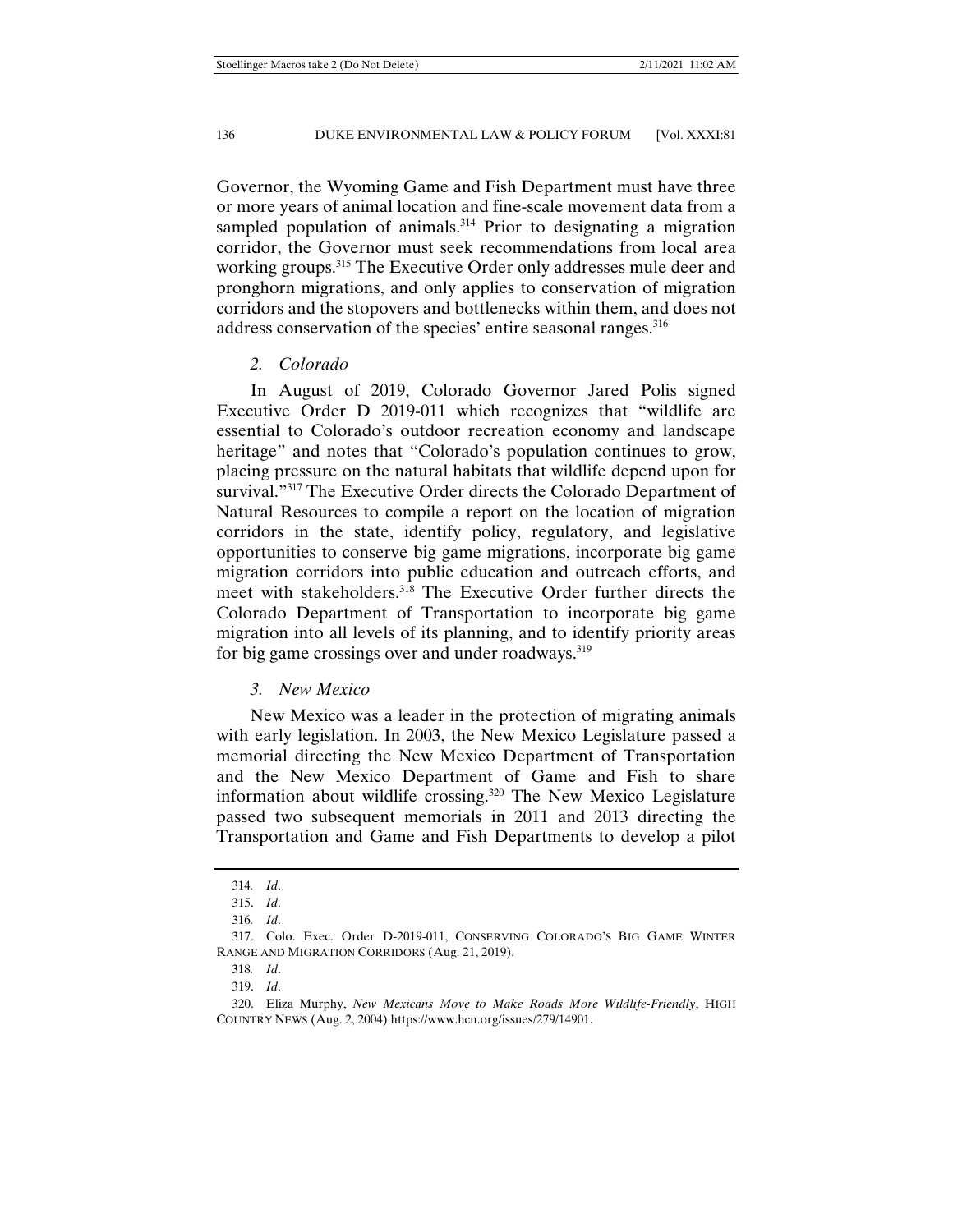Governor, the Wyoming Game and Fish Department must have three or more years of animal location and fine-scale movement data from a sampled population of animals.[314] Prior to designating a migration corridor, the Governor must seek recommendations from local area working groups.[315] The Executive Order only addresses mule deer and pronghorn migrations, and only applies to conservation of migration corridors and the stopovers and bottlenecks within them, and does not address conservation of the species' entire seasonal ranges.[316]

### *2. Colorado*

In August of 2019, Colorado Governor Jared Polis signed Executive Order D 2019-011 which recognizes that "wildlife are essential to Colorado's outdoor recreation economy and landscape heritage" and notes that "Colorado's population continues to grow, placing pressure on the natural habitats that wildlife depend upon for survival."[317] The Executive Order directs the Colorado Department of Natural Resources to compile a report on the location of migration corridors in the state, identify policy, regulatory, and legislative opportunities to conserve big game migrations, incorporate big game migration corridors into public education and outreach efforts, and meet with stakeholders.[318] The Executive Order further directs the Colorado Department of Transportation to incorporate big game migration into all levels of its planning, and to identify priority areas for big game crossings over and under roadways.[319]

### *3. New Mexico*

New Mexico was a leader in the protection of migrating animals with early legislation. In 2003, the New Mexico Legislature passed a memorial directing the New Mexico Department of Transportation and the New Mexico Department of Game and Fish to share information about wildlife crossing.[320] The New Mexico Legislature passed two subsequent memorials in 2011 and 2013 directing the Transportation and Game and Fish Departments to develop a pilot

---

314. *Id*.

315. *Id*.

316. *Id*.

317. Colo. Exec. Order D-2019-011, CONSERVING COLORADO'S BIG GAME WINTER RANGE AND MIGRATION CORRIDORS (Aug. 21, 2019).

318. *Id*.

319. *Id*.

320. Eliza Murphy, *New Mexicans Move to Make Roads More Wildlife-Friendly*, HIGH COUNTRY NEWS (Aug. 2, 2004) https://www.hcn.org/issues/279/14901.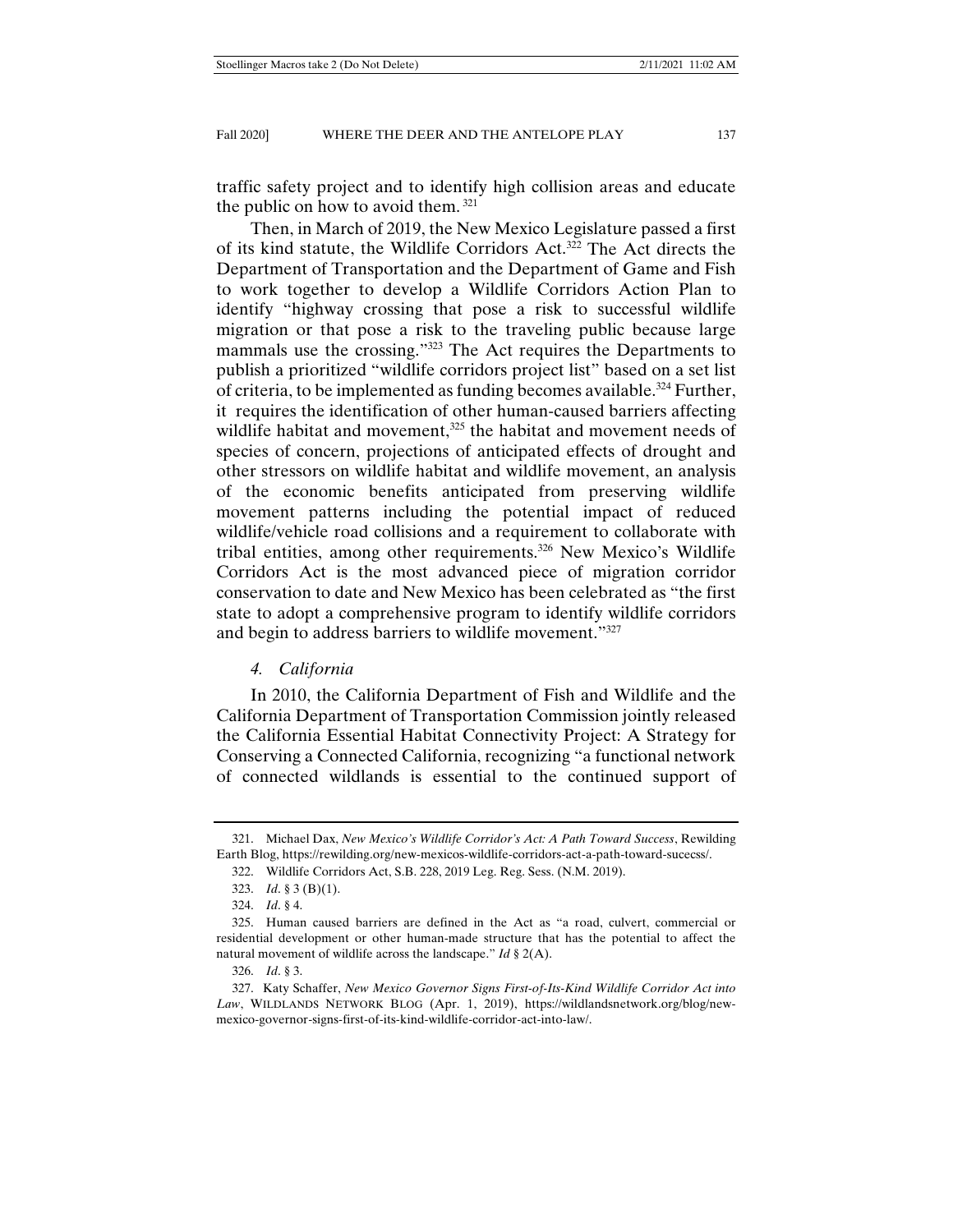traffic safety project and to identify high collision areas and educate the public on how to avoid them. [321]

Then, in March of 2019, the New Mexico Legislature passed a first of its kind statute, the Wildlife Corridors Act.[322] The Act directs the Department of Transportation and the Department of Game and Fish to work together to develop a Wildlife Corridors Action Plan to identify "highway crossing that pose a risk to successful wildlife migration or that pose a risk to the traveling public because large mammals use the crossing."[323] The Act requires the Departments to publish a prioritized "wildlife corridors project list" based on a set list of criteria, to be implemented as funding becomes available.[324] Further, it requires the identification of other human-caused barriers affecting wildlife habitat and movement,[325] the habitat and movement needs of species of concern, projections of anticipated effects of drought and other stressors on wildlife habitat and wildlife movement, an analysis of the economic benefits anticipated from preserving wildlife movement patterns including the potential impact of reduced wildlife/vehicle road collisions and a requirement to collaborate with tribal entities, among other requirements.[326] New Mexico's Wildlife Corridors Act is the most advanced piece of migration corridor conservation to date and New Mexico has been celebrated as "the first state to adopt a comprehensive program to identify wildlife corridors and begin to address barriers to wildlife movement."[327]

### *4. California*

In 2010, the California Department of Fish and Wildlife and the California Department of Transportation Commission jointly released the California Essential Habitat Connectivity Project: A Strategy for Conserving a Connected California, recognizing "a functional network of connected wildlands is essential to the continued support of

---

321. Michael Dax, *New Mexico's Wildlife Corridor's Act: A Path Toward Success*, Rewilding Earth Blog, https://rewilding.org/new-mexicos-wildlife-corridors-act-a-path-toward-sucecss/.

322. Wildlife Corridors Act, S.B. 228, 2019 Leg. Reg. Sess. (N.M. 2019).

323. *Id*. § 3 (B)(1).

324. *Id*. § 4.

325. Human caused barriers are defined in the Act as "a road, culvert, commercial or residential development or other human-made structure that has the potential to affect the natural movement of wildlife across the landscape." *Id* § 2(A).

326. *Id*. § 3.

327. Katy Schaffer, *New Mexico Governor Signs First-of-Its-Kind Wildlife Corridor Act into Law*, WILDLANDS NETWORK BLOG (Apr. 1, 2019), https://wildlandsnetwork.org/blog/new-mexico-governor-signs-first-of-its-kind-wildlife-corridor-act-into-law/.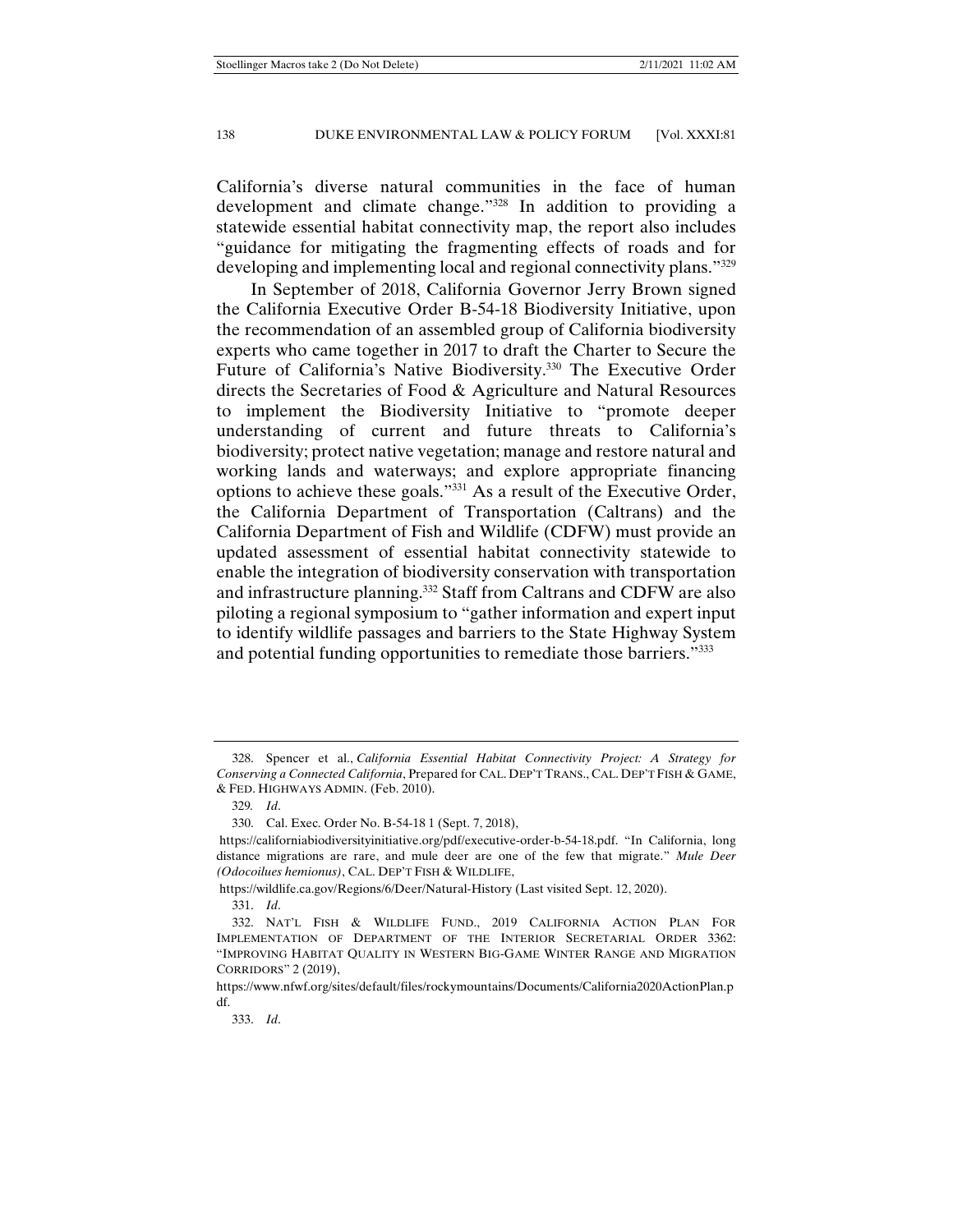California's diverse natural communities in the face of human development and climate change."[328] In addition to providing a statewide essential habitat connectivity map, the report also includes "guidance for mitigating the fragmenting effects of roads and for developing and implementing local and regional connectivity plans."[329]

In September of 2018, California Governor Jerry Brown signed the California Executive Order B-54-18 Biodiversity Initiative, upon the recommendation of an assembled group of California biodiversity experts who came together in 2017 to draft the Charter to Secure the Future of California's Native Biodiversity.[330] The Executive Order directs the Secretaries of Food & Agriculture and Natural Resources to implement the Biodiversity Initiative to "promote deeper understanding of current and future threats to California's biodiversity; protect native vegetation; manage and restore natural and working lands and waterways; and explore appropriate financing options to achieve these goals."[331] As a result of the Executive Order, the California Department of Transportation (Caltrans) and the California Department of Fish and Wildlife (CDFW) must provide an updated assessment of essential habitat connectivity statewide to enable the integration of biodiversity conservation with transportation and infrastructure planning.[332] Staff from Caltrans and CDFW are also piloting a regional symposium to "gather information and expert input to identify wildlife passages and barriers to the State Highway System and potential funding opportunities to remediate those barriers."[333]

---

328. Spencer et al., *California Essential Habitat Connectivity Project: A Strategy for Conserving a Connected California*, Prepared for CAL. DEP'T TRANS., CAL. DEP'T FISH & GAME, & FED. HIGHWAYS ADMIN. (Feb. 2010).

329. *Id*.

330. Cal. Exec. Order No. B-54-18 1 (Sept. 7, 2018), https://californiabiodiversityinitiative.org/pdf/executive-order-b-54-18.pdf. "In California, long distance migrations are rare, and mule deer are one of the few that migrate." *Mule Deer (Odocoilues hemionus)*, CAL. DEP'T FISH & WILDLIFE, https://wildlife.ca.gov/Regions/6/Deer/Natural-History (Last visited Sept. 12, 2020).

331. *Id*.

332. NAT'L FISH & WILDLIFE FUND., 2019 CALIFORNIA ACTION PLAN FOR IMPLEMENTATION OF DEPARTMENT OF THE INTERIOR SECRETARIAL ORDER 3362: "IMPROVING HABITAT QUALITY IN WESTERN BIG-GAME WINTER RANGE AND MIGRATION CORRIDORS" 2 (2019), https://www.nfwf.org/sites/default/files/rockymountains/Documents/California2020ActionPlan.pdf.

333. *Id*.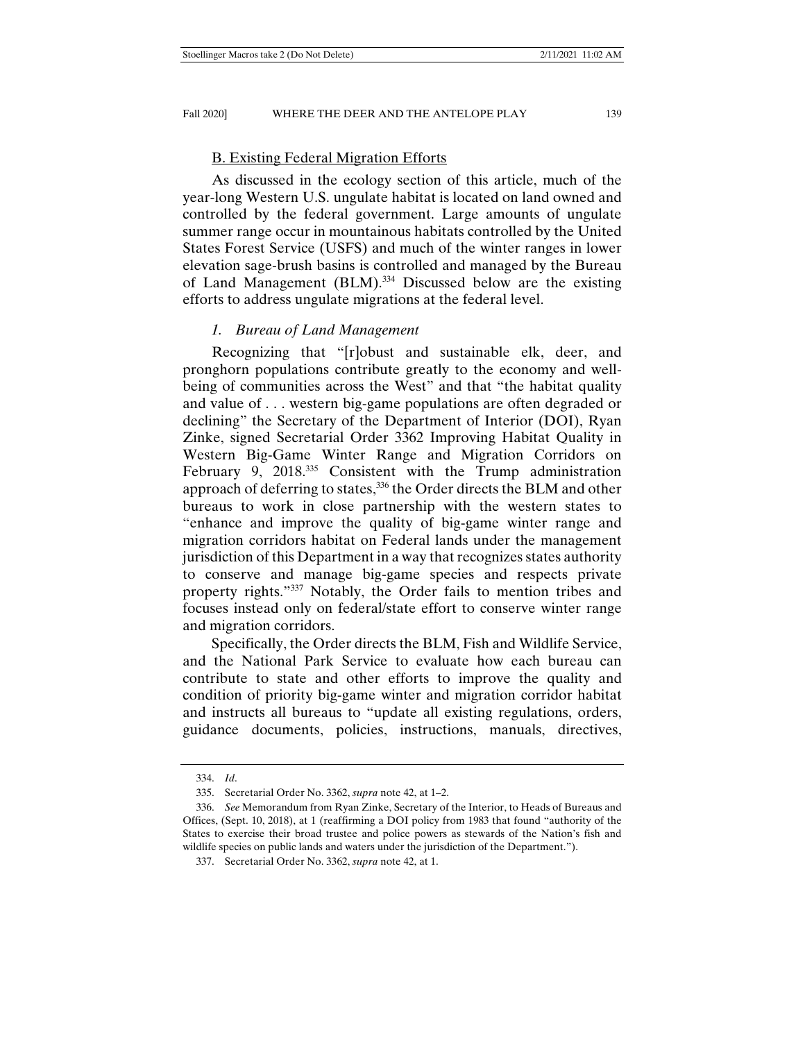## B. Existing Federal Migration Efforts

As discussed in the ecology section of this article, much of the year-long Western U.S. ungulate habitat is located on land owned and controlled by the federal government. Large amounts of ungulate summer range occur in mountainous habitats controlled by the United States Forest Service (USFS) and much of the winter ranges in lower elevation sage-brush basins is controlled and managed by the Bureau of Land Management (BLM).[334] Discussed below are the existing efforts to address ungulate migrations at the federal level.

### *1. Bureau of Land Management*

Recognizing that "[r]obust and sustainable elk, deer, and pronghorn populations contribute greatly to the economy and well-being of communities across the West" and that "the habitat quality and value of . . . western big-game populations are often degraded or declining" the Secretary of the Department of Interior (DOI), Ryan Zinke, signed Secretarial Order 3362 Improving Habitat Quality in Western Big-Game Winter Range and Migration Corridors on February 9, 2018.[335] Consistent with the Trump administration approach of deferring to states,[336] the Order directs the BLM and other bureaus to work in close partnership with the western states to "enhance and improve the quality of big-game winter range and migration corridors habitat on Federal lands under the management jurisdiction of this Department in a way that recognizes states authority to conserve and manage big-game species and respects private property rights."[337] Notably, the Order fails to mention tribes and focuses instead only on federal/state effort to conserve winter range and migration corridors.

Specifically, the Order directs the BLM, Fish and Wildlife Service, and the National Park Service to evaluate how each bureau can contribute to state and other efforts to improve the quality and condition of priority big-game winter and migration corridor habitat and instructs all bureaus to "update all existing regulations, orders, guidance documents, policies, instructions, manuals, directives,

---

334. *Id*.

335. Secretarial Order No. 3362, *supra* note 42, at 1–2.

336. *See* Memorandum from Ryan Zinke, Secretary of the Interior, to Heads of Bureaus and Offices, (Sept. 10, 2018), at 1 (reaffirming a DOI policy from 1983 that found "authority of the States to exercise their broad trustee and police powers as stewards of the Nation's fish and wildlife species on public lands and waters under the jurisdiction of the Department.").

337. Secretarial Order No. 3362, *supra* note 42, at 1.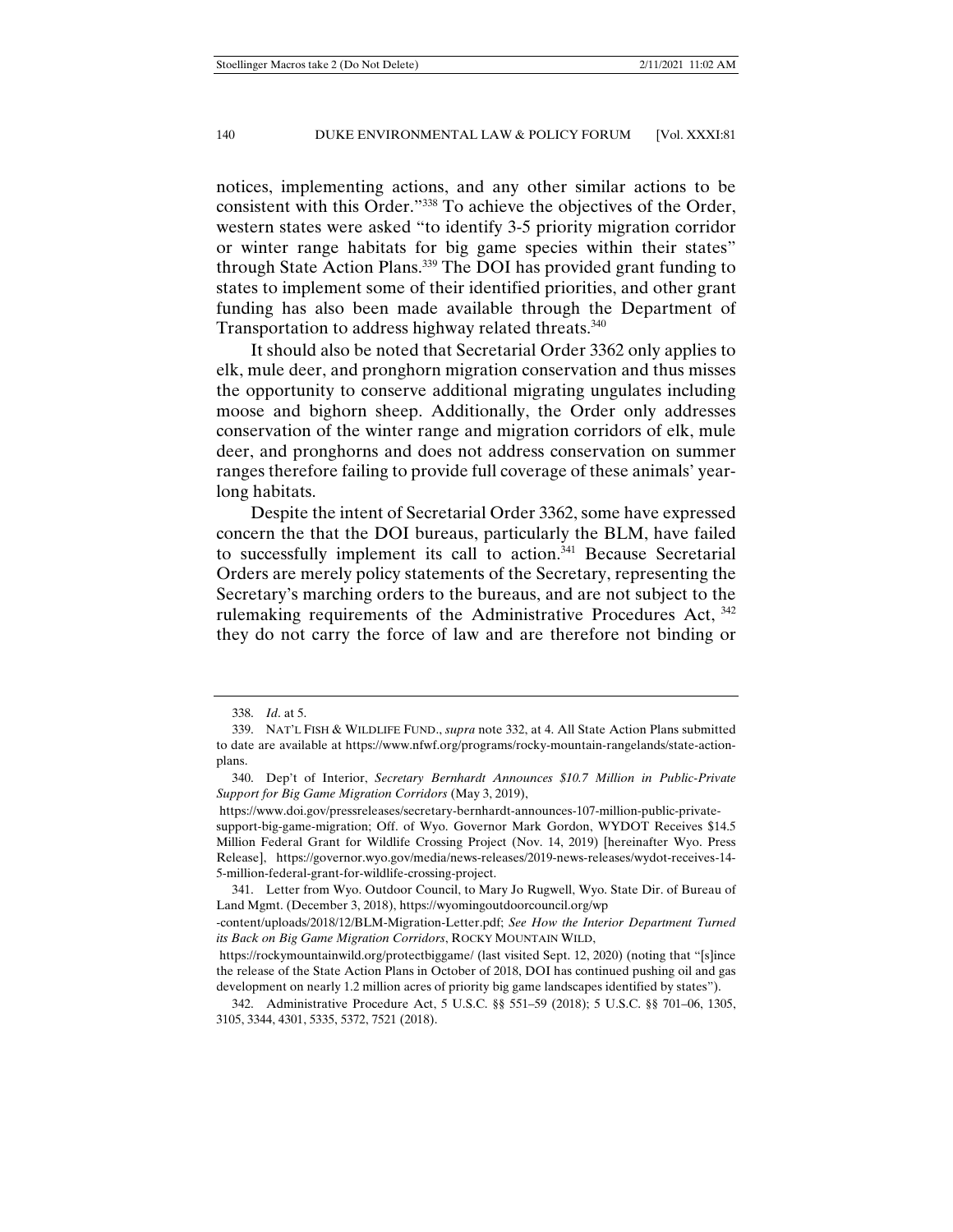notices, implementing actions, and any other similar actions to be consistent with this Order."[338] To achieve the objectives of the Order, western states were asked "to identify 3-5 priority migration corridor or winter range habitats for big game species within their states" through State Action Plans.[339] The DOI has provided grant funding to states to implement some of their identified priorities, and other grant funding has also been made available through the Department of Transportation to address highway related threats.[340]

It should also be noted that Secretarial Order 3362 only applies to elk, mule deer, and pronghorn migration conservation and thus misses the opportunity to conserve additional migrating ungulates including moose and bighorn sheep. Additionally, the Order only addresses conservation of the winter range and migration corridors of elk, mule deer, and pronghorns and does not address conservation on summer ranges therefore failing to provide full coverage of these animals' year-long habitats.

Despite the intent of Secretarial Order 3362, some have expressed concern the that the DOI bureaus, particularly the BLM, have failed to successfully implement its call to action.[341] Because Secretarial Orders are merely policy statements of the Secretary, representing the Secretary's marching orders to the bureaus, and are not subject to the rulemaking requirements of the Administrative Procedures Act, [342] they do not carry the force of law and are therefore not binding or

---

338. *Id*. at 5.

339. NAT'L FISH & WILDLIFE FUND., *supra* note 332, at 4. All State Action Plans submitted to date are available at https://www.nfwf.org/programs/rocky-mountain-rangelands/state-action-plans.

340. Dep't of Interior, *Secretary Bernhardt Announces $10.7 Million in Public-Private Support for Big Game Migration Corridors* (May 3, 2019), https://www.doi.gov/pressreleases/secretary-bernhardt-announces-107-million-public-private-support-big-game-migration; Off. of Wyo. Governor Mark Gordon, WYDOT Receives $14.5 Million Federal Grant for Wildlife Crossing Project (Nov. 14, 2019) [hereinafter Wyo. Press Release], https://governor.wyo.gov/media/news-releases/2019-news-releases/wydot-receives-14-5-million-federal-grant-for-wildlife-crossing-project.

341. Letter from Wyo. Outdoor Council, to Mary Jo Rugwell, Wyo. State Dir. of Bureau of Land Mgmt. (December 3, 2018), https://wyomingoutdoorcouncil.org/wp-content/uploads/2018/12/BLM-Migration-Letter.pdf; *See How the Interior Department Turned its Back on Big Game Migration Corridors*, ROCKY MOUNTAIN WILD, https://rockymountainwild.org/protectbiggame/ (last visited Sept. 12, 2020) (noting that "[s]ince the release of the State Action Plans in October of 2018, DOI has continued pushing oil and gas development on nearly 1.2 million acres of priority big game landscapes identified by states").

342. Administrative Procedure Act, 5 U.S.C. §§ 551–59 (2018); 5 U.S.C. §§ 701–06, 1305, 3105, 3344, 4301, 5335, 5372, 7521 (2018).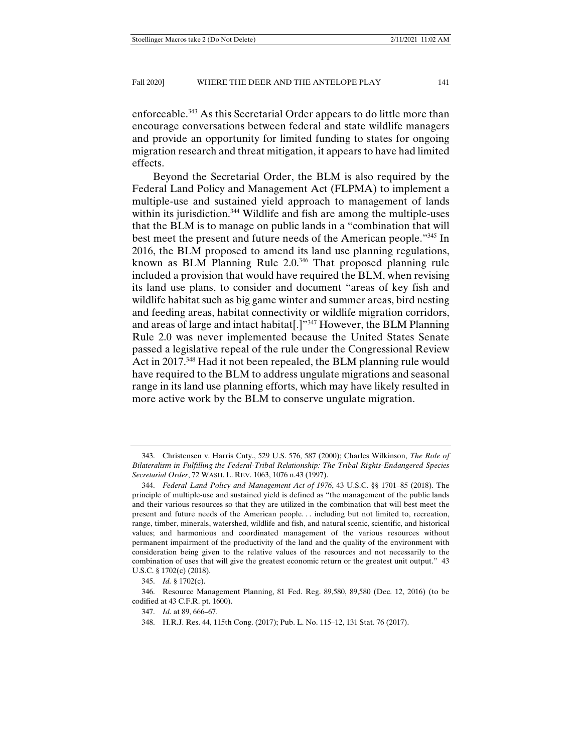enforceable.[343] As this Secretarial Order appears to do little more than encourage conversations between federal and state wildlife managers and provide an opportunity for limited funding to states for ongoing migration research and threat mitigation, it appears to have had limited effects.

Beyond the Secretarial Order, the BLM is also required by the Federal Land Policy and Management Act (FLPMA) to implement a multiple-use and sustained yield approach to management of lands within its jurisdiction.[344] Wildlife and fish are among the multiple-uses that the BLM is to manage on public lands in a "combination that will best meet the present and future needs of the American people."[345] In 2016, the BLM proposed to amend its land use planning regulations, known as BLM Planning Rule 2.0.[346] That proposed planning rule included a provision that would have required the BLM, when revising its land use plans, to consider and document "areas of key fish and wildlife habitat such as big game winter and summer areas, bird nesting and feeding areas, habitat connectivity or wildlife migration corridors, and areas of large and intact habitat[.]"[347] However, the BLM Planning Rule 2.0 was never implemented because the United States Senate passed a legislative repeal of the rule under the Congressional Review Act in 2017.[348] Had it not been repealed, the BLM planning rule would have required to the BLM to address ungulate migrations and seasonal range in its land use planning efforts, which may have likely resulted in more active work by the BLM to conserve ungulate migration.

---

343. Christensen v. Harris Cnty., 529 U.S. 576, 587 (2000); Charles Wilkinson, *The Role of Bilateralism in Fulfilling the Federal-Tribal Relationship: The Tribal Rights-Endangered Species Secretarial Order*, 72 WASH. L. REV. 1063, 1076 n.43 (1997).

344. *Federal Land Policy and Management Act of 1976*, 43 U.S.C. §§ 1701–85 (2018). The principle of multiple-use and sustained yield is defined as "the management of the public lands and their various resources so that they are utilized in the combination that will best meet the present and future needs of the American people. . . including but not limited to, recreation, range, timber, minerals, watershed, wildlife and fish, and natural scenic, scientific, and historical values; and harmonious and coordinated management of the various resources without permanent impairment of the productivity of the land and the quality of the environment with consideration being given to the relative values of the resources and not necessarily to the combination of uses that will give the greatest economic return or the greatest unit output." 43 U.S.C. § 1702(c) (2018).

345. *Id.* § 1702(c).

346. Resource Management Planning, 81 Fed. Reg. 89,580, 89,580 (Dec. 12, 2016) (to be codified at 43 C.F.R. pt. 1600).

347. *Id*. at 89, 666–67.

348. H.R.J. Res. 44, 115th Cong. (2017); Pub. L. No. 115–12, 131 Stat. 76 (2017).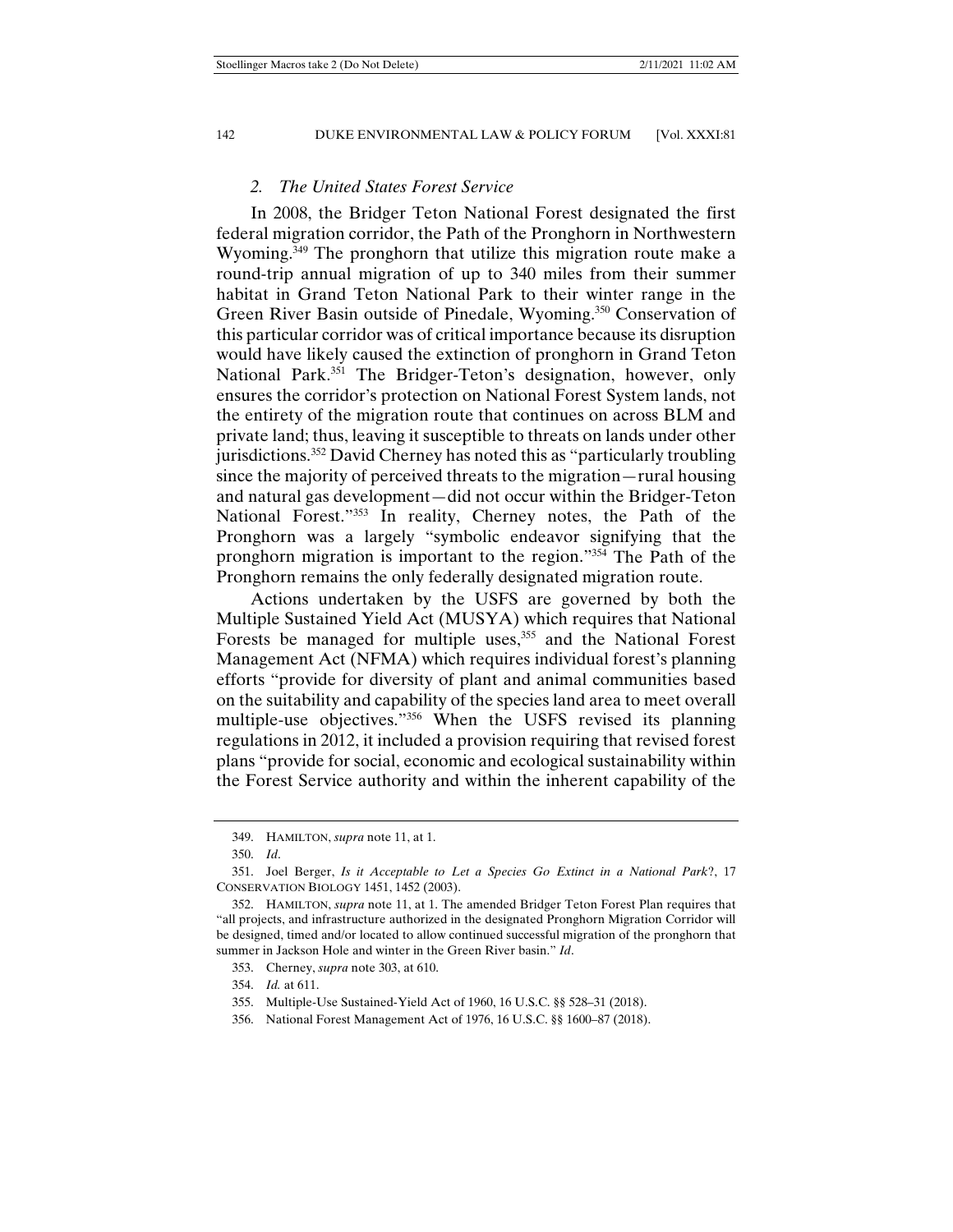### *2. The United States Forest Service*

In 2008, the Bridger Teton National Forest designated the first federal migration corridor, the Path of the Pronghorn in Northwestern Wyoming.[349] The pronghorn that utilize this migration route make a round-trip annual migration of up to 340 miles from their summer habitat in Grand Teton National Park to their winter range in the Green River Basin outside of Pinedale, Wyoming.[350] Conservation of this particular corridor was of critical importance because its disruption would have likely caused the extinction of pronghorn in Grand Teton National Park.[351] The Bridger-Teton's designation, however, only ensures the corridor's protection on National Forest System lands, not the entirety of the migration route that continues on across BLM and private land; thus, leaving it susceptible to threats on lands under other jurisdictions.[352] David Cherney has noted this as "particularly troubling since the majority of perceived threats to the migration—rural housing and natural gas development—did not occur within the Bridger-Teton National Forest."[353] In reality, Cherney notes, the Path of the Pronghorn was a largely "symbolic endeavor signifying that the pronghorn migration is important to the region."[354] The Path of the Pronghorn remains the only federally designated migration route.

Actions undertaken by the USFS are governed by both the Multiple Sustained Yield Act (MUSYA) which requires that National Forests be managed for multiple uses,[355] and the National Forest Management Act (NFMA) which requires individual forest's planning efforts "provide for diversity of plant and animal communities based on the suitability and capability of the species land area to meet overall multiple-use objectives."[356] When the USFS revised its planning regulations in 2012, it included a provision requiring that revised forest plans "provide for social, economic and ecological sustainability within the Forest Service authority and within the inherent capability of the

349. HAMILTON, *supra* note 11, at 1.

350. *Id*.

351. Joel Berger, *Is it Acceptable to Let a Species Go Extinct in a National Park*?, 17 CONSERVATION BIOLOGY 1451, 1452 (2003).

352. HAMILTON, *supra* note 11, at 1. The amended Bridger Teton Forest Plan requires that "all projects, and infrastructure authorized in the designated Pronghorn Migration Corridor will be designed, timed and/or located to allow continued successful migration of the pronghorn that summer in Jackson Hole and winter in the Green River basin." *Id*.

353. Cherney, *supra* note 303, at 610.

354. *Id.* at 611.

355. Multiple-Use Sustained-Yield Act of 1960, 16 U.S.C. §§ 528–31 (2018).

356. National Forest Management Act of 1976, 16 U.S.C. §§ 1600–87 (2018).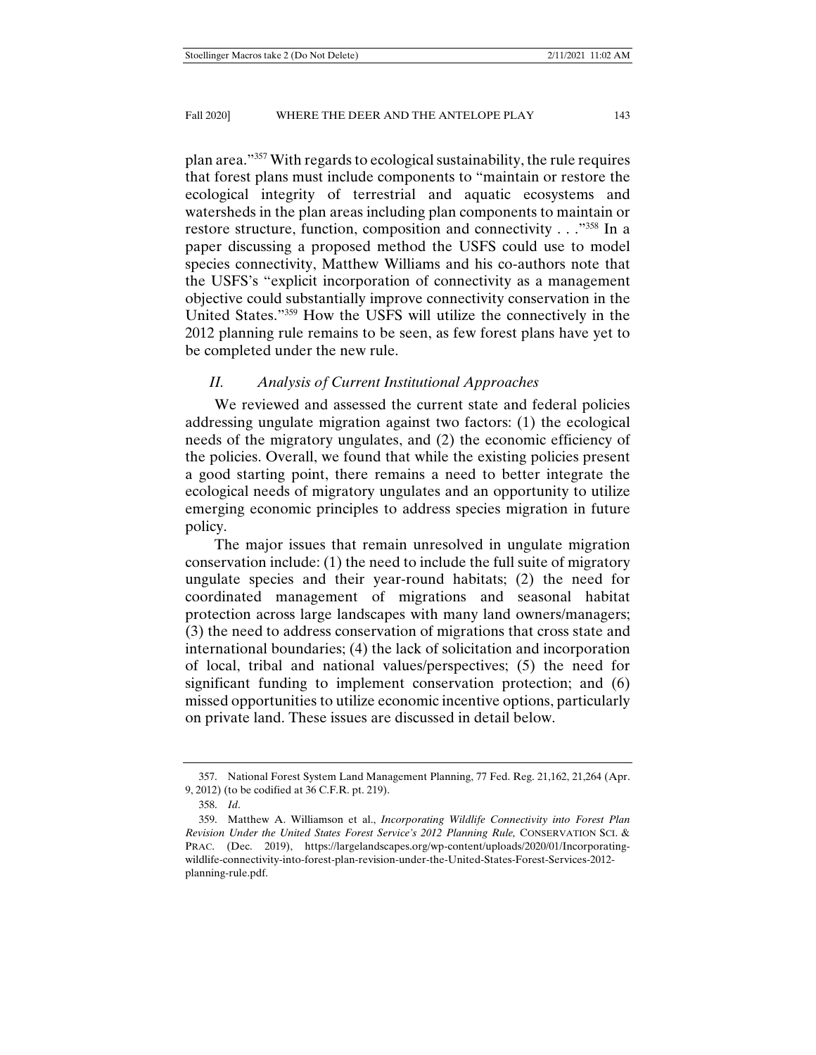plan area."[357] With regards to ecological sustainability, the rule requires that forest plans must include components to "maintain or restore the ecological integrity of terrestrial and aquatic ecosystems and watersheds in the plan areas including plan components to maintain or restore structure, function, composition and connectivity . . ."[358] In a paper discussing a proposed method the USFS could use to model species connectivity, Matthew Williams and his co-authors note that the USFS's "explicit incorporation of connectivity as a management objective could substantially improve connectivity conservation in the United States."[359] How the USFS will utilize the connectively in the 2012 planning rule remains to be seen, as few forest plans have yet to be completed under the new rule.

## *II. Analysis of Current Institutional Approaches*

We reviewed and assessed the current state and federal policies addressing ungulate migration against two factors: (1) the ecological needs of the migratory ungulates, and (2) the economic efficiency of the policies. Overall, we found that while the existing policies present a good starting point, there remains a need to better integrate the ecological needs of migratory ungulates and an opportunity to utilize emerging economic principles to address species migration in future policy.

The major issues that remain unresolved in ungulate migration conservation include: (1) the need to include the full suite of migratory ungulate species and their year-round habitats; (2) the need for coordinated management of migrations and seasonal habitat protection across large landscapes with many land owners/managers; (3) the need to address conservation of migrations that cross state and international boundaries; (4) the lack of solicitation and incorporation of local, tribal and national values/perspectives; (5) the need for significant funding to implement conservation protection; and (6) missed opportunities to utilize economic incentive options, particularly on private land. These issues are discussed in detail below.

---

357. National Forest System Land Management Planning, 77 Fed. Reg. 21,162, 21,264 (Apr. 9, 2012) (to be codified at 36 C.F.R. pt. 219).

358. *Id*.

359. Matthew A. Williamson et al., *Incorporating Wildlife Connectivity into Forest Plan Revision Under the United States Forest Service's 2012 Planning Rule,* CONSERVATION SCI. & PRAC. (Dec. 2019), https://largelandscapes.org/wp-content/uploads/2020/01/Incorporating-wildlife-connectivity-into-forest-plan-revision-under-the-United-States-Forest-Services-2012-planning-rule.pdf.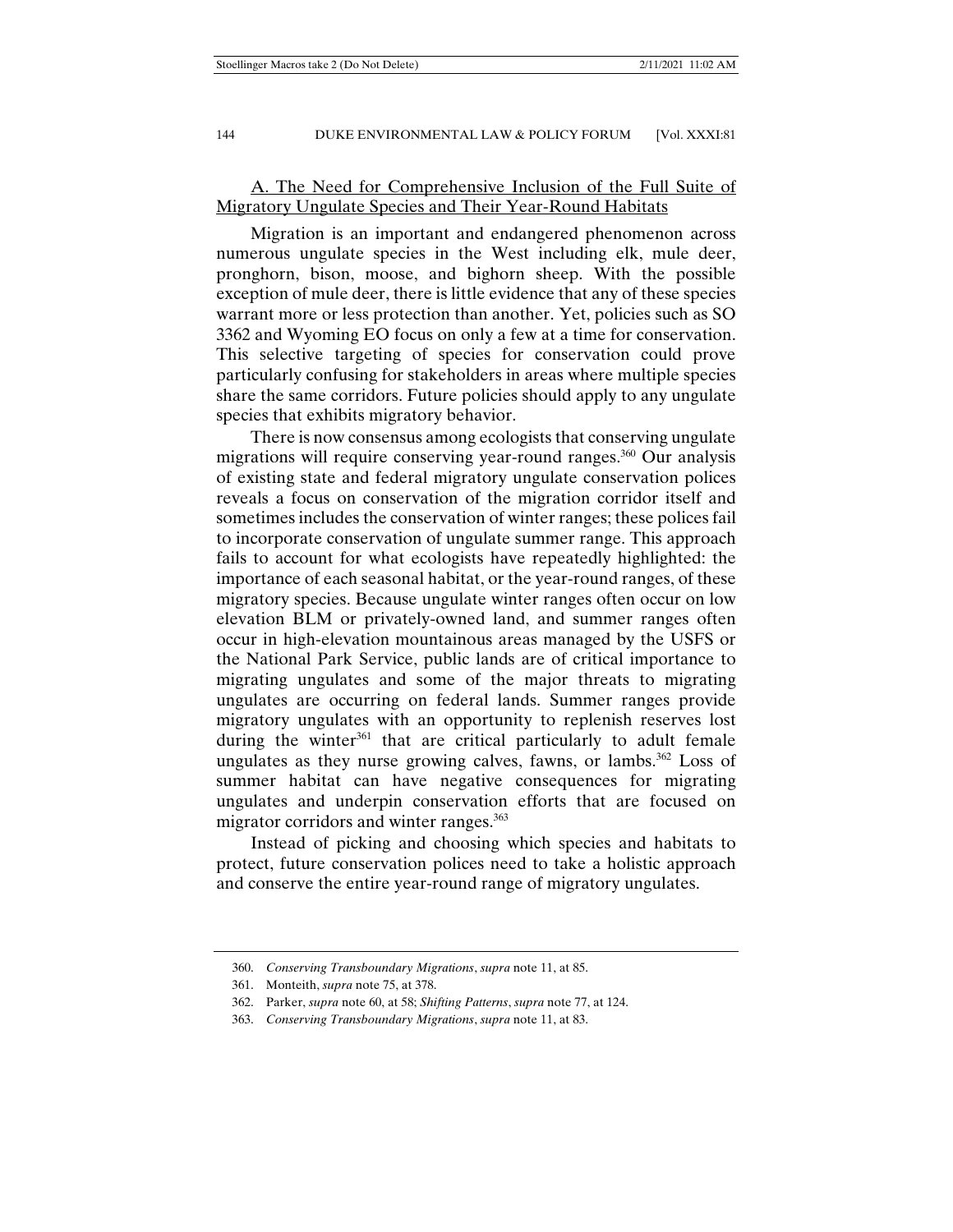## A. The Need for Comprehensive Inclusion of the Full Suite of Migratory Ungulate Species and Their Year-Round Habitats

Migration is an important and endangered phenomenon across numerous ungulate species in the West including elk, mule deer, pronghorn, bison, moose, and bighorn sheep. With the possible exception of mule deer, there is little evidence that any of these species warrant more or less protection than another. Yet, policies such as SO 3362 and Wyoming EO focus on only a few at a time for conservation. This selective targeting of species for conservation could prove particularly confusing for stakeholders in areas where multiple species share the same corridors. Future policies should apply to any ungulate species that exhibits migratory behavior.

There is now consensus among ecologists that conserving ungulate migrations will require conserving year-round ranges.[360] Our analysis of existing state and federal migratory ungulate conservation polices reveals a focus on conservation of the migration corridor itself and sometimes includes the conservation of winter ranges; these polices fail to incorporate conservation of ungulate summer range. This approach fails to account for what ecologists have repeatedly highlighted: the importance of each seasonal habitat, or the year-round ranges, of these migratory species. Because ungulate winter ranges often occur on low elevation BLM or privately-owned land, and summer ranges often occur in high-elevation mountainous areas managed by the USFS or the National Park Service, public lands are of critical importance to migrating ungulates and some of the major threats to migrating ungulates are occurring on federal lands. Summer ranges provide migratory ungulates with an opportunity to replenish reserves lost during the winter[361] that are critical particularly to adult female ungulates as they nurse growing calves, fawns, or lambs.[362] Loss of summer habitat can have negative consequences for migrating ungulates and underpin conservation efforts that are focused on migrator corridors and winter ranges.[363]

Instead of picking and choosing which species and habitats to protect, future conservation polices need to take a holistic approach and conserve the entire year-round range of migratory ungulates.

---

360. *Conserving Transboundary Migrations*, *supra* note 11, at 85.

361. Monteith, *supra* note 75, at 378.

362. Parker, *supra* note 60, at 58; *Shifting Patterns*, *supra* note 77, at 124.

363. *Conserving Transboundary Migrations*, *supra* note 11, at 83.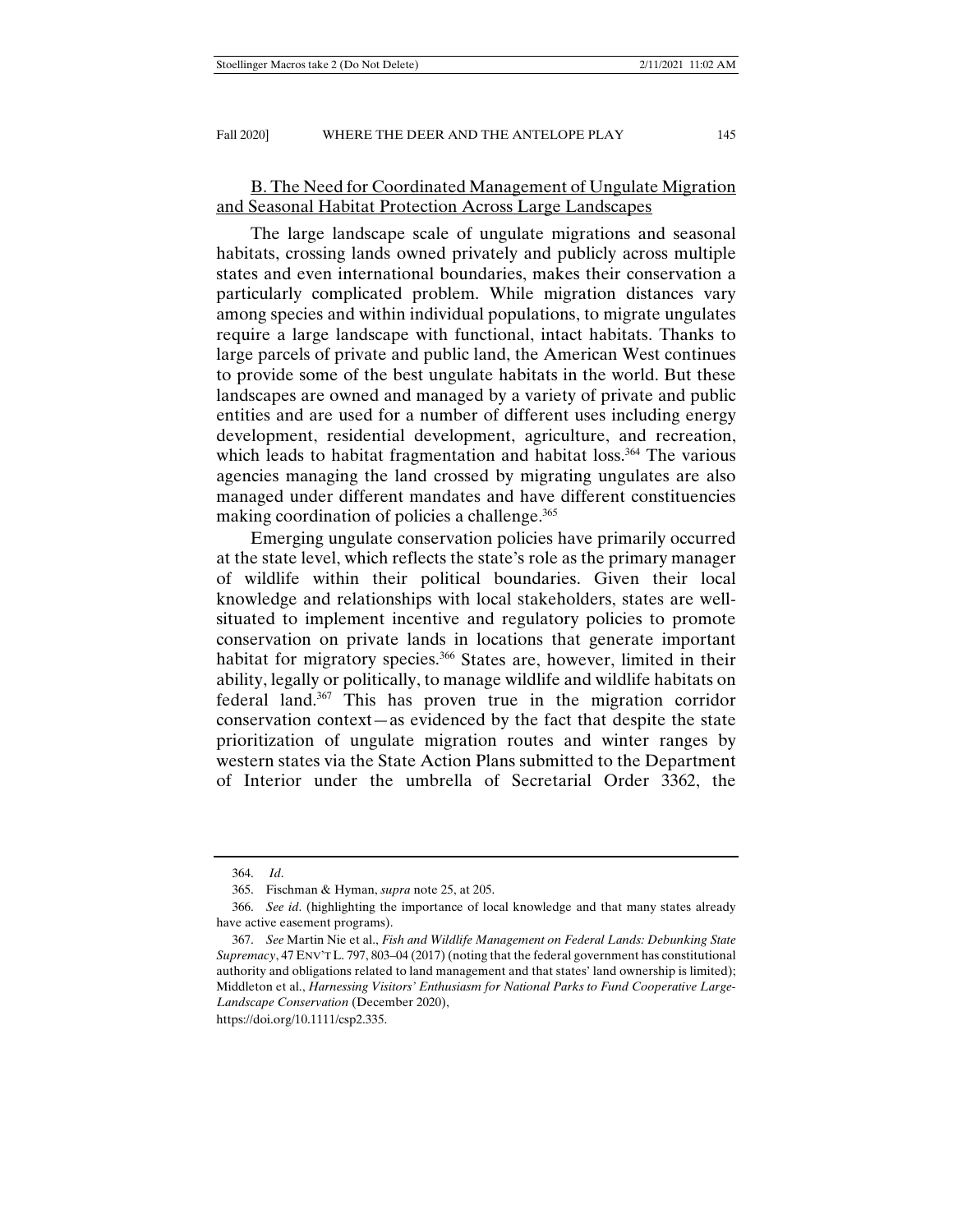### B. The Need for Coordinated Management of Ungulate Migration and Seasonal Habitat Protection Across Large Landscapes

The large landscape scale of ungulate migrations and seasonal habitats, crossing lands owned privately and publicly across multiple states and even international boundaries, makes their conservation a particularly complicated problem. While migration distances vary among species and within individual populations, to migrate ungulates require a large landscape with functional, intact habitats. Thanks to large parcels of private and public land, the American West continues to provide some of the best ungulate habitats in the world. But these landscapes are owned and managed by a variety of private and public entities and are used for a number of different uses including energy development, residential development, agriculture, and recreation, which leads to habitat fragmentation and habitat loss.[364] The various agencies managing the land crossed by migrating ungulates are also managed under different mandates and have different constituencies making coordination of policies a challenge.[365]

Emerging ungulate conservation policies have primarily occurred at the state level, which reflects the state's role as the primary manager of wildlife within their political boundaries. Given their local knowledge and relationships with local stakeholders, states are well-situated to implement incentive and regulatory policies to promote conservation on private lands in locations that generate important habitat for migratory species.[366] States are, however, limited in their ability, legally or politically, to manage wildlife and wildlife habitats on federal land.[367] This has proven true in the migration corridor conservation context—as evidenced by the fact that despite the state prioritization of ungulate migration routes and winter ranges by western states via the State Action Plans submitted to the Department of Interior under the umbrella of Secretarial Order 3362, the

---

364. *Id*.

365. Fischman & Hyman, *supra* note 25, at 205.

366. *See id*. (highlighting the importance of local knowledge and that many states already have active easement programs).

367. *See* Martin Nie et al., *Fish and Wildlife Management on Federal Lands: Debunking State Supremacy*, 47 ENV'T L. 797, 803–04 (2017) (noting that the federal government has constitutional authority and obligations related to land management and that states' land ownership is limited); Middleton et al., *Harnessing Visitors' Enthusiasm for National Parks to Fund Cooperative Large-Landscape Conservation* (December 2020), https://doi.org/10.1111/csp2.335.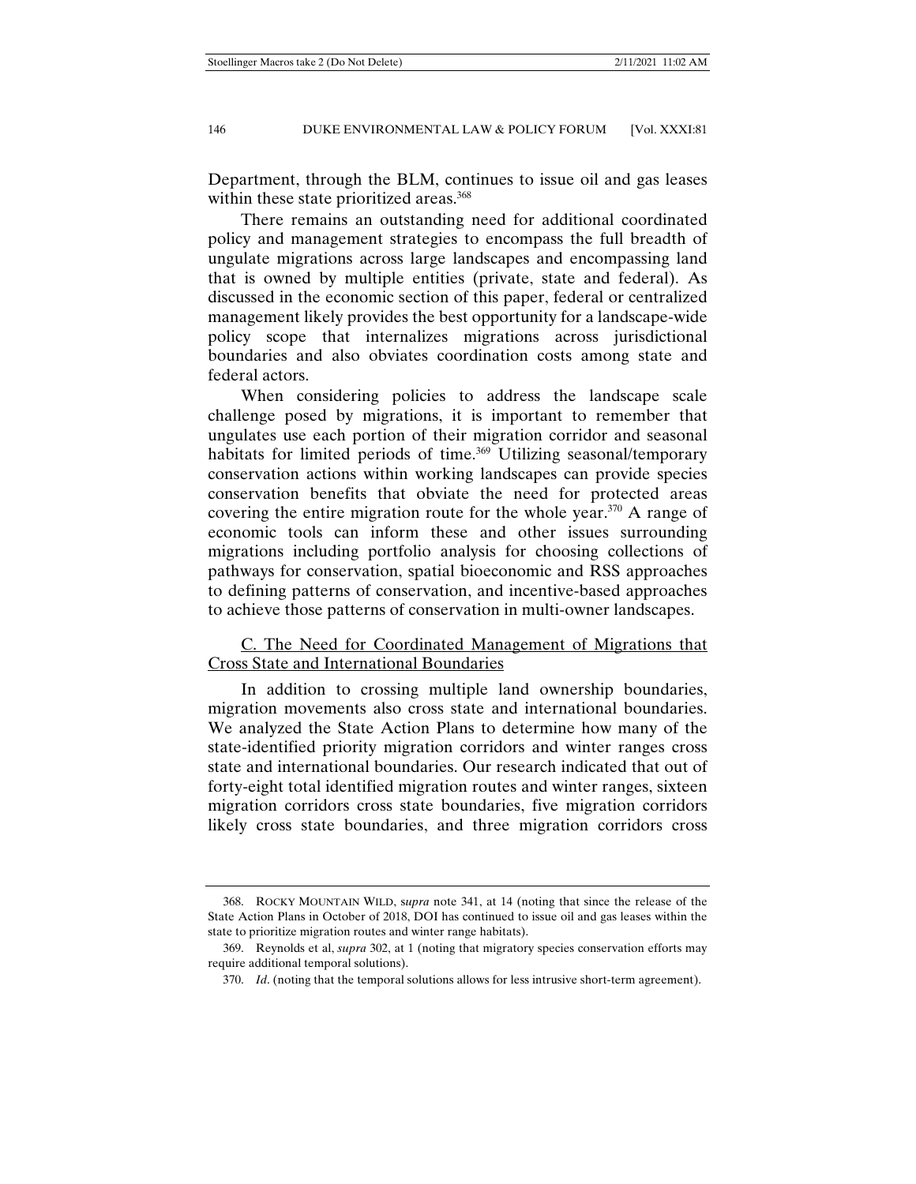Department, through the BLM, continues to issue oil and gas leases within these state prioritized areas.[368]

There remains an outstanding need for additional coordinated policy and management strategies to encompass the full breadth of ungulate migrations across large landscapes and encompassing land that is owned by multiple entities (private, state and federal). As discussed in the economic section of this paper, federal or centralized management likely provides the best opportunity for a landscape-wide policy scope that internalizes migrations across jurisdictional boundaries and also obviates coordination costs among state and federal actors.

When considering policies to address the landscape scale challenge posed by migrations, it is important to remember that ungulates use each portion of their migration corridor and seasonal habitats for limited periods of time.[369] Utilizing seasonal/temporary conservation actions within working landscapes can provide species conservation benefits that obviate the need for protected areas covering the entire migration route for the whole year.[370] A range of economic tools can inform these and other issues surrounding migrations including portfolio analysis for choosing collections of pathways for conservation, spatial bioeconomic and RSS approaches to defining patterns of conservation, and incentive-based approaches to achieve those patterns of conservation in multi-owner landscapes.

## C. The Need for Coordinated Management of Migrations that Cross State and International Boundaries

In addition to crossing multiple land ownership boundaries, migration movements also cross state and international boundaries. We analyzed the State Action Plans to determine how many of the state-identified priority migration corridors and winter ranges cross state and international boundaries. Our research indicated that out of forty-eight total identified migration routes and winter ranges, sixteen migration corridors cross state boundaries, five migration corridors likely cross state boundaries, and three migration corridors cross

---

368. ROCKY MOUNTAIN WILD, s*upra* note 341, at 14 (noting that since the release of the State Action Plans in October of 2018, DOI has continued to issue oil and gas leases within the state to prioritize migration routes and winter range habitats).

369. Reynolds et al, *supra* 302, at 1 (noting that migratory species conservation efforts may require additional temporal solutions).

370. *Id*. (noting that the temporal solutions allows for less intrusive short-term agreement).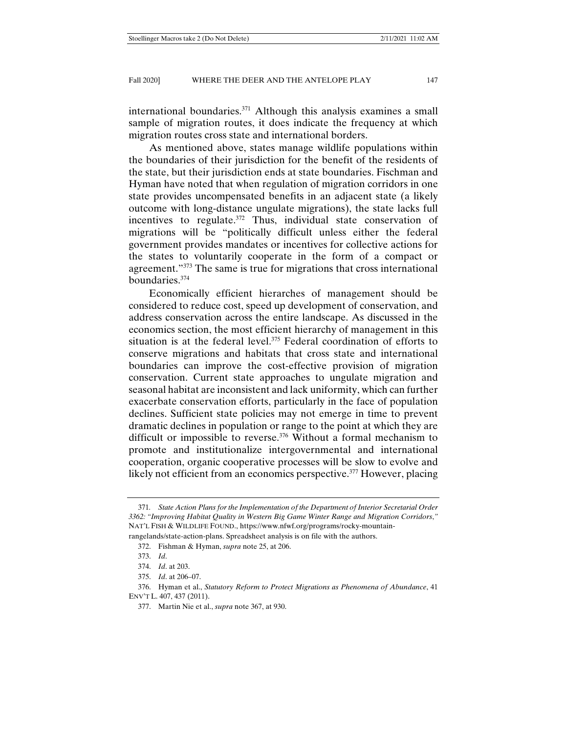international boundaries.[371] Although this analysis examines a small sample of migration routes, it does indicate the frequency at which migration routes cross state and international borders.

As mentioned above, states manage wildlife populations within the boundaries of their jurisdiction for the benefit of the residents of the state, but their jurisdiction ends at state boundaries. Fischman and Hyman have noted that when regulation of migration corridors in one state provides uncompensated benefits in an adjacent state (a likely outcome with long-distance ungulate migrations), the state lacks full incentives to regulate.[372] Thus, individual state conservation of migrations will be "politically difficult unless either the federal government provides mandates or incentives for collective actions for the states to voluntarily cooperate in the form of a compact or agreement."[373] The same is true for migrations that cross international boundaries.[374]

Economically efficient hierarches of management should be considered to reduce cost, speed up development of conservation, and address conservation across the entire landscape. As discussed in the economics section, the most efficient hierarchy of management in this situation is at the federal level.[375] Federal coordination of efforts to conserve migrations and habitats that cross state and international boundaries can improve the cost-effective provision of migration conservation. Current state approaches to ungulate migration and seasonal habitat are inconsistent and lack uniformity, which can further exacerbate conservation efforts, particularly in the face of population declines. Sufficient state policies may not emerge in time to prevent dramatic declines in population or range to the point at which they are difficult or impossible to reverse.[376] Without a formal mechanism to promote and institutionalize intergovernmental and international cooperation, organic cooperative processes will be slow to evolve and likely not efficient from an economics perspective.[377] However, placing

---

371. *State Action Plans for the Implementation of the Department of Interior Secretarial Order 3362: "Improving Habitat Quality in Western Big Game Winter Range and Migration Corridors,"* NAT'L FISH & WILDLIFE FOUND., https://www.nfwf.org/programs/rocky-mountain-rangelands/state-action-plans. Spreadsheet analysis is on file with the authors.

372. Fishman & Hyman, *supra* note 25, at 206.

373. *Id*.

374. *Id*. at 203.

375. *Id*. at 206–07.

376. Hyman et al., *Statutory Reform to Protect Migrations as Phenomena of Abundance*, 41 ENV'T L. 407, 437 (2011).

377. Martin Nie et al., *supra* note 367, at 930.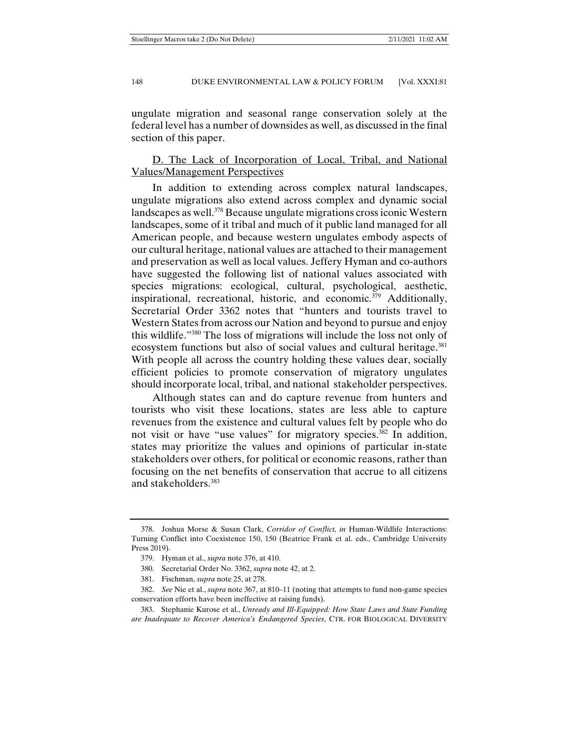ungulate migration and seasonal range conservation solely at the federal level has a number of downsides as well, as discussed in the final section of this paper.

### D. The Lack of Incorporation of Local, Tribal, and National Values/Management Perspectives

In addition to extending across complex natural landscapes, ungulate migrations also extend across complex and dynamic social landscapes as well.[378] Because ungulate migrations cross iconic Western landscapes, some of it tribal and much of it public land managed for all American people, and because western ungulates embody aspects of our cultural heritage, national values are attached to their management and preservation as well as local values. Jeffery Hyman and co-authors have suggested the following list of national values associated with species migrations: ecological, cultural, psychological, aesthetic, inspirational, recreational, historic, and economic.[379] Additionally, Secretarial Order 3362 notes that "hunters and tourists travel to Western States from across our Nation and beyond to pursue and enjoy this wildlife."[380] The loss of migrations will include the loss not only of ecosystem functions but also of social values and cultural heritage.[381] With people all across the country holding these values dear, socially efficient policies to promote conservation of migratory ungulates should incorporate local, tribal, and national stakeholder perspectives.

Although states can and do capture revenue from hunters and tourists who visit these locations, states are less able to capture revenues from the existence and cultural values felt by people who do not visit or have "use values" for migratory species.[382] In addition, states may prioritize the values and opinions of particular in-state stakeholders over others, for political or economic reasons, rather than focusing on the net benefits of conservation that accrue to all citizens and stakeholders.[383]

---

378. Joshua Morse & Susan Clark, *Corridor of Conflict, in* Human-Wildlife Interactions: Turning Conflict into Coexistence 150, 150 (Beatrice Frank et al. eds., Cambridge University Press 2019).

379. Hyman et al., *supra* note 376, at 410.

380. Secretarial Order No. 3362, *supra* note 42, at 2.

381. Fischman, *supra* note 25, at 278.

382. *See* Nie et al., *supra* note 367, at 810–11 (noting that attempts to fund non-game species conservation efforts have been ineffective at raising funds).

383. Stephanie Kurose et al., *Unready and Ill-Equipped: How State Laws and State Funding are Inadequate to Recover America's Endangered Species*, CTR. FOR BIOLOGICAL DIVERSITY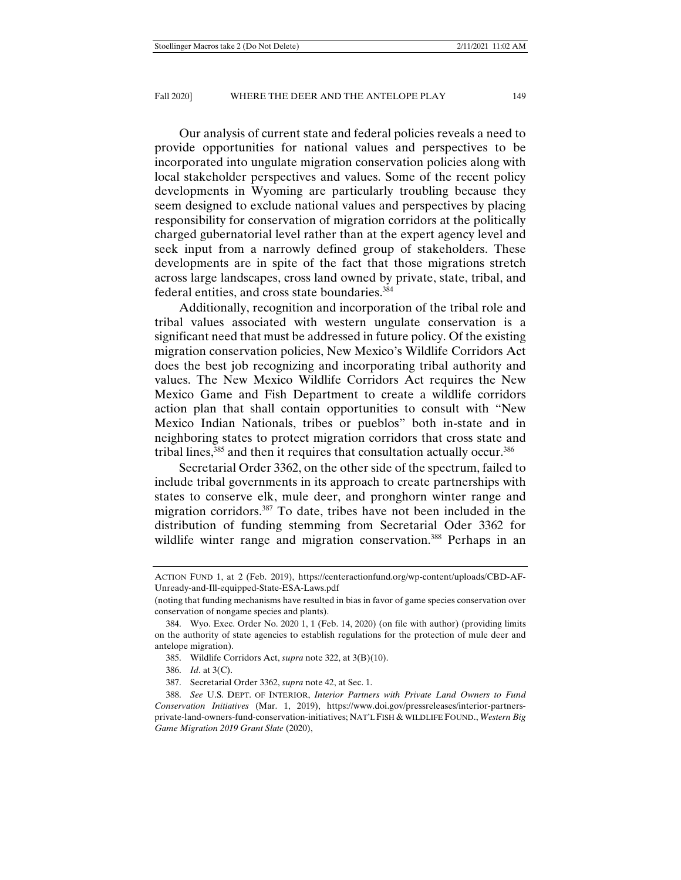Our analysis of current state and federal policies reveals a need to provide opportunities for national values and perspectives to be incorporated into ungulate migration conservation policies along with local stakeholder perspectives and values. Some of the recent policy developments in Wyoming are particularly troubling because they seem designed to exclude national values and perspectives by placing responsibility for conservation of migration corridors at the politically charged gubernatorial level rather than at the expert agency level and seek input from a narrowly defined group of stakeholders. These developments are in spite of the fact that those migrations stretch across large landscapes, cross land owned by private, state, tribal, and federal entities, and cross state boundaries.[384]

Additionally, recognition and incorporation of the tribal role and tribal values associated with western ungulate conservation is a significant need that must be addressed in future policy. Of the existing migration conservation policies, New Mexico's Wildlife Corridors Act does the best job recognizing and incorporating tribal authority and values. The New Mexico Wildlife Corridors Act requires the New Mexico Game and Fish Department to create a wildlife corridors action plan that shall contain opportunities to consult with "New Mexico Indian Nationals, tribes or pueblos" both in-state and in neighboring states to protect migration corridors that cross state and tribal lines,[385] and then it requires that consultation actually occur.[386]

Secretarial Order 3362, on the other side of the spectrum, failed to include tribal governments in its approach to create partnerships with states to conserve elk, mule deer, and pronghorn winter range and migration corridors.[387] To date, tribes have not been included in the distribution of funding stemming from Secretarial Oder 3362 for wildlife winter range and migration conservation.[388] Perhaps in an

---

ACTION FUND 1, at 2 (Feb. 2019), https://centeractionfund.org/wp-content/uploads/CBD-AF-Unready-and-Ill-equipped-State-ESA-Laws.pdf (noting that funding mechanisms have resulted in bias in favor of game species conservation over conservation of nongame species and plants).

384. Wyo. Exec. Order No. 2020 1, 1 (Feb. 14, 2020) (on file with author) (providing limits on the authority of state agencies to establish regulations for the protection of mule deer and antelope migration).

385. Wildlife Corridors Act, *supra* note 322, at 3(B)(10).

386. *Id*. at 3(C).

387. Secretarial Order 3362, *supra* note 42, at Sec. 1.

388. *See* U.S. DEPT. OF INTERIOR, *Interior Partners with Private Land Owners to Fund Conservation Initiatives* (Mar. 1, 2019), https://www.doi.gov/pressreleases/interior-partners-private-land-owners-fund-conservation-initiatives; NAT'L FISH & WILDLIFE FOUND., *Western Big Game Migration 2019 Grant Slate* (2020),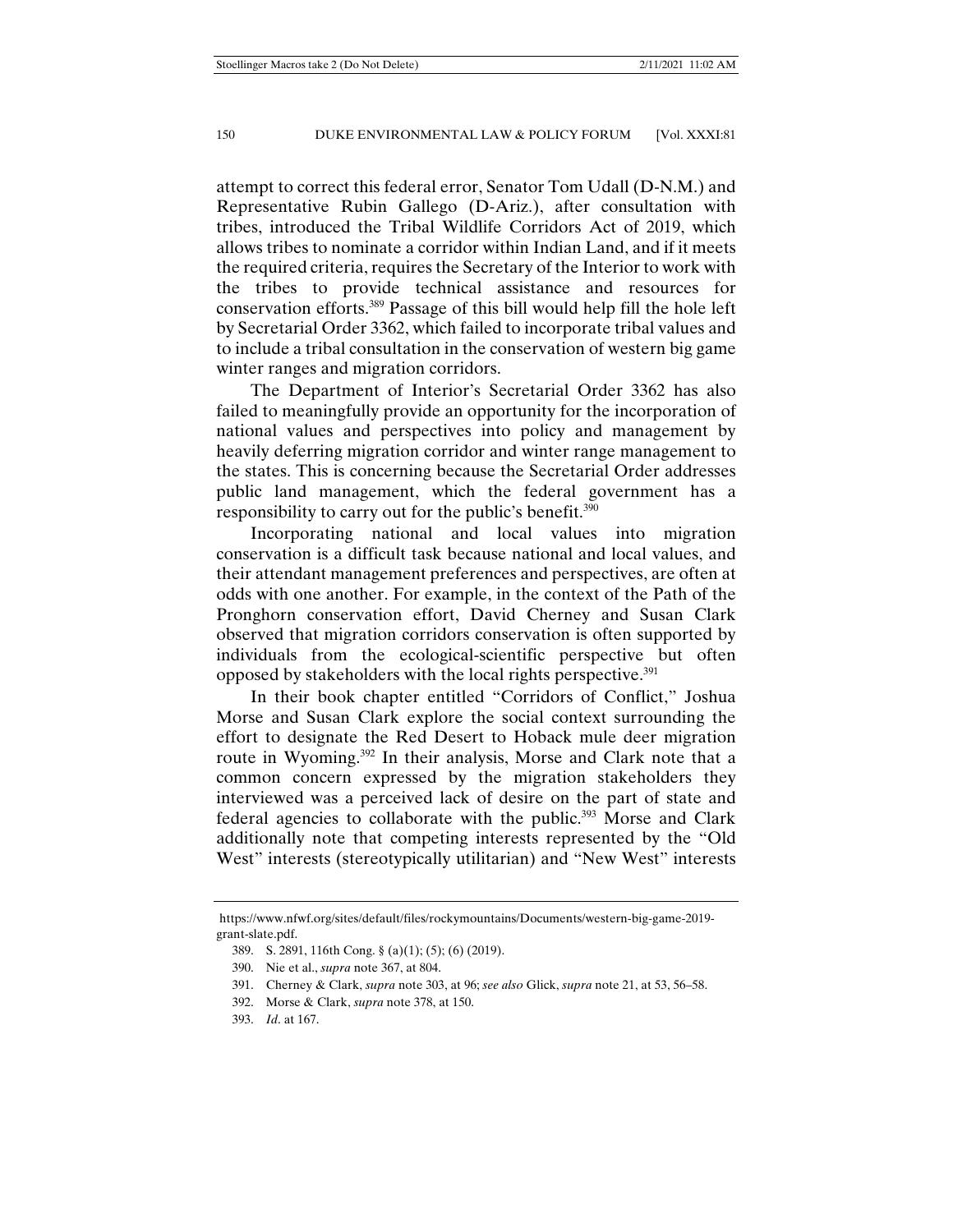attempt to correct this federal error, Senator Tom Udall (D-N.M.) and Representative Rubin Gallego (D-Ariz.), after consultation with tribes, introduced the Tribal Wildlife Corridors Act of 2019, which allows tribes to nominate a corridor within Indian Land, and if it meets the required criteria, requires the Secretary of the Interior to work with the tribes to provide technical assistance and resources for conservation efforts.[389] Passage of this bill would help fill the hole left by Secretarial Order 3362, which failed to incorporate tribal values and to include a tribal consultation in the conservation of western big game winter ranges and migration corridors.

The Department of Interior's Secretarial Order 3362 has also failed to meaningfully provide an opportunity for the incorporation of national values and perspectives into policy and management by heavily deferring migration corridor and winter range management to the states. This is concerning because the Secretarial Order addresses public land management, which the federal government has a responsibility to carry out for the public's benefit.[390]

Incorporating national and local values into migration conservation is a difficult task because national and local values, and their attendant management preferences and perspectives, are often at odds with one another. For example, in the context of the Path of the Pronghorn conservation effort, David Cherney and Susan Clark observed that migration corridors conservation is often supported by individuals from the ecological-scientific perspective but often opposed by stakeholders with the local rights perspective.[391]

In their book chapter entitled "Corridors of Conflict," Joshua Morse and Susan Clark explore the social context surrounding the effort to designate the Red Desert to Hoback mule deer migration route in Wyoming.[392] In their analysis, Morse and Clark note that a common concern expressed by the migration stakeholders they interviewed was a perceived lack of desire on the part of state and federal agencies to collaborate with the public.[393] Morse and Clark additionally note that competing interests represented by the "Old West" interests (stereotypically utilitarian) and "New West" interests

---

https://www.nfwf.org/sites/default/files/rockymountains/Documents/western-big-game-2019-grant-slate.pdf.

389. S. 2891, 116th Cong. § (a)(1); (5); (6) (2019).

390. Nie et al., *supra* note 367, at 804.

391. Cherney & Clark, *supra* note 303, at 96; *see also* Glick, *supra* note 21, at 53, 56–58.

392. Morse & Clark, *supra* note 378, at 150.

393. *Id*. at 167.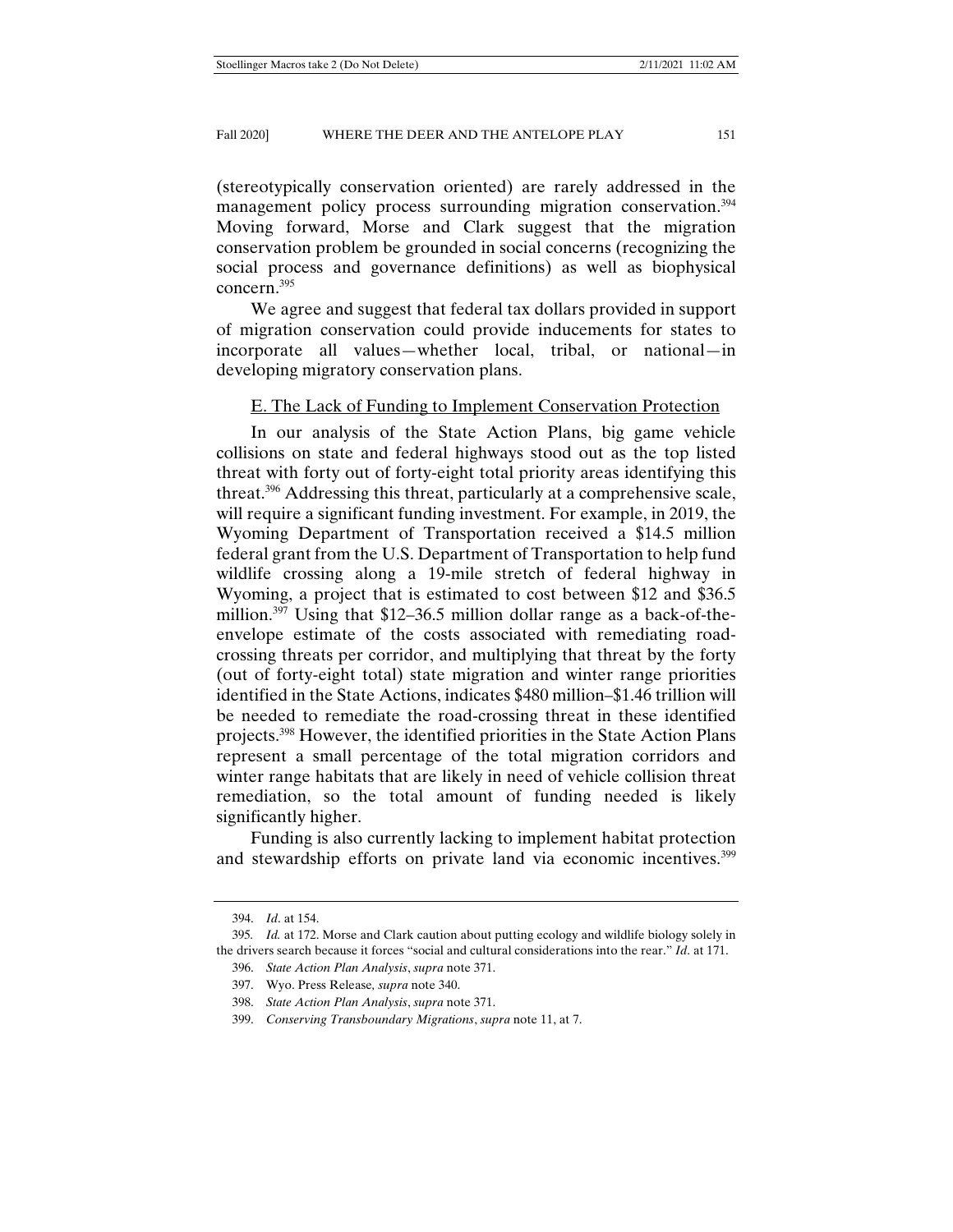(stereotypically conservation oriented) are rarely addressed in the management policy process surrounding migration conservation.[394] Moving forward, Morse and Clark suggest that the migration conservation problem be grounded in social concerns (recognizing the social process and governance definitions) as well as biophysical concern.[395]

We agree and suggest that federal tax dollars provided in support of migration conservation could provide inducements for states to incorporate all values—whether local, tribal, or national—in developing migratory conservation plans.

### E. The Lack of Funding to Implement Conservation Protection

In our analysis of the State Action Plans, big game vehicle collisions on state and federal highways stood out as the top listed threat with forty out of forty-eight total priority areas identifying this threat.[396] Addressing this threat, particularly at a comprehensive scale, will require a significant funding investment. For example, in 2019, the Wyoming Department of Transportation received a $14.5 million federal grant from the U.S. Department of Transportation to help fund wildlife crossing along a 19-mile stretch of federal highway in Wyoming, a project that is estimated to cost between $12 and $36.5 million.[397] Using that $12–36.5 million dollar range as a back-of-the-envelope estimate of the costs associated with remediating road-crossing threats per corridor, and multiplying that threat by the forty (out of forty-eight total) state migration and winter range priorities identified in the State Actions, indicates $480 million–$1.46 trillion will be needed to remediate the road-crossing threat in these identified projects.[398] However, the identified priorities in the State Action Plans represent a small percentage of the total migration corridors and winter range habitats that are likely in need of vehicle collision threat remediation, so the total amount of funding needed is likely significantly higher.

Funding is also currently lacking to implement habitat protection and stewardship efforts on private land via economic incentives.[399]

---

394. *Id*. at 154.

395. *Id.* at 172. Morse and Clark caution about putting ecology and wildlife biology solely in the drivers search because it forces "social and cultural considerations into the rear." *Id*. at 171.

396. *State Action Plan Analysis*, *supra* note 371.

397. Wyo. Press Release, *supra* note 340.

398. *State Action Plan Analysis*, *supra* note 371.

399. *Conserving Transboundary Migrations*, *supra* note 11, at 7.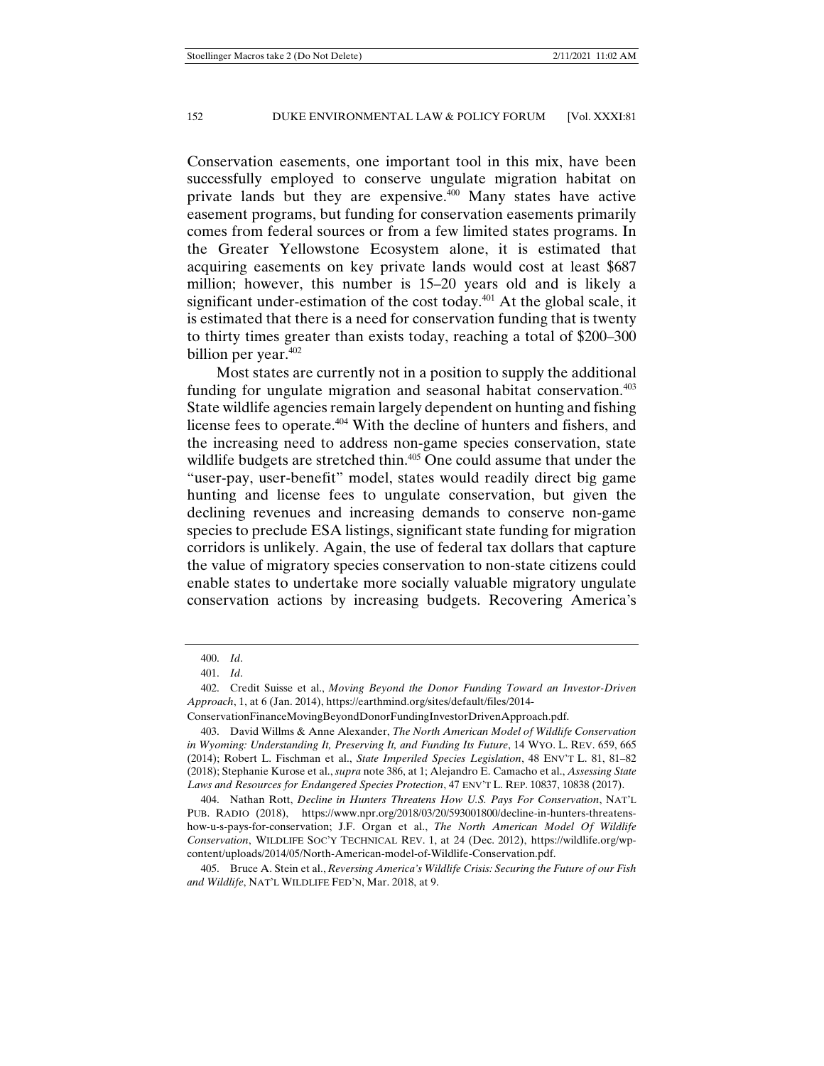Conservation easements, one important tool in this mix, have been successfully employed to conserve ungulate migration habitat on private lands but they are expensive.[400] Many states have active easement programs, but funding for conservation easements primarily comes from federal sources or from a few limited states programs. In the Greater Yellowstone Ecosystem alone, it is estimated that acquiring easements on key private lands would cost at least $687 million; however, this number is 15–20 years old and is likely a significant under-estimation of the cost today.[401] At the global scale, it is estimated that there is a need for conservation funding that is twenty to thirty times greater than exists today, reaching a total of $200–300 billion per year.[402]

Most states are currently not in a position to supply the additional funding for ungulate migration and seasonal habitat conservation.[403] State wildlife agencies remain largely dependent on hunting and fishing license fees to operate.[404] With the decline of hunters and fishers, and the increasing need to address non-game species conservation, state wildlife budgets are stretched thin.[405] One could assume that under the "user-pay, user-benefit" model, states would readily direct big game hunting and license fees to ungulate conservation, but given the declining revenues and increasing demands to conserve non-game species to preclude ESA listings, significant state funding for migration corridors is unlikely. Again, the use of federal tax dollars that capture the value of migratory species conservation to non-state citizens could enable states to undertake more socially valuable migratory ungulate conservation actions by increasing budgets. Recovering America's

---

400. *Id*.

401. *Id*.

402. Credit Suisse et al., *Moving Beyond the Donor Funding Toward an Investor-Driven Approach*, 1, at 6 (Jan. 2014), https://earthmind.org/sites/default/files/2014-ConservationFinanceMovingBeyondDonorFundingInvestorDrivenApproach.pdf.

403. David Willms & Anne Alexander, *The North American Model of Wildlife Conservation in Wyoming: Understanding It, Preserving It, and Funding Its Future*, 14 WYO. L. REV. 659, 665 (2014); Robert L. Fischman et al., *State Imperiled Species Legislation*, 48 ENV'T L. 81, 81–82 (2018); Stephanie Kurose et al., *supra* note 386, at 1; Alejandro E. Camacho et al., *Assessing State Laws and Resources for Endangered Species Protection*, 47 ENV'T L. REP. 10837, 10838 (2017).

404. Nathan Rott, *Decline in Hunters Threatens How U.S. Pays For Conservation*, NAT'L PUB. RADIO (2018), https://www.npr.org/2018/03/20/593001800/decline-in-hunters-threatens-how-u-s-pays-for-conservation; J.F. Organ et al., *The North American Model Of Wildlife Conservation*, WILDLIFE SOC'Y TECHNICAL REV. 1, at 24 (Dec. 2012), https://wildlife.org/wp-content/uploads/2014/05/North-American-model-of-Wildlife-Conservation.pdf.

405. Bruce A. Stein et al., *Reversing America's Wildlife Crisis: Securing the Future of our Fish and Wildlife*, NAT'L WILDLIFE FED'N, Mar. 2018, at 9.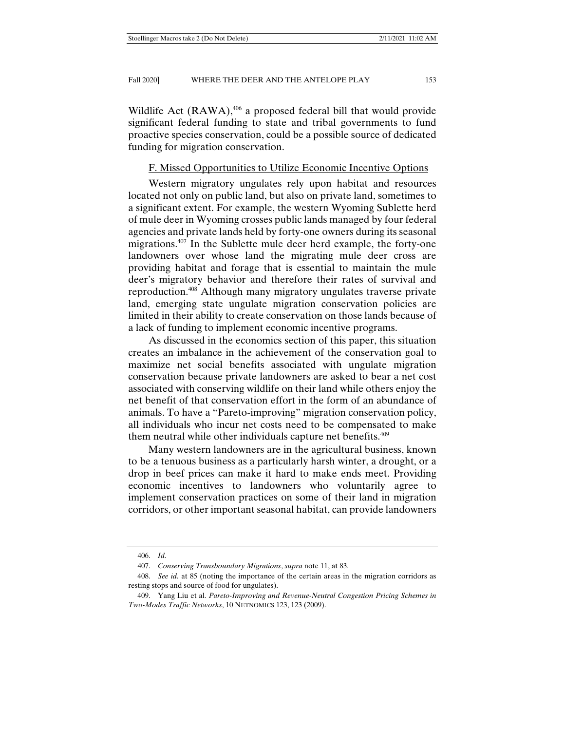Wildlife Act (RAWA),[406] a proposed federal bill that would provide significant federal funding to state and tribal governments to fund proactive species conservation, could be a possible source of dedicated funding for migration conservation.

### F. Missed Opportunities to Utilize Economic Incentive Options

Western migratory ungulates rely upon habitat and resources located not only on public land, but also on private land, sometimes to a significant extent. For example, the western Wyoming Sublette herd of mule deer in Wyoming crosses public lands managed by four federal agencies and private lands held by forty-one owners during its seasonal migrations.[407] In the Sublette mule deer herd example, the forty-one landowners over whose land the migrating mule deer cross are providing habitat and forage that is essential to maintain the mule deer's migratory behavior and therefore their rates of survival and reproduction.[408] Although many migratory ungulates traverse private land, emerging state ungulate migration conservation policies are limited in their ability to create conservation on those lands because of a lack of funding to implement economic incentive programs.

As discussed in the economics section of this paper, this situation creates an imbalance in the achievement of the conservation goal to maximize net social benefits associated with ungulate migration conservation because private landowners are asked to bear a net cost associated with conserving wildlife on their land while others enjoy the net benefit of that conservation effort in the form of an abundance of animals. To have a "Pareto-improving" migration conservation policy, all individuals who incur net costs need to be compensated to make them neutral while other individuals capture net benefits.[409]

Many western landowners are in the agricultural business, known to be a tenuous business as a particularly harsh winter, a drought, or a drop in beef prices can make it hard to make ends meet. Providing economic incentives to landowners who voluntarily agree to implement conservation practices on some of their land in migration corridors, or other important seasonal habitat, can provide landowners

---

406. *Id*.

407. *Conserving Transboundary Migrations*, *supra* note 11, at 83.

408. *See id.* at 85 (noting the importance of the certain areas in the migration corridors as resting stops and source of food for ungulates).

409. Yang Liu et al. *Pareto-Improving and Revenue-Neutral Congestion Pricing Schemes in Two-Modes Traffic Networks*, 10 NETNOMICS 123, 123 (2009).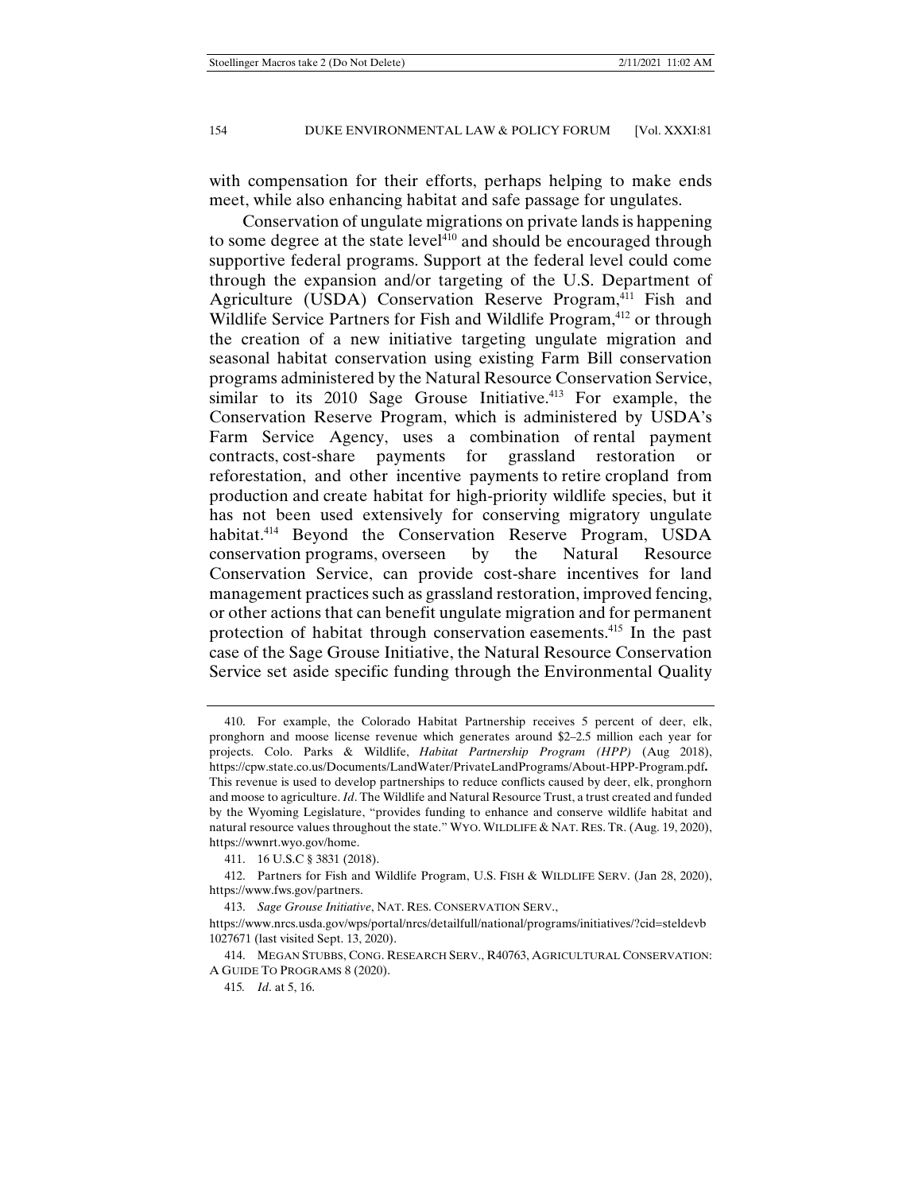with compensation for their efforts, perhaps helping to make ends meet, while also enhancing habitat and safe passage for ungulates.

Conservation of ungulate migrations on private lands is happening to some degree at the state level[410] and should be encouraged through supportive federal programs. Support at the federal level could come through the expansion and/or targeting of the U.S. Department of Agriculture (USDA) Conservation Reserve Program,[411] Fish and Wildlife Service Partners for Fish and Wildlife Program,[412] or through the creation of a new initiative targeting ungulate migration and seasonal habitat conservation using existing Farm Bill conservation programs administered by the Natural Resource Conservation Service, similar to its 2010 Sage Grouse Initiative.[413] For example, the Conservation Reserve Program, which is administered by USDA's Farm Service Agency, uses a combination of rental payment contracts, cost-share payments for grassland restoration or reforestation, and other incentive payments to retire cropland from production and create habitat for high-priority wildlife species, but it has not been used extensively for conserving migratory ungulate habitat.[414] Beyond the Conservation Reserve Program, USDA conservation programs, overseen by the Natural Resource Conservation Service, can provide cost-share incentives for land management practices such as grassland restoration, improved fencing, or other actions that can benefit ungulate migration and for permanent protection of habitat through conservation easements.[415] In the past case of the Sage Grouse Initiative, the Natural Resource Conservation Service set aside specific funding through the Environmental Quality

---

410. For example, the Colorado Habitat Partnership receives 5 percent of deer, elk, pronghorn and moose license revenue which generates around $2–2.5 million each year for projects. Colo. Parks & Wildlife, *Habitat Partnership Program (HPP)* (Aug 2018), https://cpw.state.co.us/Documents/LandWater/PrivateLandPrograms/About-HPP-Program.pdf. This revenue is used to develop partnerships to reduce conflicts caused by deer, elk, pronghorn and moose to agriculture. *Id*. The Wildlife and Natural Resource Trust, a trust created and funded by the Wyoming Legislature, "provides funding to enhance and conserve wildlife habitat and natural resource values throughout the state." WYO. WILDLIFE & NAT. RES. TR. (Aug. 19, 2020), https://wwnrt.wyo.gov/home.

411. 16 U.S.C § 3831 (2018).

412. Partners for Fish and Wildlife Program, U.S. FISH & WILDLIFE SERV. (Jan 28, 2020), https://www.fws.gov/partners.

413. *Sage Grouse Initiative*, NAT. RES. CONSERVATION SERV., https://www.nrcs.usda.gov/wps/portal/nrcs/detailfull/national/programs/initiatives/?cid=steldevb1027671 (last visited Sept. 13, 2020).

414. MEGAN STUBBS, CONG. RESEARCH SERV., R40763, AGRICULTURAL CONSERVATION: A GUIDE TO PROGRAMS 8 (2020).

415. *Id*. at 5, 16.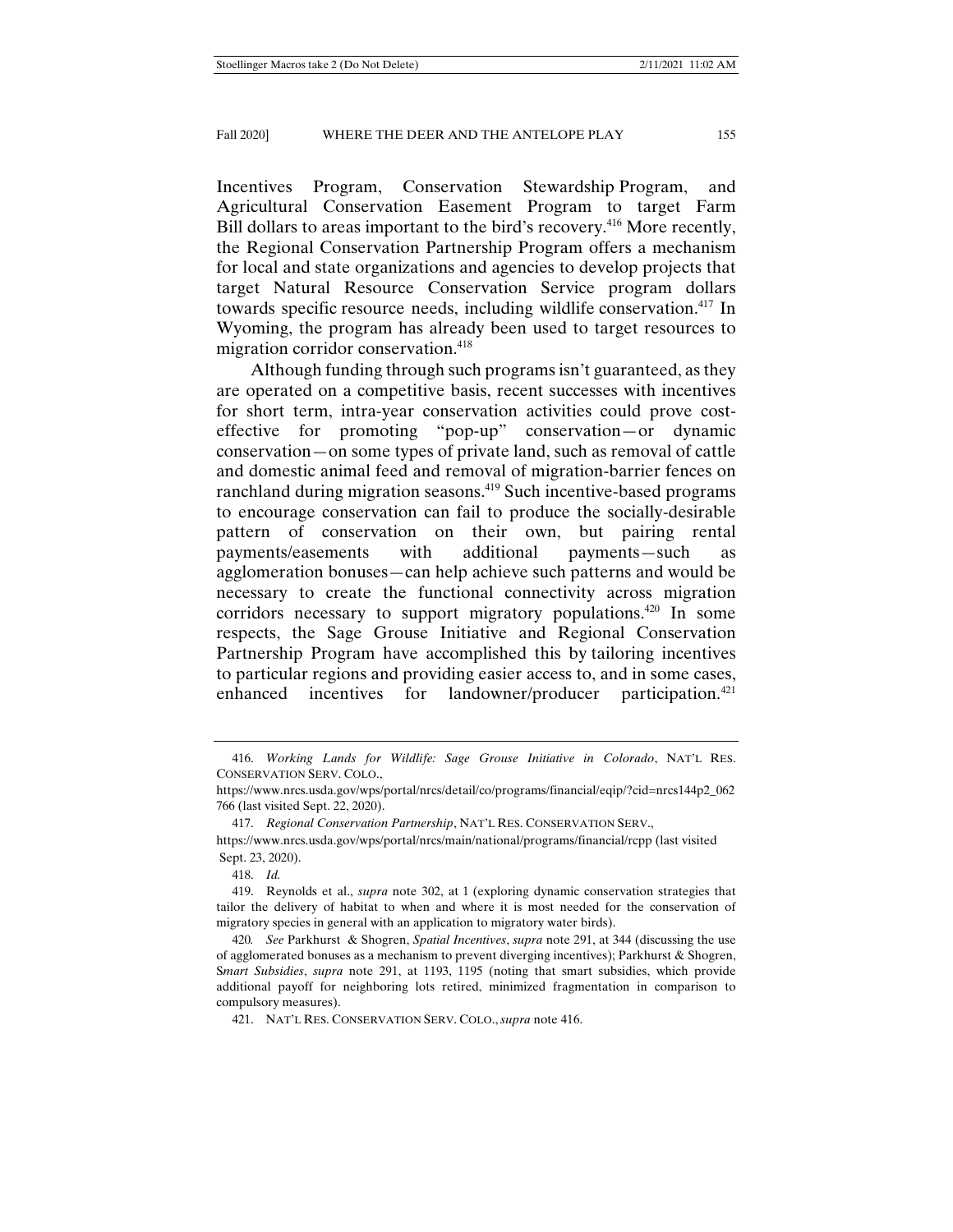Incentives Program, Conservation Stewardship Program, and Agricultural Conservation Easement Program to target Farm Bill dollars to areas important to the bird's recovery.[416] More recently, the Regional Conservation Partnership Program offers a mechanism for local and state organizations and agencies to develop projects that target Natural Resource Conservation Service program dollars towards specific resource needs, including wildlife conservation.[417] In Wyoming, the program has already been used to target resources to migration corridor conservation.[418]

Although funding through such programs isn't guaranteed, as they are operated on a competitive basis, recent successes with incentives for short term, intra-year conservation activities could prove cost-effective for promoting "pop-up" conservation—or dynamic conservation—on some types of private land, such as removal of cattle and domestic animal feed and removal of migration-barrier fences on ranchland during migration seasons.[419] Such incentive-based programs to encourage conservation can fail to produce the socially-desirable pattern of conservation on their own, but pairing rental payments/easements with additional payments—such as agglomeration bonuses—can help achieve such patterns and would be necessary to create the functional connectivity across migration corridors necessary to support migratory populations.[420] In some respects, the Sage Grouse Initiative and Regional Conservation Partnership Program have accomplished this by tailoring incentives to particular regions and providing easier access to, and in some cases, enhanced incentives for landowner/producer participation.[421]

---

416. *Working Lands for Wildlife: Sage Grouse Initiative in Colorado*, NAT'L RES. CONSERVATION SERV. COLO., https://www.nrcs.usda.gov/wps/portal/nrcs/detail/co/programs/financial/eqip/?cid=nrcs144p2_062766 (last visited Sept. 22, 2020).

417. *Regional Conservation Partnership*, NAT'L RES. CONSERVATION SERV., https://www.nrcs.usda.gov/wps/portal/nrcs/main/national/programs/financial/rcpp (last visited Sept. 23, 2020).

418. *Id.*

419. Reynolds et al., *supra* note 302, at 1 (exploring dynamic conservation strategies that tailor the delivery of habitat to when and where it is most needed for the conservation of migratory species in general with an application to migratory water birds).

420. *See* Parkhurst & Shogren, *Spatial Incentives*, *supra* note 291, at 344 (discussing the use of agglomerated bonuses as a mechanism to prevent diverging incentives); Parkhurst & Shogren, *Smart Subsidies*, *supra* note 291, at 1193, 1195 (noting that smart subsidies, which provide additional payoff for neighboring lots retired, minimized fragmentation in comparison to compulsory measures).

421. NAT'L RES. CONSERVATION SERV. COLO., *supra* note 416.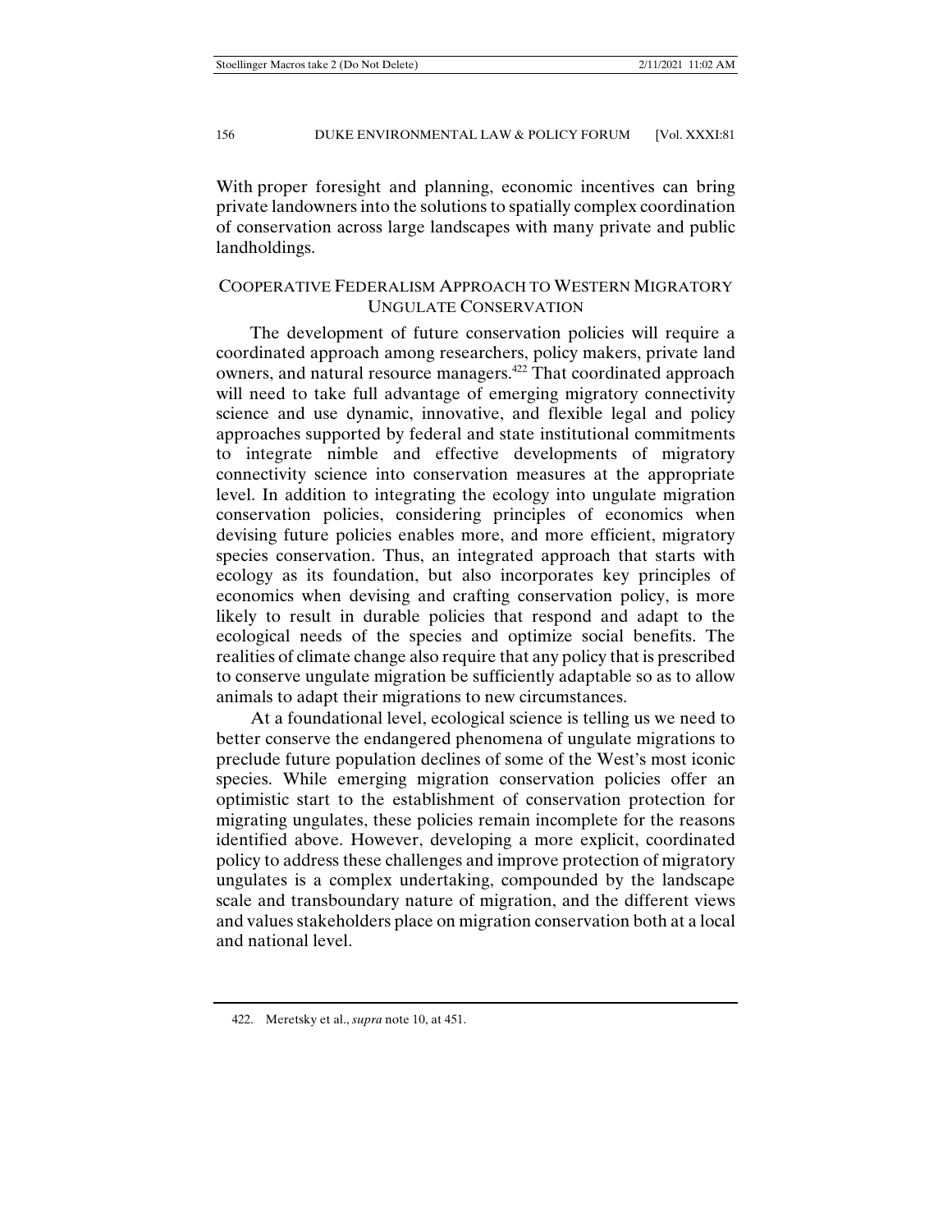With proper foresight and planning, economic incentives can bring private landowners into the solutions to spatially complex coordination of conservation across large landscapes with many private and public landholdings.

## COOPERATIVE FEDERALISM APPROACH TO WESTERN MIGRATORY UNGULATE CONSERVATION

The development of future conservation policies will require a coordinated approach among researchers, policy makers, private land owners, and natural resource managers.[422] That coordinated approach will need to take full advantage of emerging migratory connectivity science and use dynamic, innovative, and flexible legal and policy approaches supported by federal and state institutional commitments to integrate nimble and effective developments of migratory connectivity science into conservation measures at the appropriate level. In addition to integrating the ecology into ungulate migration conservation policies, considering principles of economics when devising future policies enables more, and more efficient, migratory species conservation. Thus, an integrated approach that starts with ecology as its foundation, but also incorporates key principles of economics when devising and crafting conservation policy, is more likely to result in durable policies that respond and adapt to the ecological needs of the species and optimize social benefits. The realities of climate change also require that any policy that is prescribed to conserve ungulate migration be sufficiently adaptable so as to allow animals to adapt their migrations to new circumstances.

At a foundational level, ecological science is telling us we need to better conserve the endangered phenomena of ungulate migrations to preclude future population declines of some of the West's most iconic species. While emerging migration conservation policies offer an optimistic start to the establishment of conservation protection for migrating ungulates, these policies remain incomplete for the reasons identified above. However, developing a more explicit, coordinated policy to address these challenges and improve protection of migratory ungulates is a complex undertaking, compounded by the landscape scale and transboundary nature of migration, and the different views and values stakeholders place on migration conservation both at a local and national level.

---

422. Meretsky et al., *supra* note 10, at 451.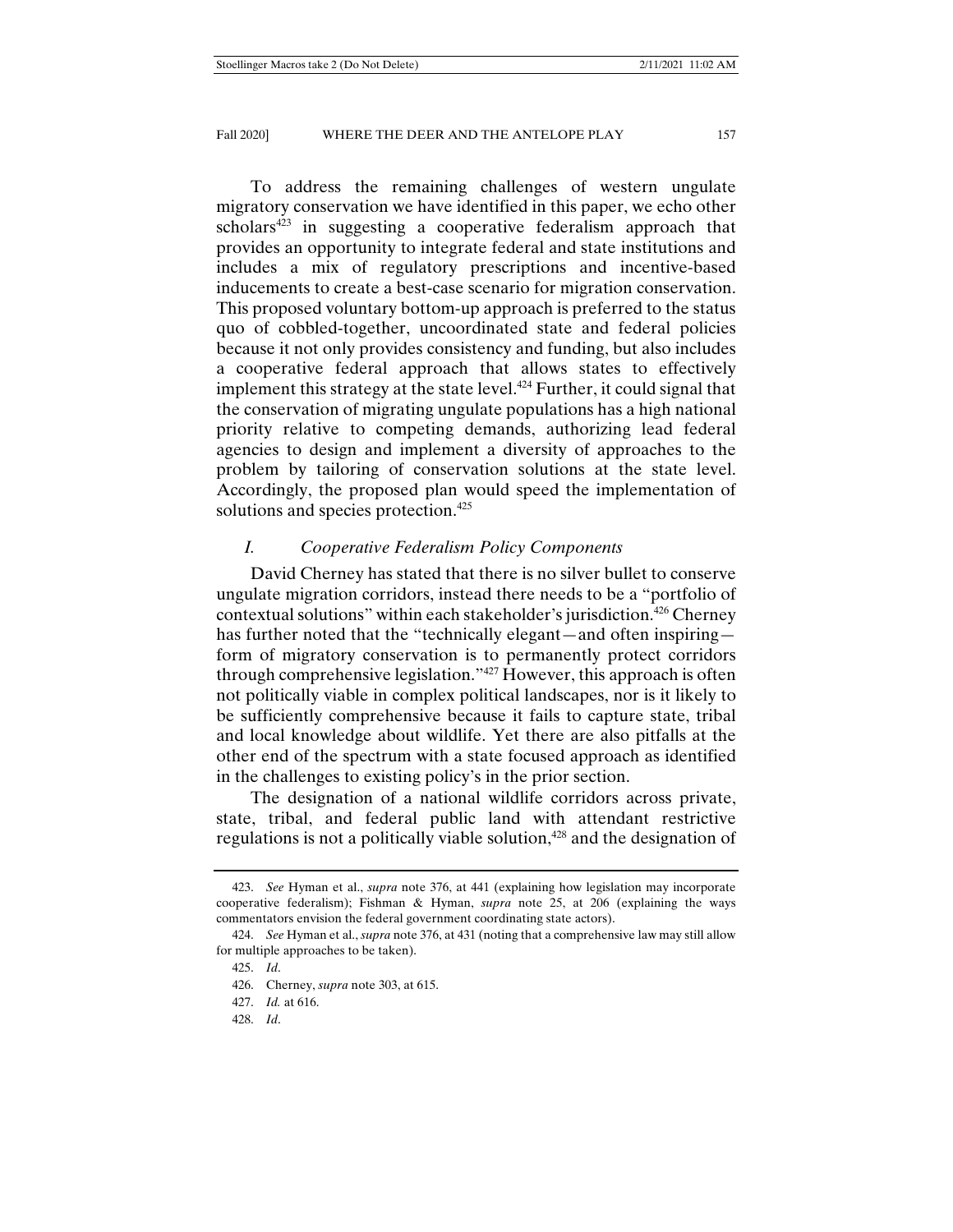To address the remaining challenges of western ungulate migratory conservation we have identified in this paper, we echo other scholars[423] in suggesting a cooperative federalism approach that provides an opportunity to integrate federal and state institutions and includes a mix of regulatory prescriptions and incentive-based inducements to create a best-case scenario for migration conservation. This proposed voluntary bottom-up approach is preferred to the status quo of cobbled-together, uncoordinated state and federal policies because it not only provides consistency and funding, but also includes a cooperative federal approach that allows states to effectively implement this strategy at the state level.[424] Further, it could signal that the conservation of migrating ungulate populations has a high national priority relative to competing demands, authorizing lead federal agencies to design and implement a diversity of approaches to the problem by tailoring of conservation solutions at the state level. Accordingly, the proposed plan would speed the implementation of solutions and species protection.[425]

### *I. Cooperative Federalism Policy Components*

David Cherney has stated that there is no silver bullet to conserve ungulate migration corridors, instead there needs to be a "portfolio of contextual solutions" within each stakeholder's jurisdiction.[426] Cherney has further noted that the "technically elegant—and often inspiring—form of migratory conservation is to permanently protect corridors through comprehensive legislation."[427] However, this approach is often not politically viable in complex political landscapes, nor is it likely to be sufficiently comprehensive because it fails to capture state, tribal and local knowledge about wildlife. Yet there are also pitfalls at the other end of the spectrum with a state focused approach as identified in the challenges to existing policy's in the prior section.

The designation of a national wildlife corridors across private, state, tribal, and federal public land with attendant restrictive regulations is not a politically viable solution,[428] and the designation of

---

423. *See* Hyman et al., *supra* note 376, at 441 (explaining how legislation may incorporate cooperative federalism); Fishman & Hyman, *supra* note 25, at 206 (explaining the ways commentators envision the federal government coordinating state actors).

424. *See* Hyman et al., *supra* note 376, at 431 (noting that a comprehensive law may still allow for multiple approaches to be taken).

425. *Id*.

426. Cherney, *supra* note 303, at 615.

427. *Id.* at 616.

428. *Id*.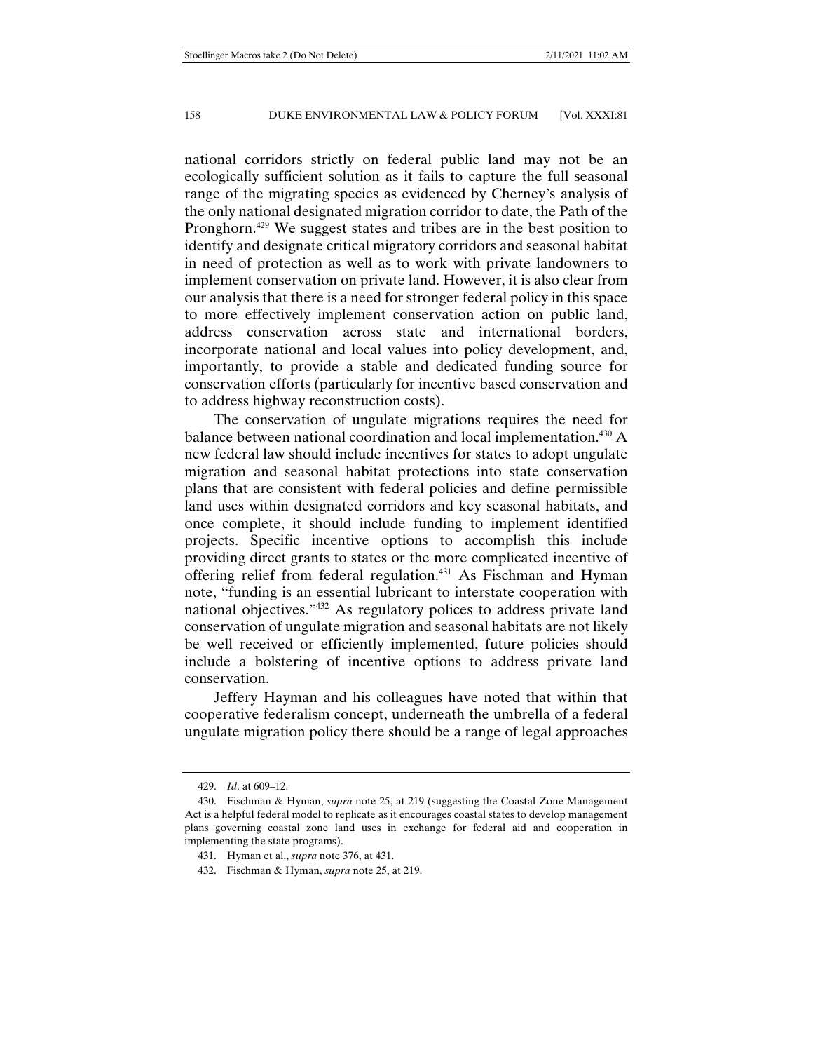national corridors strictly on federal public land may not be an ecologically sufficient solution as it fails to capture the full seasonal range of the migrating species as evidenced by Cherney's analysis of the only national designated migration corridor to date, the Path of the Pronghorn.[429] We suggest states and tribes are in the best position to identify and designate critical migratory corridors and seasonal habitat in need of protection as well as to work with private landowners to implement conservation on private land. However, it is also clear from our analysis that there is a need for stronger federal policy in this space to more effectively implement conservation action on public land, address conservation across state and international borders, incorporate national and local values into policy development, and, importantly, to provide a stable and dedicated funding source for conservation efforts (particularly for incentive based conservation and to address highway reconstruction costs).

The conservation of ungulate migrations requires the need for balance between national coordination and local implementation.[430] A new federal law should include incentives for states to adopt ungulate migration and seasonal habitat protections into state conservation plans that are consistent with federal policies and define permissible land uses within designated corridors and key seasonal habitats, and once complete, it should include funding to implement identified projects. Specific incentive options to accomplish this include providing direct grants to states or the more complicated incentive of offering relief from federal regulation.[431] As Fischman and Hyman note, "funding is an essential lubricant to interstate cooperation with national objectives."[432] As regulatory polices to address private land conservation of ungulate migration and seasonal habitats are not likely be well received or efficiently implemented, future policies should include a bolstering of incentive options to address private land conservation.

Jeffery Hayman and his colleagues have noted that within that cooperative federalism concept, underneath the umbrella of a federal ungulate migration policy there should be a range of legal approaches

---

429. *Id*. at 609–12.

430. Fischman & Hyman, *supra* note 25, at 219 (suggesting the Coastal Zone Management Act is a helpful federal model to replicate as it encourages coastal states to develop management plans governing coastal zone land uses in exchange for federal aid and cooperation in implementing the state programs).

431. Hyman et al., *supra* note 376, at 431.

432. Fischman & Hyman, *supra* note 25, at 219.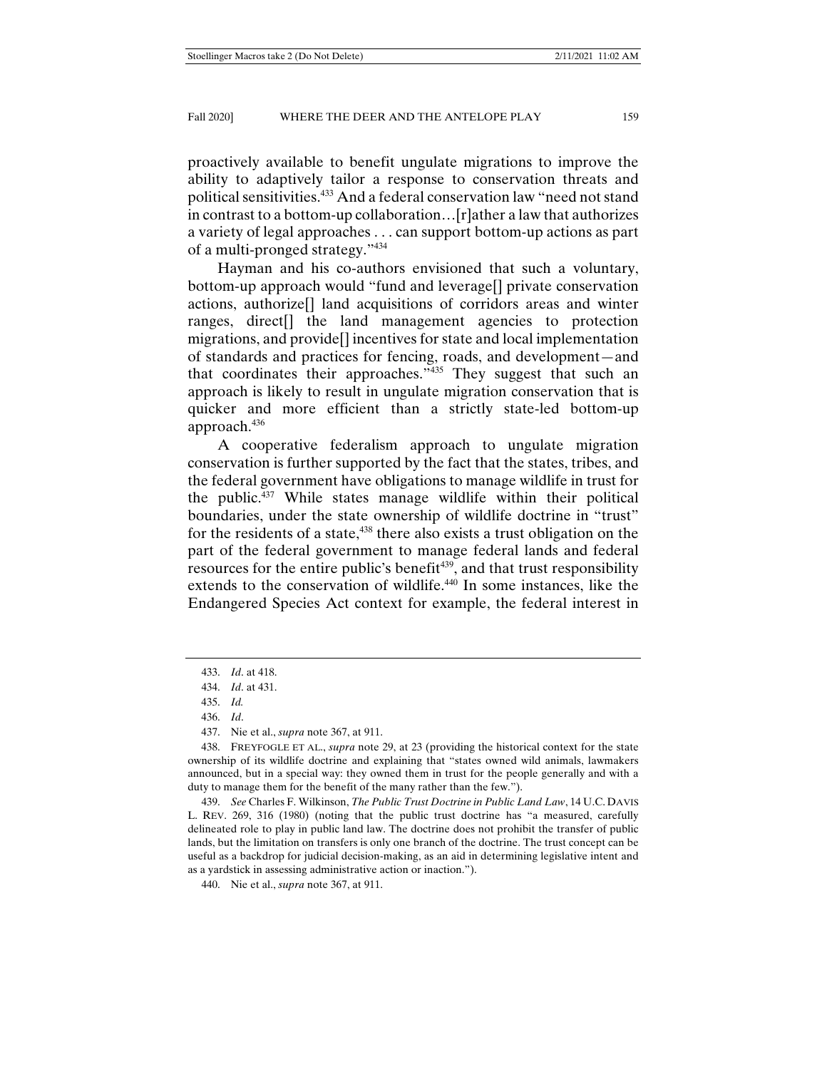proactively available to benefit ungulate migrations to improve the ability to adaptively tailor a response to conservation threats and political sensitivities.[433] And a federal conservation law "need not stand in contrast to a bottom-up collaboration…[r]ather a law that authorizes a variety of legal approaches . . . can support bottom-up actions as part of a multi-pronged strategy."[434]

Hayman and his co-authors envisioned that such a voluntary, bottom-up approach would "fund and leverage[] private conservation actions, authorize[] land acquisitions of corridors areas and winter ranges, direct[] the land management agencies to protection migrations, and provide[] incentives for state and local implementation of standards and practices for fencing, roads, and development—and that coordinates their approaches."[435] They suggest that such an approach is likely to result in ungulate migration conservation that is quicker and more efficient than a strictly state-led bottom-up approach.[436]

A cooperative federalism approach to ungulate migration conservation is further supported by the fact that the states, tribes, and the federal government have obligations to manage wildlife in trust for the public.[437] While states manage wildlife within their political boundaries, under the state ownership of wildlife doctrine in "trust" for the residents of a state,[438] there also exists a trust obligation on the part of the federal government to manage federal lands and federal resources for the entire public's benefit[439], and that trust responsibility extends to the conservation of wildlife.[440] In some instances, like the Endangered Species Act context for example, the federal interest in

---

433. *Id*. at 418.

434. *Id*. at 431.

435. *Id.*

436. *Id*.

437. Nie et al., *supra* note 367, at 911.

438. FREYFOGLE ET AL., *supra* note 29, at 23 (providing the historical context for the state ownership of its wildlife doctrine and explaining that "states owned wild animals, lawmakers announced, but in a special way: they owned them in trust for the people generally and with a duty to manage them for the benefit of the many rather than the few.").

439. *See* Charles F. Wilkinson, *The Public Trust Doctrine in Public Land Law*, 14 U.C. DAVIS L. REV. 269, 316 (1980) (noting that the public trust doctrine has "a measured, carefully delineated role to play in public land law. The doctrine does not prohibit the transfer of public lands, but the limitation on transfers is only one branch of the doctrine. The trust concept can be useful as a backdrop for judicial decision-making, as an aid in determining legislative intent and as a yardstick in assessing administrative action or inaction.").

440. Nie et al., *supra* note 367, at 911.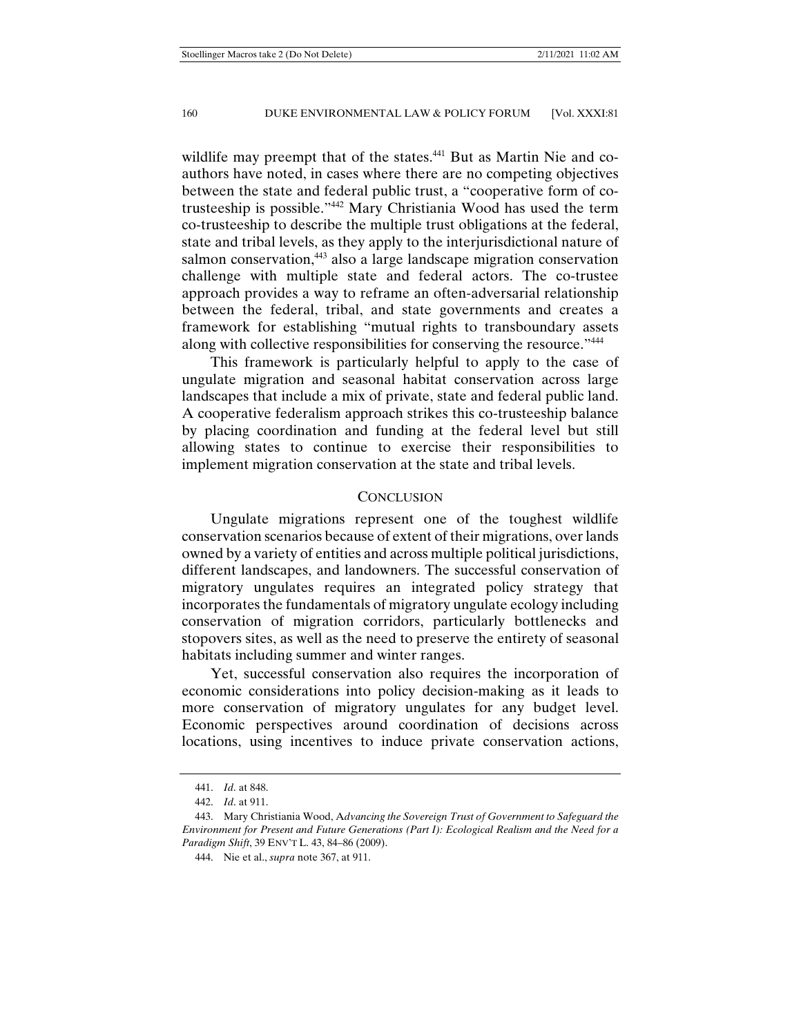wildlife may preempt that of the states.[441] But as Martin Nie and co-authors have noted, in cases where there are no competing objectives between the state and federal public trust, a "cooperative form of co-trusteeship is possible."[442] Mary Christiania Wood has used the term co-trusteeship to describe the multiple trust obligations at the federal, state and tribal levels, as they apply to the interjurisdictional nature of salmon conservation,[443] also a large landscape migration conservation challenge with multiple state and federal actors. The co-trustee approach provides a way to reframe an often-adversarial relationship between the federal, tribal, and state governments and creates a framework for establishing "mutual rights to transboundary assets along with collective responsibilities for conserving the resource."[444]

This framework is particularly helpful to apply to the case of ungulate migration and seasonal habitat conservation across large landscapes that include a mix of private, state and federal public land. A cooperative federalism approach strikes this co-trusteeship balance by placing coordination and funding at the federal level but still allowing states to continue to exercise their responsibilities to implement migration conservation at the state and tribal levels.

## CONCLUSION

Ungulate migrations represent one of the toughest wildlife conservation scenarios because of extent of their migrations, over lands owned by a variety of entities and across multiple political jurisdictions, different landscapes, and landowners. The successful conservation of migratory ungulates requires an integrated policy strategy that incorporates the fundamentals of migratory ungulate ecology including conservation of migration corridors, particularly bottlenecks and stopovers sites, as well as the need to preserve the entirety of seasonal habitats including summer and winter ranges.

Yet, successful conservation also requires the incorporation of economic considerations into policy decision-making as it leads to more conservation of migratory ungulates for any budget level. Economic perspectives around coordination of decisions across locations, using incentives to induce private conservation actions,

---

441. *Id*. at 848.

442. *Id*. at 911.

443. Mary Christiania Wood, A*dvancing the Sovereign Trust of Government to Safeguard the Environment for Present and Future Generations (Part I): Ecological Realism and the Need for a Paradigm Shift*, 39 ENV'T L. 43, 84–86 (2009).

444. Nie et al., *supra* note 367, at 911.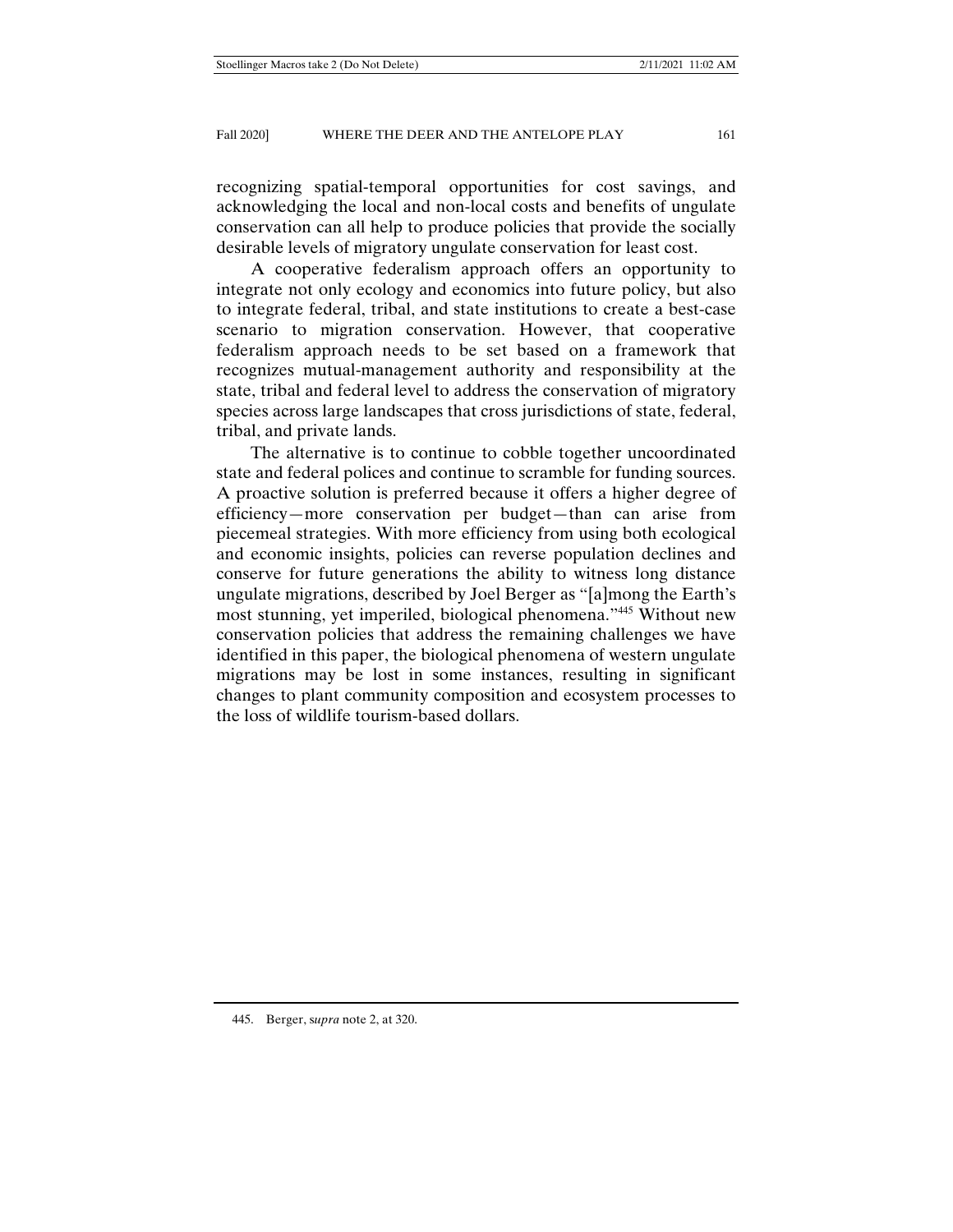recognizing spatial-temporal opportunities for cost savings, and acknowledging the local and non-local costs and benefits of ungulate conservation can all help to produce policies that provide the socially desirable levels of migratory ungulate conservation for least cost.

A cooperative federalism approach offers an opportunity to integrate not only ecology and economics into future policy, but also to integrate federal, tribal, and state institutions to create a best-case scenario to migration conservation. However, that cooperative federalism approach needs to be set based on a framework that recognizes mutual-management authority and responsibility at the state, tribal and federal level to address the conservation of migratory species across large landscapes that cross jurisdictions of state, federal, tribal, and private lands.

The alternative is to continue to cobble together uncoordinated state and federal polices and continue to scramble for funding sources. A proactive solution is preferred because it offers a higher degree of efficiency—more conservation per budget—than can arise from piecemeal strategies. With more efficiency from using both ecological and economic insights, policies can reverse population declines and conserve for future generations the ability to witness long distance ungulate migrations, described by Joel Berger as "[a]mong the Earth's most stunning, yet imperiled, biological phenomena."[445] Without new conservation policies that address the remaining challenges we have identified in this paper, the biological phenomena of western ungulate migrations may be lost in some instances, resulting in significant changes to plant community composition and ecosystem processes to the loss of wildlife tourism-based dollars.

445. Berger, *supra* note 2, at 320.